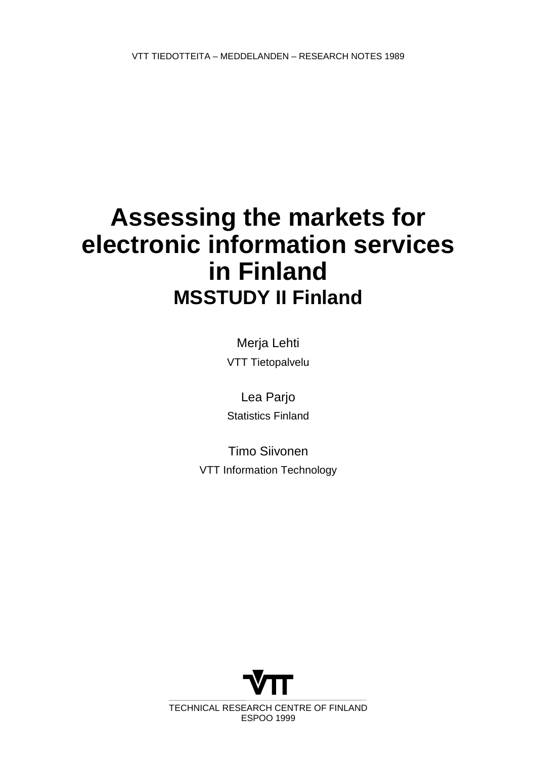VTT TIEDOTTEITA – MEDDELANDEN – RESEARCH NOTES 1989

# Assessing the markets for electronic information services in Finland

## MSSTUDY II Finland

Merja Lehti

VTT Tietopalvelu

Lea Parjo

Statistics Finland

Timo Siivonen

VTT Information Technology

TECHNICAL RESEARCH CENTRE OF FINLAND

ESPOO 1999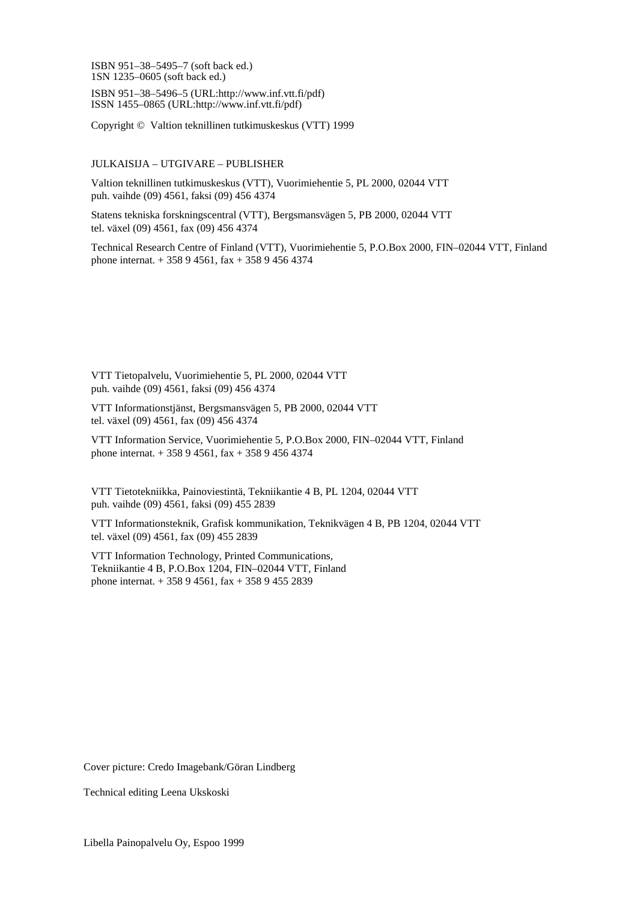ISBN 951–38–5495–7 (soft back ed.)
1SN 1235–0605 (soft back ed.)

ISBN 951–38–5496–5 (URL:http://www.inf.vtt.fi/pdf)
ISSN 1455–0865 (URL:http://www.inf.vtt.fi/pdf)

Copyright © Valtion teknillinen tutkimuskeskus (VTT) 1999

JULKAISIJA – UTGIVARE – PUBLISHER

Valtion teknillinen tutkimuskeskus (VTT), Vuorimiehentie 5, PL 2000, 02044 VTT
puh. vaihde (09) 4561, faksi (09) 456 4374

Statens tekniska forskningscentral (VTT), Bergsmansvägen 5, PB 2000, 02044 VTT
tel. växel (09) 4561, fax (09) 456 4374

Technical Research Centre of Finland (VTT), Vuorimiehentie 5, P.O.Box 2000, FIN–02044 VTT, Finland
phone internat. + 358 9 4561, fax + 358 9 456 4374

VTT Tietopalvelu, Vuorimiehentie 5, PL 2000, 02044 VTT
puh. vaihde (09) 4561, faksi (09) 456 4374

VTT Informationstjänst, Bergsmansvägen 5, PB 2000, 02044 VTT
tel. växel (09) 4561, fax (09) 456 4374

VTT Information Service, Vuorimiehentie 5, P.O.Box 2000, FIN–02044 VTT, Finland
phone internat. + 358 9 4561, fax + 358 9 456 4374

VTT Tietotekniikka, Painoviestintä, Tekniikantie 4 B, PL 1204, 02044 VTT
puh. vaihde (09) 4561, faksi (09) 455 2839

VTT Informationsteknik, Grafisk kommunikation, Teknikvägen 4 B, PB 1204, 02044 VTT
tel. växel (09) 4561, fax (09) 455 2839

VTT Information Technology, Printed Communications,
Tekniikantie 4 B, P.O.Box 1204, FIN–02044 VTT, Finland
phone internat. + 358 9 4561, fax + 358 9 455 2839

Cover picture: Credo Imagebank/Göran Lindberg

Technical editing Leena Ukskoski

Libella Painopalvelu Oy, Espoo 1999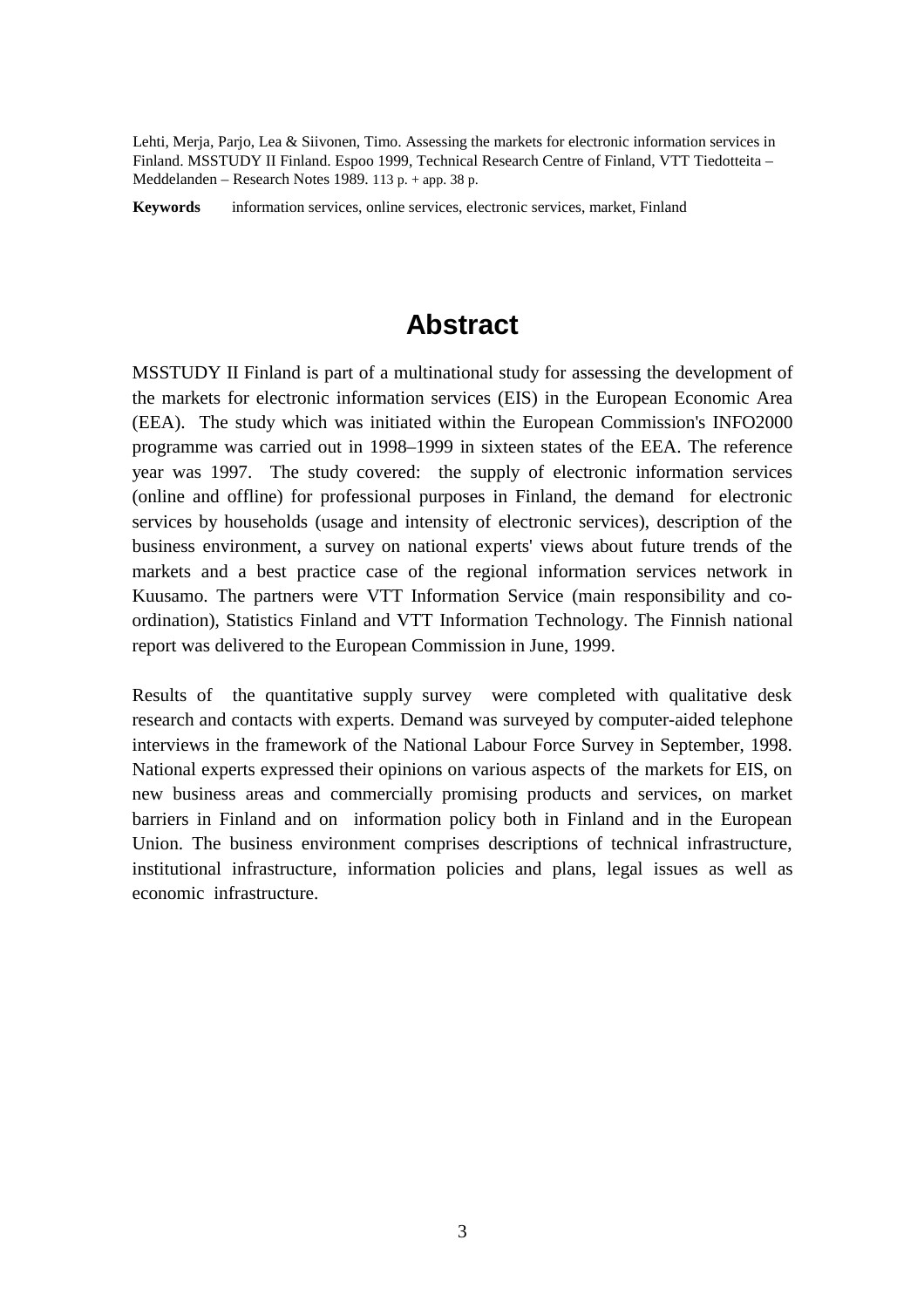Lehti, Merja, Parjo, Lea & Siivonen, Timo. Assessing the markets for electronic information services in Finland. MSSTUDY II Finland. Espoo 1999, Technical Research Centre of Finland, VTT Tiedotteita – Meddelanden – Research Notes 1989. 113 p. + app. 38 p.

**Keywords** information services, online services, electronic services, market, Finland

# Abstract

MSSTUDY II Finland is part of a multinational study for assessing the development of the markets for electronic information services (EIS) in the European Economic Area (EEA). The study which was initiated within the European Commission's INFO2000 programme was carried out in 1998–1999 in sixteen states of the EEA. The reference year was 1997. The study covered: the supply of electronic information services (online and offline) for professional purposes in Finland, the demand for electronic services by households (usage and intensity of electronic services), description of the business environment, a survey on national experts' views about future trends of the markets and a best practice case of the regional information services network in Kuusamo. The partners were VTT Information Service (main responsibility and co-ordination), Statistics Finland and VTT Information Technology. The Finnish national report was delivered to the European Commission in June, 1999.

Results of the quantitative supply survey were completed with qualitative desk research and contacts with experts. Demand was surveyed by computer-aided telephone interviews in the framework of the National Labour Force Survey in September, 1998. National experts expressed their opinions on various aspects of the markets for EIS, on new business areas and commercially promising products and services, on market barriers in Finland and on information policy both in Finland and in the European Union. The business environment comprises descriptions of technical infrastructure, institutional infrastructure, information policies and plans, legal issues as well as economic infrastructure.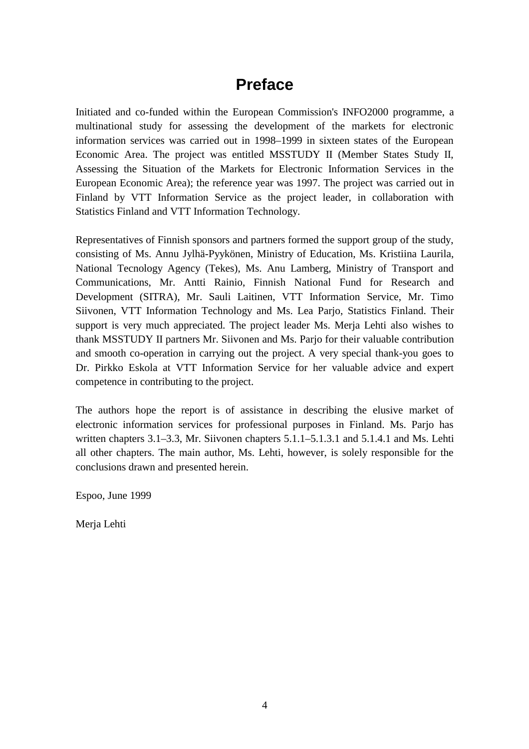# Preface

Initiated and co-funded within the European Commission's INFO2000 programme, a multinational study for assessing the development of the markets for electronic information services was carried out in 1998–1999 in sixteen states of the European Economic Area. The project was entitled MSSTUDY II (Member States Study II, Assessing the Situation of the Markets for Electronic Information Services in the European Economic Area); the reference year was 1997. The project was carried out in Finland by VTT Information Service as the project leader, in collaboration with Statistics Finland and VTT Information Technology.

Representatives of Finnish sponsors and partners formed the support group of the study, consisting of Ms. Annu Jylhä-Pyykönen, Ministry of Education, Ms. Kristiina Laurila, National Tecnology Agency (Tekes), Ms. Anu Lamberg, Ministry of Transport and Communications, Mr. Antti Rainio, Finnish National Fund for Research and Development (SITRA), Mr. Sauli Laitinen, VTT Information Service, Mr. Timo Siivonen, VTT Information Technology and Ms. Lea Parjo, Statistics Finland. Their support is very much appreciated. The project leader Ms. Merja Lehti also wishes to thank MSSTUDY II partners Mr. Siivonen and Ms. Parjo for their valuable contribution and smooth co-operation in carrying out the project. A very special thank-you goes to Dr. Pirkko Eskola at VTT Information Service for her valuable advice and expert competence in contributing to the project.

The authors hope the report is of assistance in describing the elusive market of electronic information services for professional purposes in Finland. Ms. Parjo has written chapters 3.1–3.3, Mr. Siivonen chapters 5.1.1–5.1.3.1 and 5.1.4.1 and Ms. Lehti all other chapters. The main author, Ms. Lehti, however, is solely responsible for the conclusions drawn and presented herein.

Espoo, June 1999

Merja Lehti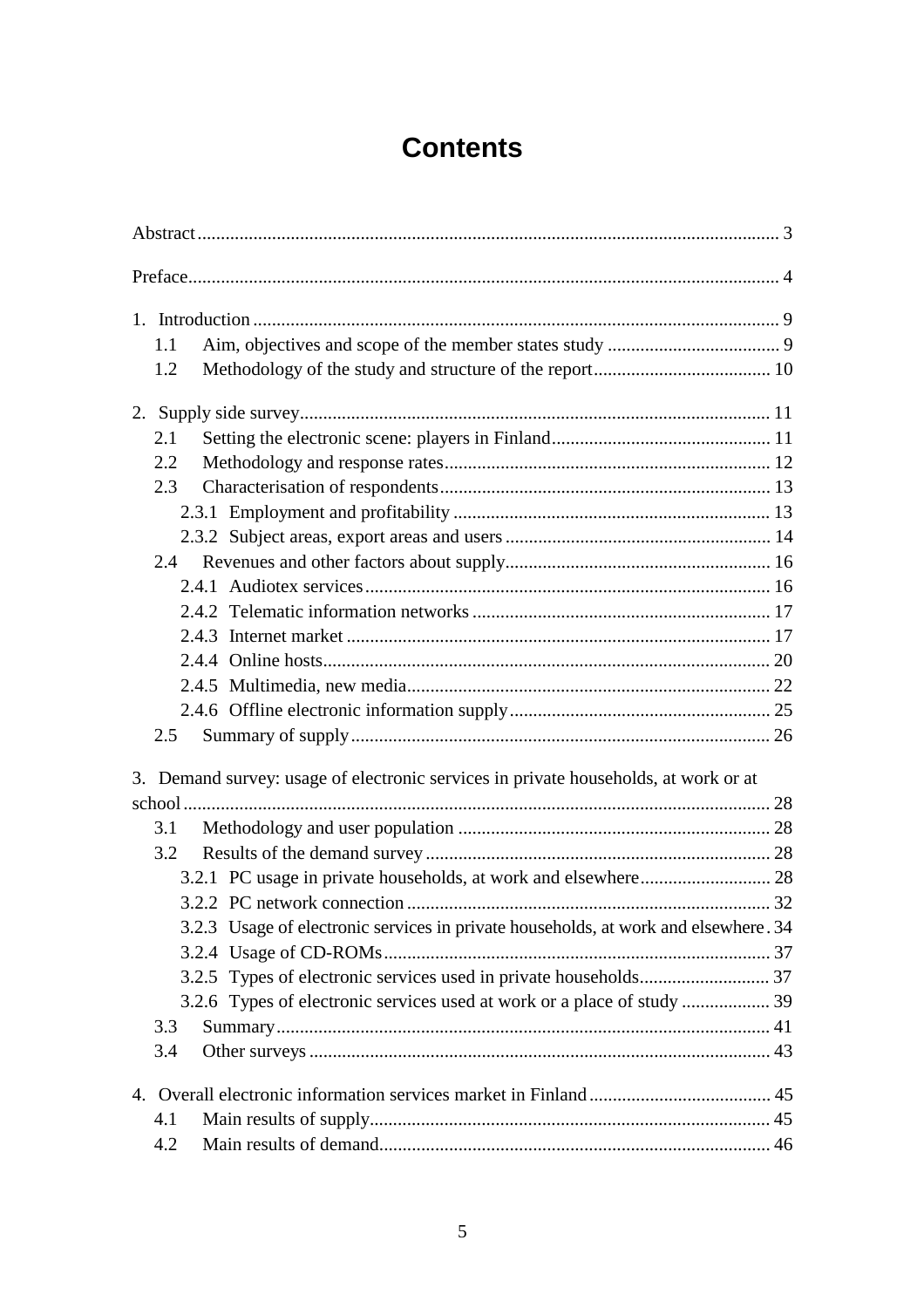# Contents

Abstract ........................................................................................................................ 3

Preface.......................................................................................................................... 4

1. Introduction ............................................................................................................. 9
   - 1.1 Aim, objectives and scope of the member states study ..................................... 9
   - 1.2 Methodology of the study and structure of the report...................................... 10

2. Supply side survey.................................................................................................. 11
   - 2.1 Setting the electronic scene: players in Finland............................................... 11
   - 2.2 Methodology and response rates...................................................................... 12
   - 2.3 Characterisation of respondents....................................................................... 13
     - 2.3.1 Employment and profitability .................................................................... 13
     - 2.3.2 Subject areas, export areas and users ......................................................... 14
   - 2.4 Revenues and other factors about supply......................................................... 16
     - 2.4.1 Audiotex services....................................................................................... 16
     - 2.4.2 Telematic information networks ............................................................... 17
     - 2.4.3 Internet market .......................................................................................... 17
     - 2.4.4 Online hosts............................................................................................... 20
     - 2.4.5 Multimedia, new media............................................................................. 22
     - 2.4.6 Offline electronic information supply........................................................ 25
   - 2.5 Summary of supply.......................................................................................... 26

3. Demand survey: usage of electronic services in private households, at work or at school.......................................................................................................................... 28
   - 3.1 Methodology and user population ................................................................... 28
   - 3.2 Results of the demand survey .......................................................................... 28
     - 3.2.1 PC usage in private households, at work and elsewhere............................ 28
     - 3.2.2 PC network connection ............................................................................. 32
     - 3.2.3 Usage of electronic services in private households, at work and elsewhere . 34
     - 3.2.4 Usage of CD-ROMs.................................................................................. 37
     - 3.2.5 Types of electronic services used in private households............................ 37
     - 3.2.6 Types of electronic services used at work or a place of study ................... 39
   - 3.3 Summary......................................................................................................... 41
   - 3.4 Other surveys .................................................................................................. 43

4. Overall electronic information services market in Finland....................................... 45
   - 4.1 Main results of supply..................................................................................... 45
   - 4.2 Main results of demand................................................................................... 46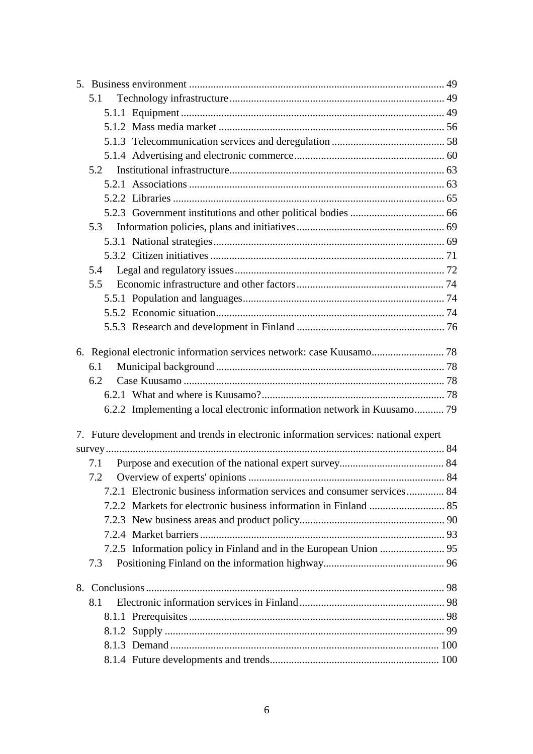5. Business environment ............................................................................................ 49
   - 5.1 Technology infrastructure ............................................................................... 49
     - 5.1.1 Equipment ................................................................................................ 49
     - 5.1.2 Mass media market .................................................................................. 56
     - 5.1.3 Telecommunication services and deregulation ......................................... 58
     - 5.1.4 Advertising and electronic commerce....................................................... 60
   - 5.2 Institutional infrastructure............................................................................... 63
     - 5.2.1 Associations ............................................................................................. 63
     - 5.2.2 Libraries ................................................................................................... 65
     - 5.2.3 Government institutions and other political bodies .................................. 66
   - 5.3 Information policies, plans and initiatives...................................................... 69
     - 5.3.1 National strategies.................................................................................... 69
     - 5.3.2 Citizen initiatives ..................................................................................... 71
   - 5.4 Legal and regulatory issues ............................................................................. 72
   - 5.5 Economic infrastructure and other factors...................................................... 74
     - 5.5.1 Population and languages......................................................................... 74
     - 5.5.2 Economic situation................................................................................... 74
     - 5.5.3 Research and development in Finland ...................................................... 76

6. Regional electronic information services network: case Kuusamo........................... 78
   - 6.1 Municipal background ................................................................................... 78
   - 6.2 Case Kuusamo ............................................................................................... 78
     - 6.2.1 What and where is Kuusamo?.................................................................. 78
     - 6.2.2 Implementing a local electronic information network in Kuusamo........... 79

7. Future development and trends in electronic information services: national expert survey............................................................................................................................ 84
   - 7.1 Purpose and execution of the national expert survey...................................... 84
   - 7.2 Overview of experts' opinions ........................................................................ 84
     - 7.2.1 Electronic business information services and consumer services............. 84
     - 7.2.2 Markets for electronic business information in Finland ........................... 85
     - 7.2.3 New business areas and product policy..................................................... 90
     - 7.2.4 Market barriers......................................................................................... 93
     - 7.2.5 Information policy in Finland and in the European Union ........................ 95
   - 7.3 Positioning Finland on the information highway............................................ 96

8. Conclusions ............................................................................................................. 98
   - 8.1 Electronic information services in Finland..................................................... 98
     - 8.1.1 Prerequisites ............................................................................................. 98
     - 8.1.2 Supply ...................................................................................................... 99
     - 8.1.3 Demand ................................................................................................... 100
     - 8.1.4 Future developments and trends.............................................................. 100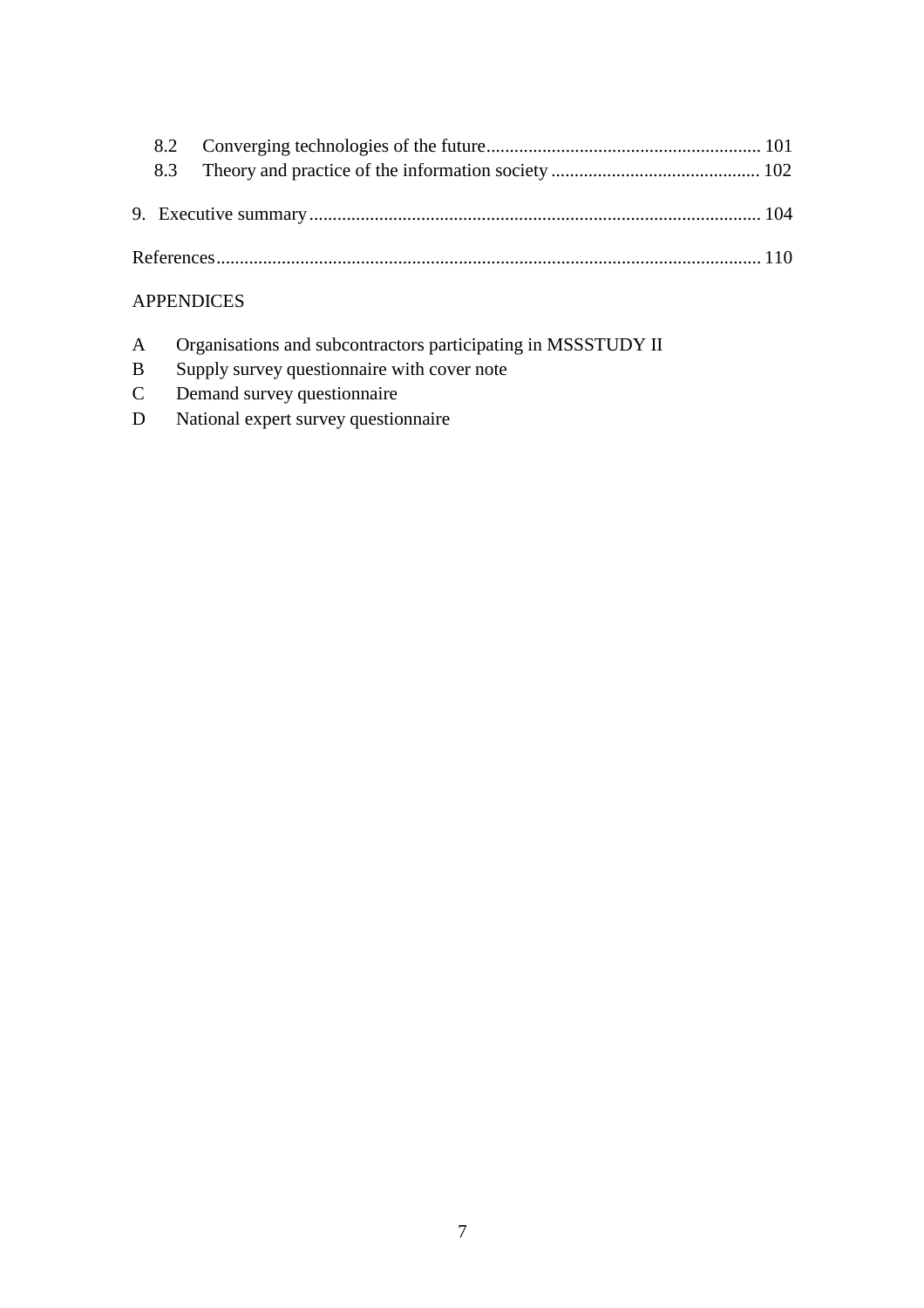8.2 Converging technologies of the future ........................................................... 101
8.3 Theory and practice of the information society ............................................ 102

9. Executive summary ................................................................................................ 104

References .................................................................................................................... 110

APPENDICES

A Organisations and subcontractors participating in MSSSTUDY II
B Supply survey questionnaire with cover note
C Demand survey questionnaire
D National expert survey questionnaire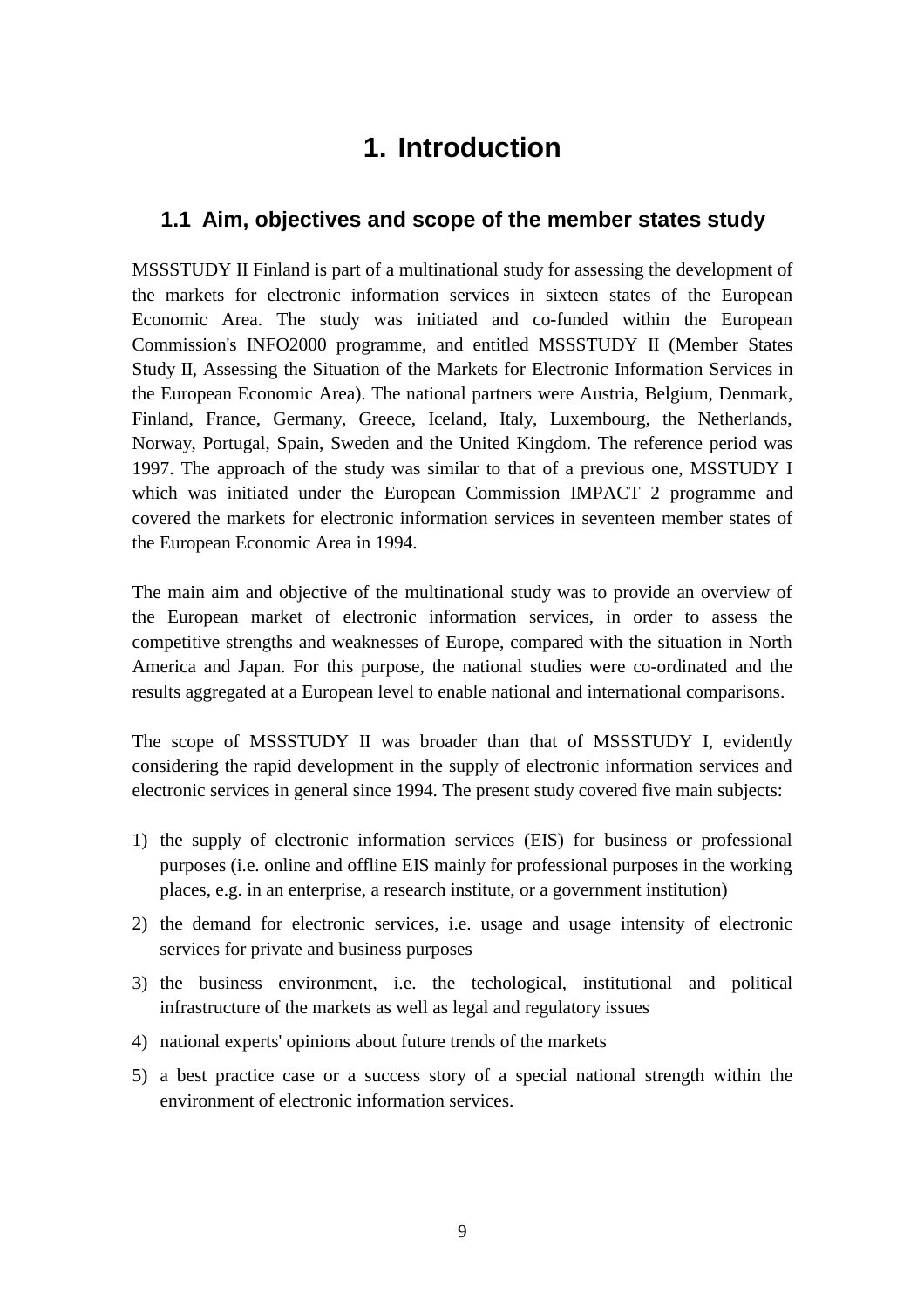# 1. Introduction

## 1.1 Aim, objectives and scope of the member states study

MSSSTUDY II Finland is part of a multinational study for assessing the development of the markets for electronic information services in sixteen states of the European Economic Area. The study was initiated and co-funded within the European Commission's INFO2000 programme, and entitled MSSSTUDY II (Member States Study II, Assessing the Situation of the Markets for Electronic Information Services in the European Economic Area). The national partners were Austria, Belgium, Denmark, Finland, France, Germany, Greece, Iceland, Italy, Luxembourg, the Netherlands, Norway, Portugal, Spain, Sweden and the United Kingdom. The reference period was 1997. The approach of the study was similar to that of a previous one, MSSTUDY I which was initiated under the European Commission IMPACT 2 programme and covered the markets for electronic information services in seventeen member states of the European Economic Area in 1994.

The main aim and objective of the multinational study was to provide an overview of the European market of electronic information services, in order to assess the competitive strengths and weaknesses of Europe, compared with the situation in North America and Japan. For this purpose, the national studies were co-ordinated and the results aggregated at a European level to enable national and international comparisons.

The scope of MSSSTUDY II was broader than that of MSSSTUDY I, evidently considering the rapid development in the supply of electronic information services and electronic services in general since 1994. The present study covered five main subjects:

1) the supply of electronic information services (EIS) for business or professional purposes (i.e. online and offline EIS mainly for professional purposes in the working places, e.g. in an enterprise, a research institute, or a government institution)
2) the demand for electronic services, i.e. usage and usage intensity of electronic services for private and business purposes
3) the business environment, i.e. the techological, institutional and political infrastructure of the markets as well as legal and regulatory issues
4) national experts' opinions about future trends of the markets
5) a best practice case or a success story of a special national strength within the environment of electronic information services.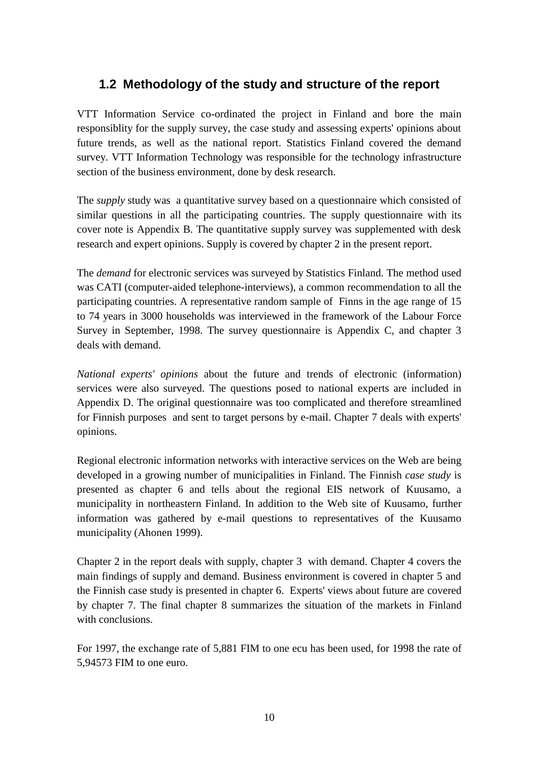## 1.2 Methodology of the study and structure of the report

VTT Information Service co-ordinated the project in Finland and bore the main responsiblity for the supply survey, the case study and assessing experts' opinions about future trends, as well as the national report. Statistics Finland covered the demand survey. VTT Information Technology was responsible for the technology infrastructure section of the business environment, done by desk research.

The *supply* study was a quantitative survey based on a questionnaire which consisted of similar questions in all the participating countries. The supply questionnaire with its cover note is Appendix B. The quantitative supply survey was supplemented with desk research and expert opinions. Supply is covered by chapter 2 in the present report.

The *demand* for electronic services was surveyed by Statistics Finland. The method used was CATI (computer-aided telephone-interviews), a common recommendation to all the participating countries. A representative random sample of Finns in the age range of 15 to 74 years in 3000 households was interviewed in the framework of the Labour Force Survey in September, 1998. The survey questionnaire is Appendix C, and chapter 3 deals with demand.

*National experts' opinions* about the future and trends of electronic (information) services were also surveyed. The questions posed to national experts are included in Appendix D. The original questionnaire was too complicated and therefore streamlined for Finnish purposes and sent to target persons by e-mail. Chapter 7 deals with experts' opinions.

Regional electronic information networks with interactive services on the Web are being developed in a growing number of municipalities in Finland. The Finnish *case study* is presented as chapter 6 and tells about the regional EIS network of Kuusamo, a municipality in northeastern Finland. In addition to the Web site of Kuusamo, further information was gathered by e-mail questions to representatives of the Kuusamo municipality (Ahonen 1999).

Chapter 2 in the report deals with supply, chapter 3 with demand. Chapter 4 covers the main findings of supply and demand. Business environment is covered in chapter 5 and the Finnish case study is presented in chapter 6. Experts' views about future are covered by chapter 7. The final chapter 8 summarizes the situation of the markets in Finland with conclusions.

For 1997, the exchange rate of 5,881 FIM to one ecu has been used, for 1998 the rate of 5,94573 FIM to one euro.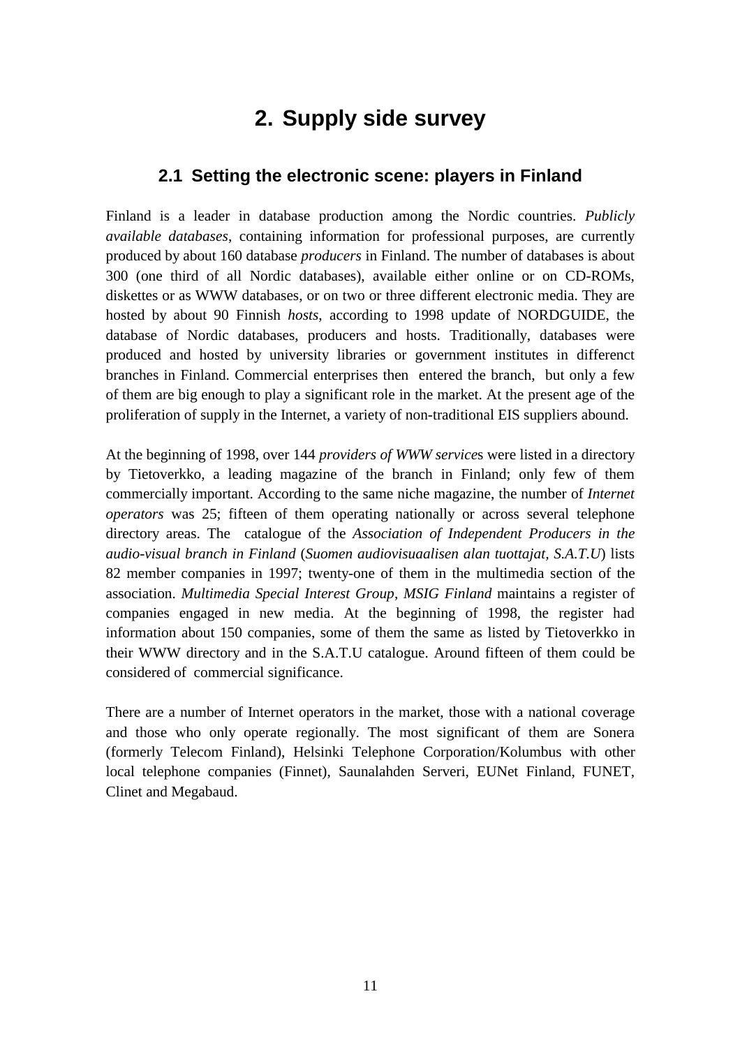# 2. Supply side survey

## 2.1 Setting the electronic scene: players in Finland

Finland is a leader in database production among the Nordic countries. *Publicly available databases*, containing information for professional purposes, are currently produced by about 160 database *producers* in Finland. The number of databases is about 300 (one third of all Nordic databases), available either online or on CD-ROMs, diskettes or as WWW databases, or on two or three different electronic media. They are hosted by about 90 Finnish *hosts*, according to 1998 update of NORDGUIDE, the database of Nordic databases, producers and hosts. Traditionally, databases were produced and hosted by university libraries or government institutes in differenct branches in Finland. Commercial enterprises then entered the branch, but only a few of them are big enough to play a significant role in the market. At the present age of the proliferation of supply in the Internet, a variety of non-traditional EIS suppliers abound.

At the beginning of 1998, over 144 *providers of WWW service*s were listed in a directory by Tietoverkko, a leading magazine of the branch in Finland; only few of them commercially important. According to the same niche magazine, the number of *Internet operators* was 25; fifteen of them operating nationally or across several telephone directory areas. The catalogue of the *Association of Independent Producers in the audio-visual branch in Finland* (*Suomen audiovisuaalisen alan tuottajat, S.A.T.U*) lists 82 member companies in 1997; twenty-one of them in the multimedia section of the association. *Multimedia Special Interest Group*, *MSIG Finland* maintains a register of companies engaged in new media. At the beginning of 1998, the register had information about 150 companies, some of them the same as listed by Tietoverkko in their WWW directory and in the S.A.T.U catalogue. Around fifteen of them could be considered of commercial significance.

There are a number of Internet operators in the market, those with a national coverage and those who only operate regionally. The most significant of them are Sonera (formerly Telecom Finland), Helsinki Telephone Corporation/Kolumbus with other local telephone companies (Finnet), Saunalahden Serveri, EUNet Finland, FUNET, Clinet and Megabaud.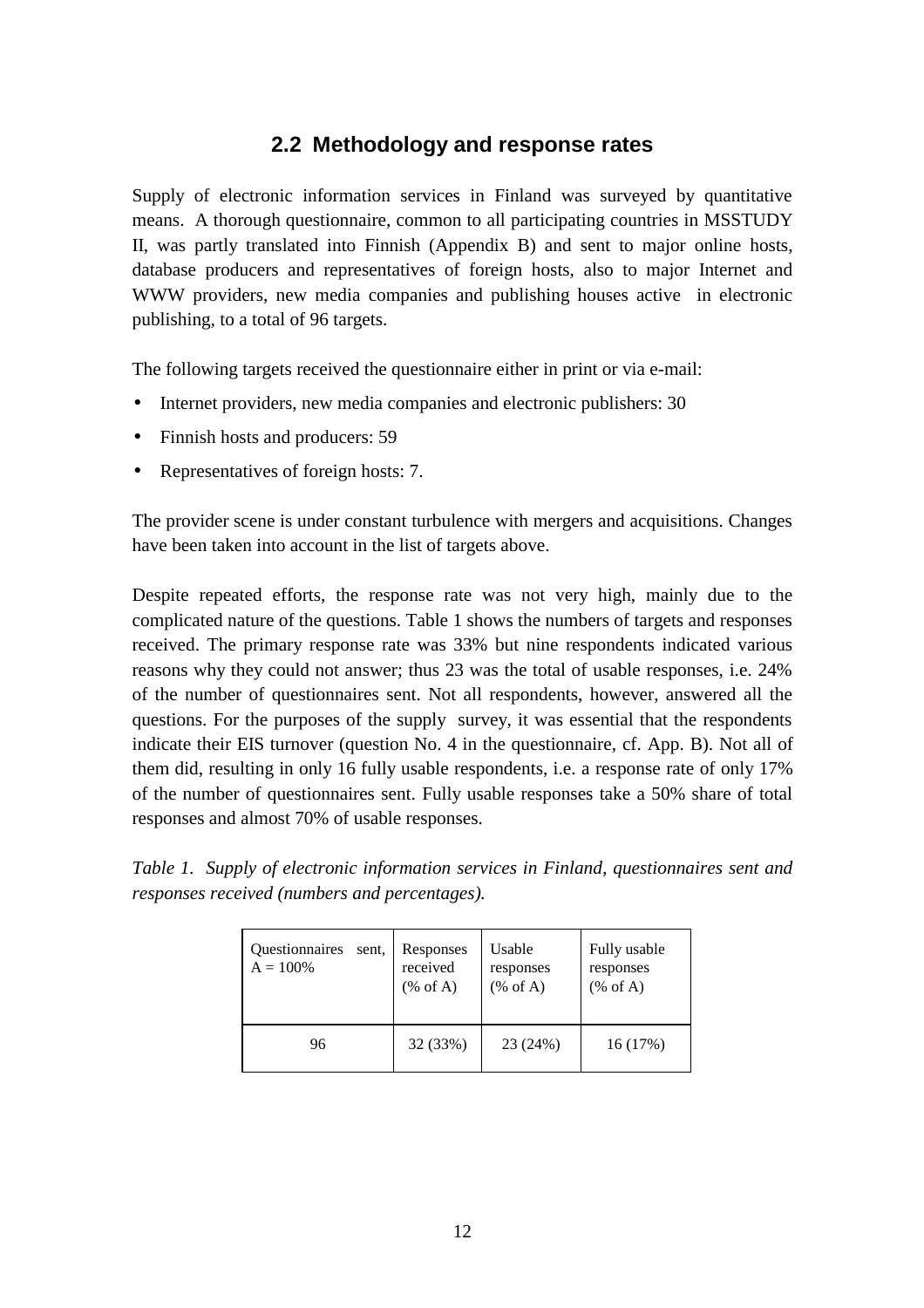## 2.2 Methodology and response rates

Supply of electronic information services in Finland was surveyed by quantitative means. A thorough questionnaire, common to all participating countries in MSSTUDY II, was partly translated into Finnish (Appendix B) and sent to major online hosts, database producers and representatives of foreign hosts, also to major Internet and WWW providers, new media companies and publishing houses active in electronic publishing, to a total of 96 targets.

The following targets received the questionnaire either in print or via e-mail:

- Internet providers, new media companies and electronic publishers: 30
- Finnish hosts and producers: 59
- Representatives of foreign hosts: 7.

The provider scene is under constant turbulence with mergers and acquisitions. Changes have been taken into account in the list of targets above.

Despite repeated efforts, the response rate was not very high, mainly due to the complicated nature of the questions. Table 1 shows the numbers of targets and responses received. The primary response rate was 33% but nine respondents indicated various reasons why they could not answer; thus 23 was the total of usable responses, i.e. 24% of the number of questionnaires sent. Not all respondents, however, answered all the questions. For the purposes of the supply survey, it was essential that the respondents indicate their EIS turnover (question No. 4 in the questionnaire, cf. App. B). Not all of them did, resulting in only 16 fully usable respondents, i.e. a response rate of only 17% of the number of questionnaires sent. Fully usable responses take a 50% share of total responses and almost 70% of usable responses.

*Table 1. Supply of electronic information services in Finland, questionnaires sent and responses received (numbers and percentages).*

| Questionnaires sent, A = 100% | Responses received (% of A) | Usable responses (% of A) | Fully usable responses (% of A) |
|---|---|---|---|
| 96 | 32 (33%) | 23 (24%) | 16 (17%) |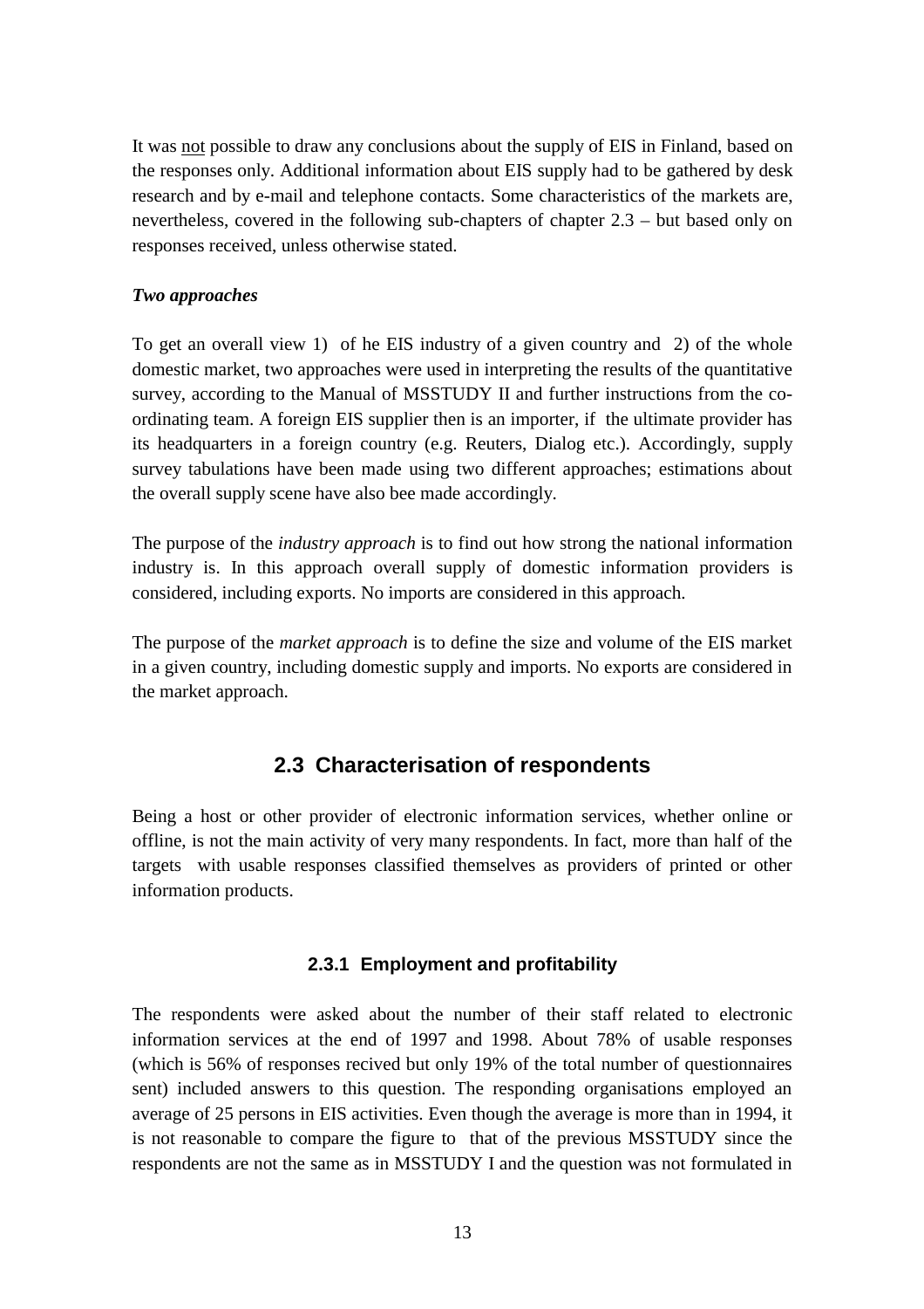It was <u>not</u> possible to draw any conclusions about the supply of EIS in Finland, based on the responses only. Additional information about EIS supply had to be gathered by desk research and by e-mail and telephone contacts. Some characteristics of the markets are, nevertheless, covered in the following sub-chapters of chapter 2.3 – but based only on responses received, unless otherwise stated.

***Two approaches***

To get an overall view 1) of he EIS industry of a given country and 2) of the whole domestic market, two approaches were used in interpreting the results of the quantitative survey, according to the Manual of MSSTUDY II and further instructions from the co-ordinating team. A foreign EIS supplier then is an importer, if the ultimate provider has its headquarters in a foreign country (e.g. Reuters, Dialog etc.). Accordingly, supply survey tabulations have been made using two different approaches; estimations about the overall supply scene have also bee made accordingly.

The purpose of the *industry approach* is to find out how strong the national information industry is. In this approach overall supply of domestic information providers is considered, including exports. No imports are considered in this approach.

The purpose of the *market approach* is to define the size and volume of the EIS market in a given country, including domestic supply and imports. No exports are considered in the market approach.

## 2.3 Characterisation of respondents

Being a host or other provider of electronic information services, whether online or offline, is not the main activity of very many respondents. In fact, more than half of the targets with usable responses classified themselves as providers of printed or other information products.

### 2.3.1 Employment and profitability

The respondents were asked about the number of their staff related to electronic information services at the end of 1997 and 1998. About 78% of usable responses (which is 56% of responses recived but only 19% of the total number of questionnaires sent) included answers to this question. The responding organisations employed an average of 25 persons in EIS activities. Even though the average is more than in 1994, it is not reasonable to compare the figure to that of the previous MSSTUDY since the respondents are not the same as in MSSTUDY I and the question was not formulated in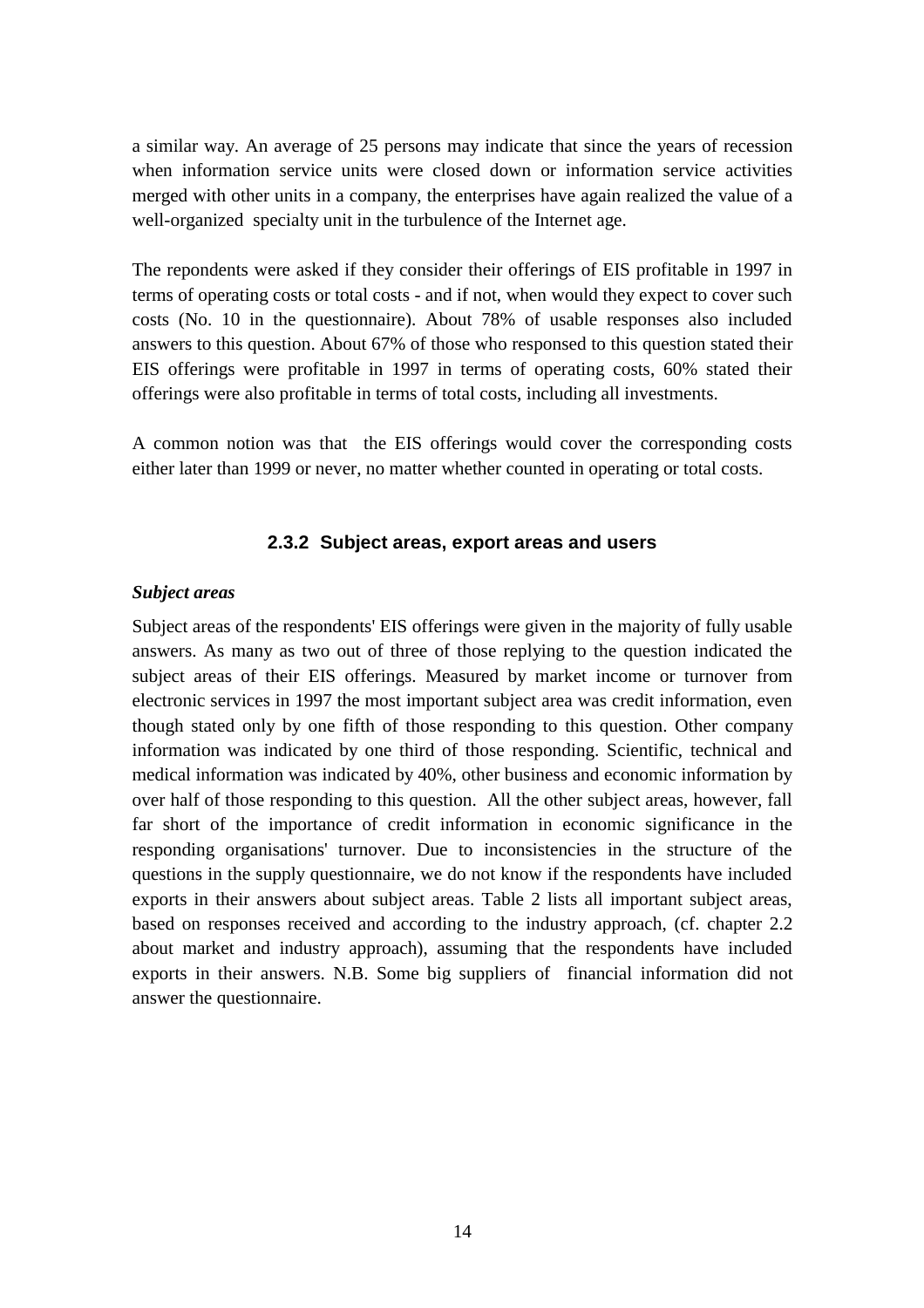a similar way. An average of 25 persons may indicate that since the years of recession when information service units were closed down or information service activities merged with other units in a company, the enterprises have again realized the value of a well-organized specialty unit in the turbulence of the Internet age.

The repondents were asked if they consider their offerings of EIS profitable in 1997 in terms of operating costs or total costs - and if not, when would they expect to cover such costs (No. 10 in the questionnaire). About 78% of usable responses also included answers to this question. About 67% of those who responsed to this question stated their EIS offerings were profitable in 1997 in terms of operating costs, 60% stated their offerings were also profitable in terms of total costs, including all investments.

A common notion was that the EIS offerings would cover the corresponding costs either later than 1999 or never, no matter whether counted in operating or total costs.

### 2.3.2 Subject areas, export areas and users

***Subject areas***

Subject areas of the respondents' EIS offerings were given in the majority of fully usable answers. As many as two out of three of those replying to the question indicated the subject areas of their EIS offerings. Measured by market income or turnover from electronic services in 1997 the most important subject area was credit information, even though stated only by one fifth of those responding to this question. Other company information was indicated by one third of those responding. Scientific, technical and medical information was indicated by 40%, other business and economic information by over half of those responding to this question. All the other subject areas, however, fall far short of the importance of credit information in economic significance in the responding organisations' turnover. Due to inconsistencies in the structure of the questions in the supply questionnaire, we do not know if the respondents have included exports in their answers about subject areas. Table 2 lists all important subject areas, based on responses received and according to the industry approach, (cf. chapter 2.2 about market and industry approach), assuming that the respondents have included exports in their answers. N.B. Some big suppliers of financial information did not answer the questionnaire.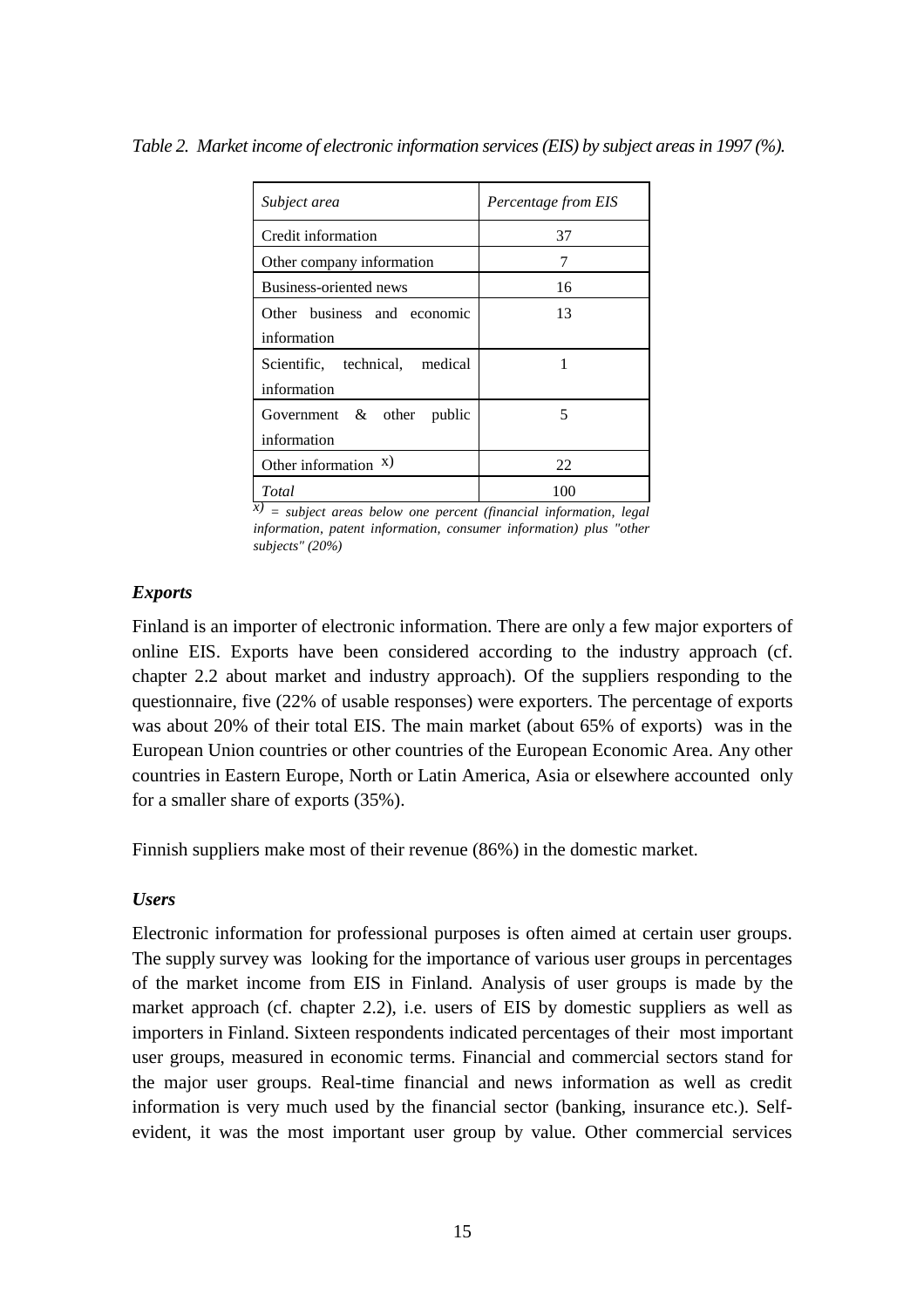*Table 2. Market income of electronic information services (EIS) by subject areas in 1997 (%).*

| *Subject area* | *Percentage from EIS* |
|---|---|
| Credit information | 37 |
| Other company information | 7 |
| Business-oriented news | 16 |
| Other business and economic information | 13 |
| Scientific, technical, medical information | 1 |
| Government & other public information | 5 |
| Other information x) | 22 |
| *Total* | 100 |

*x) = subject areas below one percent (financial information, legal information, patent information, consumer information) plus "other subjects" (20%)*

### *Exports*

Finland is an importer of electronic information. There are only a few major exporters of online EIS. Exports have been considered according to the industry approach (cf. chapter 2.2 about market and industry approach). Of the suppliers responding to the questionnaire, five (22% of usable responses) were exporters. The percentage of exports was about 20% of their total EIS. The main market (about 65% of exports) was in the European Union countries or other countries of the European Economic Area. Any other countries in Eastern Europe, North or Latin America, Asia or elsewhere accounted only for a smaller share of exports (35%).

Finnish suppliers make most of their revenue (86%) in the domestic market.

### *Users*

Electronic information for professional purposes is often aimed at certain user groups. The supply survey was looking for the importance of various user groups in percentages of the market income from EIS in Finland. Analysis of user groups is made by the market approach (cf. chapter 2.2), i.e. users of EIS by domestic suppliers as well as importers in Finland. Sixteen respondents indicated percentages of their most important user groups, measured in economic terms. Financial and commercial sectors stand for the major user groups. Real-time financial and news information as well as credit information is very much used by the financial sector (banking, insurance etc.). Self-evident, it was the most important user group by value. Other commercial services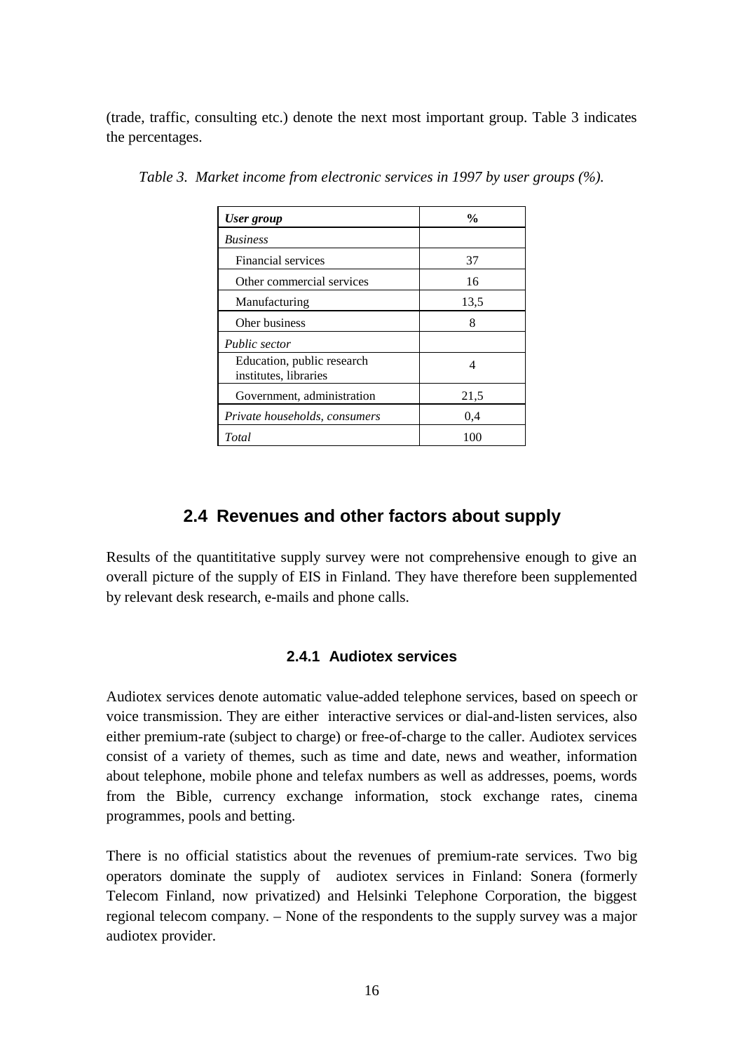(trade, traffic, consulting etc.) denote the next most important group. Table 3 indicates the percentages.

*Table 3. Market income from electronic services in 1997 by user groups (%).*

| ***User group*** | **%** |
|---|---|
| *Business* | |
| Financial services | 37 |
| Other commercial services | 16 |
| Manufacturing | 13,5 |
| Oher business | 8 |
| *Public sector* | |
| Education, public research institutes, libraries | 4 |
| Government, administration | 21,5 |
| *Private households, consumers* | 0,4 |
| *Total* | 100 |

## 2.4 Revenues and other factors about supply

Results of the quantititative supply survey were not comprehensive enough to give an overall picture of the supply of EIS in Finland. They have therefore been supplemented by relevant desk research, e-mails and phone calls.

### 2.4.1 Audiotex services

Audiotex services denote automatic value-added telephone services, based on speech or voice transmission. They are either interactive services or dial-and-listen services, also either premium-rate (subject to charge) or free-of-charge to the caller. Audiotex services consist of a variety of themes, such as time and date, news and weather, information about telephone, mobile phone and telefax numbers as well as addresses, poems, words from the Bible, currency exchange information, stock exchange rates, cinema programmes, pools and betting.

There is no official statistics about the revenues of premium-rate services. Two big operators dominate the supply of audiotex services in Finland: Sonera (formerly Telecom Finland, now privatized) and Helsinki Telephone Corporation, the biggest regional telecom company. – None of the respondents to the supply survey was a major audiotex provider.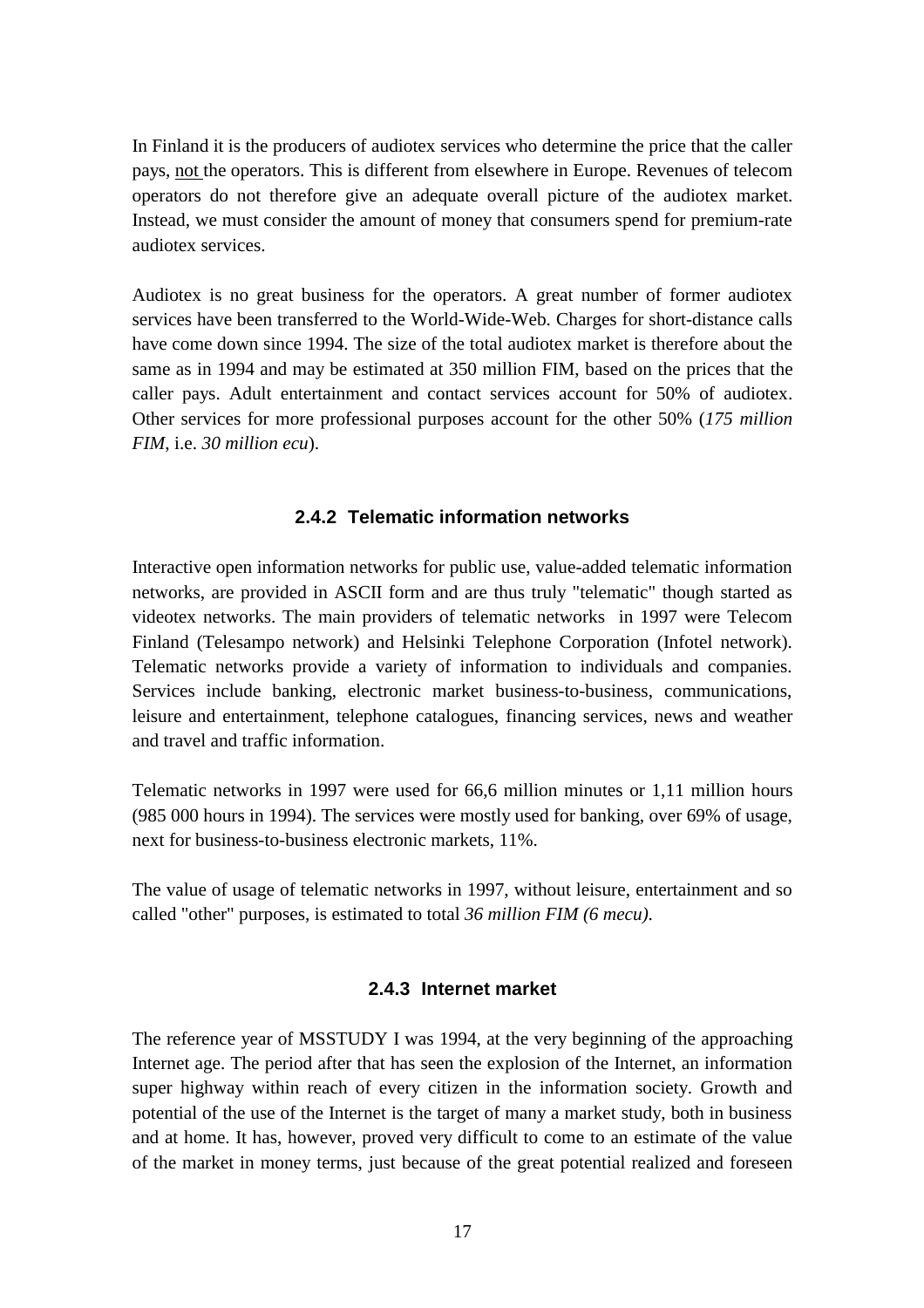In Finland it is the producers of audiotex services who determine the price that the caller pays, <u>not</u> the operators. This is different from elsewhere in Europe. Revenues of telecom operators do not therefore give an adequate overall picture of the audiotex market. Instead, we must consider the amount of money that consumers spend for premium-rate audiotex services.

Audiotex is no great business for the operators. A great number of former audiotex services have been transferred to the World-Wide-Web. Charges for short-distance calls have come down since 1994. The size of the total audiotex market is therefore about the same as in 1994 and may be estimated at 350 million FIM, based on the prices that the caller pays. Adult entertainment and contact services account for 50% of audiotex. Other services for more professional purposes account for the other 50% (*175 million FIM*, i.e. *30 million ecu*).

### 2.4.2 Telematic information networks

Interactive open information networks for public use, value-added telematic information networks, are provided in ASCII form and are thus truly "telematic" though started as videotex networks. The main providers of telematic networks in 1997 were Telecom Finland (Telesampo network) and Helsinki Telephone Corporation (Infotel network). Telematic networks provide a variety of information to individuals and companies. Services include banking, electronic market business-to-business, communications, leisure and entertainment, telephone catalogues, financing services, news and weather and travel and traffic information.

Telematic networks in 1997 were used for 66,6 million minutes or 1,11 million hours (985 000 hours in 1994). The services were mostly used for banking, over 69% of usage, next for business-to-business electronic markets, 11%.

The value of usage of telematic networks in 1997, without leisure, entertainment and so called "other" purposes, is estimated to total *36 million FIM (6 mecu).*

### 2.4.3 Internet market

The reference year of MSSTUDY I was 1994, at the very beginning of the approaching Internet age. The period after that has seen the explosion of the Internet, an information super highway within reach of every citizen in the information society. Growth and potential of the use of the Internet is the target of many a market study, both in business and at home. It has, however, proved very difficult to come to an estimate of the value of the market in money terms, just because of the great potential realized and foreseen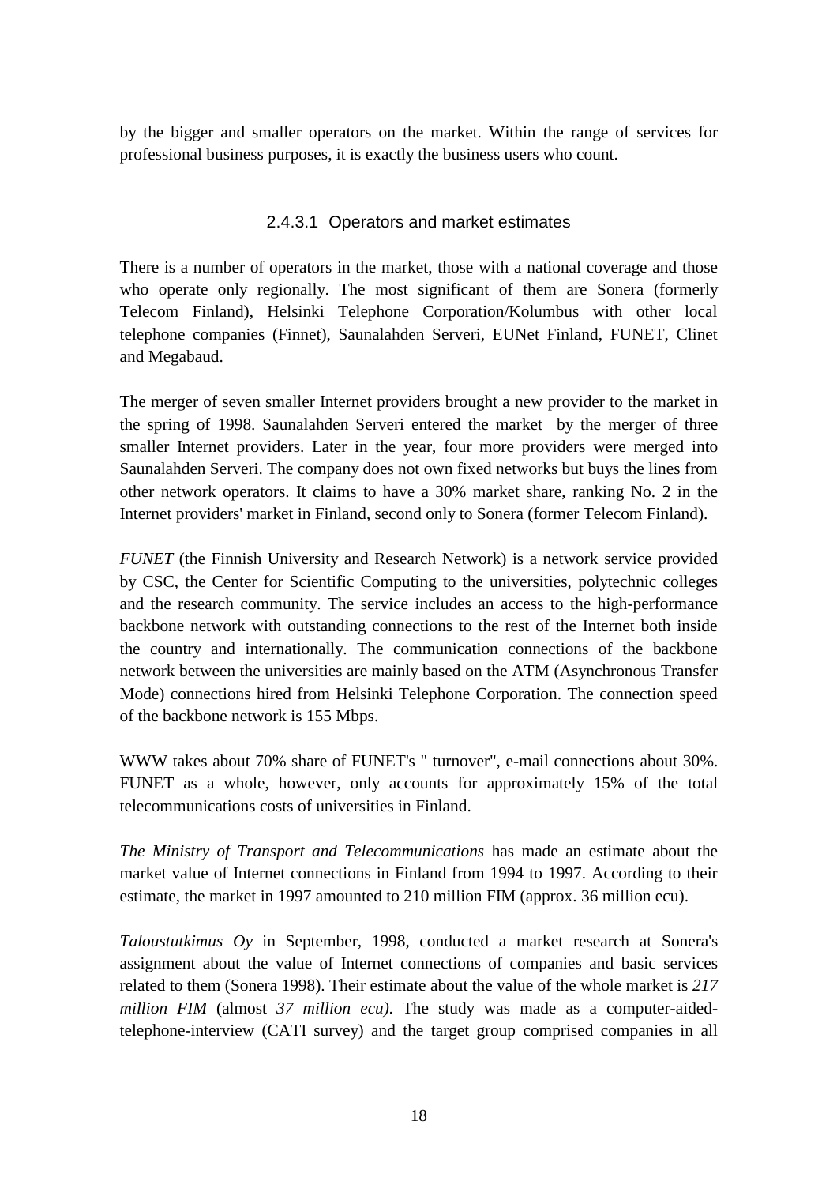by the bigger and smaller operators on the market. Within the range of services for professional business purposes, it is exactly the business users who count.

#### 2.4.3.1 Operators and market estimates

There is a number of operators in the market, those with a national coverage and those who operate only regionally. The most significant of them are Sonera (formerly Telecom Finland), Helsinki Telephone Corporation/Kolumbus with other local telephone companies (Finnet), Saunalahden Serveri, EUNet Finland, FUNET, Clinet and Megabaud.

The merger of seven smaller Internet providers brought a new provider to the market in the spring of 1998. Saunalahden Serveri entered the market by the merger of three smaller Internet providers. Later in the year, four more providers were merged into Saunalahden Serveri. The company does not own fixed networks but buys the lines from other network operators. It claims to have a 30% market share, ranking No. 2 in the Internet providers' market in Finland, second only to Sonera (former Telecom Finland).

*FUNET* (the Finnish University and Research Network) is a network service provided by CSC, the Center for Scientific Computing to the universities, polytechnic colleges and the research community. The service includes an access to the high-performance backbone network with outstanding connections to the rest of the Internet both inside the country and internationally. The communication connections of the backbone network between the universities are mainly based on the ATM (Asynchronous Transfer Mode) connections hired from Helsinki Telephone Corporation. The connection speed of the backbone network is 155 Mbps.

WWW takes about 70% share of FUNET's " turnover", e-mail connections about 30%. FUNET as a whole, however, only accounts for approximately 15% of the total telecommunications costs of universities in Finland.

*The Ministry of Transport and Telecommunications* has made an estimate about the market value of Internet connections in Finland from 1994 to 1997. According to their estimate, the market in 1997 amounted to 210 million FIM (approx. 36 million ecu).

*Taloustutkimus Oy* in September, 1998, conducted a market research at Sonera's assignment about the value of Internet connections of companies and basic services related to them (Sonera 1998). Their estimate about the value of the whole market is *217 million FIM* (almost *37 million ecu).* The study was made as a computer-aided-telephone-interview (CATI survey) and the target group comprised companies in all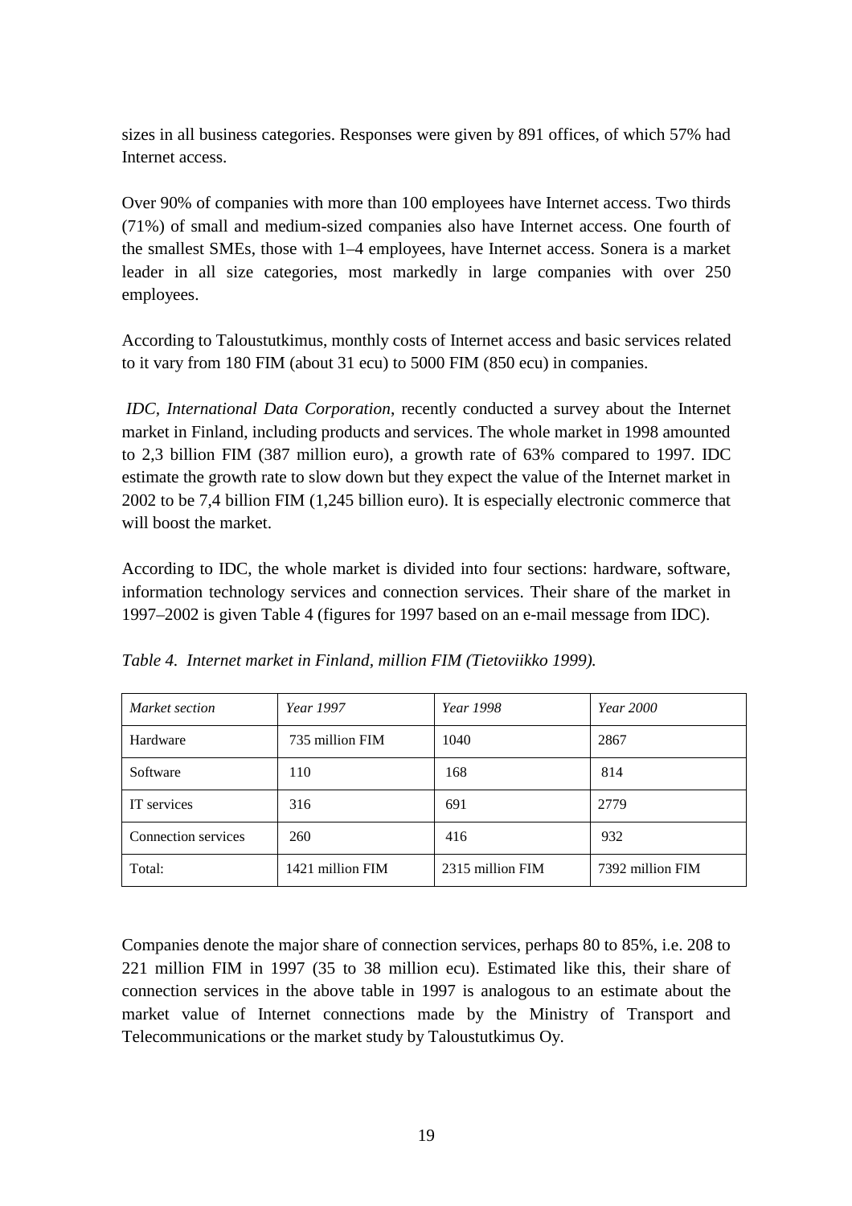sizes in all business categories. Responses were given by 891 offices, of which 57% had Internet access.

Over 90% of companies with more than 100 employees have Internet access. Two thirds (71%) of small and medium-sized companies also have Internet access. One fourth of the smallest SMEs, those with 1–4 employees, have Internet access. Sonera is a market leader in all size categories, most markedly in large companies with over 250 employees.

According to Taloustutkimus, monthly costs of Internet access and basic services related to it vary from 180 FIM (about 31 ecu) to 5000 FIM (850 ecu) in companies.

*IDC, International Data Corporation*, recently conducted a survey about the Internet market in Finland, including products and services. The whole market in 1998 amounted to 2,3 billion FIM (387 million euro), a growth rate of 63% compared to 1997. IDC estimate the growth rate to slow down but they expect the value of the Internet market in 2002 to be 7,4 billion FIM (1,245 billion euro). It is especially electronic commerce that will boost the market.

According to IDC, the whole market is divided into four sections: hardware, software, information technology services and connection services. Their share of the market in 1997–2002 is given Table 4 (figures for 1997 based on an e-mail message from IDC).

*Table 4. Internet market in Finland, million FIM (Tietoviikko 1999).*

| *Market section* | *Year 1997* | *Year 1998* | *Year 2000* |
|---|---|---|---|
| Hardware | 735 million FIM | 1040 | 2867 |
| Software | 110 | 168 | 814 |
| IT services | 316 | 691 | 2779 |
| Connection services | 260 | 416 | 932 |
| Total: | 1421 million FIM | 2315 million FIM | 7392 million FIM |

Companies denote the major share of connection services, perhaps 80 to 85%, i.e. 208 to 221 million FIM in 1997 (35 to 38 million ecu). Estimated like this, their share of connection services in the above table in 1997 is analogous to an estimate about the market value of Internet connections made by the Ministry of Transport and Telecommunications or the market study by Taloustutkimus Oy.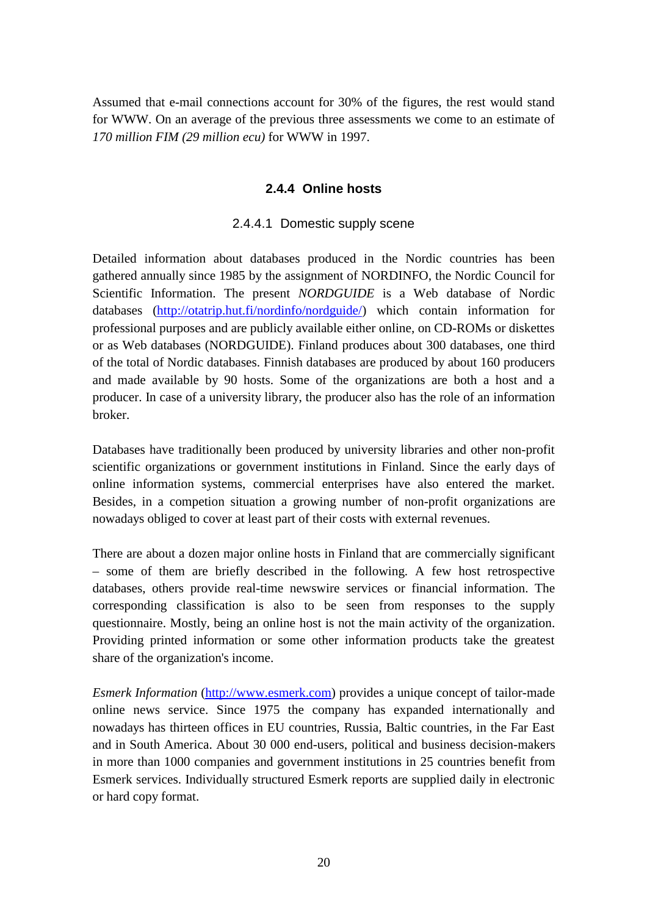Assumed that e-mail connections account for 30% of the figures, the rest would stand for WWW. On an average of the previous three assessments we come to an estimate of *170 million FIM (29 million ecu)* for WWW in 1997.

### 2.4.4 Online hosts

#### 2.4.4.1 Domestic supply scene

Detailed information about databases produced in the Nordic countries has been gathered annually since 1985 by the assignment of NORDINFO, the Nordic Council for Scientific Information. The present *NORDGUIDE* is a Web database of Nordic databases (http://otatrip.hut.fi/nordinfo/nordguide/) which contain information for professional purposes and are publicly available either online, on CD-ROMs or diskettes or as Web databases (NORDGUIDE). Finland produces about 300 databases, one third of the total of Nordic databases. Finnish databases are produced by about 160 producers and made available by 90 hosts. Some of the organizations are both a host and a producer. In case of a university library, the producer also has the role of an information broker.

Databases have traditionally been produced by university libraries and other non-profit scientific organizations or government institutions in Finland. Since the early days of online information systems, commercial enterprises have also entered the market. Besides, in a competion situation a growing number of non-profit organizations are nowadays obliged to cover at least part of their costs with external revenues.

There are about a dozen major online hosts in Finland that are commercially significant – some of them are briefly described in the following. A few host retrospective databases, others provide real-time newswire services or financial information. The corresponding classification is also to be seen from responses to the supply questionnaire. Mostly, being an online host is not the main activity of the organization. Providing printed information or some other information products take the greatest share of the organization's income.

*Esmerk Information* (http://www.esmerk.com) provides a unique concept of tailor-made online news service. Since 1975 the company has expanded internationally and nowadays has thirteen offices in EU countries, Russia, Baltic countries, in the Far East and in South America. About 30 000 end-users, political and business decision-makers in more than 1000 companies and government institutions in 25 countries benefit from Esmerk services. Individually structured Esmerk reports are supplied daily in electronic or hard copy format.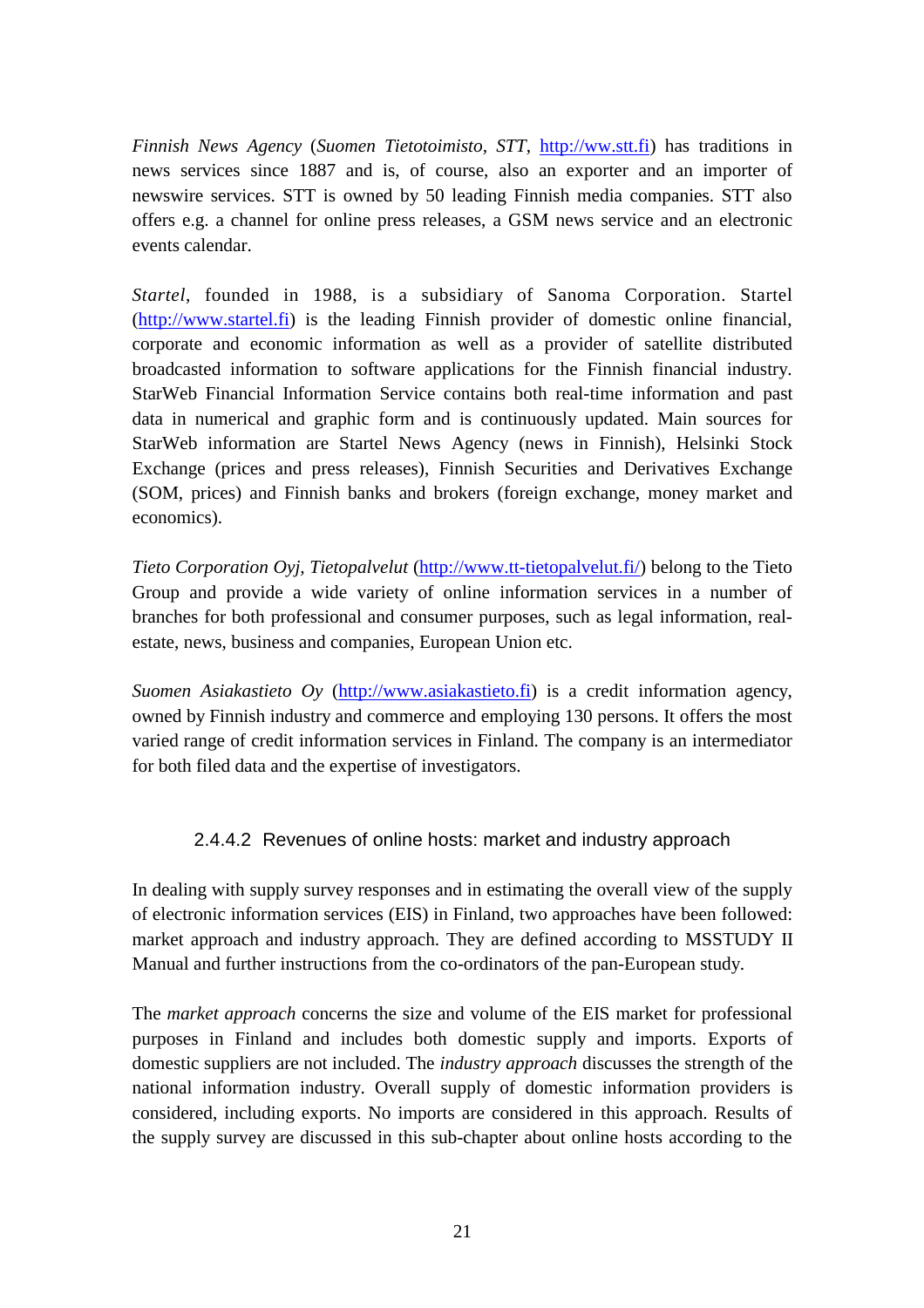*Finnish News Agency* (*Suomen Tietotoimisto, STT*, http://ww.stt.fi) has traditions in news services since 1887 and is, of course, also an exporter and an importer of newswire services. STT is owned by 50 leading Finnish media companies. STT also offers e.g. a channel for online press releases, a GSM news service and an electronic events calendar.

*Startel*, founded in 1988, is a subsidiary of Sanoma Corporation. Startel (http://www.startel.fi) is the leading Finnish provider of domestic online financial, corporate and economic information as well as a provider of satellite distributed broadcasted information to software applications for the Finnish financial industry. StarWeb Financial Information Service contains both real-time information and past data in numerical and graphic form and is continuously updated. Main sources for StarWeb information are Startel News Agency (news in Finnish), Helsinki Stock Exchange (prices and press releases), Finnish Securities and Derivatives Exchange (SOM, prices) and Finnish banks and brokers (foreign exchange, money market and economics).

*Tieto Corporation Oyj, Tietopalvelut* (http://www.tt-tietopalvelut.fi/) belong to the Tieto Group and provide a wide variety of online information services in a number of branches for both professional and consumer purposes, such as legal information, real-estate, news, business and companies, European Union etc.

*Suomen Asiakastieto Oy* (http://www.asiakastieto.fi) is a credit information agency, owned by Finnish industry and commerce and employing 130 persons. It offers the most varied range of credit information services in Finland. The company is an intermediator for both filed data and the expertise of investigators.

#### 2.4.4.2 Revenues of online hosts: market and industry approach

In dealing with supply survey responses and in estimating the overall view of the supply of electronic information services (EIS) in Finland, two approaches have been followed: market approach and industry approach. They are defined according to MSSTUDY II Manual and further instructions from the co-ordinators of the pan-European study.

The *market approach* concerns the size and volume of the EIS market for professional purposes in Finland and includes both domestic supply and imports. Exports of domestic suppliers are not included. The *industry approach* discusses the strength of the national information industry. Overall supply of domestic information providers is considered, including exports. No imports are considered in this approach. Results of the supply survey are discussed in this sub-chapter about online hosts according to the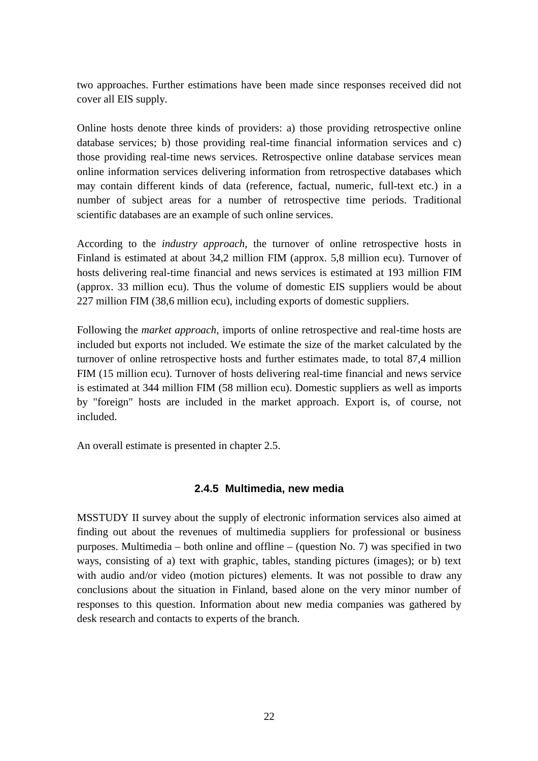two approaches. Further estimations have been made since responses received did not cover all EIS supply.

Online hosts denote three kinds of providers: a) those providing retrospective online database services; b) those providing real-time financial information services and c) those providing real-time news services. Retrospective online database services mean online information services delivering information from retrospective databases which may contain different kinds of data (reference, factual, numeric, full-text etc.) in a number of subject areas for a number of retrospective time periods. Traditional scientific databases are an example of such online services.

According to the *industry approach*, the turnover of online retrospective hosts in Finland is estimated at about 34,2 million FIM (approx. 5,8 million ecu). Turnover of hosts delivering real-time financial and news services is estimated at 193 million FIM (approx. 33 million ecu). Thus the volume of domestic EIS suppliers would be about 227 million FIM (38,6 million ecu), including exports of domestic suppliers.

Following the *market approach*, imports of online retrospective and real-time hosts are included but exports not included. We estimate the size of the market calculated by the turnover of online retrospective hosts and further estimates made, to total 87,4 million FIM (15 million ecu). Turnover of hosts delivering real-time financial and news service is estimated at 344 million FIM (58 million ecu). Domestic suppliers as well as imports by "foreign" hosts are included in the market approach. Export is, of course, not included.

An overall estimate is presented in chapter 2.5.

### 2.4.5 Multimedia, new media

MSSTUDY II survey about the supply of electronic information services also aimed at finding out about the revenues of multimedia suppliers for professional or business purposes. Multimedia – both online and offline – (question No. 7) was specified in two ways, consisting of a) text with graphic, tables, standing pictures (images); or b) text with audio and/or video (motion pictures) elements. It was not possible to draw any conclusions about the situation in Finland, based alone on the very minor number of responses to this question. Information about new media companies was gathered by desk research and contacts to experts of the branch.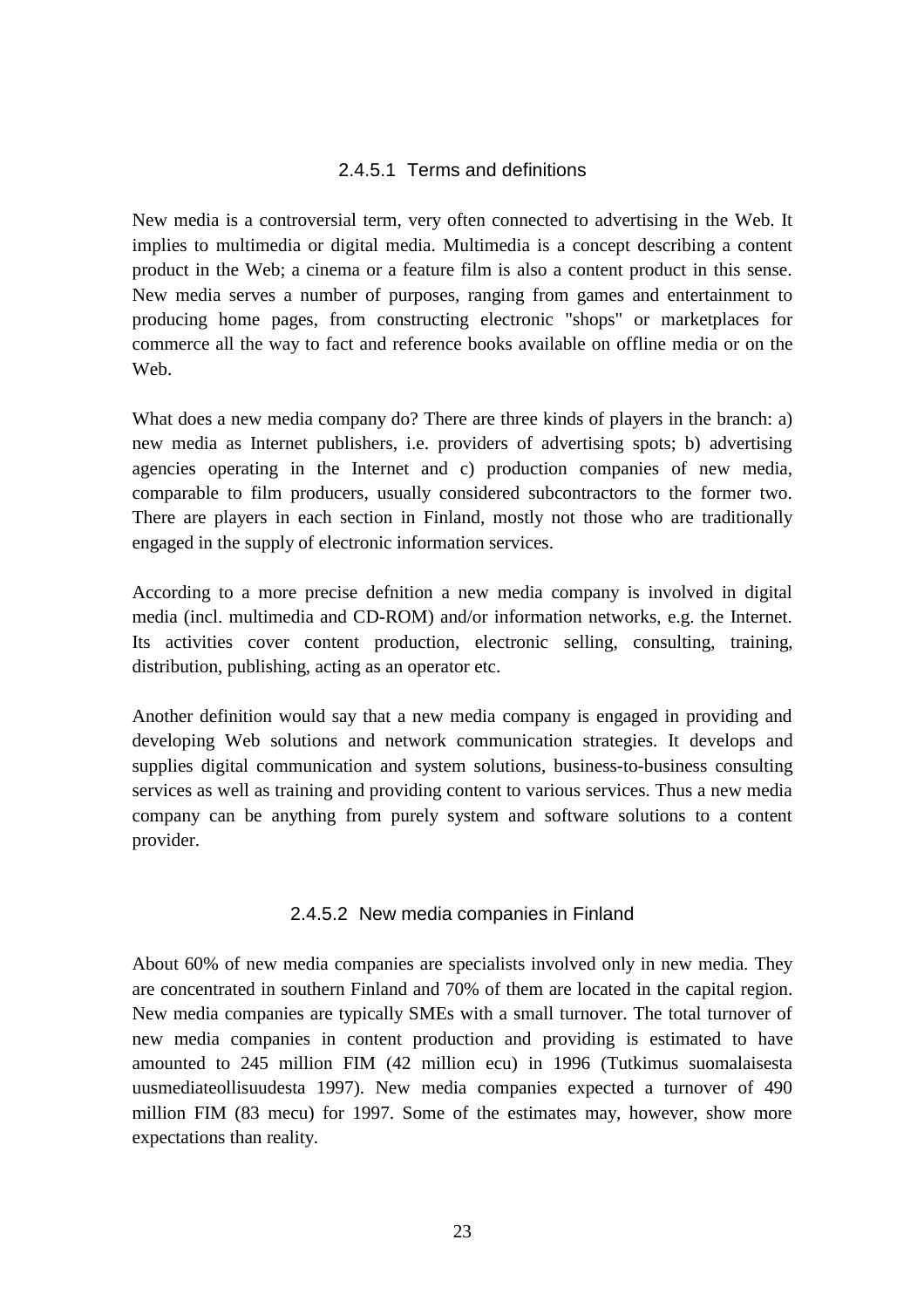#### 2.4.5.1 Terms and definitions

New media is a controversial term, very often connected to advertising in the Web. It implies to multimedia or digital media. Multimedia is a concept describing a content product in the Web; a cinema or a feature film is also a content product in this sense. New media serves a number of purposes, ranging from games and entertainment to producing home pages, from constructing electronic "shops" or marketplaces for commerce all the way to fact and reference books available on offline media or on the Web.

What does a new media company do? There are three kinds of players in the branch: a) new media as Internet publishers, i.e. providers of advertising spots; b) advertising agencies operating in the Internet and c) production companies of new media, comparable to film producers, usually considered subcontractors to the former two. There are players in each section in Finland, mostly not those who are traditionally engaged in the supply of electronic information services.

According to a more precise defnition a new media company is involved in digital media (incl. multimedia and CD-ROM) and/or information networks, e.g. the Internet. Its activities cover content production, electronic selling, consulting, training, distribution, publishing, acting as an operator etc.

Another definition would say that a new media company is engaged in providing and developing Web solutions and network communication strategies. It develops and supplies digital communication and system solutions, business-to-business consulting services as well as training and providing content to various services. Thus a new media company can be anything from purely system and software solutions to a content provider.

#### 2.4.5.2 New media companies in Finland

About 60% of new media companies are specialists involved only in new media. They are concentrated in southern Finland and 70% of them are located in the capital region. New media companies are typically SMEs with a small turnover. The total turnover of new media companies in content production and providing is estimated to have amounted to 245 million FIM (42 million ecu) in 1996 (Tutkimus suomalaisesta uusmediateollisuudesta 1997). New media companies expected a turnover of 490 million FIM (83 mecu) for 1997. Some of the estimates may, however, show more expectations than reality.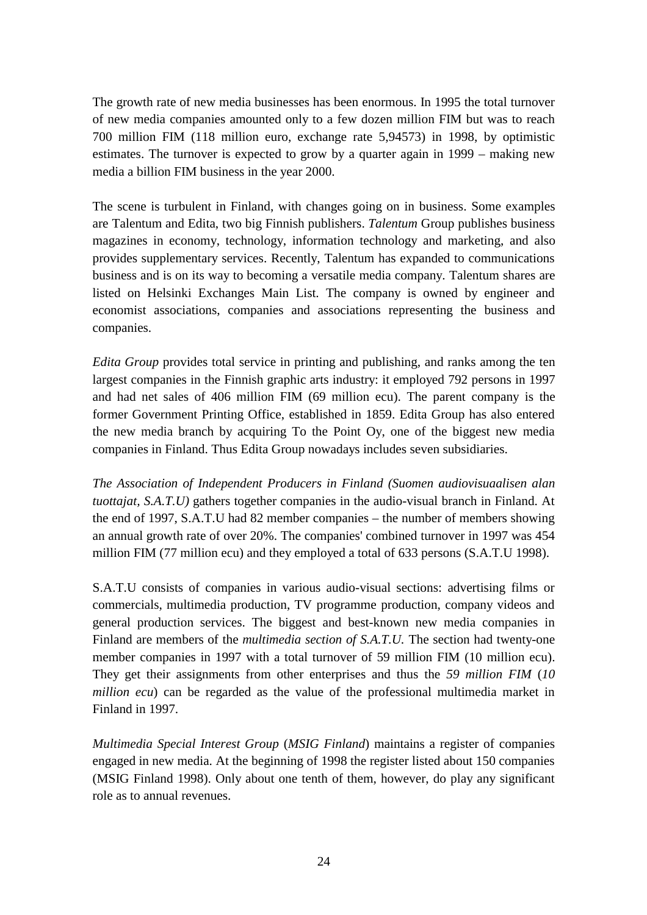The growth rate of new media businesses has been enormous. In 1995 the total turnover of new media companies amounted only to a few dozen million FIM but was to reach 700 million FIM (118 million euro, exchange rate 5,94573) in 1998, by optimistic estimates. The turnover is expected to grow by a quarter again in 1999 – making new media a billion FIM business in the year 2000.

The scene is turbulent in Finland, with changes going on in business. Some examples are Talentum and Edita, two big Finnish publishers. *Talentum* Group publishes business magazines in economy, technology, information technology and marketing, and also provides supplementary services. Recently, Talentum has expanded to communications business and is on its way to becoming a versatile media company. Talentum shares are listed on Helsinki Exchanges Main List. The company is owned by engineer and economist associations, companies and associations representing the business and companies.

*Edita Group* provides total service in printing and publishing, and ranks among the ten largest companies in the Finnish graphic arts industry: it employed 792 persons in 1997 and had net sales of 406 million FIM (69 million ecu). The parent company is the former Government Printing Office, established in 1859. Edita Group has also entered the new media branch by acquiring To the Point Oy, one of the biggest new media companies in Finland. Thus Edita Group nowadays includes seven subsidiaries.

*The Association of Independent Producers in Finland (Suomen audiovisuaalisen alan tuottajat, S.A.T.U)* gathers together companies in the audio-visual branch in Finland. At the end of 1997, S.A.T.U had 82 member companies – the number of members showing an annual growth rate of over 20%. The companies' combined turnover in 1997 was 454 million FIM (77 million ecu) and they employed a total of 633 persons (S.A.T.U 1998).

S.A.T.U consists of companies in various audio-visual sections: advertising films or commercials, multimedia production, TV programme production, company videos and general production services. The biggest and best-known new media companies in Finland are members of the *multimedia section of S.A.T.U.* The section had twenty-one member companies in 1997 with a total turnover of 59 million FIM (10 million ecu). They get their assignments from other enterprises and thus the *59 million FIM* (*10 million ecu*) can be regarded as the value of the professional multimedia market in Finland in 1997.

*Multimedia Special Interest Group* (*MSIG Finland*) maintains a register of companies engaged in new media. At the beginning of 1998 the register listed about 150 companies (MSIG Finland 1998). Only about one tenth of them, however, do play any significant role as to annual revenues.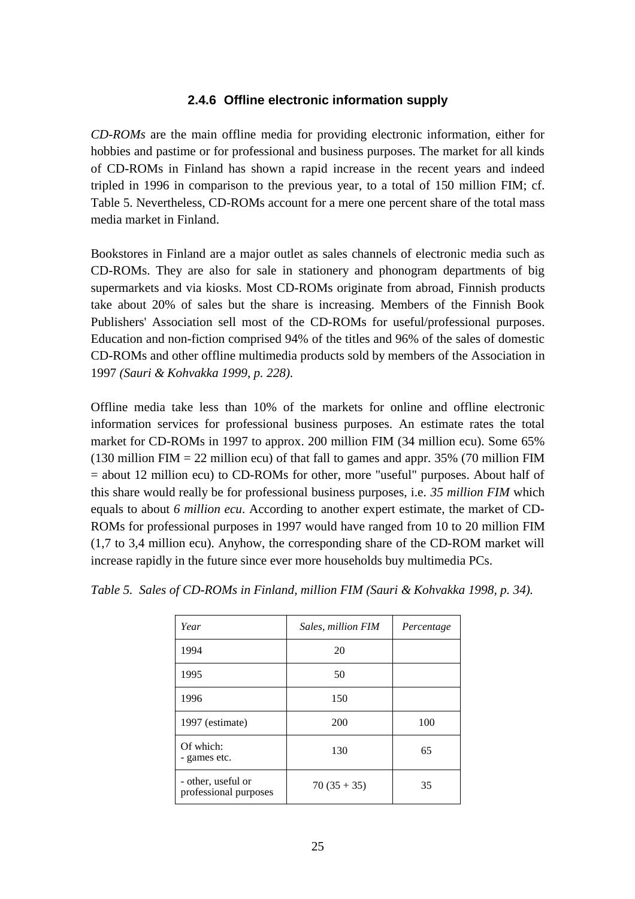### 2.4.6 Offline electronic information supply

*CD-ROMs* are the main offline media for providing electronic information, either for hobbies and pastime or for professional and business purposes. The market for all kinds of CD-ROMs in Finland has shown a rapid increase in the recent years and indeed tripled in 1996 in comparison to the previous year, to a total of 150 million FIM; cf. Table 5. Nevertheless, CD-ROMs account for a mere one percent share of the total mass media market in Finland.

Bookstores in Finland are a major outlet as sales channels of electronic media such as CD-ROMs. They are also for sale in stationery and phonogram departments of big supermarkets and via kiosks. Most CD-ROMs originate from abroad, Finnish products take about 20% of sales but the share is increasing. Members of the Finnish Book Publishers' Association sell most of the CD-ROMs for useful/professional purposes. Education and non-fiction comprised 94% of the titles and 96% of the sales of domestic CD-ROMs and other offline multimedia products sold by members of the Association in 1997 *(Sauri & Kohvakka 1999, p. 228).*

Offline media take less than 10% of the markets for online and offline electronic information services for professional business purposes. An estimate rates the total market for CD-ROMs in 1997 to approx. 200 million FIM (34 million ecu). Some 65% (130 million FIM = 22 million ecu) of that fall to games and appr. 35% (70 million FIM = about 12 million ecu) to CD-ROMs for other, more "useful" purposes. About half of this share would really be for professional business purposes, i.e. *35 million FIM* which equals to about *6 million ecu*. According to another expert estimate, the market of CD-ROMs for professional purposes in 1997 would have ranged from 10 to 20 million FIM (1,7 to 3,4 million ecu). Anyhow, the corresponding share of the CD-ROM market will increase rapidly in the future since ever more households buy multimedia PCs.

*Table 5. Sales of CD-ROMs in Finland, million FIM (Sauri & Kohvakka 1998, p. 34).*

| *Year* | *Sales, million FIM* | *Percentage* |
|---|---|---|
| 1994 | 20 | |
| 1995 | 50 | |
| 1996 | 150 | |
| 1997 (estimate) | 200 | 100 |
| Of which:<br>- games etc. | 130 | 65 |
| - other, useful or professional purposes | 70 (35 + 35) | 35 |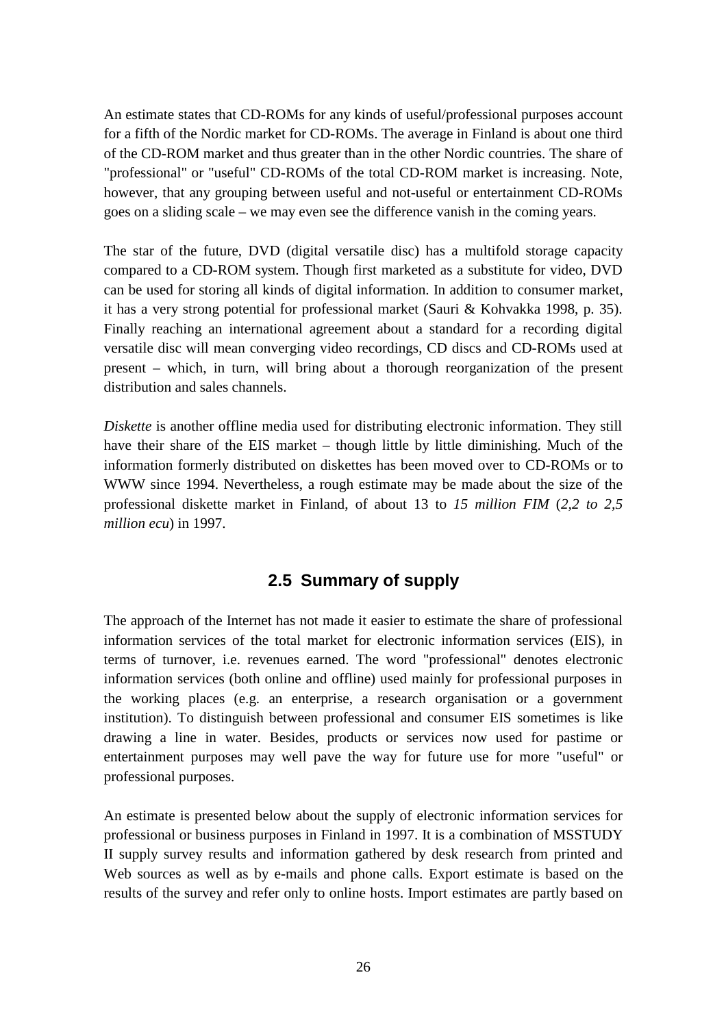An estimate states that CD-ROMs for any kinds of useful/professional purposes account for a fifth of the Nordic market for CD-ROMs. The average in Finland is about one third of the CD-ROM market and thus greater than in the other Nordic countries. The share of "professional" or "useful" CD-ROMs of the total CD-ROM market is increasing. Note, however, that any grouping between useful and not-useful or entertainment CD-ROMs goes on a sliding scale – we may even see the difference vanish in the coming years.

The star of the future, DVD (digital versatile disc) has a multifold storage capacity compared to a CD-ROM system. Though first marketed as a substitute for video, DVD can be used for storing all kinds of digital information. In addition to consumer market, it has a very strong potential for professional market (Sauri & Kohvakka 1998, p. 35). Finally reaching an international agreement about a standard for a recording digital versatile disc will mean converging video recordings, CD discs and CD-ROMs used at present – which, in turn, will bring about a thorough reorganization of the present distribution and sales channels.

*Diskette* is another offline media used for distributing electronic information. They still have their share of the EIS market – though little by little diminishing. Much of the information formerly distributed on diskettes has been moved over to CD-ROMs or to WWW since 1994. Nevertheless, a rough estimate may be made about the size of the professional diskette market in Finland, of about 13 to *15 million FIM* (*2,2 to 2,5 million ecu*) in 1997.

## 2.5 Summary of supply

The approach of the Internet has not made it easier to estimate the share of professional information services of the total market for electronic information services (EIS), in terms of turnover, i.e. revenues earned. The word "professional" denotes electronic information services (both online and offline) used mainly for professional purposes in the working places (e.g. an enterprise, a research organisation or a government institution). To distinguish between professional and consumer EIS sometimes is like drawing a line in water. Besides, products or services now used for pastime or entertainment purposes may well pave the way for future use for more "useful" or professional purposes.

An estimate is presented below about the supply of electronic information services for professional or business purposes in Finland in 1997. It is a combination of MSSTUDY II supply survey results and information gathered by desk research from printed and Web sources as well as by e-mails and phone calls. Export estimate is based on the results of the survey and refer only to online hosts. Import estimates are partly based on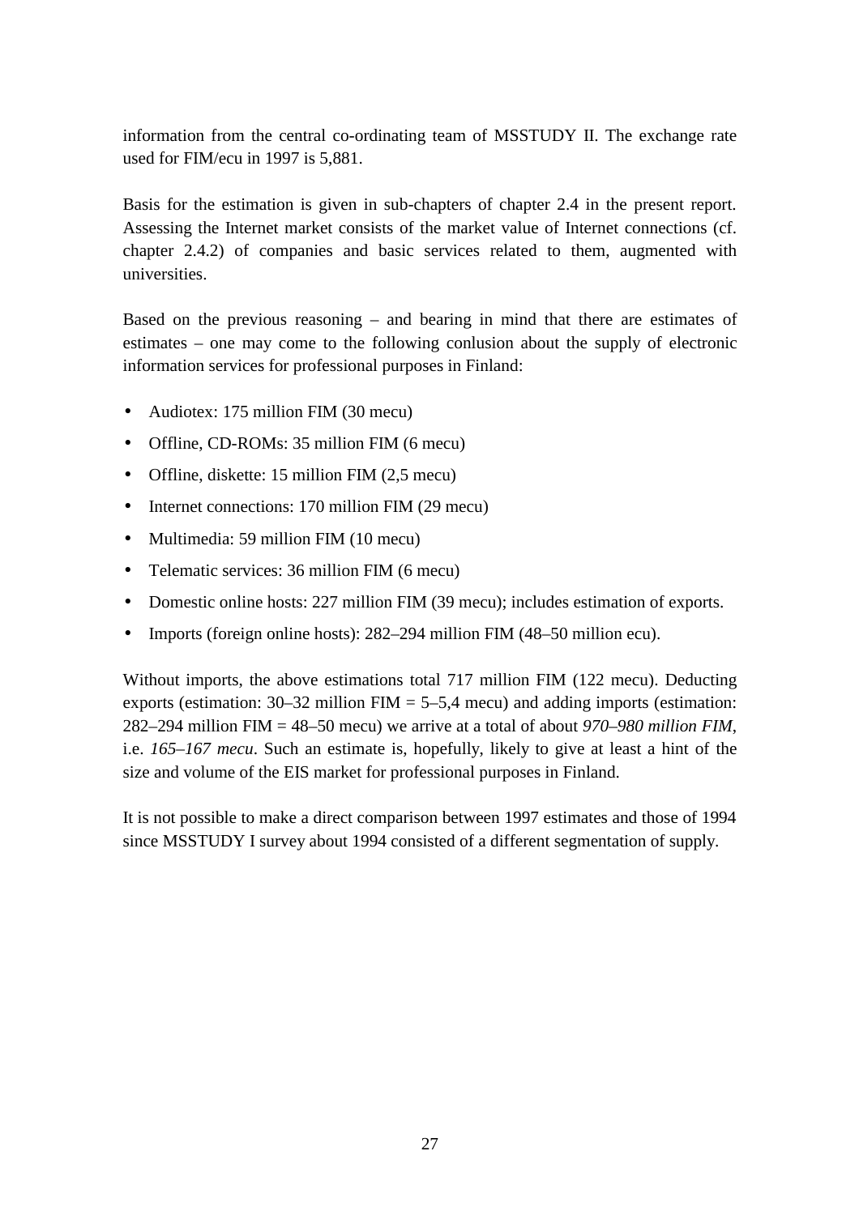information from the central co-ordinating team of MSSTUDY II. The exchange rate used for FIM/ecu in 1997 is 5,881.

Basis for the estimation is given in sub-chapters of chapter 2.4 in the present report. Assessing the Internet market consists of the market value of Internet connections (cf. chapter 2.4.2) of companies and basic services related to them, augmented with universities.

Based on the previous reasoning – and bearing in mind that there are estimates of estimates – one may come to the following conlusion about the supply of electronic information services for professional purposes in Finland:

- Audiotex: 175 million FIM (30 mecu)
- Offline, CD-ROMs: 35 million FIM (6 mecu)
- Offline, diskette: 15 million FIM (2,5 mecu)
- Internet connections: 170 million FIM (29 mecu)
- Multimedia: 59 million FIM (10 mecu)
- Telematic services: 36 million FIM (6 mecu)
- Domestic online hosts: 227 million FIM (39 mecu); includes estimation of exports.
- Imports (foreign online hosts): 282–294 million FIM (48–50 million ecu).

Without imports, the above estimations total 717 million FIM (122 mecu). Deducting exports (estimation: 30–32 million FIM = 5–5,4 mecu) and adding imports (estimation: 282–294 million FIM = 48–50 mecu) we arrive at a total of about *970–980 million FIM*, i.e. *165–167 mecu*. Such an estimate is, hopefully, likely to give at least a hint of the size and volume of the EIS market for professional purposes in Finland.

It is not possible to make a direct comparison between 1997 estimates and those of 1994 since MSSTUDY I survey about 1994 consisted of a different segmentation of supply.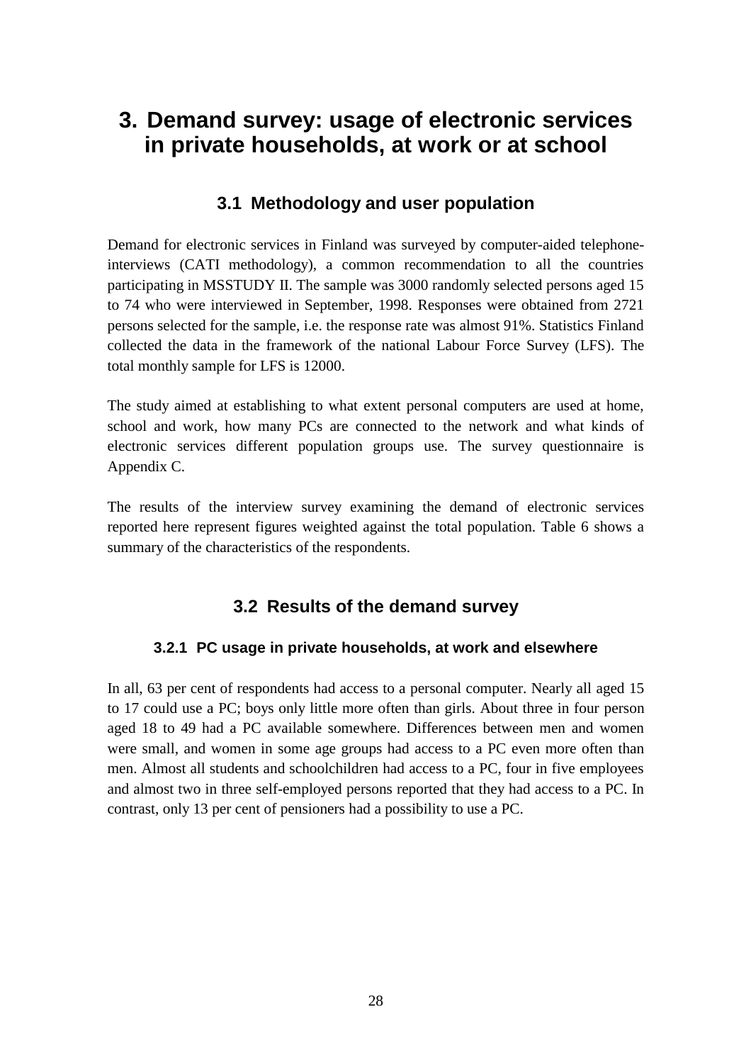# 3. Demand survey: usage of electronic services in private households, at work or at school

## 3.1 Methodology and user population

Demand for electronic services in Finland was surveyed by computer-aided telephone-interviews (CATI methodology), a common recommendation to all the countries participating in MSSTUDY II. The sample was 3000 randomly selected persons aged 15 to 74 who were interviewed in September, 1998. Responses were obtained from 2721 persons selected for the sample, i.e. the response rate was almost 91%. Statistics Finland collected the data in the framework of the national Labour Force Survey (LFS). The total monthly sample for LFS is 12000.

The study aimed at establishing to what extent personal computers are used at home, school and work, how many PCs are connected to the network and what kinds of electronic services different population groups use. The survey questionnaire is Appendix C.

The results of the interview survey examining the demand of electronic services reported here represent figures weighted against the total population. Table 6 shows a summary of the characteristics of the respondents.

## 3.2 Results of the demand survey

### 3.2.1 PC usage in private households, at work and elsewhere

In all, 63 per cent of respondents had access to a personal computer. Nearly all aged 15 to 17 could use a PC; boys only little more often than girls. About three in four person aged 18 to 49 had a PC available somewhere. Differences between men and women were small, and women in some age groups had access to a PC even more often than men. Almost all students and schoolchildren had access to a PC, four in five employees and almost two in three self-employed persons reported that they had access to a PC. In contrast, only 13 per cent of pensioners had a possibility to use a PC.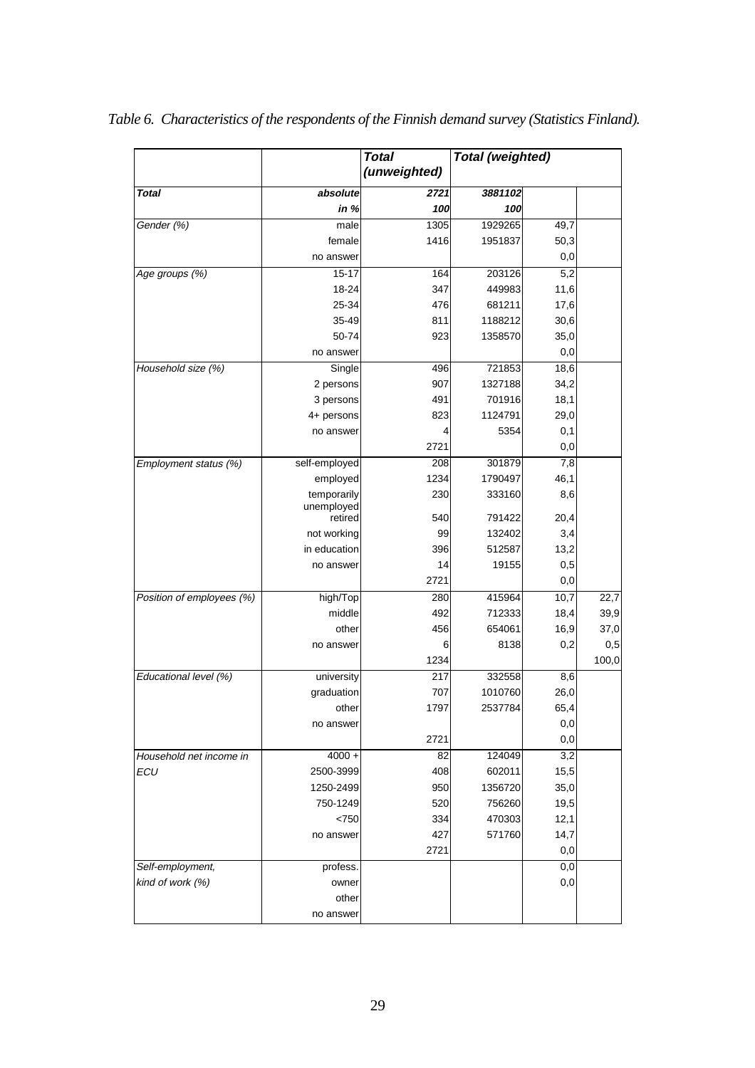*Table 6. Characteristics of the respondents of the Finnish demand survey (Statistics Finland).*

| | | *Total (unweighted)* | *Total (weighted)* | | |
|---|---|---|---|---|---|
| ***Total*** | ***absolute*** | ***2721*** | ***3881102*** | | |
| | ***in %*** | ***100*** | ***100*** | | |
| *Gender (%)* | male | 1305 | 1929265 | 49,7 | |
| | female | 1416 | 1951837 | 50,3 | |
| | no answer | | | 0,0 | |
| *Age groups (%)* | 15-17 | 164 | 203126 | 5,2 | |
| | 18-24 | 347 | 449983 | 11,6 | |
| | 25-34 | 476 | 681211 | 17,6 | |
| | 35-49 | 811 | 1188212 | 30,6 | |
| | 50-74 | 923 | 1358570 | 35,0 | |
| | no answer | | | 0,0 | |
| *Household size (%)* | Single | 496 | 721853 | 18,6 | |
| | 2 persons | 907 | 1327188 | 34,2 | |
| | 3 persons | 491 | 701916 | 18,1 | |
| | 4+ persons | 823 | 1124791 | 29,0 | |
| | no answer | 4 | 5354 | 0,1 | |
| | | 2721 | | 0,0 | |
| *Employment status (%)* | self-employed | 208 | 301879 | 7,8 | |
| | employed | 1234 | 1790497 | 46,1 | |
| | temporarily unemployed | 230 | 333160 | 8,6 | |
| | retired | 540 | 791422 | 20,4 | |
| | not working | 99 | 132402 | 3,4 | |
| | in education | 396 | 512587 | 13,2 | |
| | no answer | 14 | 19155 | 0,5 | |
| | | 2721 | | 0,0 | |
| *Position of employees (%)* | high/Top | 280 | 415964 | 10,7 | 22,7 |
| | middle | 492 | 712333 | 18,4 | 39,9 |
| | other | 456 | 654061 | 16,9 | 37,0 |
| | no answer | 6 | 8138 | 0,2 | 0,5 |
| | | 1234 | | | 100,0 |
| *Educational level (%)* | university | 217 | 332558 | 8,6 | |
| | graduation | 707 | 1010760 | 26,0 | |
| | other | 1797 | 2537784 | 65,4 | |
| | no answer | | | 0,0 | |
| | | 2721 | | 0,0 | |
| *Household net income in ECU* | 4000 + | 82 | 124049 | 3,2 | |
| | 2500-3999 | 408 | 602011 | 15,5 | |
| | 1250-2499 | 950 | 1356720 | 35,0 | |
| | 750-1249 | 520 | 756260 | 19,5 | |
| | <750 | 334 | 470303 | 12,1 | |
| | no answer | 427 | 571760 | 14,7 | |
| | | 2721 | | 0,0 | |
| *Self-employment, kind of work (%)* | profess. | | | 0,0 | |
| | owner | | | 0,0 | |
| | other | | | | |
| | no answer | | | | |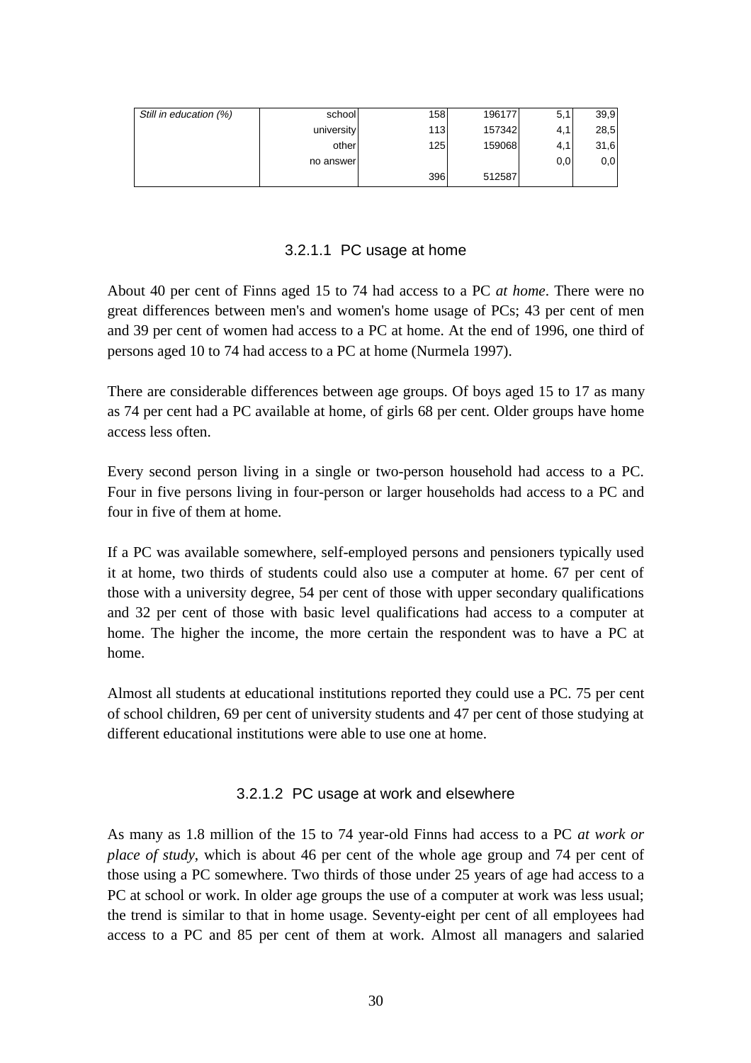| Still in education (%) | school | 158 | 196177 | 5,1 | 39,9 |
| --- | --- | --- | --- | --- | --- |
| | university | 113 | 157342 | 4,1 | 28,5 |
| | other | 125 | 159068 | 4,1 | 31,6 |
| | no answer | | | 0,0 | 0,0 |
| | | 396 | 512587 | | |

#### 3.2.1.1 PC usage at home

About 40 per cent of Finns aged 15 to 74 had access to a PC *at home*. There were no great differences between men's and women's home usage of PCs; 43 per cent of men and 39 per cent of women had access to a PC at home. At the end of 1996, one third of persons aged 10 to 74 had access to a PC at home (Nurmela 1997).

There are considerable differences between age groups. Of boys aged 15 to 17 as many as 74 per cent had a PC available at home, of girls 68 per cent. Older groups have home access less often.

Every second person living in a single or two-person household had access to a PC. Four in five persons living in four-person or larger households had access to a PC and four in five of them at home.

If a PC was available somewhere, self-employed persons and pensioners typically used it at home, two thirds of students could also use a computer at home. 67 per cent of those with a university degree, 54 per cent of those with upper secondary qualifications and 32 per cent of those with basic level qualifications had access to a computer at home. The higher the income, the more certain the respondent was to have a PC at home.

Almost all students at educational institutions reported they could use a PC. 75 per cent of school children, 69 per cent of university students and 47 per cent of those studying at different educational institutions were able to use one at home.

#### 3.2.1.2 PC usage at work and elsewhere

As many as 1.8 million of the 15 to 74 year-old Finns had access to a PC *at work or place of study*, which is about 46 per cent of the whole age group and 74 per cent of those using a PC somewhere. Two thirds of those under 25 years of age had access to a PC at school or work. In older age groups the use of a computer at work was less usual; the trend is similar to that in home usage. Seventy-eight per cent of all employees had access to a PC and 85 per cent of them at work. Almost all managers and salaried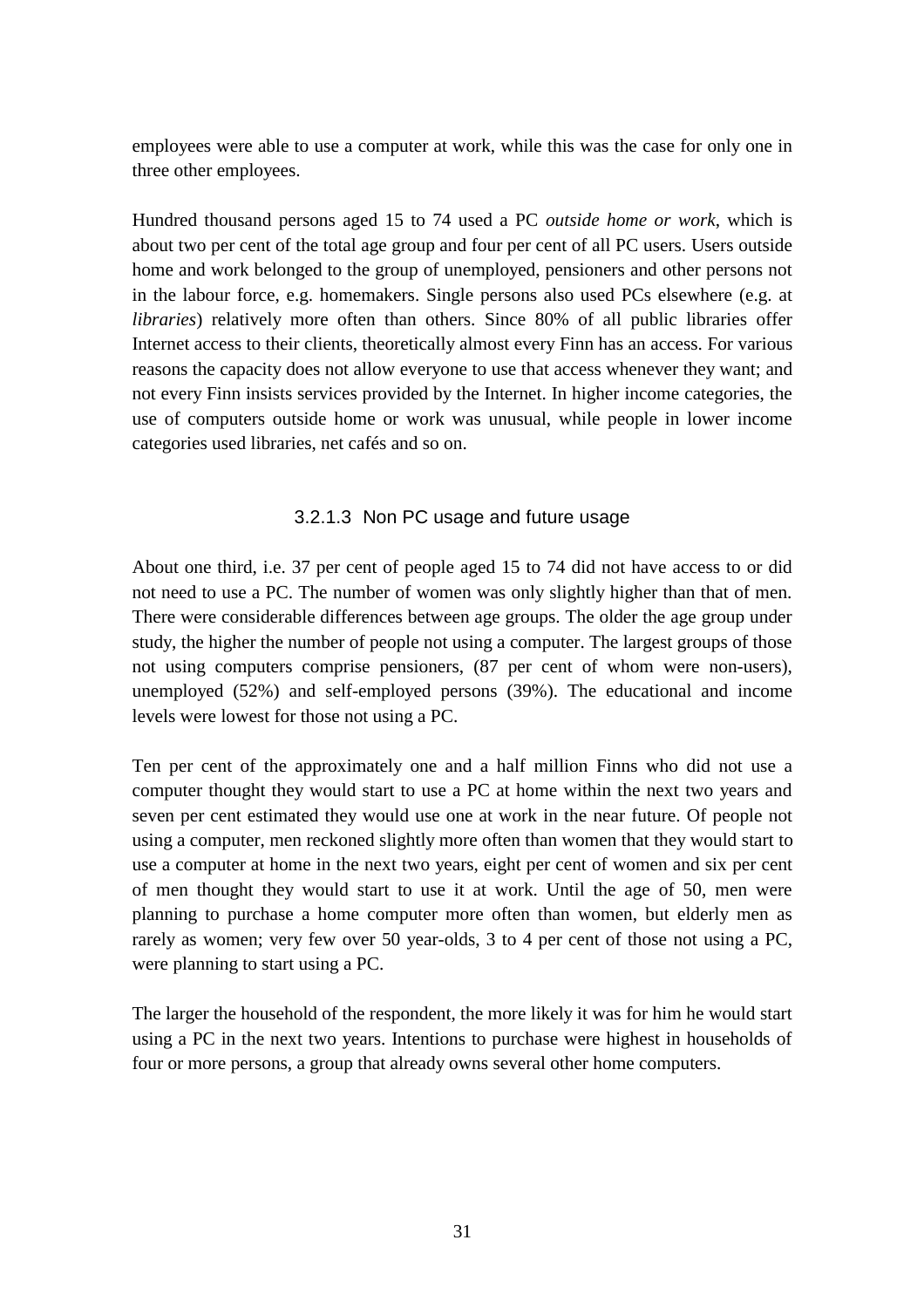employees were able to use a computer at work, while this was the case for only one in three other employees.

Hundred thousand persons aged 15 to 74 used a PC *outside home or work*, which is about two per cent of the total age group and four per cent of all PC users. Users outside home and work belonged to the group of unemployed, pensioners and other persons not in the labour force, e.g. homemakers. Single persons also used PCs elsewhere (e.g. at *libraries*) relatively more often than others. Since 80% of all public libraries offer Internet access to their clients, theoretically almost every Finn has an access. For various reasons the capacity does not allow everyone to use that access whenever they want; and not every Finn insists services provided by the Internet. In higher income categories, the use of computers outside home or work was unusual, while people in lower income categories used libraries, net cafés and so on.

#### 3.2.1.3 Non PC usage and future usage

About one third, i.e. 37 per cent of people aged 15 to 74 did not have access to or did not need to use a PC. The number of women was only slightly higher than that of men. There were considerable differences between age groups. The older the age group under study, the higher the number of people not using a computer. The largest groups of those not using computers comprise pensioners, (87 per cent of whom were non-users), unemployed (52%) and self-employed persons (39%). The educational and income levels were lowest for those not using a PC.

Ten per cent of the approximately one and a half million Finns who did not use a computer thought they would start to use a PC at home within the next two years and seven per cent estimated they would use one at work in the near future. Of people not using a computer, men reckoned slightly more often than women that they would start to use a computer at home in the next two years, eight per cent of women and six per cent of men thought they would start to use it at work. Until the age of 50, men were planning to purchase a home computer more often than women, but elderly men as rarely as women; very few over 50 year-olds, 3 to 4 per cent of those not using a PC, were planning to start using a PC.

The larger the household of the respondent, the more likely it was for him he would start using a PC in the next two years. Intentions to purchase were highest in households of four or more persons, a group that already owns several other home computers.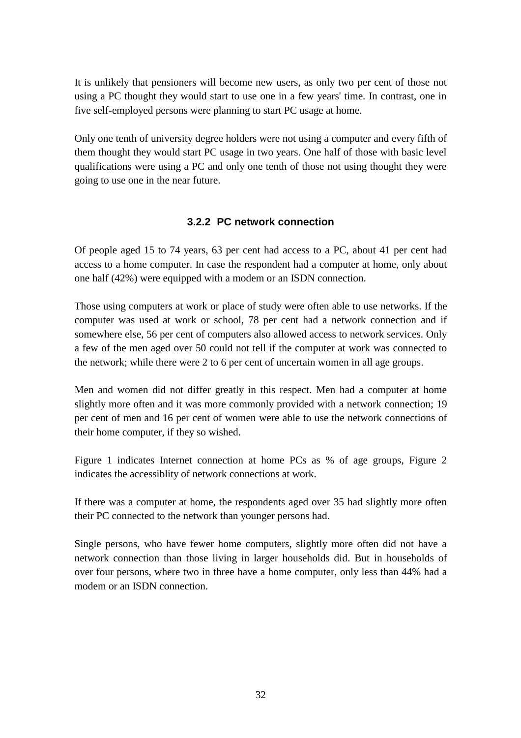It is unlikely that pensioners will become new users, as only two per cent of those not using a PC thought they would start to use one in a few years' time. In contrast, one in five self-employed persons were planning to start PC usage at home.

Only one tenth of university degree holders were not using a computer and every fifth of them thought they would start PC usage in two years. One half of those with basic level qualifications were using a PC and only one tenth of those not using thought they were going to use one in the near future.

### 3.2.2 PC network connection

Of people aged 15 to 74 years, 63 per cent had access to a PC, about 41 per cent had access to a home computer. In case the respondent had a computer at home, only about one half (42%) were equipped with a modem or an ISDN connection.

Those using computers at work or place of study were often able to use networks. If the computer was used at work or school, 78 per cent had a network connection and if somewhere else, 56 per cent of computers also allowed access to network services. Only a few of the men aged over 50 could not tell if the computer at work was connected to the network; while there were 2 to 6 per cent of uncertain women in all age groups.

Men and women did not differ greatly in this respect. Men had a computer at home slightly more often and it was more commonly provided with a network connection; 19 per cent of men and 16 per cent of women were able to use the network connections of their home computer, if they so wished.

Figure 1 indicates Internet connection at home PCs as % of age groups, Figure 2 indicates the accessiblity of network connections at work.

If there was a computer at home, the respondents aged over 35 had slightly more often their PC connected to the network than younger persons had.

Single persons, who have fewer home computers, slightly more often did not have a network connection than those living in larger households did. But in households of over four persons, where two in three have a home computer, only less than 44% had a modem or an ISDN connection.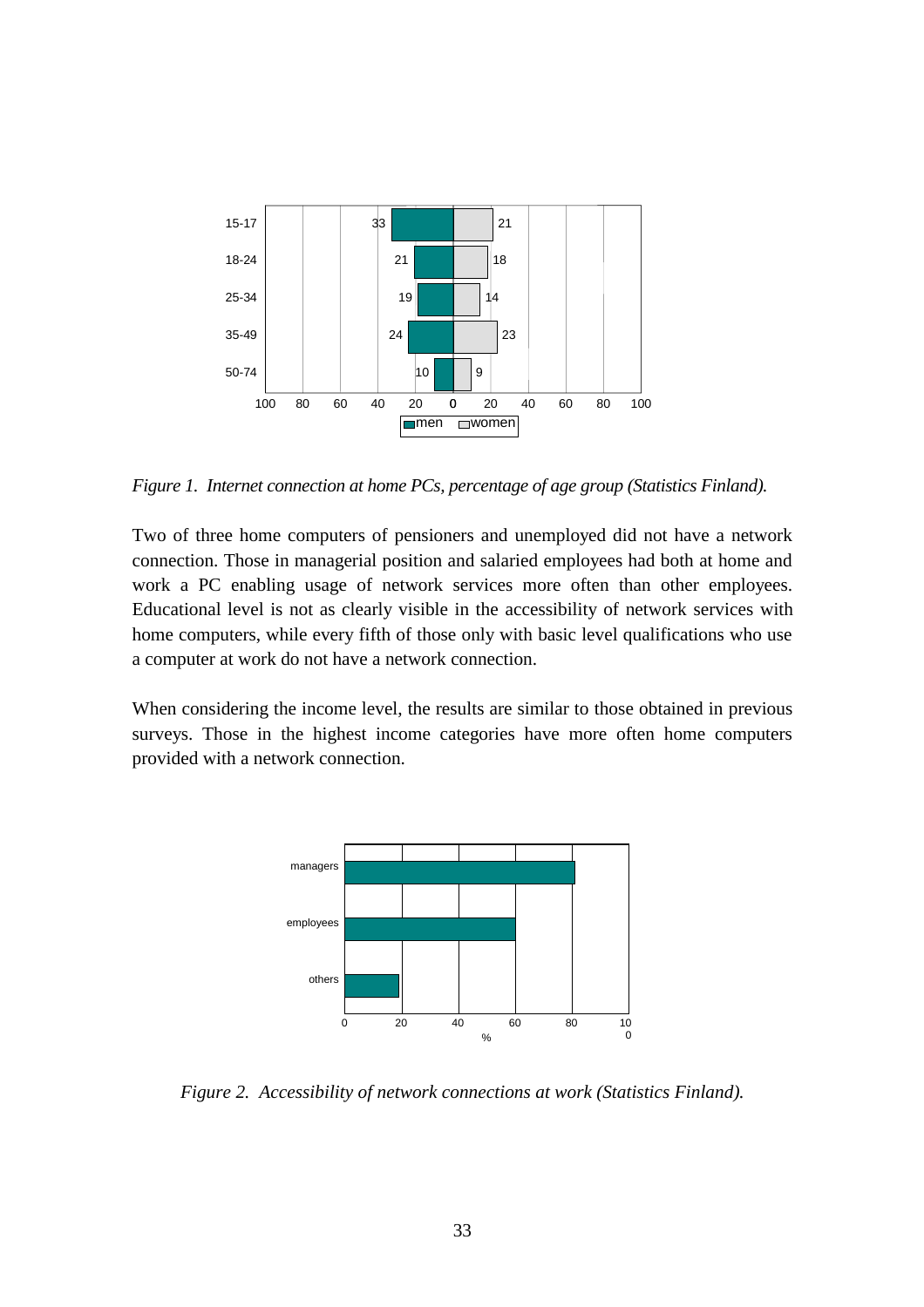*Figure 1. Internet connection at home PCs, percentage of age group (Statistics Finland).*

Two of three home computers of pensioners and unemployed did not have a network connection. Those in managerial position and salaried employees had both at home and work a PC enabling usage of network services more often than other employees. Educational level is not as clearly visible in the accessibility of network services with home computers, while every fifth of those only with basic level qualifications who use a computer at work do not have a network connection.

When considering the income level, the results are similar to those obtained in previous surveys. Those in the highest income categories have more often home computers provided with a network connection.

*Figure 2. Accessibility of network connections at work (Statistics Finland).*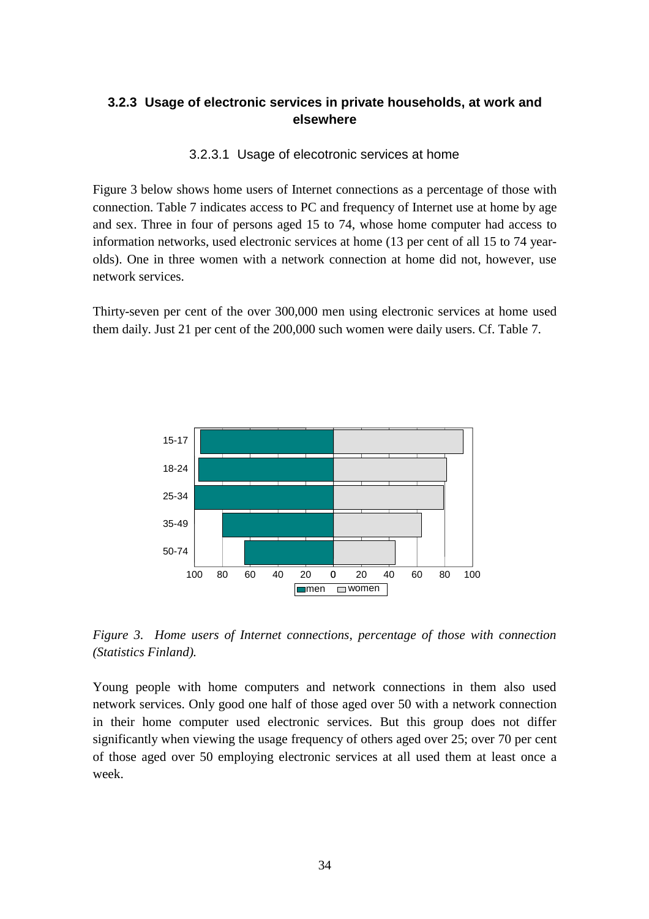### 3.2.3 Usage of electronic services in private households, at work and elsewhere

#### 3.2.3.1 Usage of elecotronic services at home

Figure 3 below shows home users of Internet connections as a percentage of those with connection. Table 7 indicates access to PC and frequency of Internet use at home by age and sex. Three in four of persons aged 15 to 74, whose home computer had access to information networks, used electronic services at home (13 per cent of all 15 to 74 year-olds). One in three women with a network connection at home did not, however, use network services.

Thirty-seven per cent of the over 300,000 men using electronic services at home used them daily. Just 21 per cent of the 200,000 such women were daily users. Cf. Table 7.

*Figure 3. Home users of Internet connections, percentage of those with connection (Statistics Finland).*

Young people with home computers and network connections in them also used network services. Only good one half of those aged over 50 with a network connection in their home computer used electronic services. But this group does not differ significantly when viewing the usage frequency of others aged over 25; over 70 per cent of those aged over 50 employing electronic services at all used them at least once a week.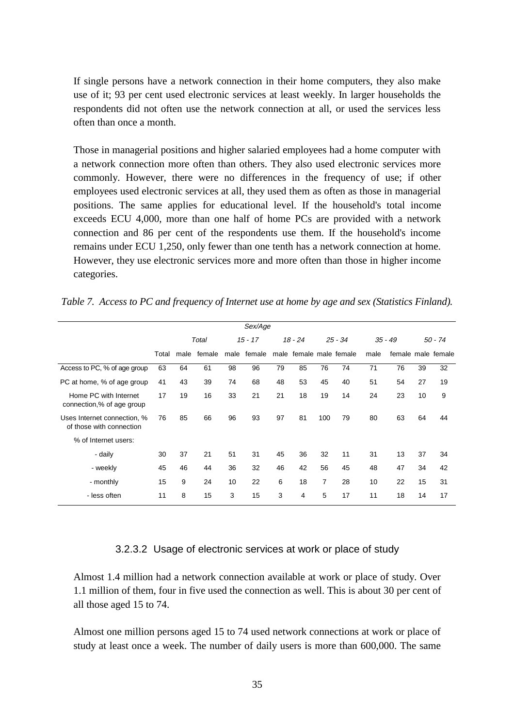If single persons have a network connection in their home computers, they also make use of it; 93 per cent used electronic services at least weekly. In larger households the respondents did not often use the network connection at all, or used the services less often than once a month.

Those in managerial positions and higher salaried employees had a home computer with a network connection more often than others. They also used electronic services more commonly. However, there were no differences in the frequency of use; if other employees used electronic services at all, they used them as often as those in managerial positions. The same applies for educational level. If the household's total income exceeds ECU 4,000, more than one half of home PCs are provided with a network connection and 86 per cent of the respondents use them. If the household's income remains under ECU 1,250, only fewer than one tenth has a network connection at home. However, they use electronic services more and more often than those in higher income categories.

*Table 7. Access to PC and frequency of Internet use at home by age and sex (Statistics Finland).*

| | Sex/Age | | | | | | | | | | | | |
|---|---|---|---|---|---|---|---|---|---|---|---|---|---|
| | | Total | | 15 - 17 | | 18 - 24 | | 25 - 34 | | 35 - 49 | | 50 - 74 | |
| | Total | male | female | male | female | male | female | male | female | male | female | male | female |
| Access to PC, % of age group | 63 | 64 | 61 | 98 | 96 | 79 | 85 | 76 | 74 | 71 | 76 | 39 | 32 |
| PC at home, % of age group | 41 | 43 | 39 | 74 | 68 | 48 | 53 | 45 | 40 | 51 | 54 | 27 | 19 |
| Home PC with Internet connection,% of age group | 17 | 19 | 16 | 33 | 21 | 21 | 18 | 19 | 14 | 24 | 23 | 10 | 9 |
| Uses Internet connection, % of those with connection | 76 | 85 | 66 | 96 | 93 | 97 | 81 | 100 | 79 | 80 | 63 | 64 | 44 |
| % of Internet users: | | | | | | | | | | | | | |
| - daily | 30 | 37 | 21 | 51 | 31 | 45 | 36 | 32 | 11 | 31 | 13 | 37 | 34 |
| - weekly | 45 | 46 | 44 | 36 | 32 | 46 | 42 | 56 | 45 | 48 | 47 | 34 | 42 |
| - monthly | 15 | 9 | 24 | 10 | 22 | 6 | 18 | 7 | 28 | 10 | 22 | 15 | 31 |
| - less often | 11 | 8 | 15 | 3 | 15 | 3 | 4 | 5 | 17 | 11 | 18 | 14 | 17 |

#### 3.2.3.2 Usage of electronic services at work or place of study

Almost 1.4 million had a network connection available at work or place of study. Over 1.1 million of them, four in five used the connection as well. This is about 30 per cent of all those aged 15 to 74.

Almost one million persons aged 15 to 74 used network connections at work or place of study at least once a week. The number of daily users is more than 600,000. The same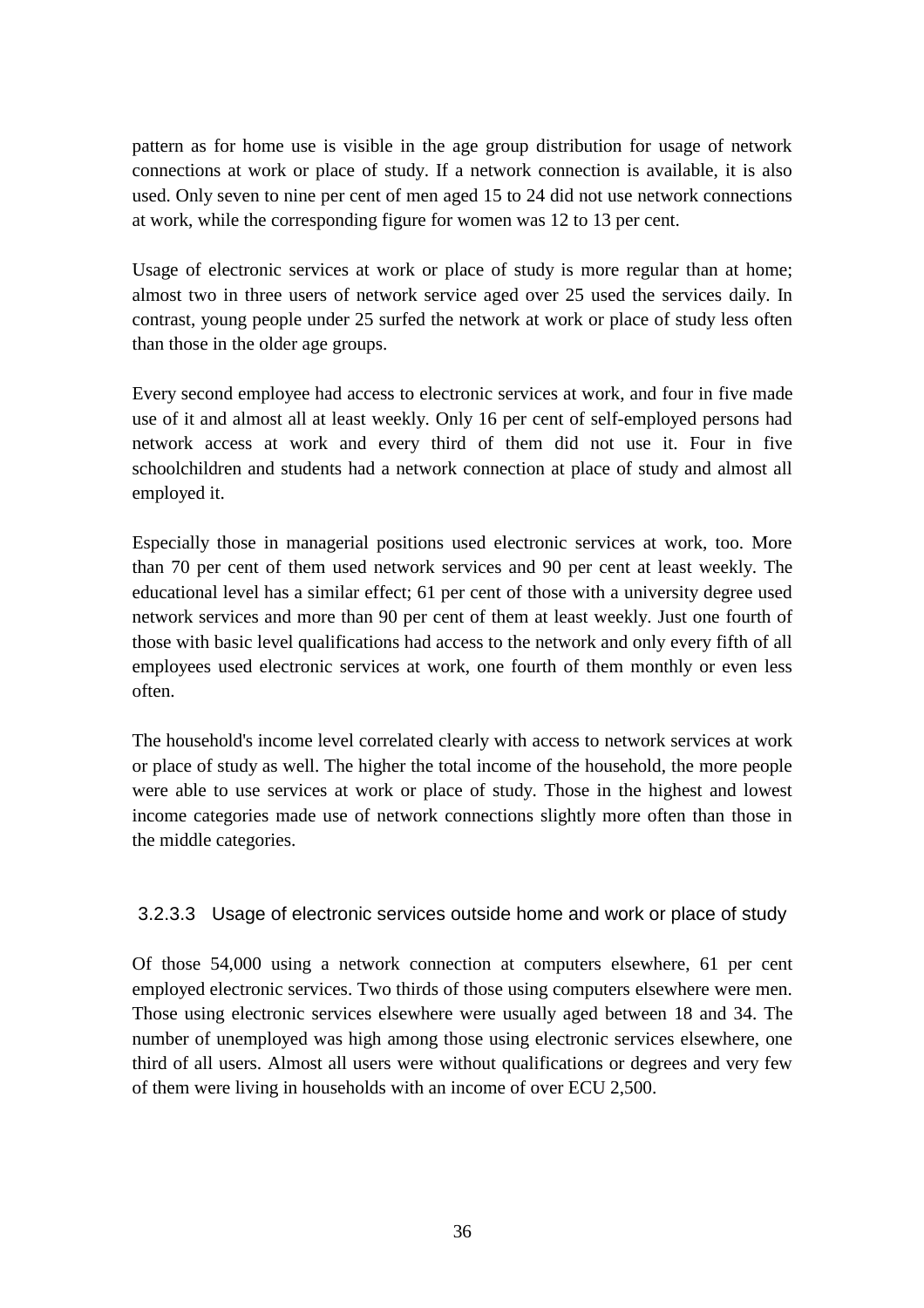pattern as for home use is visible in the age group distribution for usage of network connections at work or place of study. If a network connection is available, it is also used. Only seven to nine per cent of men aged 15 to 24 did not use network connections at work, while the corresponding figure for women was 12 to 13 per cent.

Usage of electronic services at work or place of study is more regular than at home; almost two in three users of network service aged over 25 used the services daily. In contrast, young people under 25 surfed the network at work or place of study less often than those in the older age groups.

Every second employee had access to electronic services at work, and four in five made use of it and almost all at least weekly. Only 16 per cent of self-employed persons had network access at work and every third of them did not use it. Four in five schoolchildren and students had a network connection at place of study and almost all employed it.

Especially those in managerial positions used electronic services at work, too. More than 70 per cent of them used network services and 90 per cent at least weekly. The educational level has a similar effect; 61 per cent of those with a university degree used network services and more than 90 per cent of them at least weekly. Just one fourth of those with basic level qualifications had access to the network and only every fifth of all employees used electronic services at work, one fourth of them monthly or even less often.

The household's income level correlated clearly with access to network services at work or place of study as well. The higher the total income of the household, the more people were able to use services at work or place of study. Those in the highest and lowest income categories made use of network connections slightly more often than those in the middle categories.

#### 3.2.3.3 Usage of electronic services outside home and work or place of study

Of those 54,000 using a network connection at computers elsewhere, 61 per cent employed electronic services. Two thirds of those using computers elsewhere were men. Those using electronic services elsewhere were usually aged between 18 and 34. The number of unemployed was high among those using electronic services elsewhere, one third of all users. Almost all users were without qualifications or degrees and very few of them were living in households with an income of over ECU 2,500.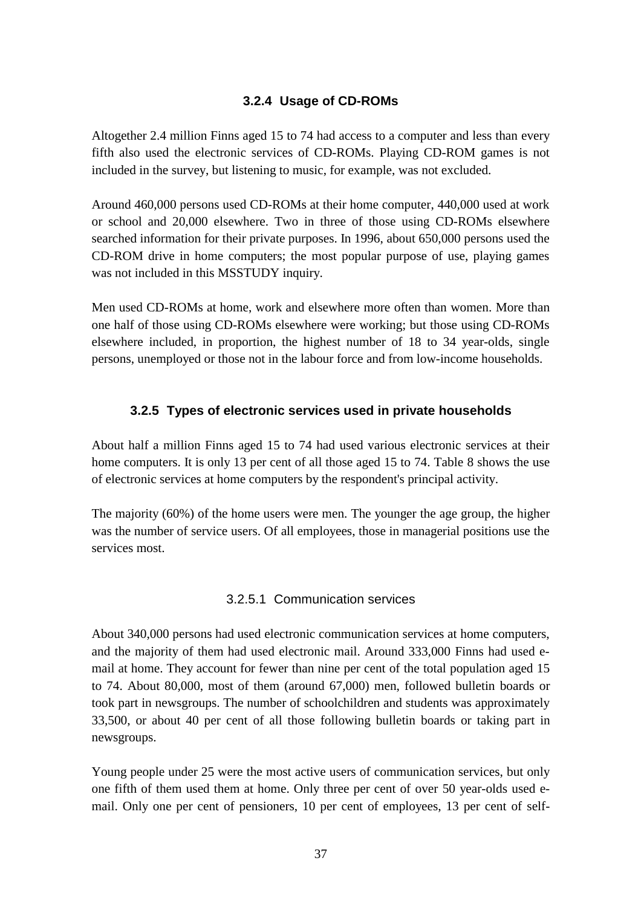### 3.2.4 Usage of CD-ROMs

Altogether 2.4 million Finns aged 15 to 74 had access to a computer and less than every fifth also used the electronic services of CD-ROMs. Playing CD-ROM games is not included in the survey, but listening to music, for example, was not excluded.

Around 460,000 persons used CD-ROMs at their home computer, 440,000 used at work or school and 20,000 elsewhere. Two in three of those using CD-ROMs elsewhere searched information for their private purposes. In 1996, about 650,000 persons used the CD-ROM drive in home computers; the most popular purpose of use, playing games was not included in this MSSTUDY inquiry.

Men used CD-ROMs at home, work and elsewhere more often than women. More than one half of those using CD-ROMs elsewhere were working; but those using CD-ROMs elsewhere included, in proportion, the highest number of 18 to 34 year-olds, single persons, unemployed or those not in the labour force and from low-income households.

### 3.2.5 Types of electronic services used in private households

About half a million Finns aged 15 to 74 had used various electronic services at their home computers. It is only 13 per cent of all those aged 15 to 74. Table 8 shows the use of electronic services at home computers by the respondent's principal activity.

The majority (60%) of the home users were men. The younger the age group, the higher was the number of service users. Of all employees, those in managerial positions use the services most.

#### 3.2.5.1 Communication services

About 340,000 persons had used electronic communication services at home computers, and the majority of them had used electronic mail. Around 333,000 Finns had used e-mail at home. They account for fewer than nine per cent of the total population aged 15 to 74. About 80,000, most of them (around 67,000) men, followed bulletin boards or took part in newsgroups. The number of schoolchildren and students was approximately 33,500, or about 40 per cent of all those following bulletin boards or taking part in newsgroups.

Young people under 25 were the most active users of communication services, but only one fifth of them used them at home. Only three per cent of over 50 year-olds used e-mail. Only one per cent of pensioners, 10 per cent of employees, 13 per cent of self-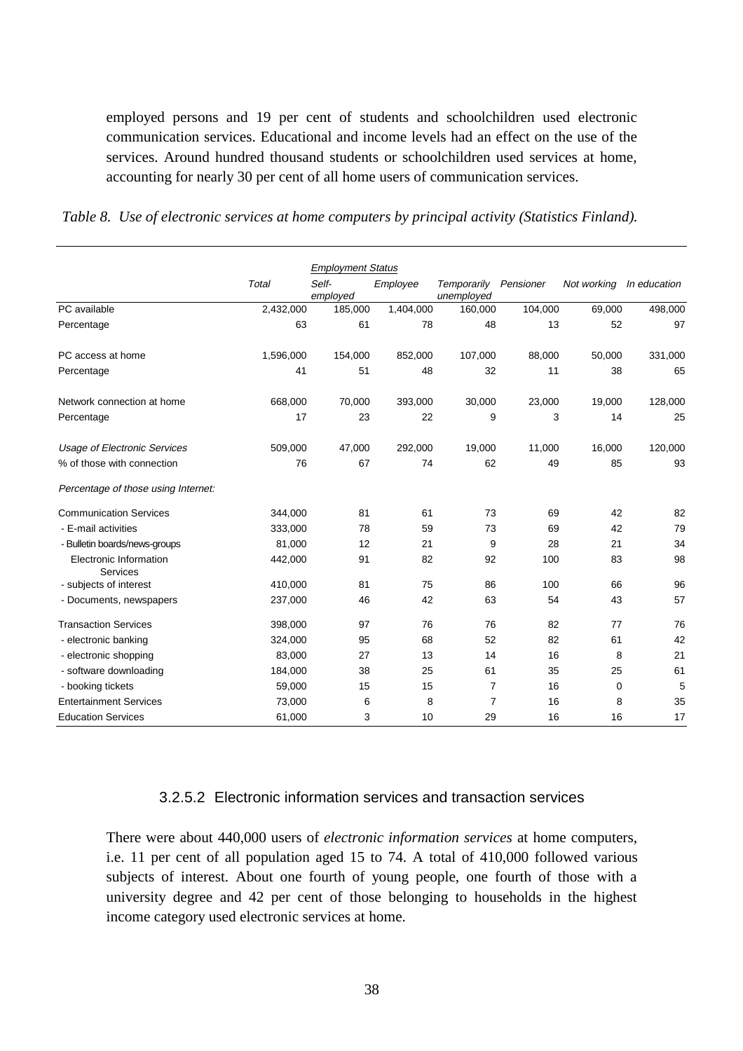employed persons and 19 per cent of students and schoolchildren used electronic communication services. Educational and income levels had an effect on the use of the services. Around hundred thousand students or schoolchildren used services at home, accounting for nearly 30 per cent of all home users of communication services.

*Table 8. Use of electronic services at home computers by principal activity (Statistics Finland).*

| | | *Employment Status* | | | | | |
|---|---|---|---|---|---|---|---|
| | *Total* | *Self-employed* | *Employee* | *Temporarily unemployed* | *Pensioner* | *Not working* | *In education* |
| PC available | 2,432,000 | 185,000 | 1,404,000 | 160,000 | 104,000 | 69,000 | 498,000 |
| Percentage | 63 | 61 | 78 | 48 | 13 | 52 | 97 |
| PC access at home | 1,596,000 | 154,000 | 852,000 | 107,000 | 88,000 | 50,000 | 331,000 |
| Percentage | 41 | 51 | 48 | 32 | 11 | 38 | 65 |
| Network connection at home | 668,000 | 70,000 | 393,000 | 30,000 | 23,000 | 19,000 | 128,000 |
| Percentage | 17 | 23 | 22 | 9 | 3 | 14 | 25 |
| *Usage of Electronic Services* | 509,000 | 47,000 | 292,000 | 19,000 | 11,000 | 16,000 | 120,000 |
| % of those with connection | 76 | 67 | 74 | 62 | 49 | 85 | 93 |
| *Percentage of those using Internet:* | | | | | | | |
| Communication Services | 344,000 | 81 | 61 | 73 | 69 | 42 | 82 |
| - E-mail activities | 333,000 | 78 | 59 | 73 | 69 | 42 | 79 |
| - Bulletin boards/news-groups | 81,000 | 12 | 21 | 9 | 28 | 21 | 34 |
| Electronic Information Services | 442,000 | 91 | 82 | 92 | 100 | 83 | 98 |
| - subjects of interest | 410,000 | 81 | 75 | 86 | 100 | 66 | 96 |
| - Documents, newspapers | 237,000 | 46 | 42 | 63 | 54 | 43 | 57 |
| Transaction Services | 398,000 | 97 | 76 | 76 | 82 | 77 | 76 |
| - electronic banking | 324,000 | 95 | 68 | 52 | 82 | 61 | 42 |
| - electronic shopping | 83,000 | 27 | 13 | 14 | 16 | 8 | 21 |
| - software downloading | 184,000 | 38 | 25 | 61 | 35 | 25 | 61 |
| - booking tickets | 59,000 | 15 | 15 | 7 | 16 | 0 | 5 |
| Entertainment Services | 73,000 | 6 | 8 | 7 | 16 | 8 | 35 |
| Education Services | 61,000 | 3 | 10 | 29 | 16 | 16 | 17 |

#### 3.2.5.2 Electronic information services and transaction services

There were about 440,000 users of *electronic information services* at home computers, i.e. 11 per cent of all population aged 15 to 74. A total of 410,000 followed various subjects of interest. About one fourth of young people, one fourth of those with a university degree and 42 per cent of those belonging to households in the highest income category used electronic services at home.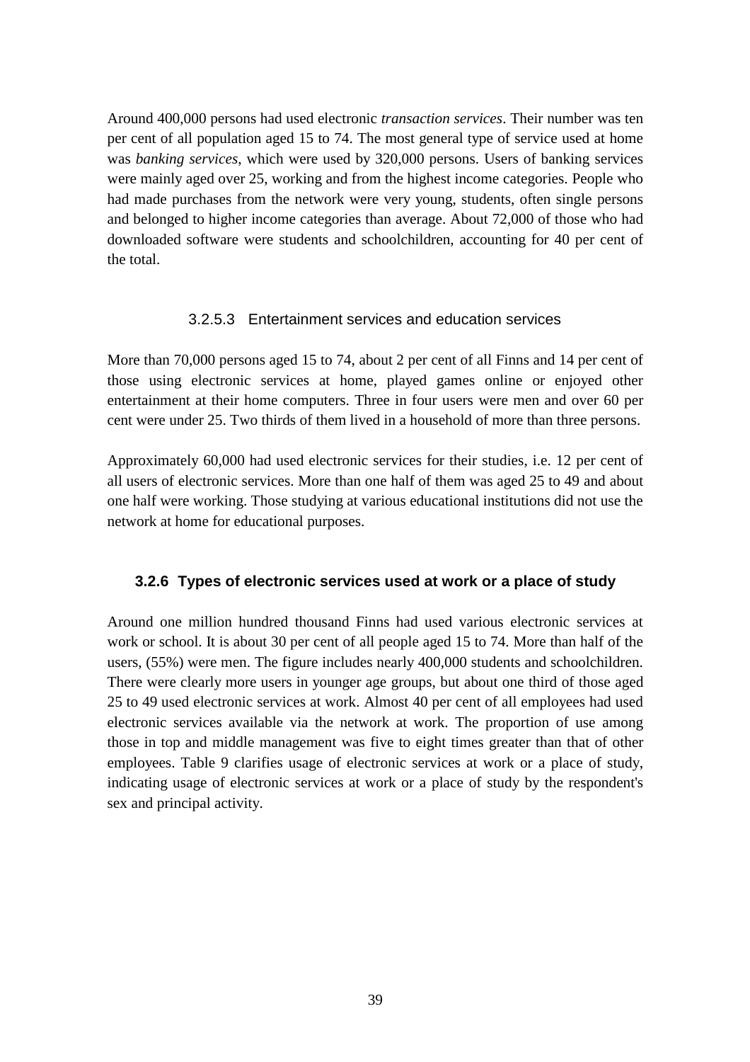Around 400,000 persons had used electronic *transaction services*. Their number was ten per cent of all population aged 15 to 74. The most general type of service used at home was *banking services*, which were used by 320,000 persons. Users of banking services were mainly aged over 25, working and from the highest income categories. People who had made purchases from the network were very young, students, often single persons and belonged to higher income categories than average. About 72,000 of those who had downloaded software were students and schoolchildren, accounting for 40 per cent of the total.

#### 3.2.5.3 Entertainment services and education services

More than 70,000 persons aged 15 to 74, about 2 per cent of all Finns and 14 per cent of those using electronic services at home, played games online or enjoyed other entertainment at their home computers. Three in four users were men and over 60 per cent were under 25. Two thirds of them lived in a household of more than three persons.

Approximately 60,000 had used electronic services for their studies, i.e. 12 per cent of all users of electronic services. More than one half of them was aged 25 to 49 and about one half were working. Those studying at various educational institutions did not use the network at home for educational purposes.

### 3.2.6 Types of electronic services used at work or a place of study

Around one million hundred thousand Finns had used various electronic services at work or school. It is about 30 per cent of all people aged 15 to 74. More than half of the users, (55%) were men. The figure includes nearly 400,000 students and schoolchildren. There were clearly more users in younger age groups, but about one third of those aged 25 to 49 used electronic services at work. Almost 40 per cent of all employees had used electronic services available via the network at work. The proportion of use among those in top and middle management was five to eight times greater than that of other employees. Table 9 clarifies usage of electronic services at work or a place of study, indicating usage of electronic services at work or a place of study by the respondent's sex and principal activity.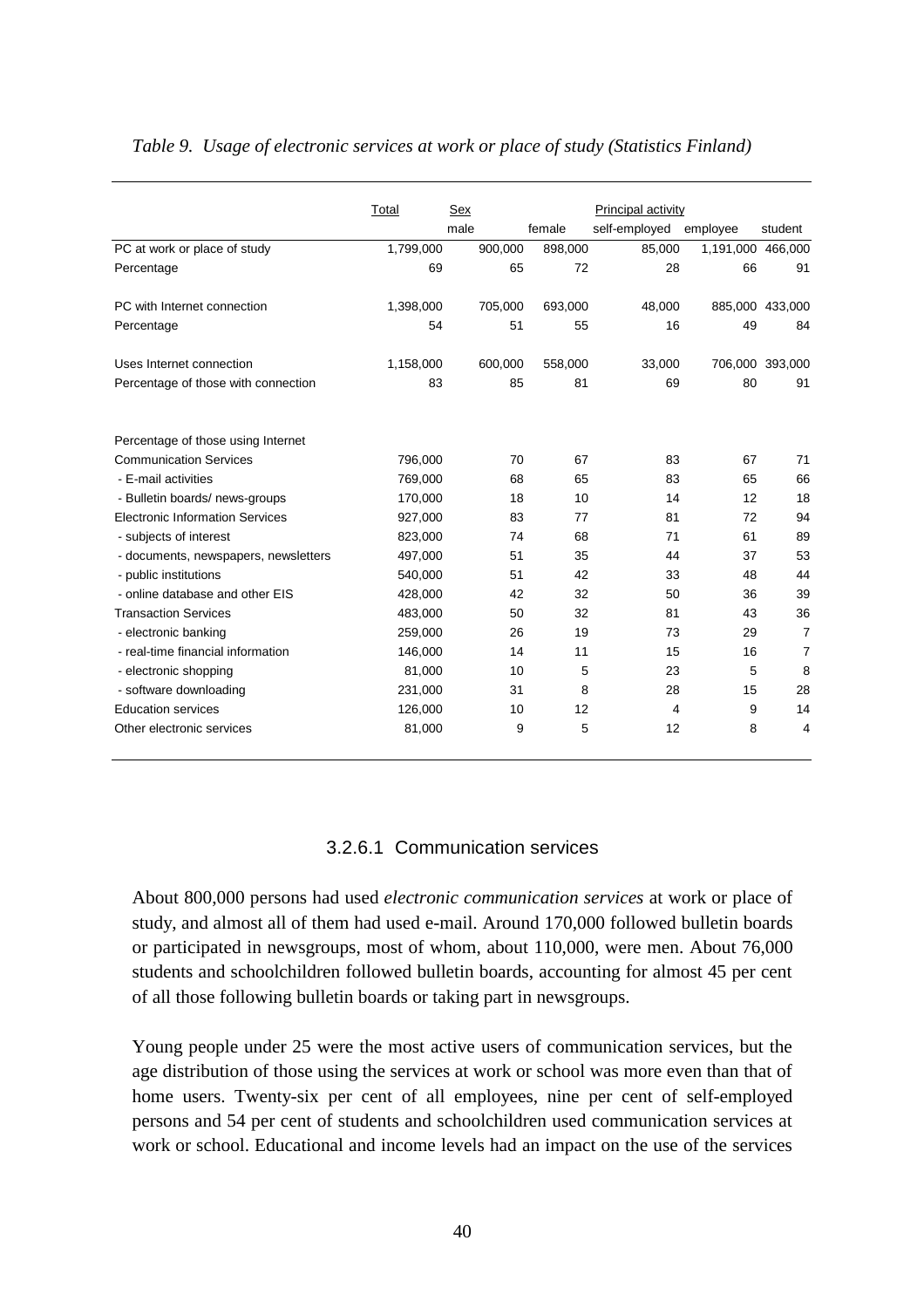*Table 9. Usage of electronic services at work or place of study (Statistics Finland)*

| | Total | Sex | | Principal activity | | |
|---|---|---|---|---|---|---|
| | | male | female | self-employed | employee | student |
| PC at work or place of study | 1,799,000 | 900,000 | 898,000 | 85,000 | 1,191,000 | 466,000 |
| Percentage | 69 | 65 | 72 | 28 | 66 | 91 |
| PC with Internet connection | 1,398,000 | 705,000 | 693,000 | 48,000 | 885,000 | 433,000 |
| Percentage | 54 | 51 | 55 | 16 | 49 | 84 |
| Uses Internet connection | 1,158,000 | 600,000 | 558,000 | 33,000 | 706,000 | 393,000 |
| Percentage of those with connection | 83 | 85 | 81 | 69 | 80 | 91 |
| Percentage of those using Internet | | | | | | |
| Communication Services | 796,000 | 70 | 67 | 83 | 67 | 71 |
| - E-mail activities | 769,000 | 68 | 65 | 83 | 65 | 66 |
| - Bulletin boards/ news-groups | 170,000 | 18 | 10 | 14 | 12 | 18 |
| Electronic Information Services | 927,000 | 83 | 77 | 81 | 72 | 94 |
| - subjects of interest | 823,000 | 74 | 68 | 71 | 61 | 89 |
| - documents, newspapers, newsletters | 497,000 | 51 | 35 | 44 | 37 | 53 |
| - public institutions | 540,000 | 51 | 42 | 33 | 48 | 44 |
| - online database and other EIS | 428,000 | 42 | 32 | 50 | 36 | 39 |
| Transaction Services | 483,000 | 50 | 32 | 81 | 43 | 36 |
| - electronic banking | 259,000 | 26 | 19 | 73 | 29 | 7 |
| - real-time financial information | 146,000 | 14 | 11 | 15 | 16 | 7 |
| - electronic shopping | 81,000 | 10 | 5 | 23 | 5 | 8 |
| - software downloading | 231,000 | 31 | 8 | 28 | 15 | 28 |
| Education services | 126,000 | 10 | 12 | 4 | 9 | 14 |
| Other electronic services | 81,000 | 9 | 5 | 12 | 8 | 4 |

#### 3.2.6.1 Communication services

About 800,000 persons had used *electronic communication services* at work or place of study, and almost all of them had used e-mail. Around 170,000 followed bulletin boards or participated in newsgroups, most of whom, about 110,000, were men. About 76,000 students and schoolchildren followed bulletin boards, accounting for almost 45 per cent of all those following bulletin boards or taking part in newsgroups.

Young people under 25 were the most active users of communication services, but the age distribution of those using the services at work or school was more even than that of home users. Twenty-six per cent of all employees, nine per cent of self-employed persons and 54 per cent of students and schoolchildren used communication services at work or school. Educational and income levels had an impact on the use of the services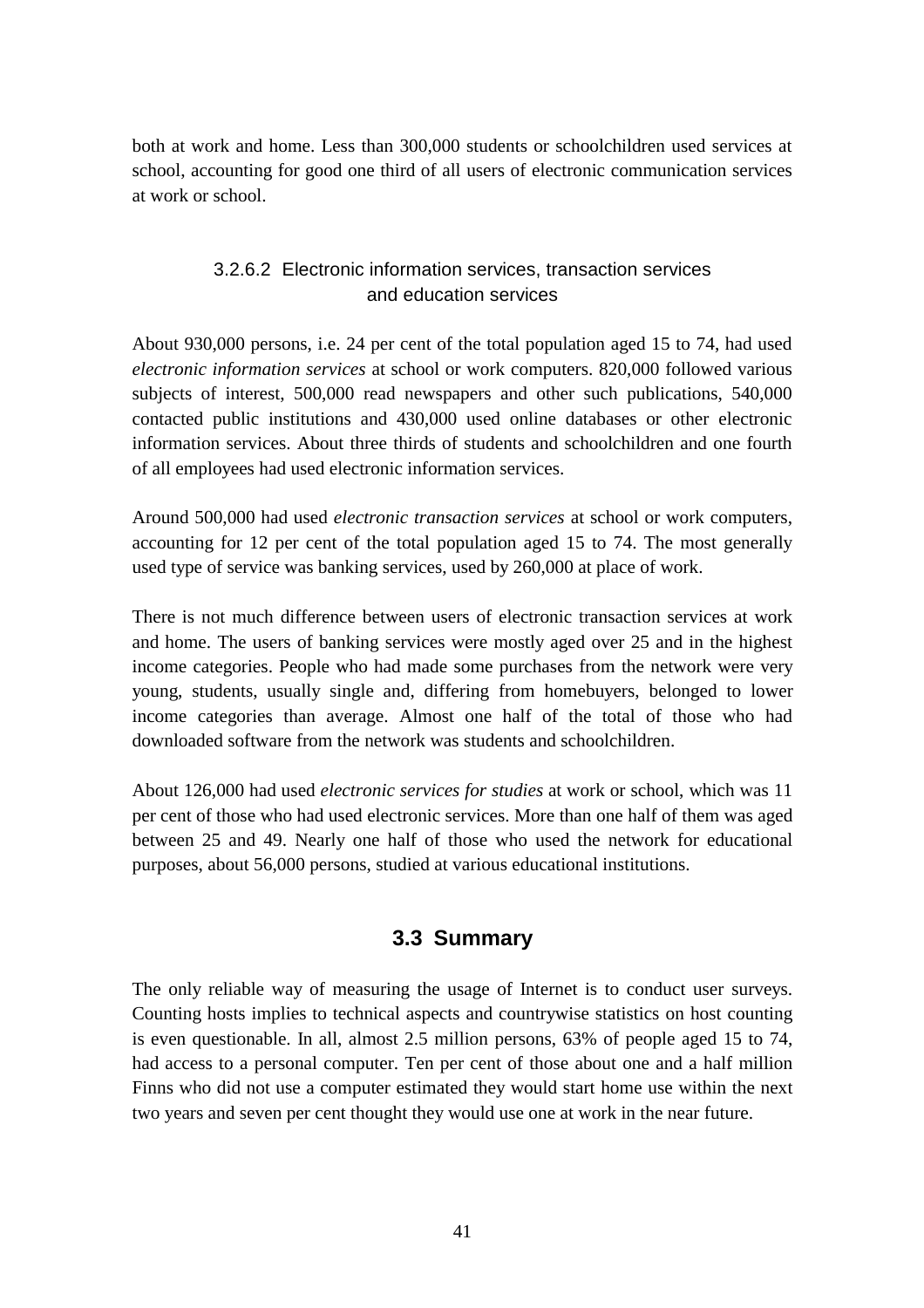both at work and home. Less than 300,000 students or schoolchildren used services at school, accounting for good one third of all users of electronic communication services at work or school.

#### 3.2.6.2 Electronic information services, transaction services and education services

About 930,000 persons, i.e. 24 per cent of the total population aged 15 to 74, had used *electronic information services* at school or work computers. 820,000 followed various subjects of interest, 500,000 read newspapers and other such publications, 540,000 contacted public institutions and 430,000 used online databases or other electronic information services. About three thirds of students and schoolchildren and one fourth of all employees had used electronic information services.

Around 500,000 had used *electronic transaction services* at school or work computers, accounting for 12 per cent of the total population aged 15 to 74. The most generally used type of service was banking services, used by 260,000 at place of work.

There is not much difference between users of electronic transaction services at work and home. The users of banking services were mostly aged over 25 and in the highest income categories. People who had made some purchases from the network were very young, students, usually single and, differing from homebuyers, belonged to lower income categories than average. Almost one half of the total of those who had downloaded software from the network was students and schoolchildren.

About 126,000 had used *electronic services for studies* at work or school, which was 11 per cent of those who had used electronic services. More than one half of them was aged between 25 and 49. Nearly one half of those who used the network for educational purposes, about 56,000 persons, studied at various educational institutions.

## 3.3 Summary

The only reliable way of measuring the usage of Internet is to conduct user surveys. Counting hosts implies to technical aspects and countrywise statistics on host counting is even questionable. In all, almost 2.5 million persons, 63% of people aged 15 to 74, had access to a personal computer. Ten per cent of those about one and a half million Finns who did not use a computer estimated they would start home use within the next two years and seven per cent thought they would use one at work in the near future.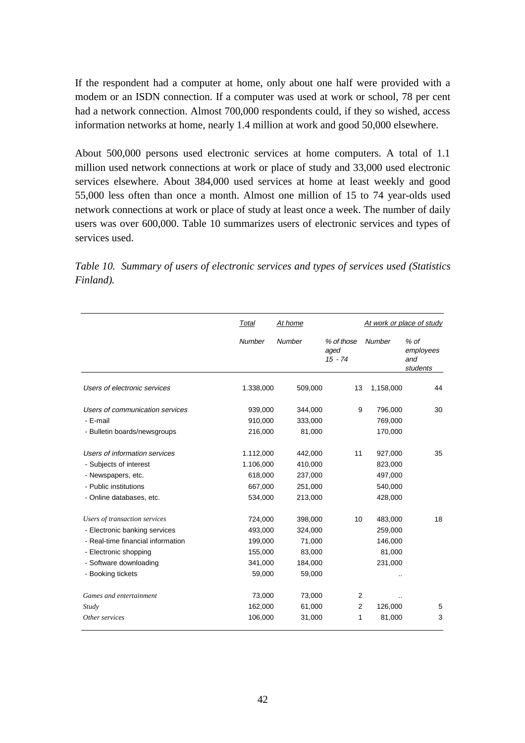If the respondent had a computer at home, only about one half were provided with a modem or an ISDN connection. If a computer was used at work or school, 78 per cent had a network connection. Almost 700,000 respondents could, if they so wished, access information networks at home, nearly 1.4 million at work and good 50,000 elsewhere.

About 500,000 persons used electronic services at home computers. A total of 1.1 million used network connections at work or place of study and 33,000 used electronic services elsewhere. About 384,000 used services at home at least weekly and good 55,000 less often than once a month. Almost one million of 15 to 74 year-olds used network connections at work or place of study at least once a week. The number of daily users was over 600,000. Table 10 summarizes users of electronic services and types of services used.

*Table 10. Summary of users of electronic services and types of services used (Statistics Finland).*

| | Total | At home | | At work or place of study | |
|---|---|---|---|---|---|
| | Number | Number | % of those aged 15 - 74 | Number | % of employees and students |
| *Users of electronic services* | 1.338,000 | 509,000 | 13 | 1,158,000 | 44 |
| *Users of communication services* | 939,000 | 344,000 | 9 | 796,000 | 30 |
| - E-mail | 910,000 | 333,000 | | 769,000 | |
| - Bulletin boards/newsgroups | 216,000 | 81,000 | | 170,000 | |
| *Users of information services* | 1.112,000 | 442,000 | 11 | 927,000 | 35 |
| - Subjects of interest | 1.106,000 | 410,000 | | 823,000 | |
| - Newspapers, etc. | 618,000 | 237,000 | | 497,000 | |
| - Public institutions | 667,000 | 251,000 | | 540,000 | |
| - Online databases, etc. | 534,000 | 213,000 | | 428,000 | |
| *Users of transaction services* | 724,000 | 398,000 | 10 | 483,000 | 18 |
| - Electronic banking services | 493,000 | 324,000 | | 259,000 | |
| - Real-time financial information | 199,000 | 71,000 | | 146,000 | |
| - Electronic shopping | 155,000 | 83,000 | | 81,000 | |
| - Software downloading | 341,000 | 184,000 | | 231,000 | |
| - Booking tickets | 59,000 | 59,000 | | .. | |
| *Games and entertainment* | 73,000 | 73,000 | 2 | .. | |
| *Study* | 162,000 | 61,000 | 2 | 126,000 | 5 |
| *Other services* | 106,000 | 31,000 | 1 | 81,000 | 3 |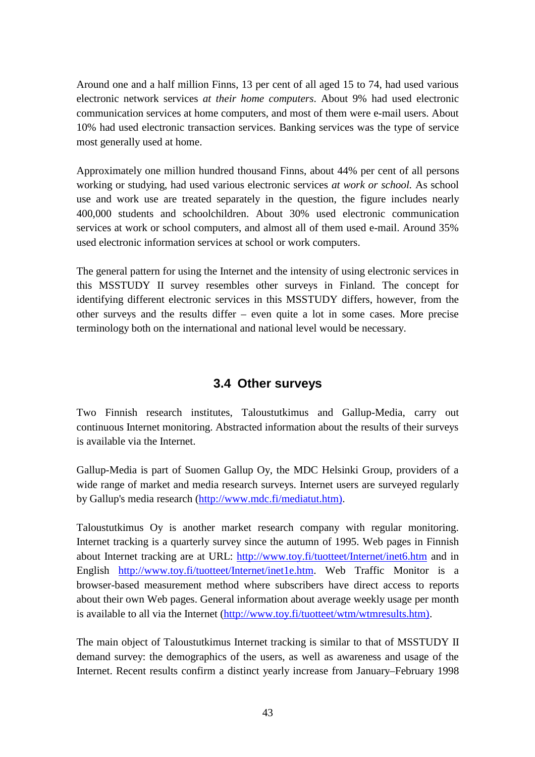Around one and a half million Finns, 13 per cent of all aged 15 to 74, had used various electronic network services *at their home computers*. About 9% had used electronic communication services at home computers, and most of them were e-mail users. About 10% had used electronic transaction services. Banking services was the type of service most generally used at home.

Approximately one million hundred thousand Finns, about 44% per cent of all persons working or studying, had used various electronic services *at work or school.* As school use and work use are treated separately in the question, the figure includes nearly 400,000 students and schoolchildren. About 30% used electronic communication services at work or school computers, and almost all of them used e-mail. Around 35% used electronic information services at school or work computers.

The general pattern for using the Internet and the intensity of using electronic services in this MSSTUDY II survey resembles other surveys in Finland. The concept for identifying different electronic services in this MSSTUDY differs, however, from the other surveys and the results differ – even quite a lot in some cases. More precise terminology both on the international and national level would be necessary.

## 3.4 Other surveys

Two Finnish research institutes, Taloustutkimus and Gallup-Media, carry out continuous Internet monitoring. Abstracted information about the results of their surveys is available via the Internet.

Gallup-Media is part of Suomen Gallup Oy, the MDC Helsinki Group, providers of a wide range of market and media research surveys. Internet users are surveyed regularly by Gallup's media research (http://www.mdc.fi/mediatut.htm).

Taloustutkimus Oy is another market research company with regular monitoring. Internet tracking is a quarterly survey since the autumn of 1995. Web pages in Finnish about Internet tracking are at URL: http://www.toy.fi/tuotteet/Internet/inet6.htm and in English http://www.toy.fi/tuotteet/Internet/inet1e.htm. Web Traffic Monitor is a browser-based measurement method where subscribers have direct access to reports about their own Web pages. General information about average weekly usage per month is available to all via the Internet (http://www.toy.fi/tuotteet/wtm/wtmresults.htm).

The main object of Taloustutkimus Internet tracking is similar to that of MSSTUDY II demand survey: the demographics of the users, as well as awareness and usage of the Internet. Recent results confirm a distinct yearly increase from January–February 1998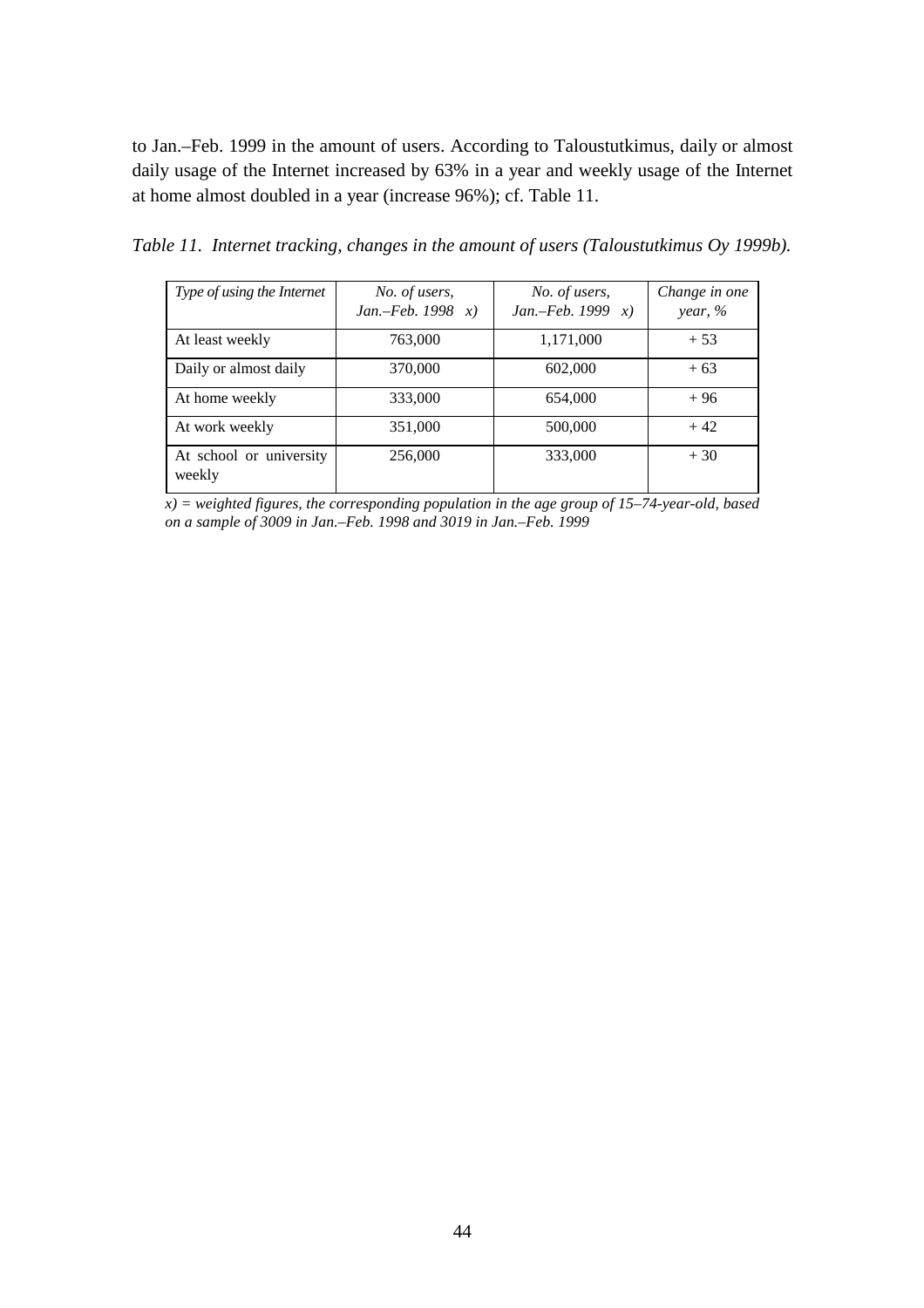to Jan.–Feb. 1999 in the amount of users. According to Taloustutkimus, daily or almost daily usage of the Internet increased by 63% in a year and weekly usage of the Internet at home almost doubled in a year (increase 96%); cf. Table 11.

*Table 11. Internet tracking, changes in the amount of users (Taloustutkimus Oy 1999b).*

| *Type of using the Internet* | *No. of users, Jan.–Feb. 1998 x)* | *No. of users, Jan.–Feb. 1999 x)* | *Change in one year, %* |
|---|---|---|---|
| At least weekly | 763,000 | 1,171,000 | + 53 |
| Daily or almost daily | 370,000 | 602,000 | + 63 |
| At home weekly | 333,000 | 654,000 | + 96 |
| At work weekly | 351,000 | 500,000 | + 42 |
| At school or university weekly | 256,000 | 333,000 | + 30 |

*x) = weighted figures, the corresponding population in the age group of 15–74-year-old, based on a sample of 3009 in Jan.–Feb. 1998 and 3019 in Jan.–Feb. 1999*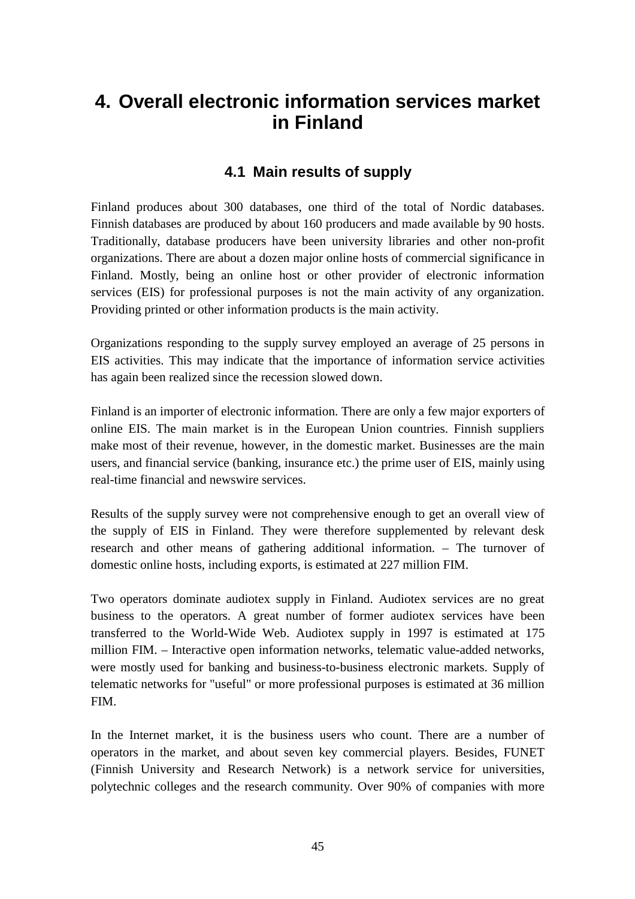# 4. Overall electronic information services market in Finland

## 4.1 Main results of supply

Finland produces about 300 databases, one third of the total of Nordic databases. Finnish databases are produced by about 160 producers and made available by 90 hosts. Traditionally, database producers have been university libraries and other non-profit organizations. There are about a dozen major online hosts of commercial significance in Finland. Mostly, being an online host or other provider of electronic information services (EIS) for professional purposes is not the main activity of any organization. Providing printed or other information products is the main activity.

Organizations responding to the supply survey employed an average of 25 persons in EIS activities. This may indicate that the importance of information service activities has again been realized since the recession slowed down.

Finland is an importer of electronic information. There are only a few major exporters of online EIS. The main market is in the European Union countries. Finnish suppliers make most of their revenue, however, in the domestic market. Businesses are the main users, and financial service (banking, insurance etc.) the prime user of EIS, mainly using real-time financial and newswire services.

Results of the supply survey were not comprehensive enough to get an overall view of the supply of EIS in Finland. They were therefore supplemented by relevant desk research and other means of gathering additional information. – The turnover of domestic online hosts, including exports, is estimated at 227 million FIM.

Two operators dominate audiotex supply in Finland. Audiotex services are no great business to the operators. A great number of former audiotex services have been transferred to the World-Wide Web. Audiotex supply in 1997 is estimated at 175 million FIM. – Interactive open information networks, telematic value-added networks, were mostly used for banking and business-to-business electronic markets. Supply of telematic networks for "useful" or more professional purposes is estimated at 36 million FIM.

In the Internet market, it is the business users who count. There are a number of operators in the market, and about seven key commercial players. Besides, FUNET (Finnish University and Research Network) is a network service for universities, polytechnic colleges and the research community. Over 90% of companies with more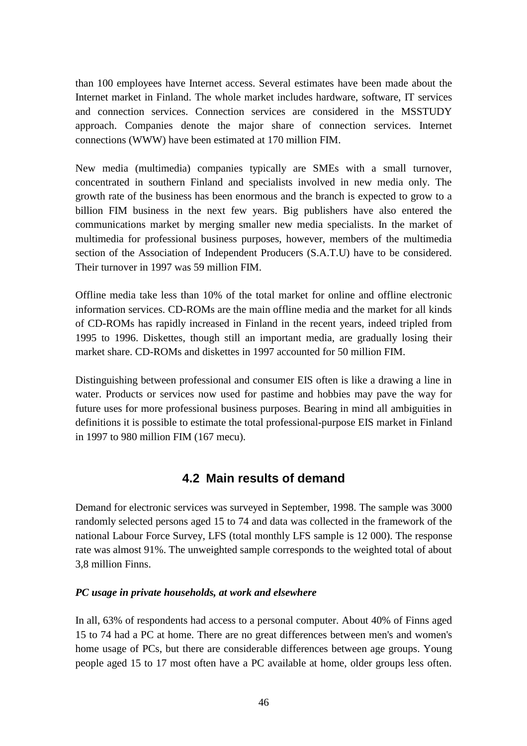than 100 employees have Internet access. Several estimates have been made about the Internet market in Finland. The whole market includes hardware, software, IT services and connection services. Connection services are considered in the MSSTUDY approach. Companies denote the major share of connection services. Internet connections (WWW) have been estimated at 170 million FIM.

New media (multimedia) companies typically are SMEs with a small turnover, concentrated in southern Finland and specialists involved in new media only. The growth rate of the business has been enormous and the branch is expected to grow to a billion FIM business in the next few years. Big publishers have also entered the communications market by merging smaller new media specialists. In the market of multimedia for professional business purposes, however, members of the multimedia section of the Association of Independent Producers (S.A.T.U) have to be considered. Their turnover in 1997 was 59 million FIM.

Offline media take less than 10% of the total market for online and offline electronic information services. CD-ROMs are the main offline media and the market for all kinds of CD-ROMs has rapidly increased in Finland in the recent years, indeed tripled from 1995 to 1996. Diskettes, though still an important media, are gradually losing their market share. CD-ROMs and diskettes in 1997 accounted for 50 million FIM.

Distinguishing between professional and consumer EIS often is like a drawing a line in water. Products or services now used for pastime and hobbies may pave the way for future uses for more professional business purposes. Bearing in mind all ambiguities in definitions it is possible to estimate the total professional-purpose EIS market in Finland in 1997 to 980 million FIM (167 mecu).

## 4.2 Main results of demand

Demand for electronic services was surveyed in September, 1998. The sample was 3000 randomly selected persons aged 15 to 74 and data was collected in the framework of the national Labour Force Survey, LFS (total monthly LFS sample is 12 000). The response rate was almost 91%. The unweighted sample corresponds to the weighted total of about 3,8 million Finns.

***PC usage in private households, at work and elsewhere***

In all, 63% of respondents had access to a personal computer. About 40% of Finns aged 15 to 74 had a PC at home. There are no great differences between men's and women's home usage of PCs, but there are considerable differences between age groups. Young people aged 15 to 17 most often have a PC available at home, older groups less often.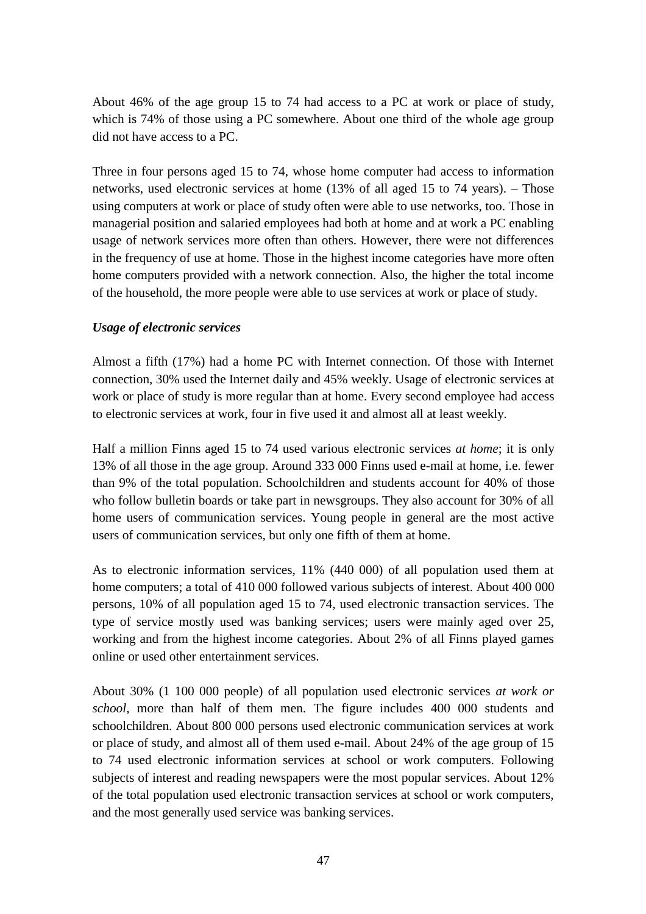About 46% of the age group 15 to 74 had access to a PC at work or place of study, which is 74% of those using a PC somewhere. About one third of the whole age group did not have access to a PC.

Three in four persons aged 15 to 74, whose home computer had access to information networks, used electronic services at home (13% of all aged 15 to 74 years). – Those using computers at work or place of study often were able to use networks, too. Those in managerial position and salaried employees had both at home and at work a PC enabling usage of network services more often than others. However, there were not differences in the frequency of use at home. Those in the highest income categories have more often home computers provided with a network connection. Also, the higher the total income of the household, the more people were able to use services at work or place of study.

***Usage of electronic services***

Almost a fifth (17%) had a home PC with Internet connection. Of those with Internet connection, 30% used the Internet daily and 45% weekly. Usage of electronic services at work or place of study is more regular than at home. Every second employee had access to electronic services at work, four in five used it and almost all at least weekly.

Half a million Finns aged 15 to 74 used various electronic services *at home*; it is only 13% of all those in the age group. Around 333 000 Finns used e-mail at home, i.e. fewer than 9% of the total population. Schoolchildren and students account for 40% of those who follow bulletin boards or take part in newsgroups. They also account for 30% of all home users of communication services. Young people in general are the most active users of communication services, but only one fifth of them at home.

As to electronic information services, 11% (440 000) of all population used them at home computers; a total of 410 000 followed various subjects of interest. About 400 000 persons, 10% of all population aged 15 to 74, used electronic transaction services. The type of service mostly used was banking services; users were mainly aged over 25, working and from the highest income categories. About 2% of all Finns played games online or used other entertainment services.

About 30% (1 100 000 people) of all population used electronic services *at work or school*, more than half of them men. The figure includes 400 000 students and schoolchildren. About 800 000 persons used electronic communication services at work or place of study, and almost all of them used e-mail. About 24% of the age group of 15 to 74 used electronic information services at school or work computers. Following subjects of interest and reading newspapers were the most popular services. About 12% of the total population used electronic transaction services at school or work computers, and the most generally used service was banking services.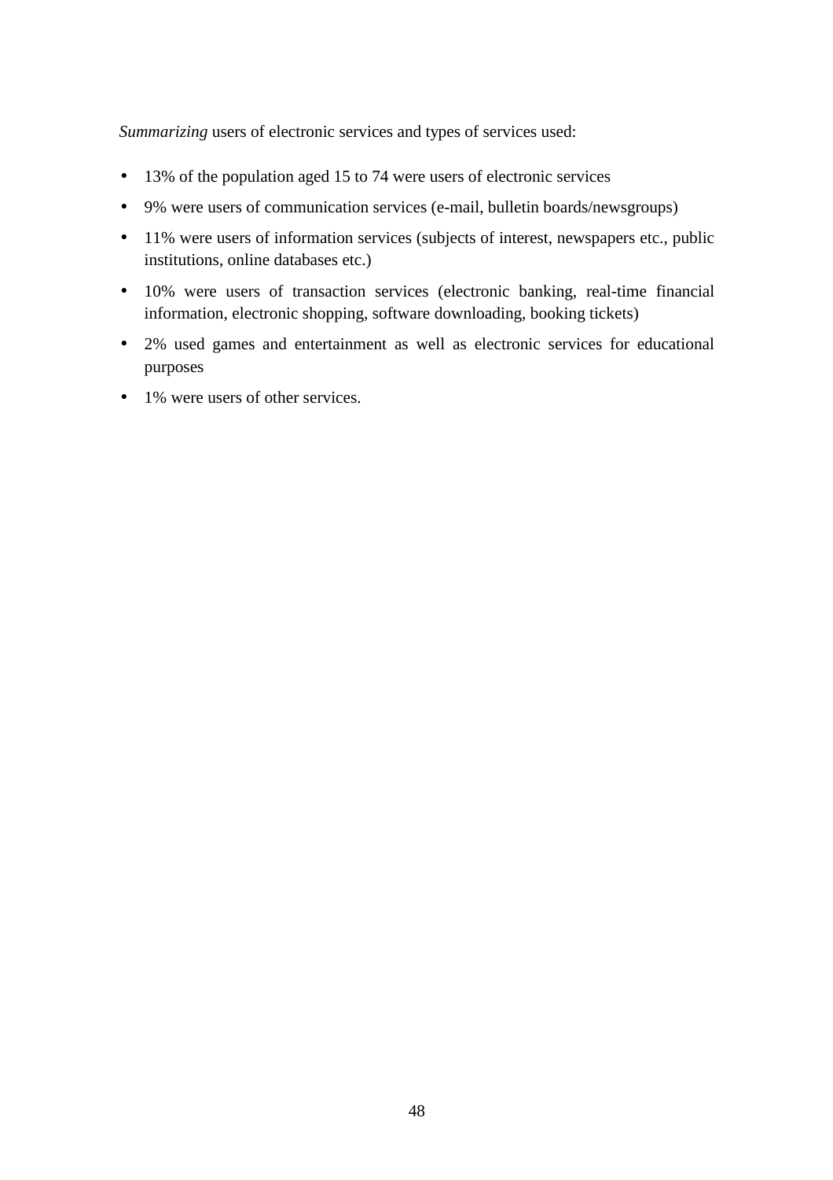*Summarizing* users of electronic services and types of services used:

- 13% of the population aged 15 to 74 were users of electronic services
- 9% were users of communication services (e-mail, bulletin boards/newsgroups)
- 11% were users of information services (subjects of interest, newspapers etc., public institutions, online databases etc.)
- 10% were users of transaction services (electronic banking, real-time financial information, electronic shopping, software downloading, booking tickets)
- 2% used games and entertainment as well as electronic services for educational purposes
- 1% were users of other services.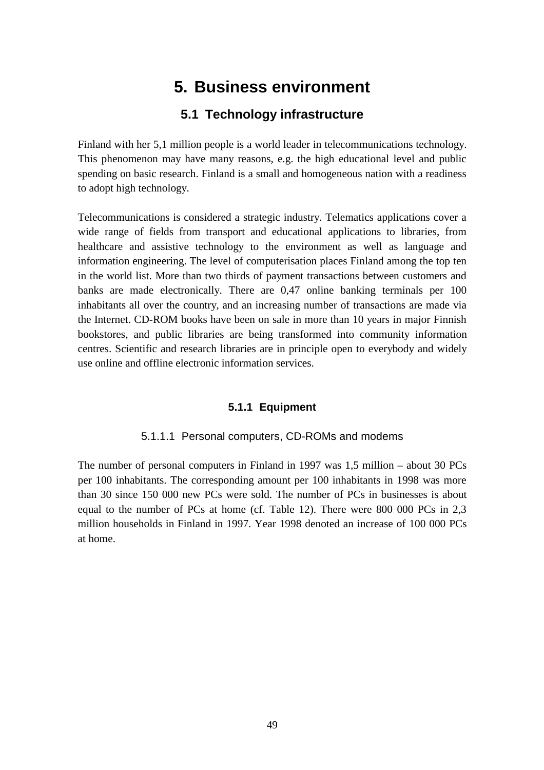# 5. Business environment

## 5.1 Technology infrastructure

Finland with her 5,1 million people is a world leader in telecommunications technology. This phenomenon may have many reasons, e.g. the high educational level and public spending on basic research. Finland is a small and homogeneous nation with a readiness to adopt high technology.

Telecommunications is considered a strategic industry. Telematics applications cover a wide range of fields from transport and educational applications to libraries, from healthcare and assistive technology to the environment as well as language and information engineering. The level of computerisation places Finland among the top ten in the world list. More than two thirds of payment transactions between customers and banks are made electronically. There are 0,47 online banking terminals per 100 inhabitants all over the country, and an increasing number of transactions are made via the Internet. CD-ROM books have been on sale in more than 10 years in major Finnish bookstores, and public libraries are being transformed into community information centres. Scientific and research libraries are in principle open to everybody and widely use online and offline electronic information services.

### 5.1.1 Equipment

#### 5.1.1.1 Personal computers, CD-ROMs and modems

The number of personal computers in Finland in 1997 was 1,5 million – about 30 PCs per 100 inhabitants. The corresponding amount per 100 inhabitants in 1998 was more than 30 since 150 000 new PCs were sold. The number of PCs in businesses is about equal to the number of PCs at home (cf. Table 12). There were 800 000 PCs in 2,3 million households in Finland in 1997. Year 1998 denoted an increase of 100 000 PCs at home.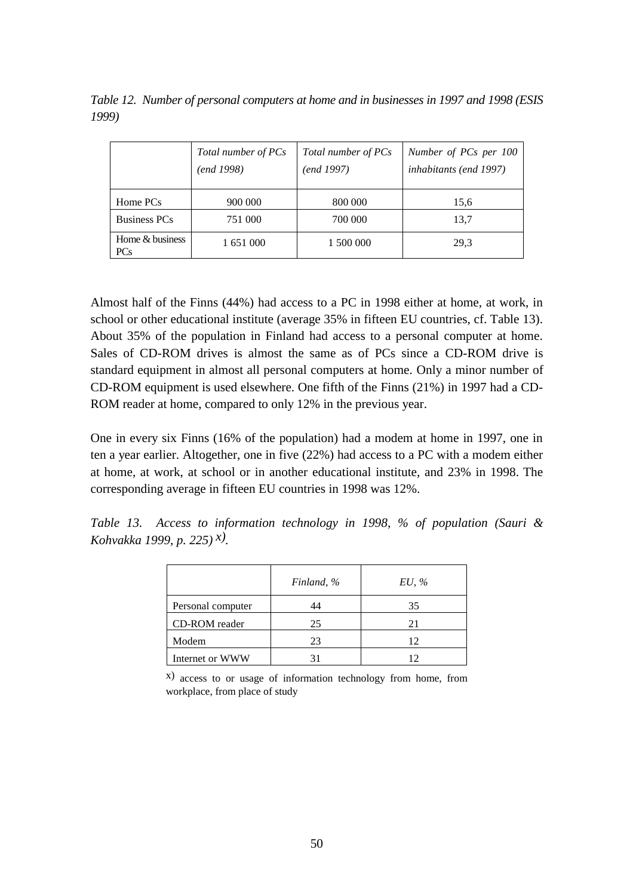*Table 12. Number of personal computers at home and in businesses in 1997 and 1998 (ESIS 1999)*

| | *Total number of PCs (end 1998)* | *Total number of PCs (end 1997)* | *Number of PCs per 100 inhabitants (end 1997)* |
|---|---|---|---|
| Home PCs | 900 000 | 800 000 | 15,6 |
| Business PCs | 751 000 | 700 000 | 13,7 |
| Home & business PCs | 1 651 000 | 1 500 000 | 29,3 |

Almost half of the Finns (44%) had access to a PC in 1998 either at home, at work, in school or other educational institute (average 35% in fifteen EU countries, cf. Table 13). About 35% of the population in Finland had access to a personal computer at home. Sales of CD-ROM drives is almost the same as of PCs since a CD-ROM drive is standard equipment in almost all personal computers at home. Only a minor number of CD-ROM equipment is used elsewhere. One fifth of the Finns (21%) in 1997 had a CD-ROM reader at home, compared to only 12% in the previous year.

One in every six Finns (16% of the population) had a modem at home in 1997, one in ten a year earlier. Altogether, one in five (22%) had access to a PC with a modem either at home, at work, at school or in another educational institute, and 23% in 1998. The corresponding average in fifteen EU countries in 1998 was 12%.

*Table 13. Access to information technology in 1998, % of population (Sauri & Kohvakka 1999, p. 225) x).*

| | *Finland, %* | *EU, %* |
|---|---|---|
| Personal computer | 44 | 35 |
| CD-ROM reader | 25 | 21 |
| Modem | 23 | 12 |
| Internet or WWW | 31 | 12 |

x) access to or usage of information technology from home, from workplace, from place of study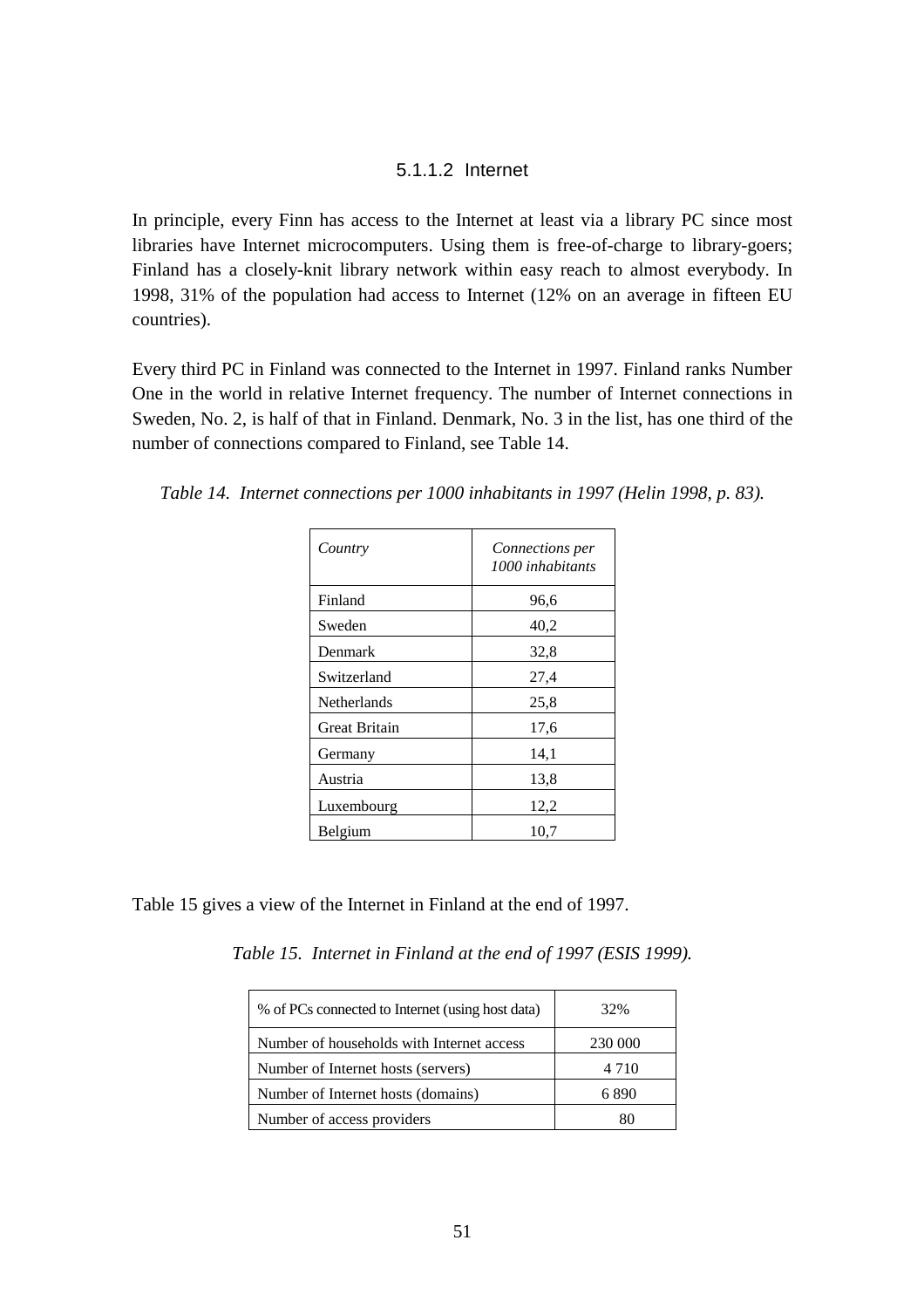#### 5.1.1.2 Internet

In principle, every Finn has access to the Internet at least via a library PC since most libraries have Internet microcomputers. Using them is free-of-charge to library-goers; Finland has a closely-knit library network within easy reach to almost everybody. In 1998, 31% of the population had access to Internet (12% on an average in fifteen EU countries).

Every third PC in Finland was connected to the Internet in 1997. Finland ranks Number One in the world in relative Internet frequency. The number of Internet connections in Sweden, No. 2, is half of that in Finland. Denmark, No. 3 in the list, has one third of the number of connections compared to Finland, see Table 14.

*Table 14. Internet connections per 1000 inhabitants in 1997 (Helin 1998, p. 83).*

| *Country* | *Connections per 1000 inhabitants* |
|---|---|
| Finland | 96,6 |
| Sweden | 40,2 |
| Denmark | 32,8 |
| Switzerland | 27,4 |
| Netherlands | 25,8 |
| Great Britain | 17,6 |
| Germany | 14,1 |
| Austria | 13,8 |
| Luxembourg | 12,2 |
| Belgium | 10,7 |

Table 15 gives a view of the Internet in Finland at the end of 1997.

*Table 15. Internet in Finland at the end of 1997 (ESIS 1999).*

| % of PCs connected to Internet (using host data) | 32% |
|---|---|
| Number of households with Internet access | 230 000 |
| Number of Internet hosts (servers) | 4 710 |
| Number of Internet hosts (domains) | 6 890 |
| Number of access providers | 80 |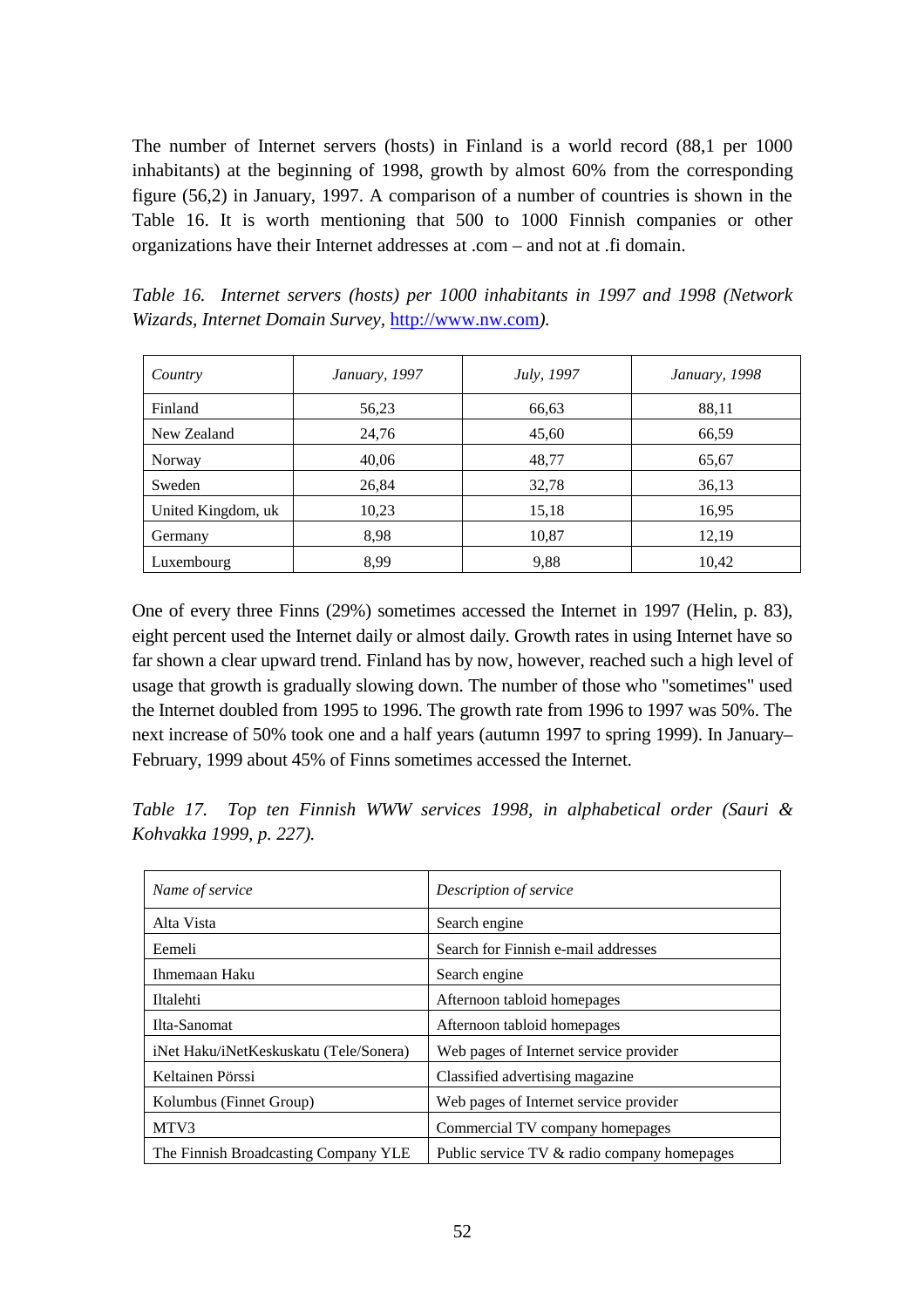The number of Internet servers (hosts) in Finland is a world record (88,1 per 1000 inhabitants) at the beginning of 1998, growth by almost 60% from the corresponding figure (56,2) in January, 1997. A comparison of a number of countries is shown in the Table 16. It is worth mentioning that 500 to 1000 Finnish companies or other organizations have their Internet addresses at .com – and not at .fi domain.

*Table 16. Internet servers (hosts) per 1000 inhabitants in 1997 and 1998 (Network Wizards, Internet Domain Survey,* http://www.nw.com*).*

| *Country* | *January, 1997* | *July, 1997* | *January, 1998* |
|---|---|---|---|
| Finland | 56,23 | 66,63 | 88,11 |
| New Zealand | 24,76 | 45,60 | 66,59 |
| Norway | 40,06 | 48,77 | 65,67 |
| Sweden | 26,84 | 32,78 | 36,13 |
| United Kingdom, uk | 10,23 | 15,18 | 16,95 |
| Germany | 8,98 | 10,87 | 12,19 |
| Luxembourg | 8,99 | 9,88 | 10,42 |

One of every three Finns (29%) sometimes accessed the Internet in 1997 (Helin, p. 83), eight percent used the Internet daily or almost daily. Growth rates in using Internet have so far shown a clear upward trend. Finland has by now, however, reached such a high level of usage that growth is gradually slowing down. The number of those who "sometimes" used the Internet doubled from 1995 to 1996. The growth rate from 1996 to 1997 was 50%. The next increase of 50% took one and a half years (autumn 1997 to spring 1999). In January–February, 1999 about 45% of Finns sometimes accessed the Internet.

*Table 17. Top ten Finnish WWW services 1998, in alphabetical order (Sauri & Kohvakka 1999, p. 227).*

| *Name of service* | *Description of service* |
|---|---|
| Alta Vista | Search engine |
| Eemeli | Search for Finnish e-mail addresses |
| Ihmemaan Haku | Search engine |
| Iltalehti | Afternoon tabloid homepages |
| Ilta-Sanomat | Afternoon tabloid homepages |
| iNet Haku/iNetKeskuskatu (Tele/Sonera) | Web pages of Internet service provider |
| Keltainen Pörssi | Classified advertising magazine |
| Kolumbus (Finnet Group) | Web pages of Internet service provider |
| MTV3 | Commercial TV company homepages |
| The Finnish Broadcasting Company YLE | Public service TV & radio company homepages |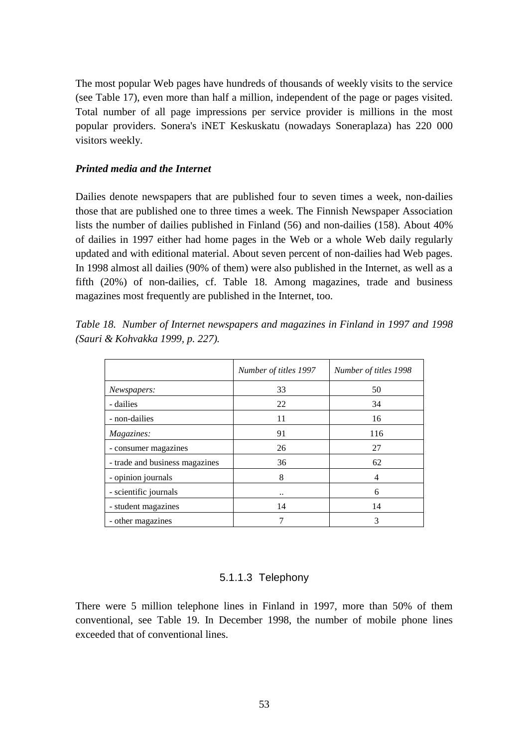The most popular Web pages have hundreds of thousands of weekly visits to the service (see Table 17), even more than half a million, independent of the page or pages visited. Total number of all page impressions per service provider is millions in the most popular providers. Sonera's iNET Keskuskatu (nowadays Soneraplaza) has 220 000 visitors weekly.

***Printed media and the Internet***

Dailies denote newspapers that are published four to seven times a week, non-dailies those that are published one to three times a week. The Finnish Newspaper Association lists the number of dailies published in Finland (56) and non-dailies (158). About 40% of dailies in 1997 either had home pages in the Web or a whole Web daily regularly updated and with editional material. About seven percent of non-dailies had Web pages. In 1998 almost all dailies (90% of them) were also published in the Internet, as well as a fifth (20%) of non-dailies, cf. Table 18. Among magazines, trade and business magazines most frequently are published in the Internet, too.

*Table 18. Number of Internet newspapers and magazines in Finland in 1997 and 1998 (Sauri & Kohvakka 1999, p. 227).*

| | *Number of titles 1997* | *Number of titles 1998* |
|---|---|---|
| *Newspapers:* | 33 | 50 |
| - dailies | 22 | 34 |
| - non-dailies | 11 | 16 |
| *Magazines:* | 91 | 116 |
| - consumer magazines | 26 | 27 |
| - trade and business magazines | 36 | 62 |
| - opinion journals | 8 | 4 |
| - scientific journals | .. | 6 |
| - student magazines | 14 | 14 |
| - other magazines | 7 | 3 |

#### 5.1.1.3 Telephony

There were 5 million telephone lines in Finland in 1997, more than 50% of them conventional, see Table 19. In December 1998, the number of mobile phone lines exceeded that of conventional lines.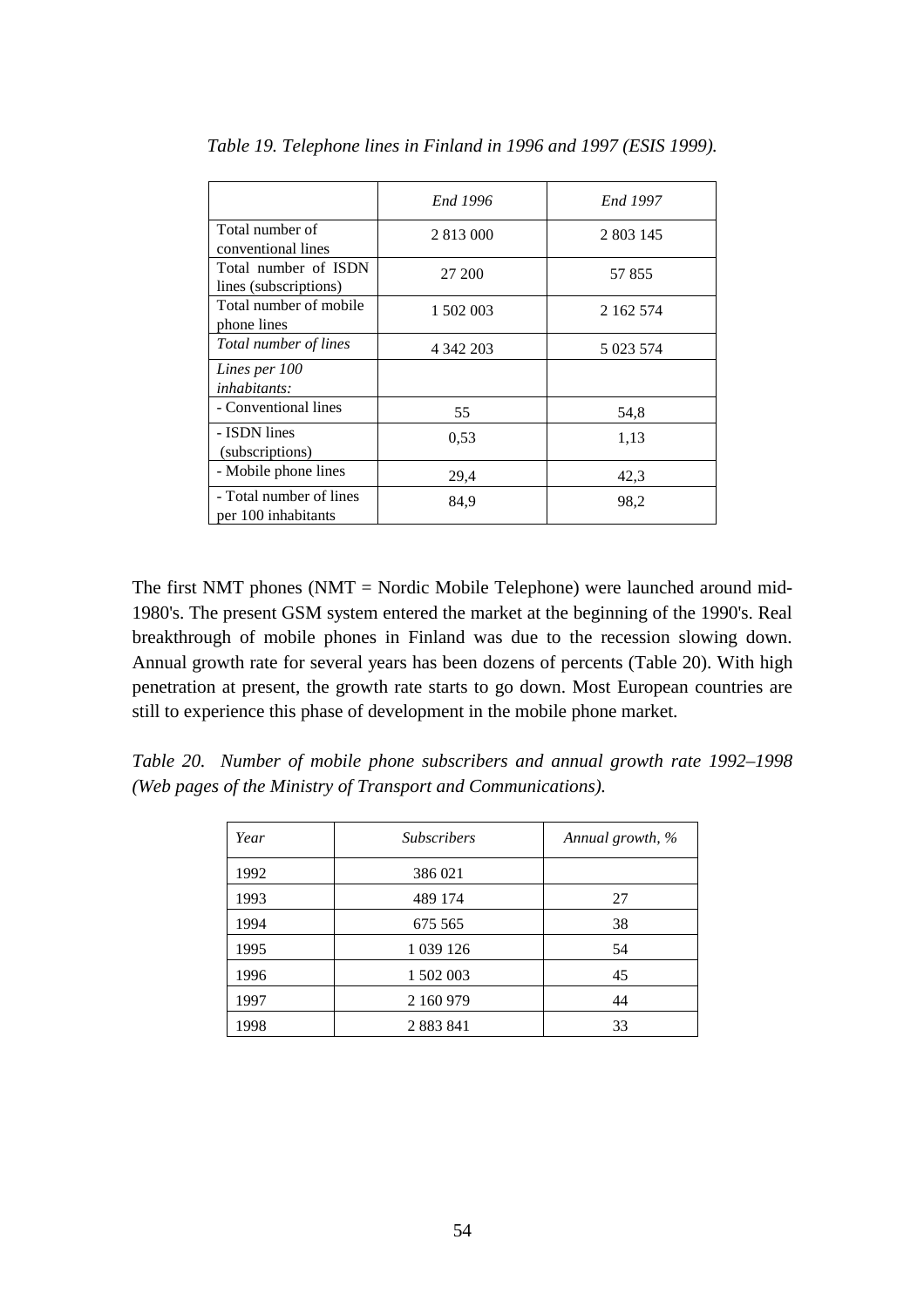*Table 19. Telephone lines in Finland in 1996 and 1997 (ESIS 1999).*

| | *End 1996* | *End 1997* |
|---|---|---|
| Total number of conventional lines | 2 813 000 | 2 803 145 |
| Total number of ISDN lines (subscriptions) | 27 200 | 57 855 |
| Total number of mobile phone lines | 1 502 003 | 2 162 574 |
| *Total number of lines* | 4 342 203 | 5 023 574 |
| *Lines per 100 inhabitants:* | | |
| - Conventional lines | 55 | 54,8 |
| - ISDN lines (subscriptions) | 0,53 | 1,13 |
| - Mobile phone lines | 29,4 | 42,3 |
| - Total number of lines per 100 inhabitants | 84,9 | 98,2 |

The first NMT phones (NMT = Nordic Mobile Telephone) were launched around mid-1980's. The present GSM system entered the market at the beginning of the 1990's. Real breakthrough of mobile phones in Finland was due to the recession slowing down. Annual growth rate for several years has been dozens of percents (Table 20). With high penetration at present, the growth rate starts to go down. Most European countries are still to experience this phase of development in the mobile phone market.

*Table 20. Number of mobile phone subscribers and annual growth rate 1992–1998 (Web pages of the Ministry of Transport and Communications).*

| *Year* | *Subscribers* | *Annual growth, %* |
|---|---|---|
| 1992 | 386 021 | |
| 1993 | 489 174 | 27 |
| 1994 | 675 565 | 38 |
| 1995 | 1 039 126 | 54 |
| 1996 | 1 502 003 | 45 |
| 1997 | 2 160 979 | 44 |
| 1998 | 2 883 841 | 33 |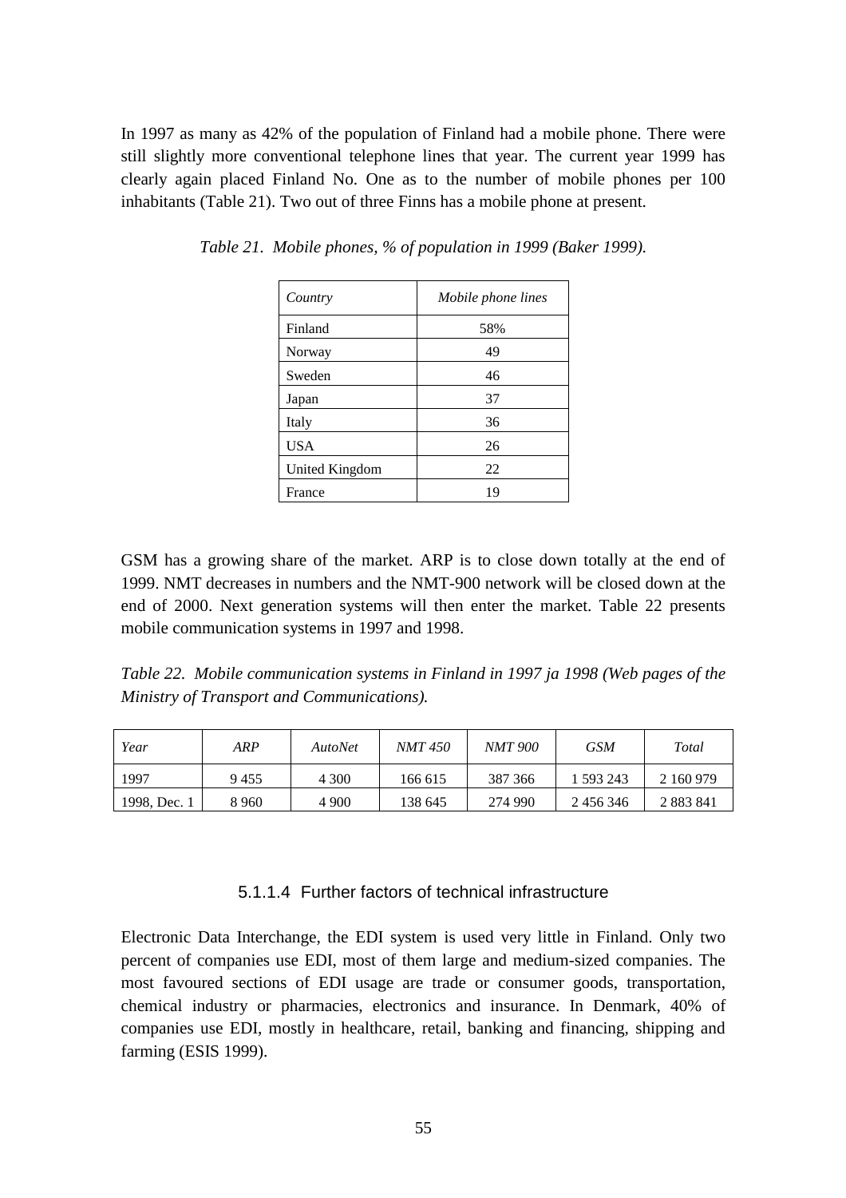In 1997 as many as 42% of the population of Finland had a mobile phone. There were still slightly more conventional telephone lines that year. The current year 1999 has clearly again placed Finland No. One as to the number of mobile phones per 100 inhabitants (Table 21). Two out of three Finns has a mobile phone at present.

*Table 21. Mobile phones, % of population in 1999 (Baker 1999).*

| *Country* | *Mobile phone lines* |
|---|---|
| Finland | 58% |
| Norway | 49 |
| Sweden | 46 |
| Japan | 37 |
| Italy | 36 |
| USA | 26 |
| United Kingdom | 22 |
| France | 19 |

GSM has a growing share of the market. ARP is to close down totally at the end of 1999. NMT decreases in numbers and the NMT-900 network will be closed down at the end of 2000. Next generation systems will then enter the market. Table 22 presents mobile communication systems in 1997 and 1998.

*Table 22. Mobile communication systems in Finland in 1997 ja 1998 (Web pages of the Ministry of Transport and Communications).*

| *Year* | *ARP* | *AutoNet* | *NMT 450* | *NMT 900* | *GSM* | *Total* |
|---|---|---|---|---|---|---|
| 1997 | 9 455 | 4 300 | 166 615 | 387 366 | 1 593 243 | 2 160 979 |
| 1998, Dec. 1 | 8 960 | 4 900 | 138 645 | 274 990 | 2 456 346 | 2 883 841 |

#### 5.1.1.4 Further factors of technical infrastructure

Electronic Data Interchange, the EDI system is used very little in Finland. Only two percent of companies use EDI, most of them large and medium-sized companies. The most favoured sections of EDI usage are trade or consumer goods, transportation, chemical industry or pharmacies, electronics and insurance. In Denmark, 40% of companies use EDI, mostly in healthcare, retail, banking and financing, shipping and farming (ESIS 1999).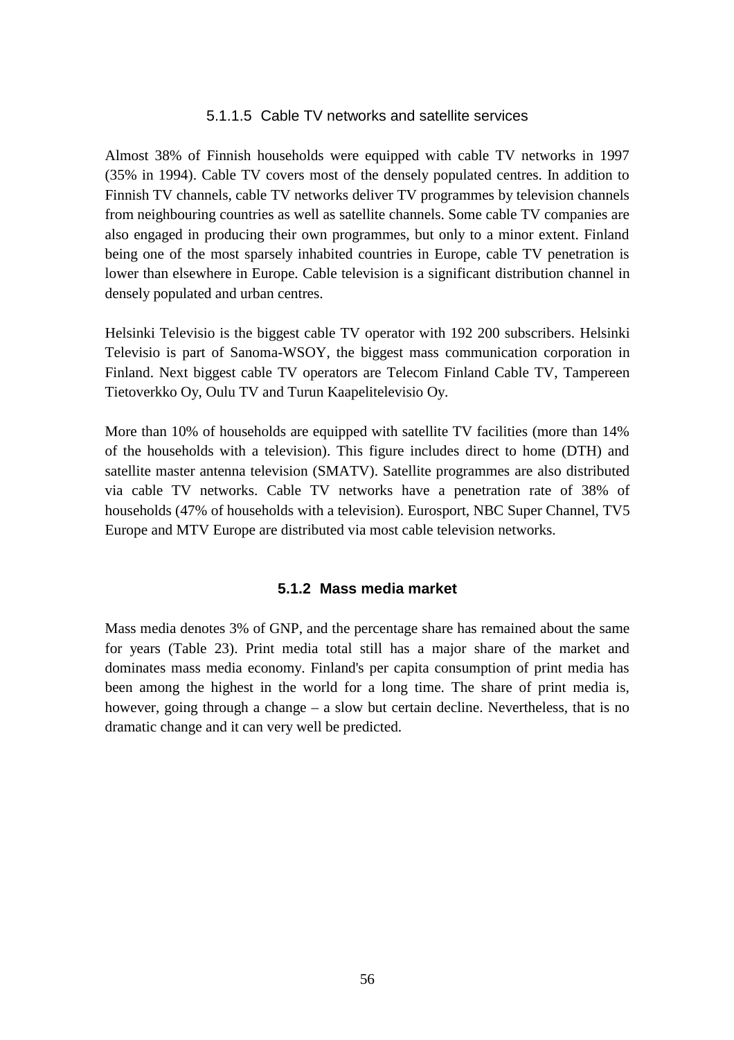#### 5.1.1.5 Cable TV networks and satellite services

Almost 38% of Finnish households were equipped with cable TV networks in 1997 (35% in 1994). Cable TV covers most of the densely populated centres. In addition to Finnish TV channels, cable TV networks deliver TV programmes by television channels from neighbouring countries as well as satellite channels. Some cable TV companies are also engaged in producing their own programmes, but only to a minor extent. Finland being one of the most sparsely inhabited countries in Europe, cable TV penetration is lower than elsewhere in Europe. Cable television is a significant distribution channel in densely populated and urban centres.

Helsinki Televisio is the biggest cable TV operator with 192 200 subscribers. Helsinki Televisio is part of Sanoma-WSOY, the biggest mass communication corporation in Finland. Next biggest cable TV operators are Telecom Finland Cable TV, Tampereen Tietoverkko Oy, Oulu TV and Turun Kaapelitelevisio Oy.

More than 10% of households are equipped with satellite TV facilities (more than 14% of the households with a television). This figure includes direct to home (DTH) and satellite master antenna television (SMATV). Satellite programmes are also distributed via cable TV networks. Cable TV networks have a penetration rate of 38% of households (47% of households with a television). Eurosport, NBC Super Channel, TV5 Europe and MTV Europe are distributed via most cable television networks.

### 5.1.2 Mass media market

Mass media denotes 3% of GNP, and the percentage share has remained about the same for years (Table 23). Print media total still has a major share of the market and dominates mass media economy. Finland's per capita consumption of print media has been among the highest in the world for a long time. The share of print media is, however, going through a change – a slow but certain decline. Nevertheless, that is no dramatic change and it can very well be predicted.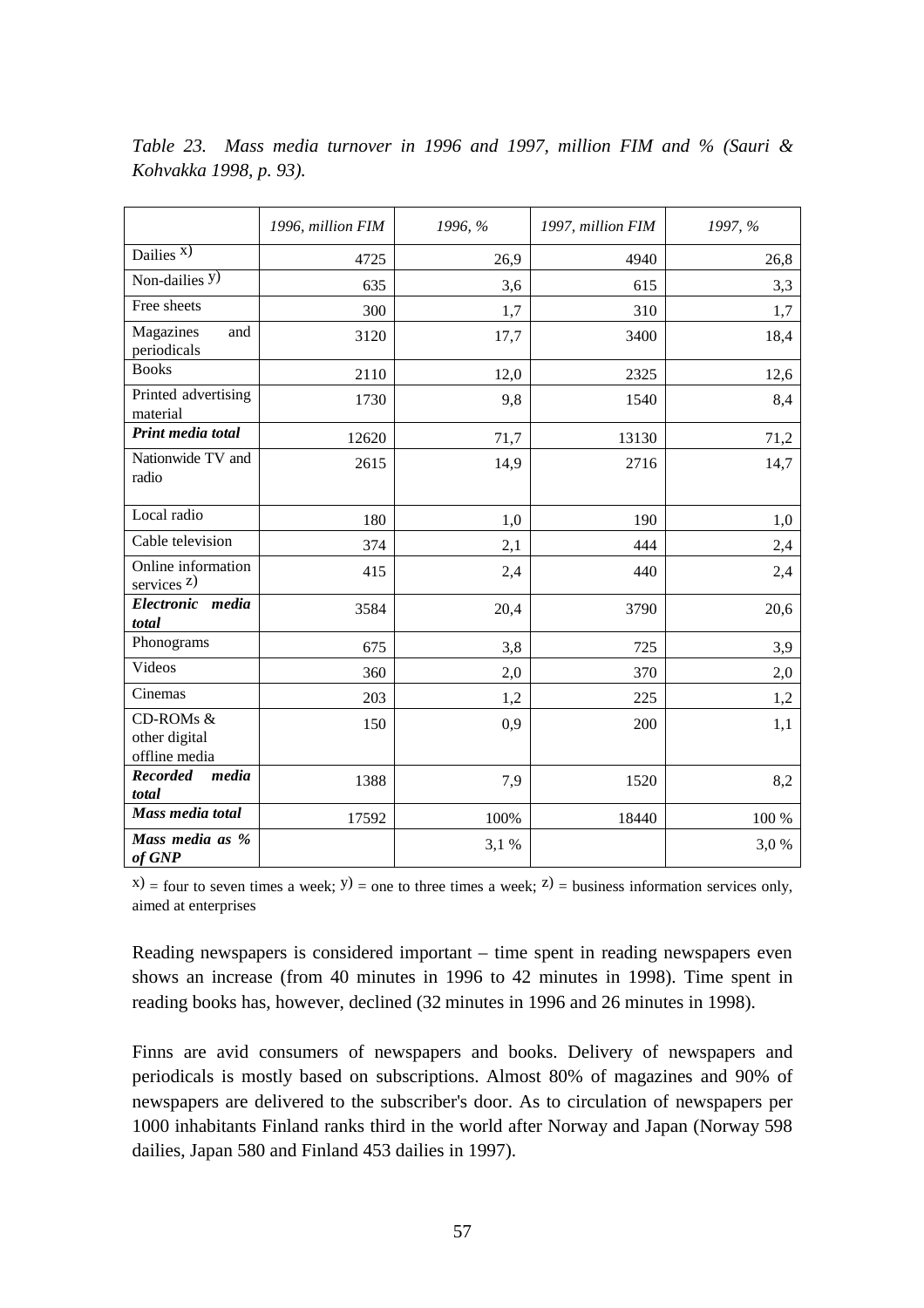*Table 23. Mass media turnover in 1996 and 1997, million FIM and % (Sauri & Kohvakka 1998, p. 93).*

| | *1996, million FIM* | *1996, %* | *1997, million FIM* | *1997, %* |
|---|---|---|---|---|
| Dailies [x)] | 4725 | 26,9 | 4940 | 26,8 |
| Non-dailies [y)] | 635 | 3,6 | 615 | 3,3 |
| Free sheets | 300 | 1,7 | 310 | 1,7 |
| Magazines and periodicals | 3120 | 17,7 | 3400 | 18,4 |
| Books | 2110 | 12,0 | 2325 | 12,6 |
| Printed advertising material | 1730 | 9,8 | 1540 | 8,4 |
| ***Print media total*** | 12620 | 71,7 | 13130 | 71,2 |
| Nationwide TV and radio | 2615 | 14,9 | 2716 | 14,7 |
| Local radio | 180 | 1,0 | 190 | 1,0 |
| Cable television | 374 | 2,1 | 444 | 2,4 |
| Online information services [z)] | 415 | 2,4 | 440 | 2,4 |
| ***Electronic media total*** | 3584 | 20,4 | 3790 | 20,6 |
| Phonograms | 675 | 3,8 | 725 | 3,9 |
| Videos | 360 | 2,0 | 370 | 2,0 |
| Cinemas | 203 | 1,2 | 225 | 1,2 |
| CD-ROMs & other digital offline media | 150 | 0,9 | 200 | 1,1 |
| ***Recorded media total*** | 1388 | 7,9 | 1520 | 8,2 |
| ***Mass media total*** | 17592 | 100% | 18440 | 100 % |
| ***Mass media as % of GNP*** | | 3,1 % | | 3,0 % |

x) = four to seven times a week; y) = one to three times a week; z) = business information services only, aimed at enterprises

Reading newspapers is considered important – time spent in reading newspapers even shows an increase (from 40 minutes in 1996 to 42 minutes in 1998). Time spent in reading books has, however, declined (32 minutes in 1996 and 26 minutes in 1998).

Finns are avid consumers of newspapers and books. Delivery of newspapers and periodicals is mostly based on subscriptions. Almost 80% of magazines and 90% of newspapers are delivered to the subscriber's door. As to circulation of newspapers per 1000 inhabitants Finland ranks third in the world after Norway and Japan (Norway 598 dailies, Japan 580 and Finland 453 dailies in 1997).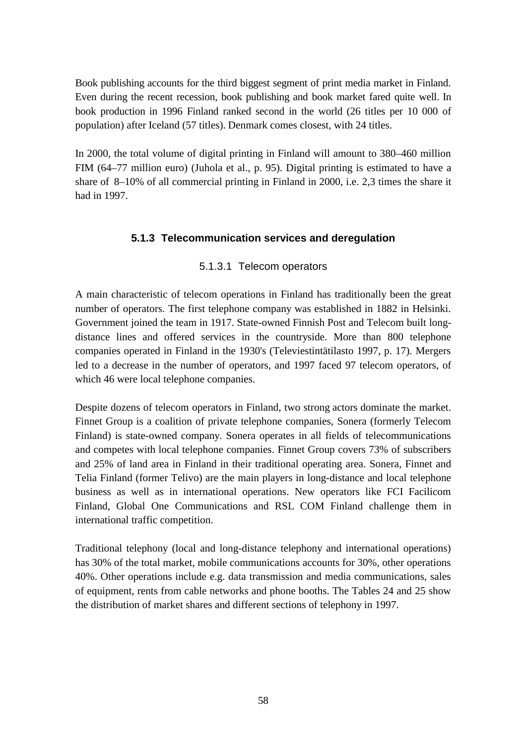Book publishing accounts for the third biggest segment of print media market in Finland. Even during the recent recession, book publishing and book market fared quite well. In book production in 1996 Finland ranked second in the world (26 titles per 10 000 of population) after Iceland (57 titles). Denmark comes closest, with 24 titles.

In 2000, the total volume of digital printing in Finland will amount to 380–460 million FIM (64–77 million euro) (Juhola et al., p. 95). Digital printing is estimated to have a share of 8–10% of all commercial printing in Finland in 2000, i.e. 2,3 times the share it had in 1997.

### 5.1.3 Telecommunication services and deregulation

#### 5.1.3.1 Telecom operators

A main characteristic of telecom operations in Finland has traditionally been the great number of operators. The first telephone company was established in 1882 in Helsinki. Government joined the team in 1917. State-owned Finnish Post and Telecom built long-distance lines and offered services in the countryside. More than 800 telephone companies operated in Finland in the 1930's (Televiestintätilasto 1997, p. 17). Mergers led to a decrease in the number of operators, and 1997 faced 97 telecom operators, of which 46 were local telephone companies.

Despite dozens of telecom operators in Finland, two strong actors dominate the market. Finnet Group is a coalition of private telephone companies, Sonera (formerly Telecom Finland) is state-owned company. Sonera operates in all fields of telecommunications and competes with local telephone companies. Finnet Group covers 73% of subscribers and 25% of land area in Finland in their traditional operating area. Sonera, Finnet and Telia Finland (former Telivo) are the main players in long-distance and local telephone business as well as in international operations. New operators like FCI Facilicom Finland, Global One Communications and RSL COM Finland challenge them in international traffic competition.

Traditional telephony (local and long-distance telephony and international operations) has 30% of the total market, mobile communications accounts for 30%, other operations 40%. Other operations include e.g. data transmission and media communications, sales of equipment, rents from cable networks and phone booths. The Tables 24 and 25 show the distribution of market shares and different sections of telephony in 1997.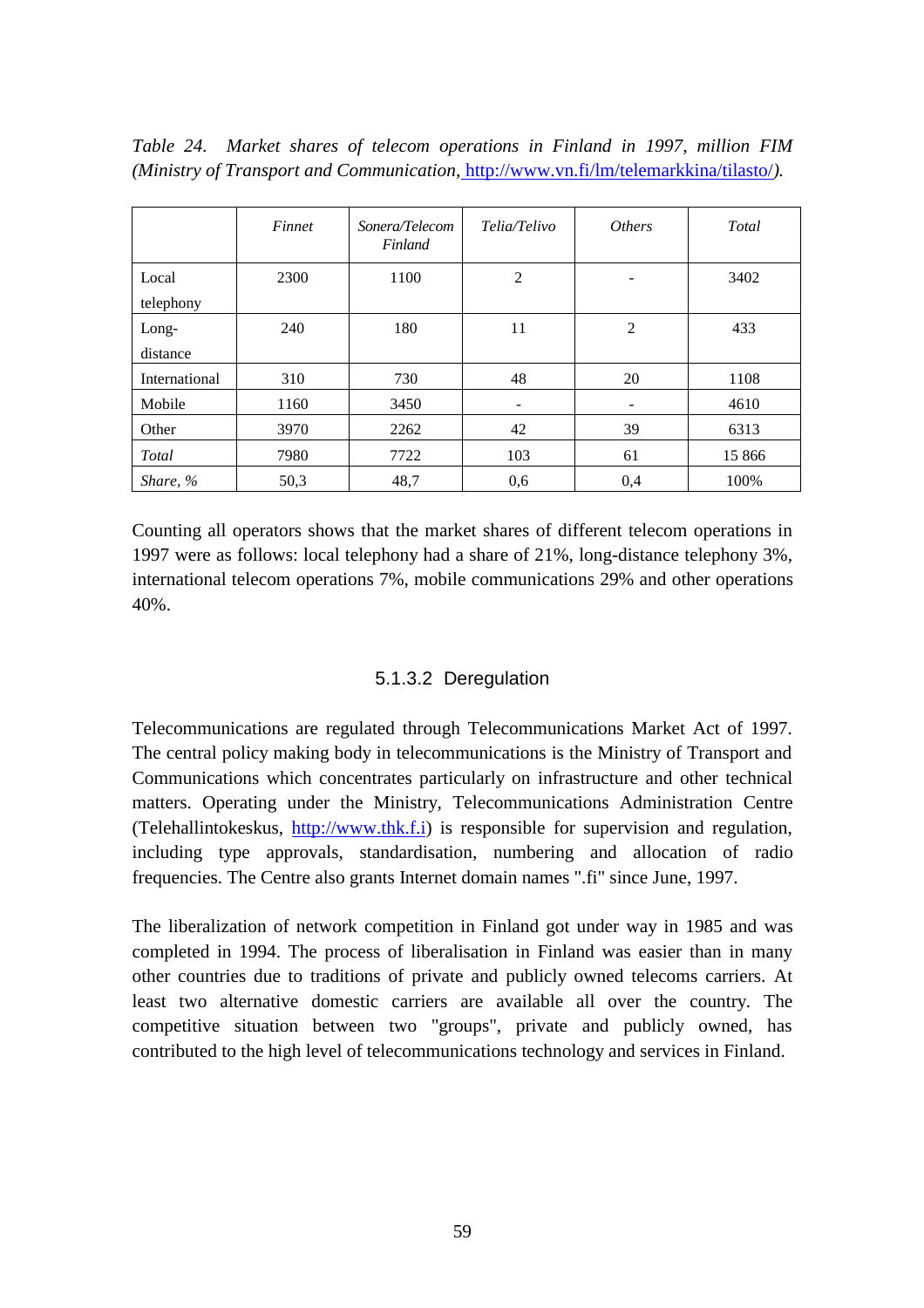*Table 24. Market shares of telecom operations in Finland in 1997, million FIM (Ministry of Transport and Communication, http://www.vn.fi/lm/telemarkkina/tilasto/).*

| | *Finnet* | *Sonera/Telecom Finland* | *Telia/Telivo* | *Others* | *Total* |
|---|---|---|---|---|---|
| Local telephony | 2300 | 1100 | 2 | - | 3402 |
| Long-distance | 240 | 180 | 11 | 2 | 433 |
| International | 310 | 730 | 48 | 20 | 1108 |
| Mobile | 1160 | 3450 | - | - | 4610 |
| Other | 3970 | 2262 | 42 | 39 | 6313 |
| *Total* | 7980 | 7722 | 103 | 61 | 15 866 |
| *Share, %* | 50,3 | 48,7 | 0,6 | 0,4 | 100% |

Counting all operators shows that the market shares of different telecom operations in 1997 were as follows: local telephony had a share of 21%, long-distance telephony 3%, international telecom operations 7%, mobile communications 29% and other operations 40%.

#### 5.1.3.2 Deregulation

Telecommunications are regulated through Telecommunications Market Act of 1997. The central policy making body in telecommunications is the Ministry of Transport and Communications which concentrates particularly on infrastructure and other technical matters. Operating under the Ministry, Telecommunications Administration Centre (Telehallintokeskus, http://www.thk.f.i) is responsible for supervision and regulation, including type approvals, standardisation, numbering and allocation of radio frequencies. The Centre also grants Internet domain names ".fi" since June, 1997.

The liberalization of network competition in Finland got under way in 1985 and was completed in 1994. The process of liberalisation in Finland was easier than in many other countries due to traditions of private and publicly owned telecoms carriers. At least two alternative domestic carriers are available all over the country. The competitive situation between two "groups", private and publicly owned, has contributed to the high level of telecommunications technology and services in Finland.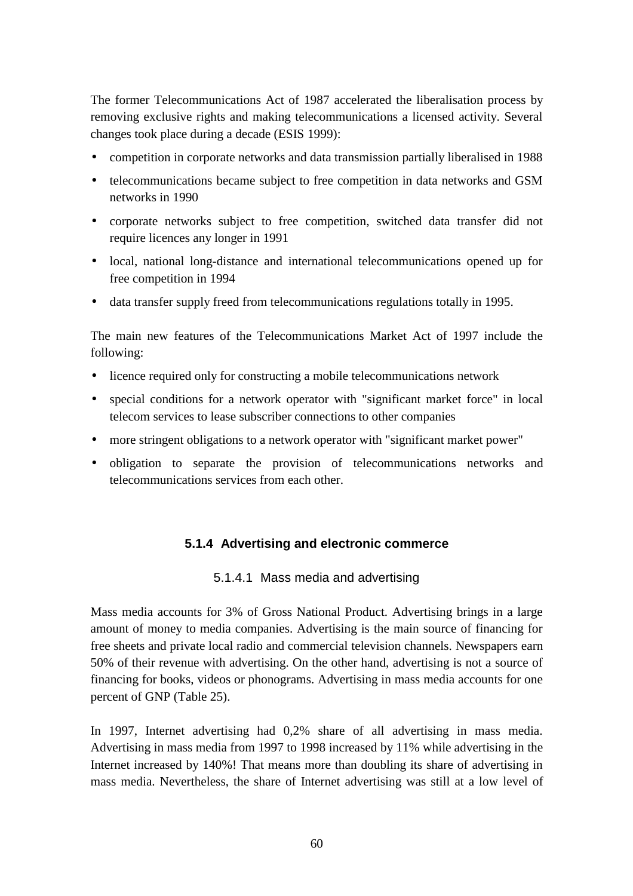The former Telecommunications Act of 1987 accelerated the liberalisation process by removing exclusive rights and making telecommunications a licensed activity. Several changes took place during a decade (ESIS 1999):

- competition in corporate networks and data transmission partially liberalised in 1988
- telecommunications became subject to free competition in data networks and GSM networks in 1990
- corporate networks subject to free competition, switched data transfer did not require licences any longer in 1991
- local, national long-distance and international telecommunications opened up for free competition in 1994
- data transfer supply freed from telecommunications regulations totally in 1995.

The main new features of the Telecommunications Market Act of 1997 include the following:

- licence required only for constructing a mobile telecommunications network
- special conditions for a network operator with "significant market force" in local telecom services to lease subscriber connections to other companies
- more stringent obligations to a network operator with "significant market power"
- obligation to separate the provision of telecommunications networks and telecommunications services from each other.

### 5.1.4 Advertising and electronic commerce

#### 5.1.4.1 Mass media and advertising

Mass media accounts for 3% of Gross National Product. Advertising brings in a large amount of money to media companies. Advertising is the main source of financing for free sheets and private local radio and commercial television channels. Newspapers earn 50% of their revenue with advertising. On the other hand, advertising is not a source of financing for books, videos or phonograms. Advertising in mass media accounts for one percent of GNP (Table 25).

In 1997, Internet advertising had 0,2% share of all advertising in mass media. Advertising in mass media from 1997 to 1998 increased by 11% while advertising in the Internet increased by 140%! That means more than doubling its share of advertising in mass media. Nevertheless, the share of Internet advertising was still at a low level of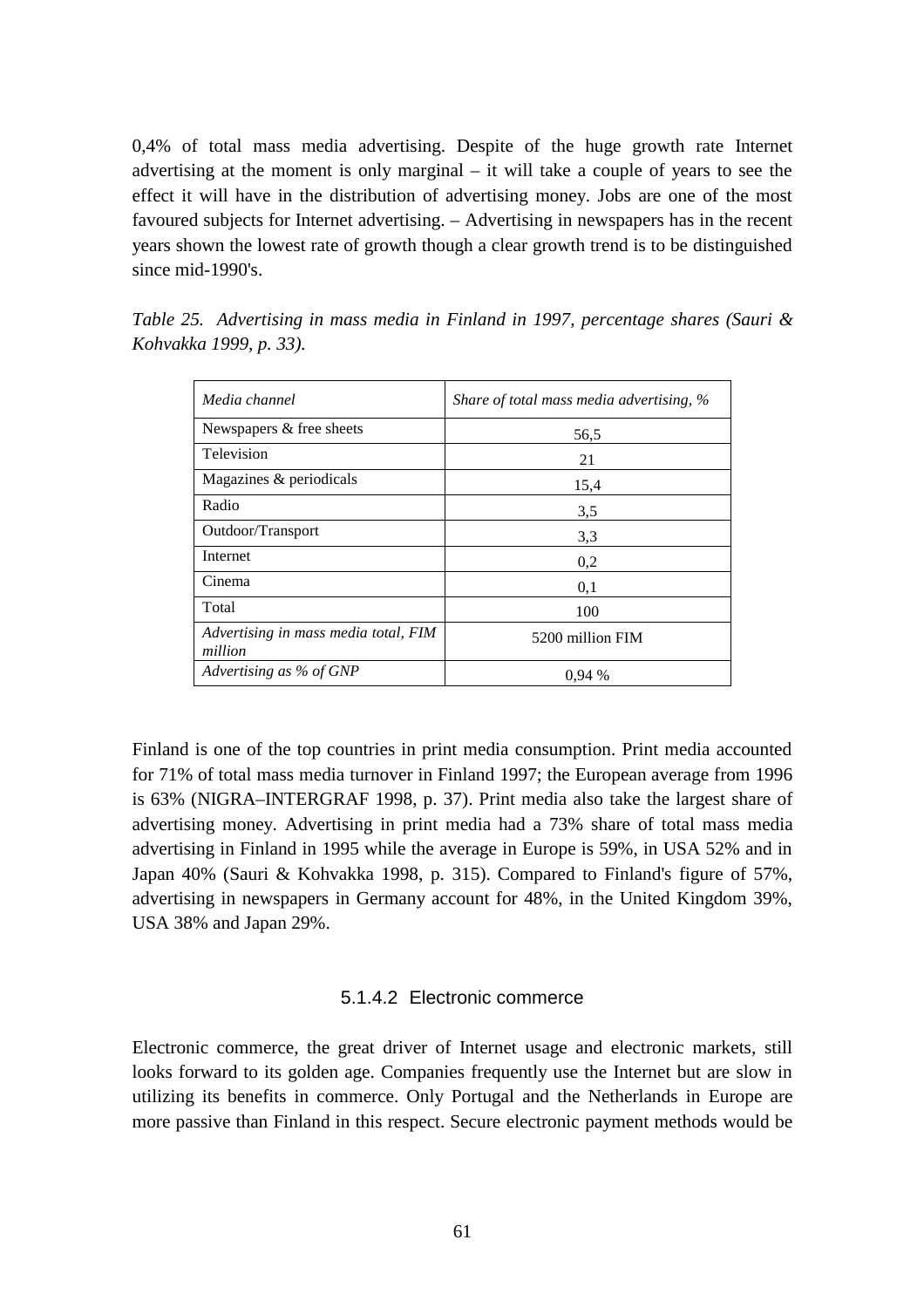0,4% of total mass media advertising. Despite of the huge growth rate Internet advertising at the moment is only marginal – it will take a couple of years to see the effect it will have in the distribution of advertising money. Jobs are one of the most favoured subjects for Internet advertising. – Advertising in newspapers has in the recent years shown the lowest rate of growth though a clear growth trend is to be distinguished since mid-1990's.

*Table 25. Advertising in mass media in Finland in 1997, percentage shares (Sauri & Kohvakka 1999, p. 33).*

| *Media channel* | *Share of total mass media advertising, %* |
|---|---|
| Newspapers & free sheets | 56,5 |
| Television | 21 |
| Magazines & periodicals | 15,4 |
| Radio | 3,5 |
| Outdoor/Transport | 3,3 |
| Internet | 0,2 |
| Cinema | 0,1 |
| Total | 100 |
| *Advertising in mass media total, FIM million* | 5200 million FIM |
| *Advertising as % of GNP* | 0,94 % |

Finland is one of the top countries in print media consumption. Print media accounted for 71% of total mass media turnover in Finland 1997; the European average from 1996 is 63% (NIGRA–INTERGRAF 1998, p. 37). Print media also take the largest share of advertising money. Advertising in print media had a 73% share of total mass media advertising in Finland in 1995 while the average in Europe is 59%, in USA 52% and in Japan 40% (Sauri & Kohvakka 1998, p. 315). Compared to Finland's figure of 57%, advertising in newspapers in Germany account for 48%, in the United Kingdom 39%, USA 38% and Japan 29%.

#### 5.1.4.2 Electronic commerce

Electronic commerce, the great driver of Internet usage and electronic markets, still looks forward to its golden age. Companies frequently use the Internet but are slow in utilizing its benefits in commerce. Only Portugal and the Netherlands in Europe are more passive than Finland in this respect. Secure electronic payment methods would be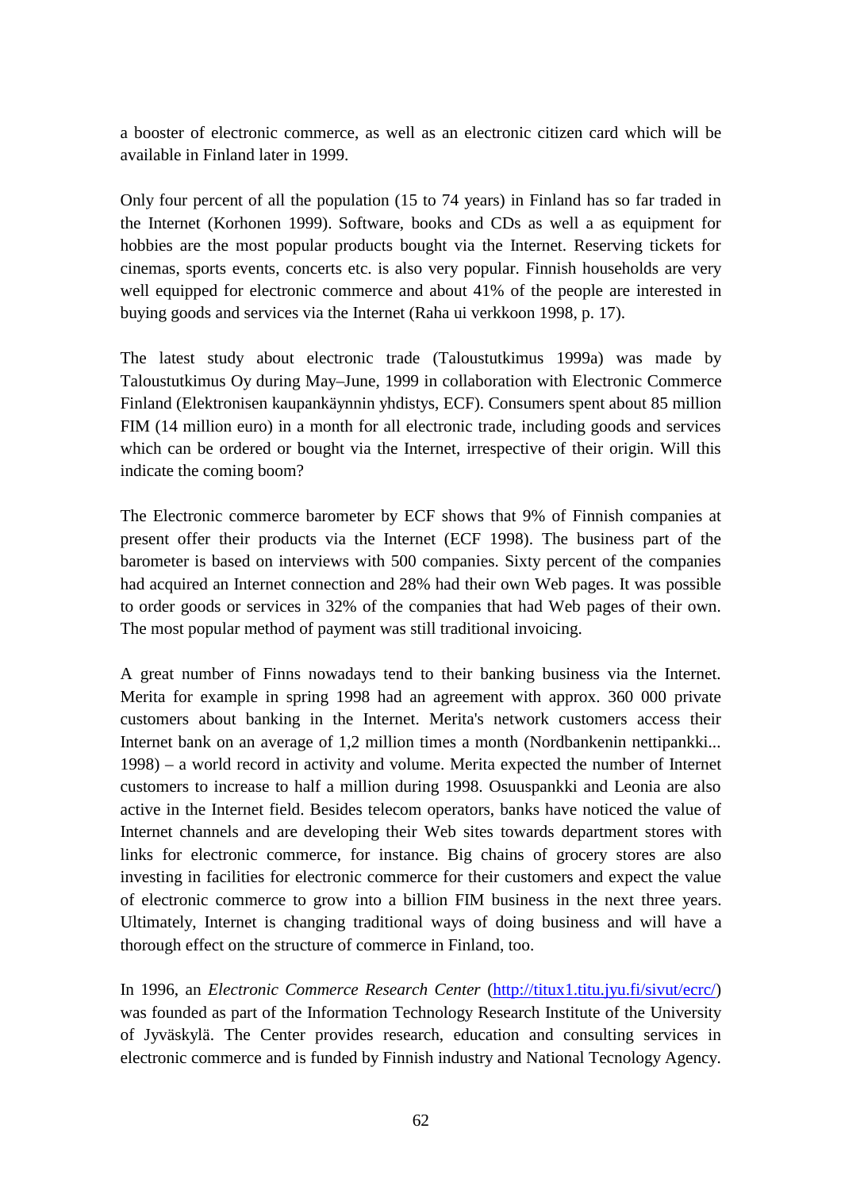a booster of electronic commerce, as well as an electronic citizen card which will be available in Finland later in 1999.

Only four percent of all the population (15 to 74 years) in Finland has so far traded in the Internet (Korhonen 1999). Software, books and CDs as well a as equipment for hobbies are the most popular products bought via the Internet. Reserving tickets for cinemas, sports events, concerts etc. is also very popular. Finnish households are very well equipped for electronic commerce and about 41% of the people are interested in buying goods and services via the Internet (Raha ui verkkoon 1998, p. 17).

The latest study about electronic trade (Taloustutkimus 1999a) was made by Taloustutkimus Oy during May–June, 1999 in collaboration with Electronic Commerce Finland (Elektronisen kaupankäynnin yhdistys, ECF). Consumers spent about 85 million FIM (14 million euro) in a month for all electronic trade, including goods and services which can be ordered or bought via the Internet, irrespective of their origin. Will this indicate the coming boom?

The Electronic commerce barometer by ECF shows that 9% of Finnish companies at present offer their products via the Internet (ECF 1998). The business part of the barometer is based on interviews with 500 companies. Sixty percent of the companies had acquired an Internet connection and 28% had their own Web pages. It was possible to order goods or services in 32% of the companies that had Web pages of their own. The most popular method of payment was still traditional invoicing.

A great number of Finns nowadays tend to their banking business via the Internet. Merita for example in spring 1998 had an agreement with approx. 360 000 private customers about banking in the Internet. Merita's network customers access their Internet bank on an average of 1,2 million times a month (Nordbankenin nettipankki... 1998) – a world record in activity and volume. Merita expected the number of Internet customers to increase to half a million during 1998. Osuuspankki and Leonia are also active in the Internet field. Besides telecom operators, banks have noticed the value of Internet channels and are developing their Web sites towards department stores with links for electronic commerce, for instance. Big chains of grocery stores are also investing in facilities for electronic commerce for their customers and expect the value of electronic commerce to grow into a billion FIM business in the next three years. Ultimately, Internet is changing traditional ways of doing business and will have a thorough effect on the structure of commerce in Finland, too.

In 1996, an *Electronic Commerce Research Center* (http://titux1.titu.jyu.fi/sivut/ecrc/) was founded as part of the Information Technology Research Institute of the University of Jyväskylä. The Center provides research, education and consulting services in electronic commerce and is funded by Finnish industry and National Tecnology Agency.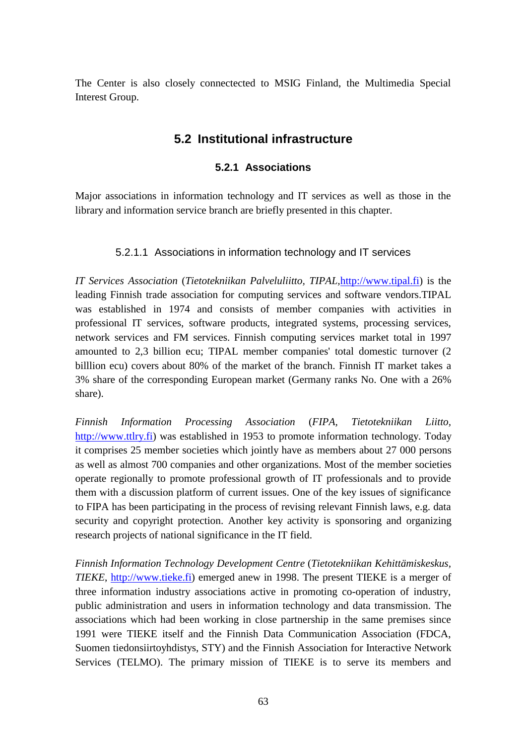The Center is also closely connectected to MSIG Finland, the Multimedia Special Interest Group.

## 5.2 Institutional infrastructure

### 5.2.1 Associations

Major associations in information technology and IT services as well as those in the library and information service branch are briefly presented in this chapter.

#### 5.2.1.1 Associations in information technology and IT services

*IT Services Association* (*Tietotekniikan Palveluliitto, TIPAL*,http://www.tipal.fi) is the leading Finnish trade association for computing services and software vendors.TIPAL was established in 1974 and consists of member companies with activities in professional IT services, software products, integrated systems, processing services, network services and FM services. Finnish computing services market total in 1997 amounted to 2,3 billion ecu; TIPAL member companies' total domestic turnover (2 billlion ecu) covers about 80% of the market of the branch. Finnish IT market takes a 3% share of the corresponding European market (Germany ranks No. One with a 26% share).

*Finnish Information Processing Association* (*FIPA, Tietotekniikan Liitto*, http://www.ttlry.fi) was established in 1953 to promote information technology. Today it comprises 25 member societies which jointly have as members about 27 000 persons as well as almost 700 companies and other organizations. Most of the member societies operate regionally to promote professional growth of IT professionals and to provide them with a discussion platform of current issues. One of the key issues of significance to FIPA has been participating in the process of revising relevant Finnish laws, e.g. data security and copyright protection. Another key activity is sponsoring and organizing research projects of national significance in the IT field.

*Finnish Information Technology Development Centre* (*Tietotekniikan Kehittämiskeskus, TIEKE*, http://www.tieke.fi) emerged anew in 1998. The present TIEKE is a merger of three information industry associations active in promoting co-operation of industry, public administration and users in information technology and data transmission. The associations which had been working in close partnership in the same premises since 1991 were TIEKE itself and the Finnish Data Communication Association (FDCA, Suomen tiedonsiirtoyhdistys, STY) and the Finnish Association for Interactive Network Services (TELMO). The primary mission of TIEKE is to serve its members and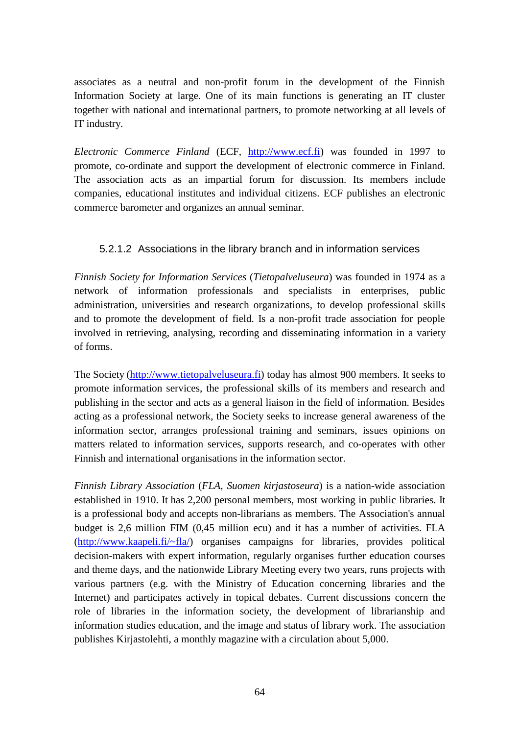associates as a neutral and non-profit forum in the development of the Finnish Information Society at large. One of its main functions is generating an IT cluster together with national and international partners, to promote networking at all levels of IT industry.

*Electronic Commerce Finland* (ECF, http://www.ecf.fi) was founded in 1997 to promote, co-ordinate and support the development of electronic commerce in Finland. The association acts as an impartial forum for discussion. Its members include companies, educational institutes and individual citizens. ECF publishes an electronic commerce barometer and organizes an annual seminar.

#### 5.2.1.2 Associations in the library branch and in information services

*Finnish Society for Information Services* (*Tietopalveluseura*) was founded in 1974 as a network of information professionals and specialists in enterprises, public administration, universities and research organizations, to develop professional skills and to promote the development of field. Is a non-profit trade association for people involved in retrieving, analysing, recording and disseminating information in a variety of forms.

The Society (http://www.tietopalveluseura.fi) today has almost 900 members. It seeks to promote information services, the professional skills of its members and research and publishing in the sector and acts as a general liaison in the field of information. Besides acting as a professional network, the Society seeks to increase general awareness of the information sector, arranges professional training and seminars, issues opinions on matters related to information services, supports research, and co-operates with other Finnish and international organisations in the information sector.

*Finnish Library Association* (*FLA*, *Suomen kirjastoseura*) is a nation-wide association established in 1910. It has 2,200 personal members, most working in public libraries. It is a professional body and accepts non-librarians as members. The Association's annual budget is 2,6 million FIM (0,45 million ecu) and it has a number of activities. FLA (http://www.kaapeli.fi/~fla/) organises campaigns for libraries, provides political decision-makers with expert information, regularly organises further education courses and theme days, and the nationwide Library Meeting every two years, runs projects with various partners (e.g. with the Ministry of Education concerning libraries and the Internet) and participates actively in topical debates. Current discussions concern the role of libraries in the information society, the development of librarianship and information studies education, and the image and status of library work. The association publishes Kirjastolehti, a monthly magazine with a circulation about 5,000.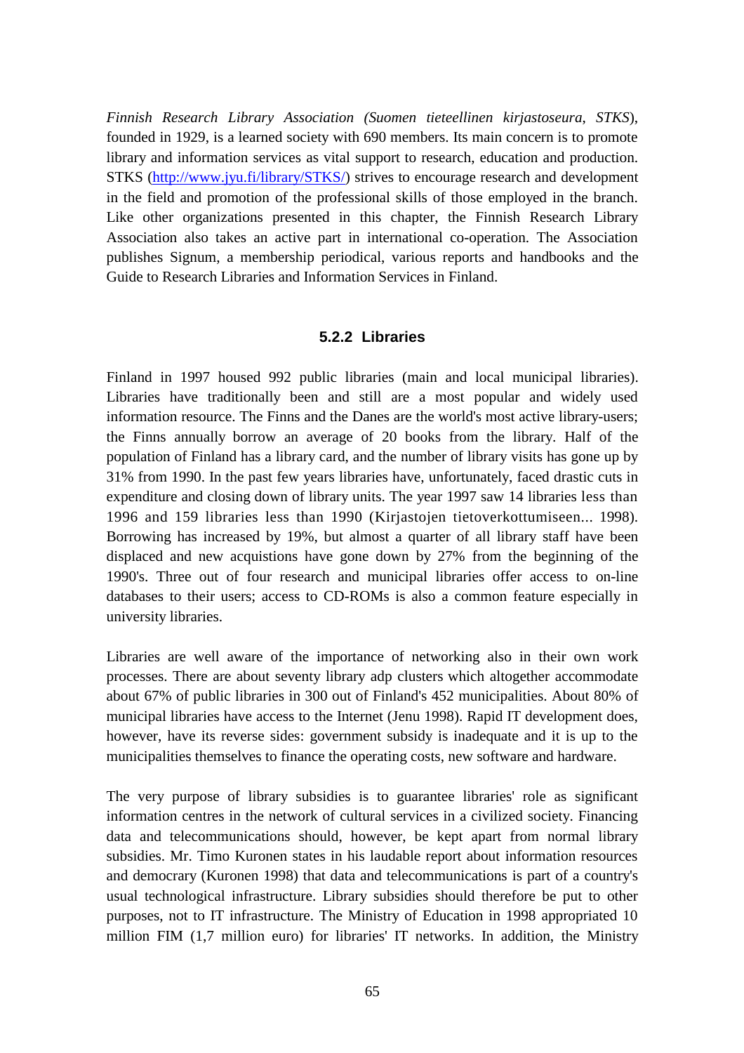*Finnish Research Library Association (Suomen tieteellinen kirjastoseura, STKS*), founded in 1929, is a learned society with 690 members. Its main concern is to promote library and information services as vital support to research, education and production. STKS (http://www.jyu.fi/library/STKS/) strives to encourage research and development in the field and promotion of the professional skills of those employed in the branch. Like other organizations presented in this chapter, the Finnish Research Library Association also takes an active part in international co-operation. The Association publishes Signum, a membership periodical, various reports and handbooks and the Guide to Research Libraries and Information Services in Finland.

### 5.2.2 Libraries

Finland in 1997 housed 992 public libraries (main and local municipal libraries). Libraries have traditionally been and still are a most popular and widely used information resource. The Finns and the Danes are the world's most active library-users; the Finns annually borrow an average of 20 books from the library. Half of the population of Finland has a library card, and the number of library visits has gone up by 31% from 1990. In the past few years libraries have, unfortunately, faced drastic cuts in expenditure and closing down of library units. The year 1997 saw 14 libraries less than 1996 and 159 libraries less than 1990 (Kirjastojen tietoverkottumiseen... 1998). Borrowing has increased by 19%, but almost a quarter of all library staff have been displaced and new acquistions have gone down by 27% from the beginning of the 1990's. Three out of four research and municipal libraries offer access to on-line databases to their users; access to CD-ROMs is also a common feature especially in university libraries.

Libraries are well aware of the importance of networking also in their own work processes. There are about seventy library adp clusters which altogether accommodate about 67% of public libraries in 300 out of Finland's 452 municipalities. About 80% of municipal libraries have access to the Internet (Jenu 1998). Rapid IT development does, however, have its reverse sides: government subsidy is inadequate and it is up to the municipalities themselves to finance the operating costs, new software and hardware.

The very purpose of library subsidies is to guarantee libraries' role as significant information centres in the network of cultural services in a civilized society. Financing data and telecommunications should, however, be kept apart from normal library subsidies. Mr. Timo Kuronen states in his laudable report about information resources and democrary (Kuronen 1998) that data and telecommunications is part of a country's usual technological infrastructure. Library subsidies should therefore be put to other purposes, not to IT infrastructure. The Ministry of Education in 1998 appropriated 10 million FIM (1,7 million euro) for libraries' IT networks. In addition, the Ministry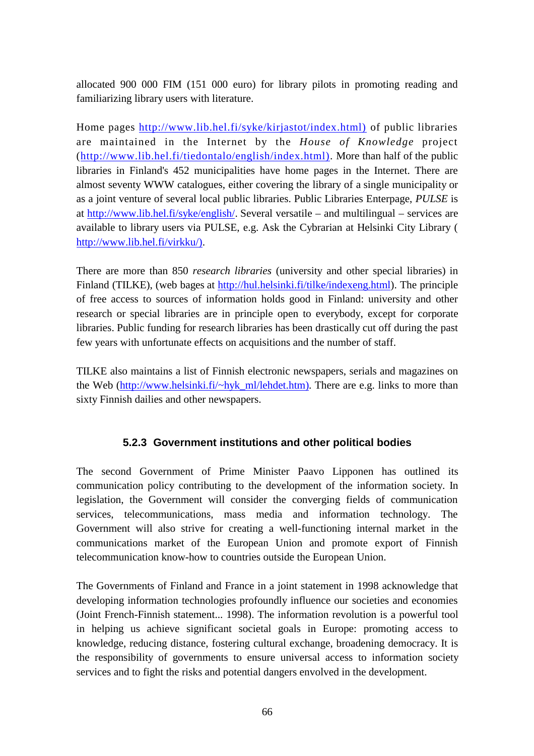allocated 900 000 FIM (151 000 euro) for library pilots in promoting reading and familiarizing library users with literature.

Home pages http://www.lib.hel.fi/syke/kirjastot/index.html) of public libraries are maintained in the Internet by the *House of Knowledge* project (http://www.lib.hel.fi/tiedontalo/english/index.html). More than half of the public libraries in Finland's 452 municipalities have home pages in the Internet. There are almost seventy WWW catalogues, either covering the library of a single municipality or as a joint venture of several local public libraries. Public Libraries Enterpage, *PULSE* is at http://www.lib.hel.fi/syke/english/. Several versatile – and multilingual – services are available to library users via PULSE, e.g. Ask the Cybrarian at Helsinki City Library ( http://www.lib.hel.fi/virkku/).

There are more than 850 *research libraries* (university and other special libraries) in Finland (TILKE), (web bages at http://hul.helsinki.fi/tilke/indexeng.html). The principle of free access to sources of information holds good in Finland: university and other research or special libraries are in principle open to everybody, except for corporate libraries. Public funding for research libraries has been drastically cut off during the past few years with unfortunate effects on acquisitions and the number of staff.

TILKE also maintains a list of Finnish electronic newspapers, serials and magazines on the Web (http://www.helsinki.fi/~hyk_ml/lehdet.htm). There are e.g. links to more than sixty Finnish dailies and other newspapers.

### 5.2.3 Government institutions and other political bodies

The second Government of Prime Minister Paavo Lipponen has outlined its communication policy contributing to the development of the information society. In legislation, the Government will consider the converging fields of communication services, telecommunications, mass media and information technology. The Government will also strive for creating a well-functioning internal market in the communications market of the European Union and promote export of Finnish telecommunication know-how to countries outside the European Union.

The Governments of Finland and France in a joint statement in 1998 acknowledge that developing information technologies profoundly influence our societies and economies (Joint French-Finnish statement... 1998). The information revolution is a powerful tool in helping us achieve significant societal goals in Europe: promoting access to knowledge, reducing distance, fostering cultural exchange, broadening democracy. It is the responsibility of governments to ensure universal access to information society services and to fight the risks and potential dangers envolved in the development.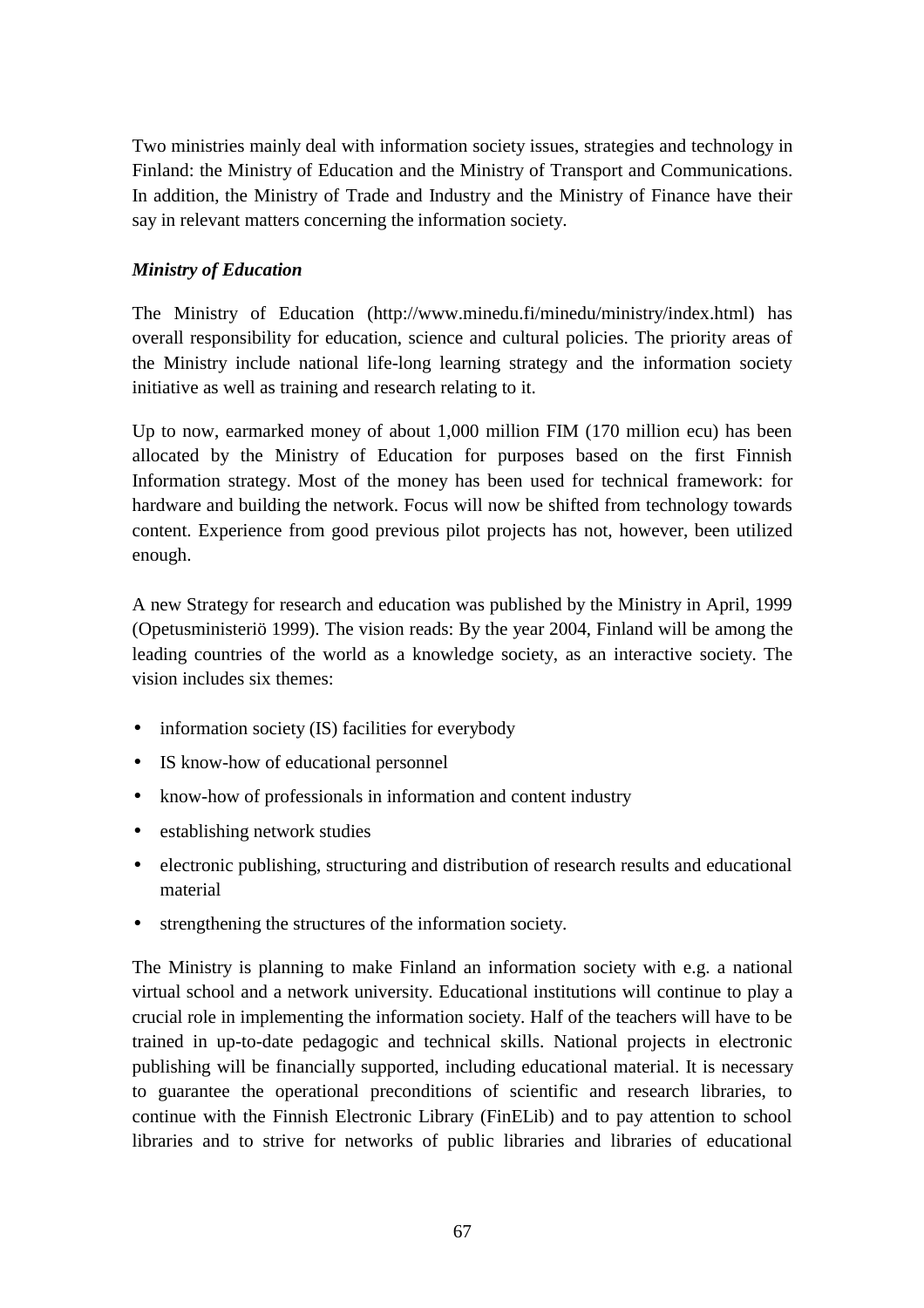Two ministries mainly deal with information society issues, strategies and technology in Finland: the Ministry of Education and the Ministry of Transport and Communications. In addition, the Ministry of Trade and Industry and the Ministry of Finance have their say in relevant matters concerning the information society.

***Ministry of Education***

The Ministry of Education (http://www.minedu.fi/minedu/ministry/index.html) has overall responsibility for education, science and cultural policies. The priority areas of the Ministry include national life-long learning strategy and the information society initiative as well as training and research relating to it.

Up to now, earmarked money of about 1,000 million FIM (170 million ecu) has been allocated by the Ministry of Education for purposes based on the first Finnish Information strategy. Most of the money has been used for technical framework: for hardware and building the network. Focus will now be shifted from technology towards content. Experience from good previous pilot projects has not, however, been utilized enough.

A new Strategy for research and education was published by the Ministry in April, 1999 (Opetusministeriö 1999). The vision reads: By the year 2004, Finland will be among the leading countries of the world as a knowledge society, as an interactive society. The vision includes six themes:

- information society (IS) facilities for everybody
- IS know-how of educational personnel
- know-how of professionals in information and content industry
- establishing network studies
- electronic publishing, structuring and distribution of research results and educational material
- strengthening the structures of the information society.

The Ministry is planning to make Finland an information society with e.g. a national virtual school and a network university. Educational institutions will continue to play a crucial role in implementing the information society. Half of the teachers will have to be trained in up-to-date pedagogic and technical skills. National projects in electronic publishing will be financially supported, including educational material. It is necessary to guarantee the operational preconditions of scientific and research libraries, to continue with the Finnish Electronic Library (FinELib) and to pay attention to school libraries and to strive for networks of public libraries and libraries of educational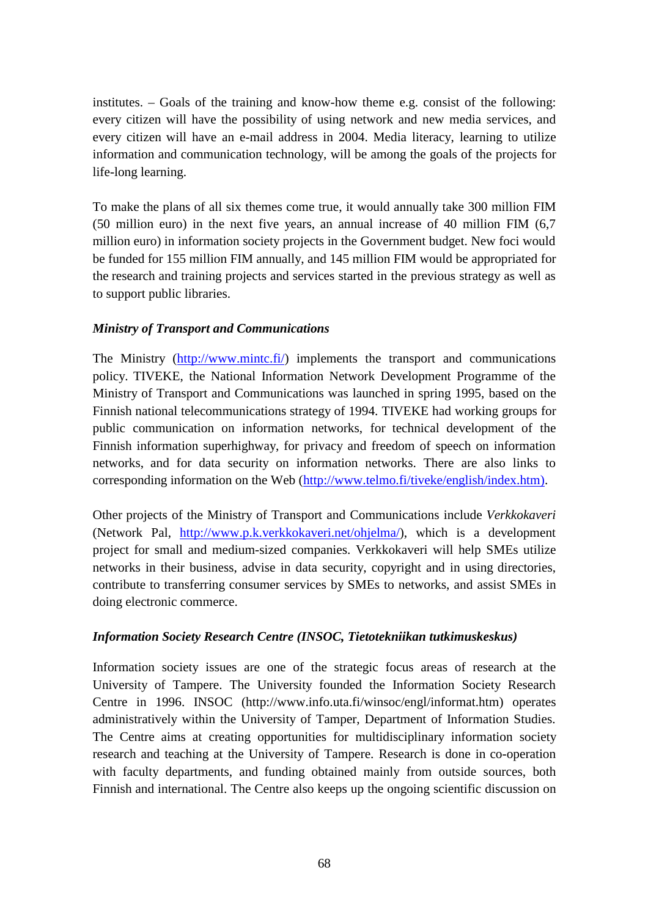institutes. – Goals of the training and know-how theme e.g. consist of the following: every citizen will have the possibility of using network and new media services, and every citizen will have an e-mail address in 2004. Media literacy, learning to utilize information and communication technology, will be among the goals of the projects for life-long learning.

To make the plans of all six themes come true, it would annually take 300 million FIM (50 million euro) in the next five years, an annual increase of 40 million FIM (6,7 million euro) in information society projects in the Government budget. New foci would be funded for 155 million FIM annually, and 145 million FIM would be appropriated for the research and training projects and services started in the previous strategy as well as to support public libraries.

***Ministry of Transport and Communications***

The Ministry (http://www.mintc.fi/) implements the transport and communications policy. TIVEKE, the National Information Network Development Programme of the Ministry of Transport and Communications was launched in spring 1995, based on the Finnish national telecommunications strategy of 1994. TIVEKE had working groups for public communication on information networks, for technical development of the Finnish information superhighway, for privacy and freedom of speech on information networks, and for data security on information networks. There are also links to corresponding information on the Web (http://www.telmo.fi/tiveke/english/index.htm).

Other projects of the Ministry of Transport and Communications include *Verkkokaveri* (Network Pal, http://www.p.k.verkkokaveri.net/ohjelma/), which is a development project for small and medium-sized companies. Verkkokaveri will help SMEs utilize networks in their business, advise in data security, copyright and in using directories, contribute to transferring consumer services by SMEs to networks, and assist SMEs in doing electronic commerce.

***Information Society Research Centre (INSOC, Tietotekniikan tutkimuskeskus)***

Information society issues are one of the strategic focus areas of research at the University of Tampere. The University founded the Information Society Research Centre in 1996. INSOC (http://www.info.uta.fi/winsoc/engl/informat.htm) operates administratively within the University of Tamper, Department of Information Studies. The Centre aims at creating opportunities for multidisciplinary information society research and teaching at the University of Tampere. Research is done in co-operation with faculty departments, and funding obtained mainly from outside sources, both Finnish and international. The Centre also keeps up the ongoing scientific discussion on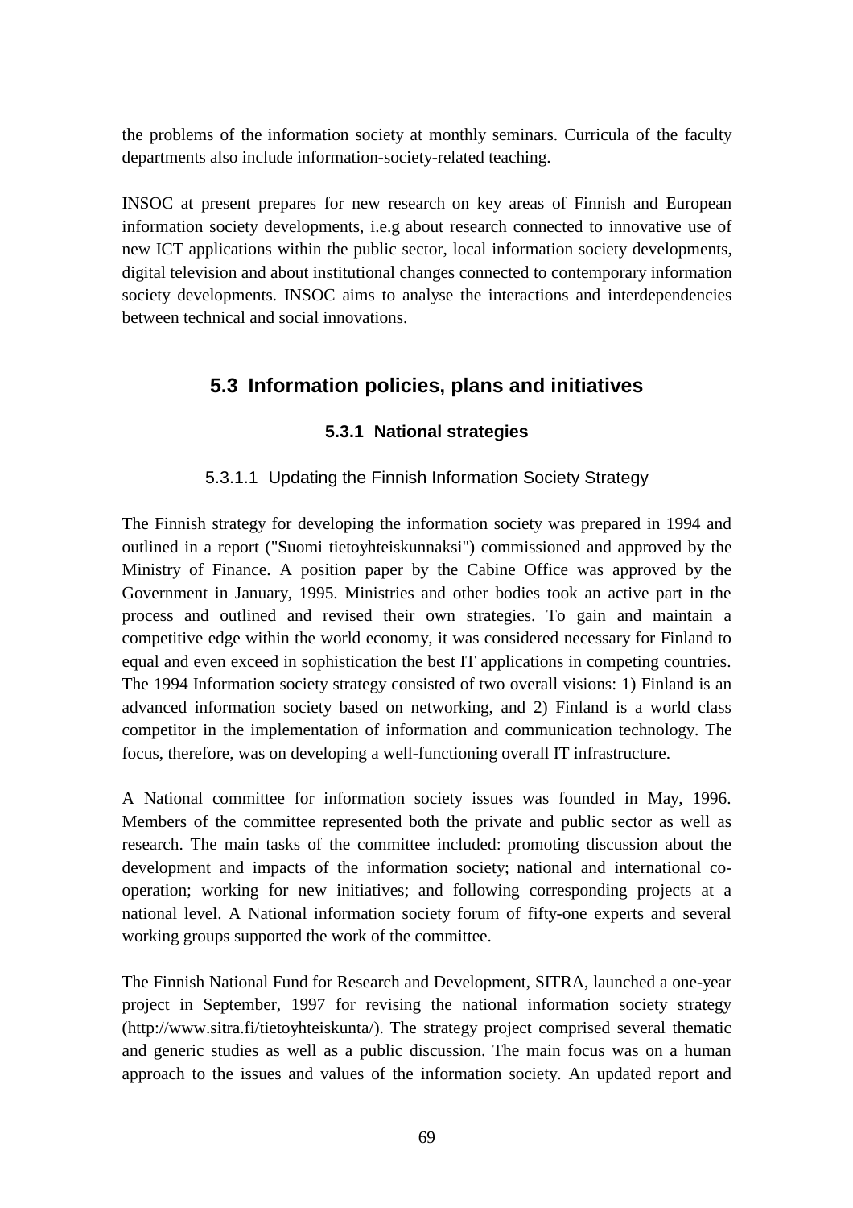the problems of the information society at monthly seminars. Curricula of the faculty departments also include information-society-related teaching.

INSOC at present prepares for new research on key areas of Finnish and European information society developments, i.e.g about research connected to innovative use of new ICT applications within the public sector, local information society developments, digital television and about institutional changes connected to contemporary information society developments. INSOC aims to analyse the interactions and interdependencies between technical and social innovations.

## 5.3 Information policies, plans and initiatives

### 5.3.1 National strategies

#### 5.3.1.1 Updating the Finnish Information Society Strategy

The Finnish strategy for developing the information society was prepared in 1994 and outlined in a report ("Suomi tietoyhteiskunnaksi") commissioned and approved by the Ministry of Finance. A position paper by the Cabine Office was approved by the Government in January, 1995. Ministries and other bodies took an active part in the process and outlined and revised their own strategies. To gain and maintain a competitive edge within the world economy, it was considered necessary for Finland to equal and even exceed in sophistication the best IT applications in competing countries. The 1994 Information society strategy consisted of two overall visions: 1) Finland is an advanced information society based on networking, and 2) Finland is a world class competitor in the implementation of information and communication technology. The focus, therefore, was on developing a well-functioning overall IT infrastructure.

A National committee for information society issues was founded in May, 1996. Members of the committee represented both the private and public sector as well as research. The main tasks of the committee included: promoting discussion about the development and impacts of the information society; national and international co-operation; working for new initiatives; and following corresponding projects at a national level. A National information society forum of fifty-one experts and several working groups supported the work of the committee.

The Finnish National Fund for Research and Development, SITRA, launched a one-year project in September, 1997 for revising the national information society strategy (http://www.sitra.fi/tietoyhteiskunta/). The strategy project comprised several thematic and generic studies as well as a public discussion. The main focus was on a human approach to the issues and values of the information society. An updated report and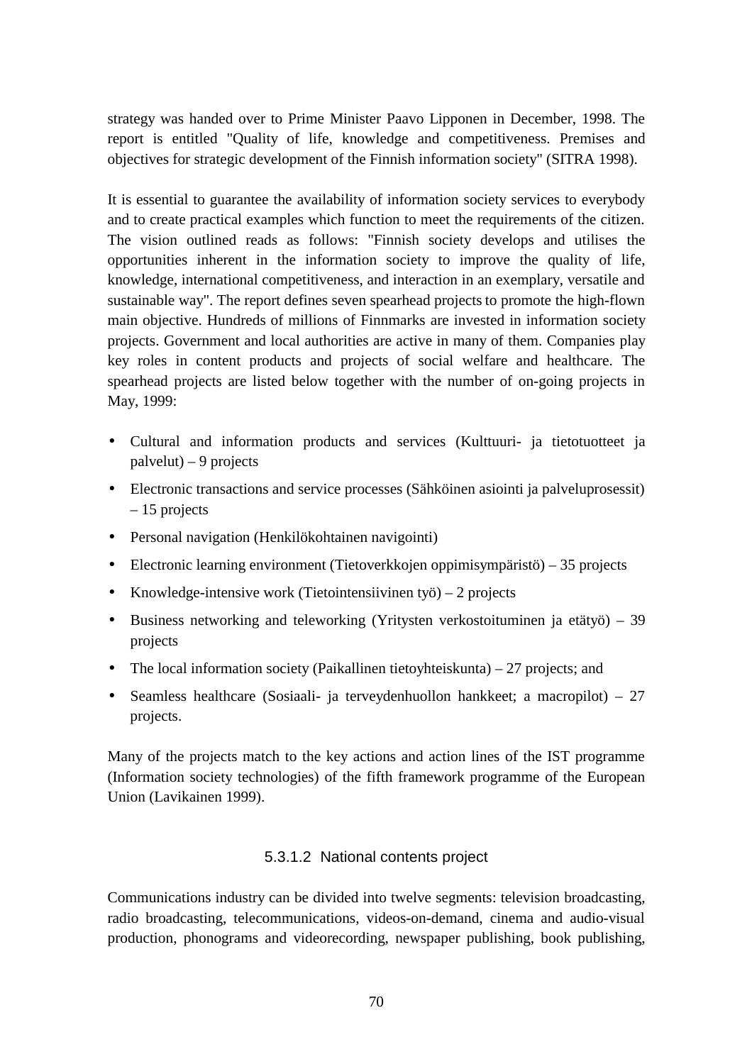strategy was handed over to Prime Minister Paavo Lipponen in December, 1998. The report is entitled "Quality of life, knowledge and competitiveness. Premises and objectives for strategic development of the Finnish information society" (SITRA 1998).

It is essential to guarantee the availability of information society services to everybody and to create practical examples which function to meet the requirements of the citizen. The vision outlined reads as follows: "Finnish society develops and utilises the opportunities inherent in the information society to improve the quality of life, knowledge, international competitiveness, and interaction in an exemplary, versatile and sustainable way". The report defines seven spearhead projects to promote the high-flown main objective. Hundreds of millions of Finnmarks are invested in information society projects. Government and local authorities are active in many of them. Companies play key roles in content products and projects of social welfare and healthcare. The spearhead projects are listed below together with the number of on-going projects in May, 1999:

- Cultural and information products and services (Kulttuuri- ja tietotuotteet ja palvelut) – 9 projects
- Electronic transactions and service processes (Sähköinen asiointi ja palveluprosessit) – 15 projects
- Personal navigation (Henkilökohtainen navigointi)
- Electronic learning environment (Tietoverkkojen oppimisympäristö) – 35 projects
- Knowledge-intensive work (Tietointensiivinen työ) – 2 projects
- Business networking and teleworking (Yritysten verkostoituminen ja etätyö) – 39 projects
- The local information society (Paikallinen tietoyhteiskunta) – 27 projects; and
- Seamless healthcare (Sosiaali- ja terveydenhuollon hankkeet; a macropilot) – 27 projects.

Many of the projects match to the key actions and action lines of the IST programme (Information society technologies) of the fifth framework programme of the European Union (Lavikainen 1999).

#### 5.3.1.2 National contents project

Communications industry can be divided into twelve segments: television broadcasting, radio broadcasting, telecommunications, videos-on-demand, cinema and audio-visual production, phonograms and videorecording, newspaper publishing, book publishing,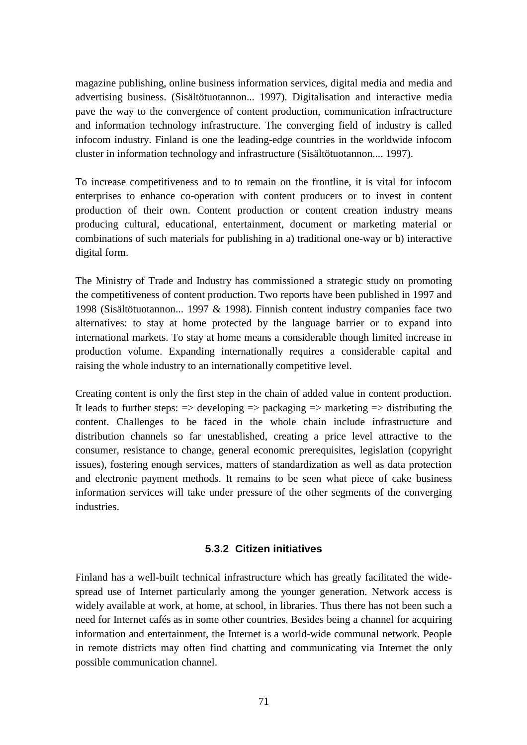magazine publishing, online business information services, digital media and media and advertising business. (Sisältötuotannon... 1997). Digitalisation and interactive media pave the way to the convergence of content production, communication infractructure and information technology infrastructure. The converging field of industry is called infocom industry. Finland is one the leading-edge countries in the worldwide infocom cluster in information technology and infrastructure (Sisältötuotannon.... 1997).

To increase competitiveness and to to remain on the frontline, it is vital for infocom enterprises to enhance co-operation with content producers or to invest in content production of their own. Content production or content creation industry means producing cultural, educational, entertainment, document or marketing material or combinations of such materials for publishing in a) traditional one-way or b) interactive digital form.

The Ministry of Trade and Industry has commissioned a strategic study on promoting the competitiveness of content production. Two reports have been published in 1997 and 1998 (Sisältötuotannon... 1997 & 1998). Finnish content industry companies face two alternatives: to stay at home protected by the language barrier or to expand into international markets. To stay at home means a considerable though limited increase in production volume. Expanding internationally requires a considerable capital and raising the whole industry to an internationally competitive level.

Creating content is only the first step in the chain of added value in content production. It leads to further steps: => developing => packaging => marketing => distributing the content. Challenges to be faced in the whole chain include infrastructure and distribution channels so far unestablished, creating a price level attractive to the consumer, resistance to change, general economic prerequisites, legislation (copyright issues), fostering enough services, matters of standardization as well as data protection and electronic payment methods. It remains to be seen what piece of cake business information services will take under pressure of the other segments of the converging industries.

### 5.3.2 Citizen initiatives

Finland has a well-built technical infrastructure which has greatly facilitated the wide-spread use of Internet particularly among the younger generation. Network access is widely available at work, at home, at school, in libraries. Thus there has not been such a need for Internet cafés as in some other countries. Besides being a channel for acquiring information and entertainment, the Internet is a world-wide communal network. People in remote districts may often find chatting and communicating via Internet the only possible communication channel.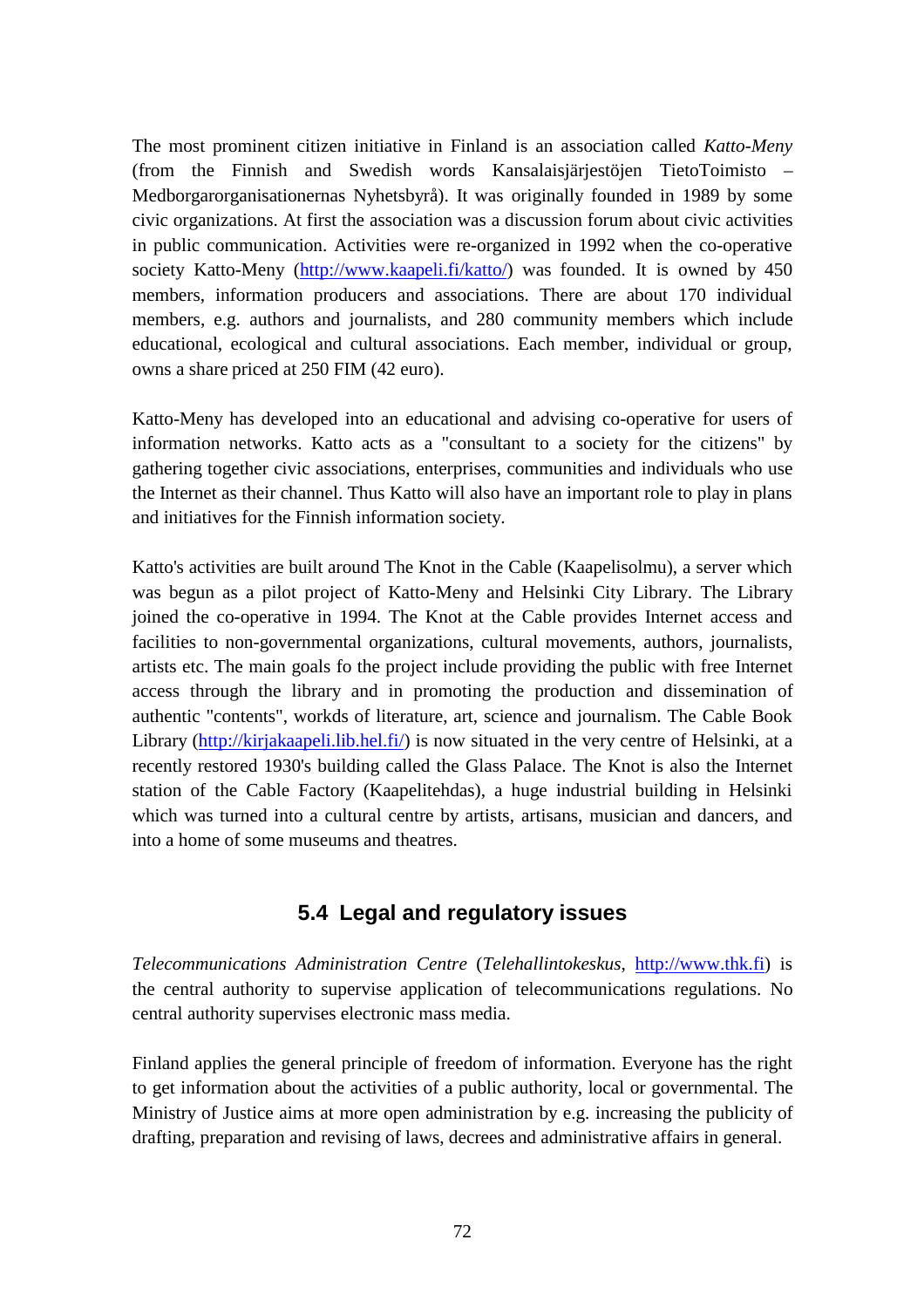The most prominent citizen initiative in Finland is an association called *Katto-Meny* (from the Finnish and Swedish words Kansalaisjärjestöjen TietoToimisto – Medborgarorganisationernas Nyhetsbyrå). It was originally founded in 1989 by some civic organizations. At first the association was a discussion forum about civic activities in public communication. Activities were re-organized in 1992 when the co-operative society Katto-Meny (http://www.kaapeli.fi/katto/) was founded. It is owned by 450 members, information producers and associations. There are about 170 individual members, e.g. authors and journalists, and 280 community members which include educational, ecological and cultural associations. Each member, individual or group, owns a share priced at 250 FIM (42 euro).

Katto-Meny has developed into an educational and advising co-operative for users of information networks. Katto acts as a "consultant to a society for the citizens" by gathering together civic associations, enterprises, communities and individuals who use the Internet as their channel. Thus Katto will also have an important role to play in plans and initiatives for the Finnish information society.

Katto's activities are built around The Knot in the Cable (Kaapelisolmu), a server which was begun as a pilot project of Katto-Meny and Helsinki City Library. The Library joined the co-operative in 1994. The Knot at the Cable provides Internet access and facilities to non-governmental organizations, cultural movements, authors, journalists, artists etc. The main goals fo the project include providing the public with free Internet access through the library and in promoting the production and dissemination of authentic "contents", workds of literature, art, science and journalism. The Cable Book Library (http://kirjakaapeli.lib.hel.fi/) is now situated in the very centre of Helsinki, at a recently restored 1930's building called the Glass Palace. The Knot is also the Internet station of the Cable Factory (Kaapelitehdas), a huge industrial building in Helsinki which was turned into a cultural centre by artists, artisans, musician and dancers, and into a home of some museums and theatres.

## 5.4 Legal and regulatory issues

*Telecommunications Administration Centre* (*Telehallintokeskus*, http://www.thk.fi) is the central authority to supervise application of telecommunications regulations. No central authority supervises electronic mass media.

Finland applies the general principle of freedom of information. Everyone has the right to get information about the activities of a public authority, local or governmental. The Ministry of Justice aims at more open administration by e.g. increasing the publicity of drafting, preparation and revising of laws, decrees and administrative affairs in general.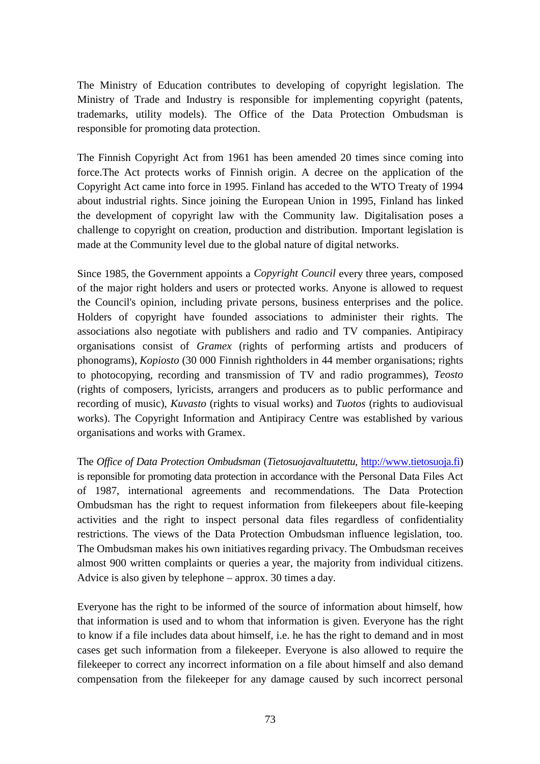The Ministry of Education contributes to developing of copyright legislation. The Ministry of Trade and Industry is responsible for implementing copyright (patents, trademarks, utility models). The Office of the Data Protection Ombudsman is responsible for promoting data protection.

The Finnish Copyright Act from 1961 has been amended 20 times since coming into force.The Act protects works of Finnish origin. A decree on the application of the Copyright Act came into force in 1995. Finland has acceded to the WTO Treaty of 1994 about industrial rights. Since joining the European Union in 1995, Finland has linked the development of copyright law with the Community law. Digitalisation poses a challenge to copyright on creation, production and distribution. Important legislation is made at the Community level due to the global nature of digital networks.

Since 1985, the Government appoints a *Copyright Council* every three years, composed of the major right holders and users or protected works. Anyone is allowed to request the Council's opinion, including private persons, business enterprises and the police. Holders of copyright have founded associations to administer their rights. The associations also negotiate with publishers and radio and TV companies. Antipiracy organisations consist of *Gramex* (rights of performing artists and producers of phonograms), *Kopiosto* (30 000 Finnish rightholders in 44 member organisations; rights to photocopying, recording and transmission of TV and radio programmes), *Teosto* (rights of composers, lyricists, arrangers and producers as to public performance and recording of music), *Kuvasto* (rights to visual works) and *Tuotos* (rights to audiovisual works). The Copyright Information and Antipiracy Centre was established by various organisations and works with Gramex.

The *Office of Data Protection Ombudsman* (*Tietosuojavaltuutettu*, http://www.tietosuoja.fi) is reponsible for promoting data protection in accordance with the Personal Data Files Act of 1987, international agreements and recommendations. The Data Protection Ombudsman has the right to request information from filekeepers about file-keeping activities and the right to inspect personal data files regardless of confidentiality restrictions. The views of the Data Protection Ombudsman influence legislation, too. The Ombudsman makes his own initiatives regarding privacy. The Ombudsman receives almost 900 written complaints or queries a year, the majority from individual citizens. Advice is also given by telephone – approx. 30 times a day.

Everyone has the right to be informed of the source of information about himself, how that information is used and to whom that information is given. Everyone has the right to know if a file includes data about himself, i.e. he has the right to demand and in most cases get such information from a filekeeper. Everyone is also allowed to require the filekeeper to correct any incorrect information on a file about himself and also demand compensation from the filekeeper for any damage caused by such incorrect personal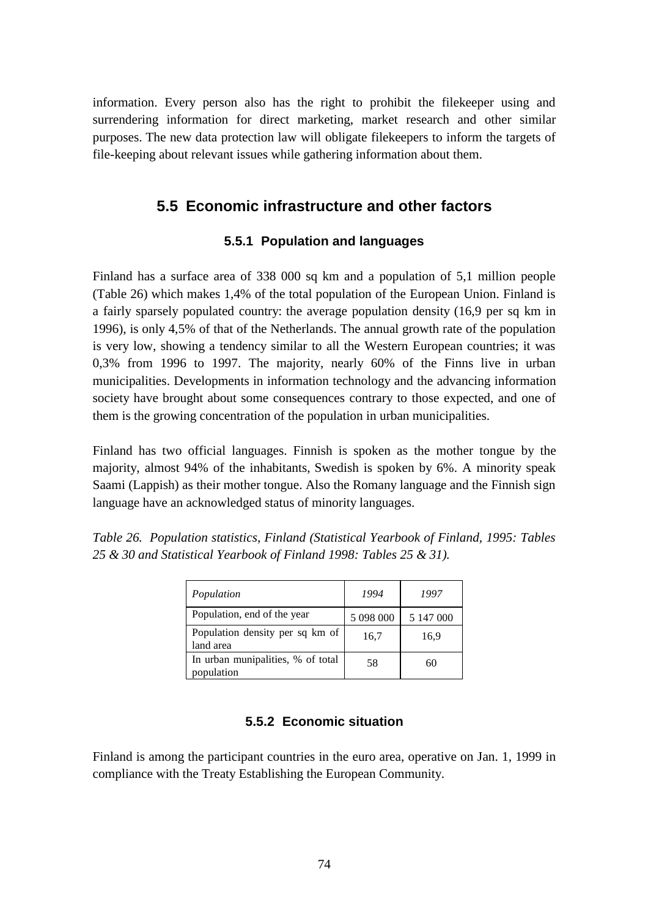information. Every person also has the right to prohibit the filekeeper using and surrendering information for direct marketing, market research and other similar purposes. The new data protection law will obligate filekeepers to inform the targets of file-keeping about relevant issues while gathering information about them.

## 5.5 Economic infrastructure and other factors

### 5.5.1 Population and languages

Finland has a surface area of 338 000 sq km and a population of 5,1 million people (Table 26) which makes 1,4% of the total population of the European Union. Finland is a fairly sparsely populated country: the average population density (16,9 per sq km in 1996), is only 4,5% of that of the Netherlands. The annual growth rate of the population is very low, showing a tendency similar to all the Western European countries; it was 0,3% from 1996 to 1997. The majority, nearly 60% of the Finns live in urban municipalities. Developments in information technology and the advancing information society have brought about some consequences contrary to those expected, and one of them is the growing concentration of the population in urban municipalities.

Finland has two official languages. Finnish is spoken as the mother tongue by the majority, almost 94% of the inhabitants, Swedish is spoken by 6%. A minority speak Saami (Lappish) as their mother tongue. Also the Romany language and the Finnish sign language have an acknowledged status of minority languages.

*Table 26. Population statistics, Finland (Statistical Yearbook of Finland, 1995: Tables 25 & 30 and Statistical Yearbook of Finland 1998: Tables 25 & 31).*

| *Population* | *1994* | *1997* |
|---|---|---|
| Population, end of the year | 5 098 000 | 5 147 000 |
| Population density per sq km of land area | 16,7 | 16,9 |
| In urban munipalities, % of total population | 58 | 60 |

### 5.5.2 Economic situation

Finland is among the participant countries in the euro area, operative on Jan. 1, 1999 in compliance with the Treaty Establishing the European Community.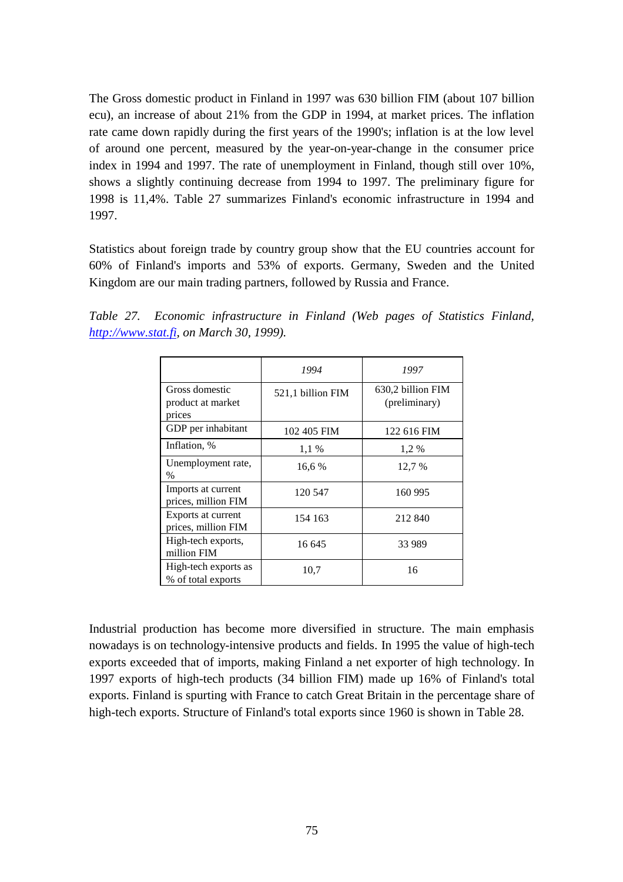The Gross domestic product in Finland in 1997 was 630 billion FIM (about 107 billion ecu), an increase of about 21% from the GDP in 1994, at market prices. The inflation rate came down rapidly during the first years of the 1990's; inflation is at the low level of around one percent, measured by the year-on-year-change in the consumer price index in 1994 and 1997. The rate of unemployment in Finland, though still over 10%, shows a slightly continuing decrease from 1994 to 1997. The preliminary figure for 1998 is 11,4%. Table 27 summarizes Finland's economic infrastructure in 1994 and 1997.

Statistics about foreign trade by country group show that the EU countries account for 60% of Finland's imports and 53% of exports. Germany, Sweden and the United Kingdom are our main trading partners, followed by Russia and France.

*Table 27. Economic infrastructure in Finland (Web pages of Statistics Finland, [http://www.stat.fi](http://www.stat.fi), on March 30, 1999).*

| | *1994* | *1997* |
|---|---|---|
| Gross domestic product at market prices | 521,1 billion FIM | 630,2 billion FIM (preliminary) |
| GDP per inhabitant | 102 405 FIM | 122 616 FIM |
| Inflation, % | 1,1 % | 1,2 % |
| Unemployment rate, % | 16,6 % | 12,7 % |
| Imports at current prices, million FIM | 120 547 | 160 995 |
| Exports at current prices, million FIM | 154 163 | 212 840 |
| High-tech exports, million FIM | 16 645 | 33 989 |
| High-tech exports as % of total exports | 10,7 | 16 |

Industrial production has become more diversified in structure. The main emphasis nowadays is on technology-intensive products and fields. In 1995 the value of high-tech exports exceeded that of imports, making Finland a net exporter of high technology. In 1997 exports of high-tech products (34 billion FIM) made up 16% of Finland's total exports. Finland is spurting with France to catch Great Britain in the percentage share of high-tech exports. Structure of Finland's total exports since 1960 is shown in Table 28.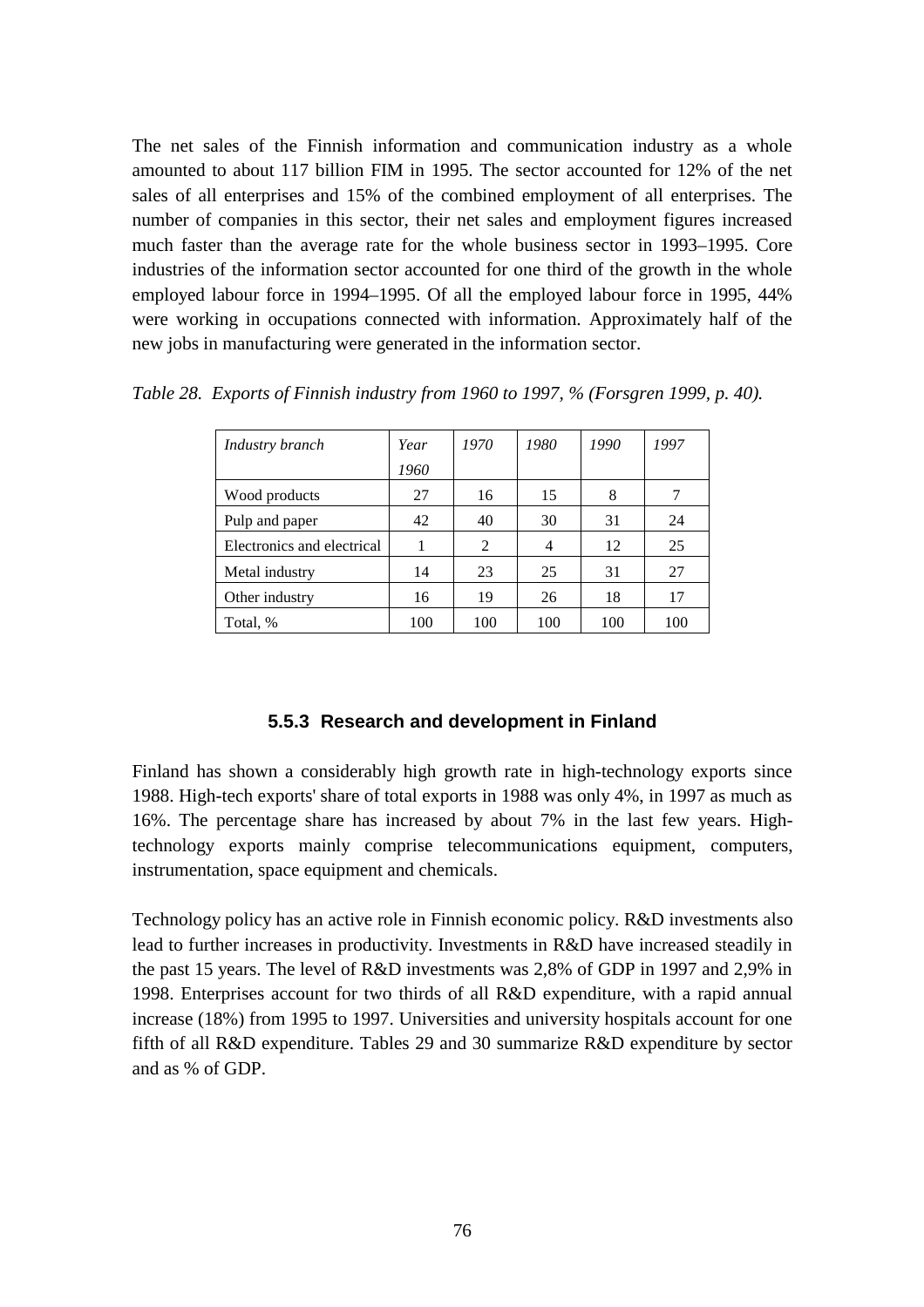The net sales of the Finnish information and communication industry as a whole amounted to about 117 billion FIM in 1995. The sector accounted for 12% of the net sales of all enterprises and 15% of the combined employment of all enterprises. The number of companies in this sector, their net sales and employment figures increased much faster than the average rate for the whole business sector in 1993–1995. Core industries of the information sector accounted for one third of the growth in the whole employed labour force in 1994–1995. Of all the employed labour force in 1995, 44% were working in occupations connected with information. Approximately half of the new jobs in manufacturing were generated in the information sector.

*Table 28. Exports of Finnish industry from 1960 to 1997, % (Forsgren 1999, p. 40).*

| *Industry branch* | *Year 1960* | *1970* | *1980* | *1990* | *1997* |
|---|---|---|---|---|---|
| Wood products | 27 | 16 | 15 | 8 | 7 |
| Pulp and paper | 42 | 40 | 30 | 31 | 24 |
| Electronics and electrical | 1 | 2 | 4 | 12 | 25 |
| Metal industry | 14 | 23 | 25 | 31 | 27 |
| Other industry | 16 | 19 | 26 | 18 | 17 |
| Total, % | 100 | 100 | 100 | 100 | 100 |

### 5.5.3 Research and development in Finland

Finland has shown a considerably high growth rate in high-technology exports since 1988. High-tech exports' share of total exports in 1988 was only 4%, in 1997 as much as 16%. The percentage share has increased by about 7% in the last few years. High-technology exports mainly comprise telecommunications equipment, computers, instrumentation, space equipment and chemicals.

Technology policy has an active role in Finnish economic policy. R&D investments also lead to further increases in productivity. Investments in R&D have increased steadily in the past 15 years. The level of R&D investments was 2,8% of GDP in 1997 and 2,9% in 1998. Enterprises account for two thirds of all R&D expenditure, with a rapid annual increase (18%) from 1995 to 1997. Universities and university hospitals account for one fifth of all R&D expenditure. Tables 29 and 30 summarize R&D expenditure by sector and as % of GDP.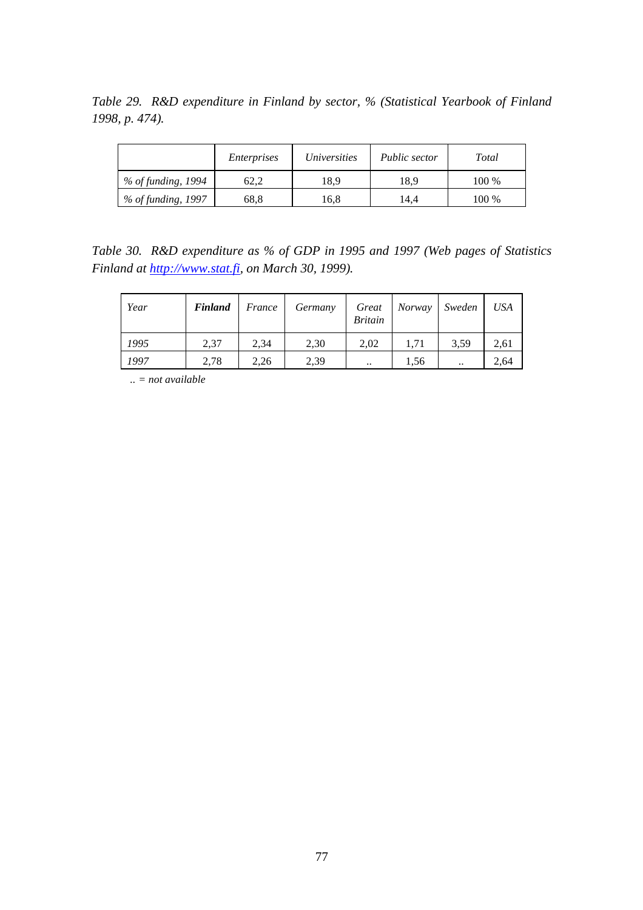*Table 29. R&D expenditure in Finland by sector, % (Statistical Yearbook of Finland 1998, p. 474).*

| | *Enterprises* | *Universities* | *Public sector* | *Total* |
|---|---|---|---|---|
| *% of funding, 1994* | 62,2 | 18,9 | 18,9 | 100 % |
| *% of funding, 1997* | 68,8 | 16,8 | 14,4 | 100 % |

*Table 30. R&D expenditure as % of GDP in 1995 and 1997 (Web pages of Statistics Finland at [http://www.stat.fi](http://www.stat.fi), on March 30, 1999).*

| *Year* | ***Finland*** | *France* | *Germany* | *Great Britain* | *Norway* | *Sweden* | *USA* |
|---|---|---|---|---|---|---|---|
| *1995* | 2,37 | 2,34 | 2,30 | 2,02 | 1,71 | 3,59 | 2,61 |
| *1997* | 2,78 | 2,26 | 2,39 | .. | 1,56 | .. | 2,64 |

*.. = not available*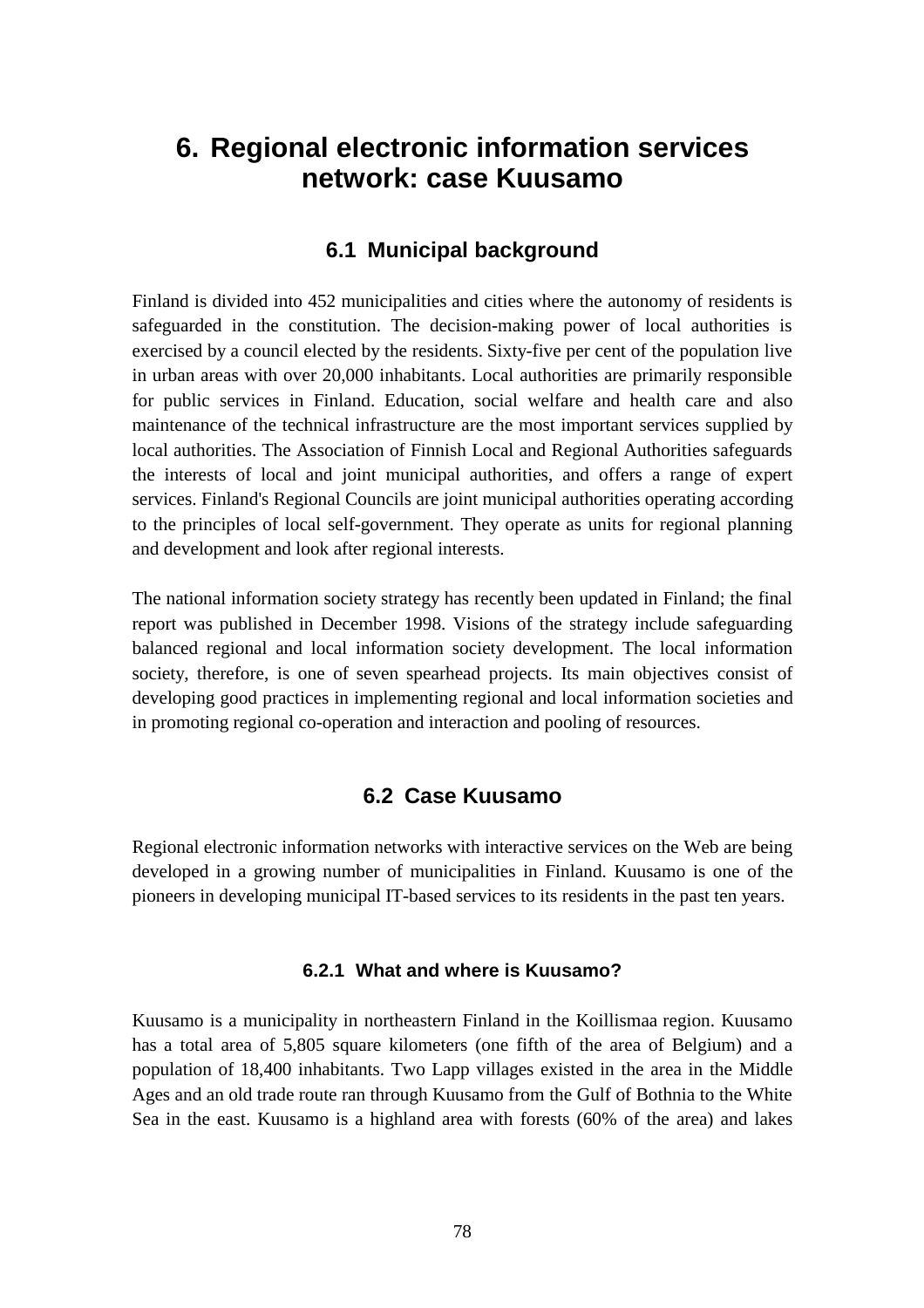# 6. Regional electronic information services network: case Kuusamo

## 6.1 Municipal background

Finland is divided into 452 municipalities and cities where the autonomy of residents is safeguarded in the constitution. The decision-making power of local authorities is exercised by a council elected by the residents. Sixty-five per cent of the population live in urban areas with over 20,000 inhabitants. Local authorities are primarily responsible for public services in Finland. Education, social welfare and health care and also maintenance of the technical infrastructure are the most important services supplied by local authorities. The Association of Finnish Local and Regional Authorities safeguards the interests of local and joint municipal authorities, and offers a range of expert services. Finland's Regional Councils are joint municipal authorities operating according to the principles of local self-government. They operate as units for regional planning and development and look after regional interests.

The national information society strategy has recently been updated in Finland; the final report was published in December 1998. Visions of the strategy include safeguarding balanced regional and local information society development. The local information society, therefore, is one of seven spearhead projects. Its main objectives consist of developing good practices in implementing regional and local information societies and in promoting regional co-operation and interaction and pooling of resources.

## 6.2 Case Kuusamo

Regional electronic information networks with interactive services on the Web are being developed in a growing number of municipalities in Finland. Kuusamo is one of the pioneers in developing municipal IT-based services to its residents in the past ten years.

### 6.2.1 What and where is Kuusamo?

Kuusamo is a municipality in northeastern Finland in the Koillismaa region. Kuusamo has a total area of 5,805 square kilometers (one fifth of the area of Belgium) and a population of 18,400 inhabitants. Two Lapp villages existed in the area in the Middle Ages and an old trade route ran through Kuusamo from the Gulf of Bothnia to the White Sea in the east. Kuusamo is a highland area with forests (60% of the area) and lakes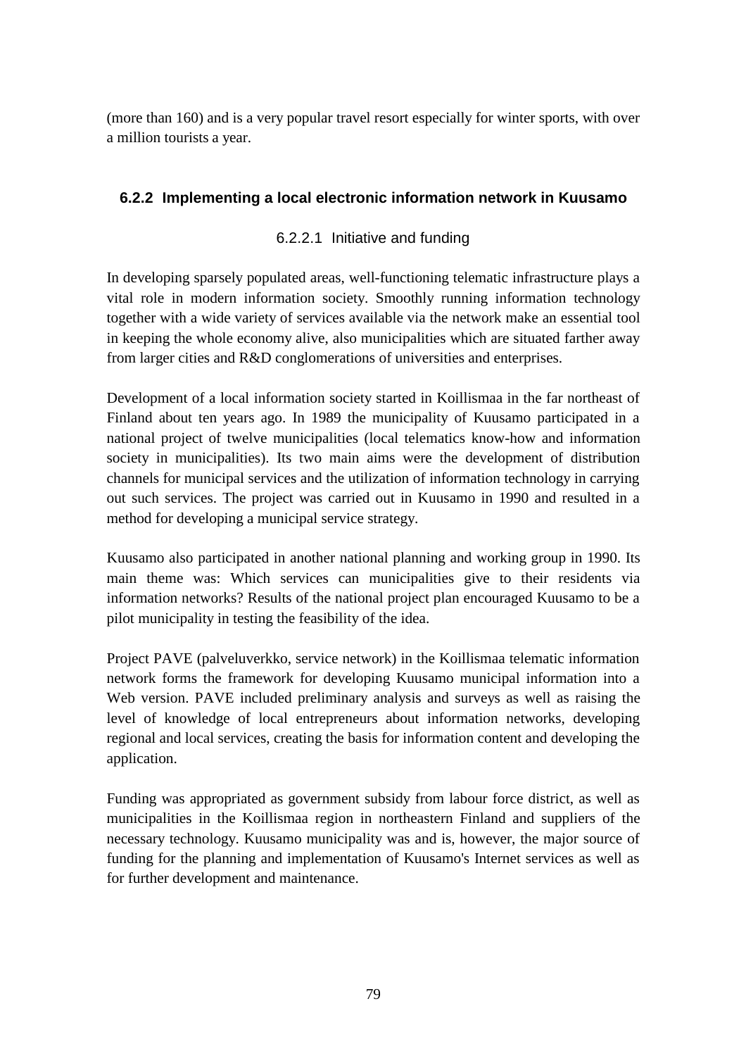(more than 160) and is a very popular travel resort especially for winter sports, with over a million tourists a year.

### 6.2.2 Implementing a local electronic information network in Kuusamo

#### 6.2.2.1 Initiative and funding

In developing sparsely populated areas, well-functioning telematic infrastructure plays a vital role in modern information society. Smoothly running information technology together with a wide variety of services available via the network make an essential tool in keeping the whole economy alive, also municipalities which are situated farther away from larger cities and R&D conglomerations of universities and enterprises.

Development of a local information society started in Koillismaa in the far northeast of Finland about ten years ago. In 1989 the municipality of Kuusamo participated in a national project of twelve municipalities (local telematics know-how and information society in municipalities). Its two main aims were the development of distribution channels for municipal services and the utilization of information technology in carrying out such services. The project was carried out in Kuusamo in 1990 and resulted in a method for developing a municipal service strategy.

Kuusamo also participated in another national planning and working group in 1990. Its main theme was: Which services can municipalities give to their residents via information networks? Results of the national project plan encouraged Kuusamo to be a pilot municipality in testing the feasibility of the idea.

Project PAVE (palveluverkko, service network) in the Koillismaa telematic information network forms the framework for developing Kuusamo municipal information into a Web version. PAVE included preliminary analysis and surveys as well as raising the level of knowledge of local entrepreneurs about information networks, developing regional and local services, creating the basis for information content and developing the application.

Funding was appropriated as government subsidy from labour force district, as well as municipalities in the Koillismaa region in northeastern Finland and suppliers of the necessary technology. Kuusamo municipality was and is, however, the major source of funding for the planning and implementation of Kuusamo's Internet services as well as for further development and maintenance.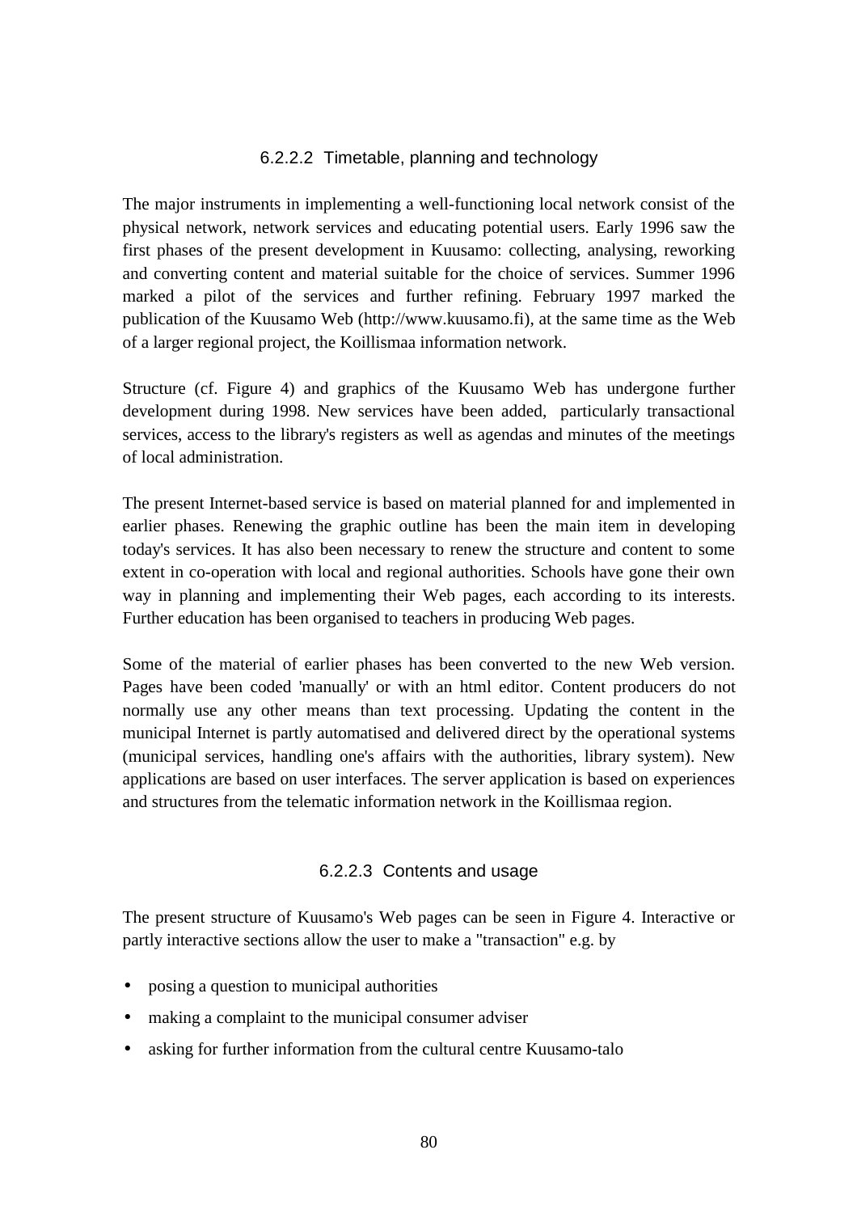#### 6.2.2.2 Timetable, planning and technology

The major instruments in implementing a well-functioning local network consist of the physical network, network services and educating potential users. Early 1996 saw the first phases of the present development in Kuusamo: collecting, analysing, reworking and converting content and material suitable for the choice of services. Summer 1996 marked a pilot of the services and further refining. February 1997 marked the publication of the Kuusamo Web (http://www.kuusamo.fi), at the same time as the Web of a larger regional project, the Koillismaa information network.

Structure (cf. Figure 4) and graphics of the Kuusamo Web has undergone further development during 1998. New services have been added, particularly transactional services, access to the library's registers as well as agendas and minutes of the meetings of local administration.

The present Internet-based service is based on material planned for and implemented in earlier phases. Renewing the graphic outline has been the main item in developing today's services. It has also been necessary to renew the structure and content to some extent in co-operation with local and regional authorities. Schools have gone their own way in planning and implementing their Web pages, each according to its interests. Further education has been organised to teachers in producing Web pages.

Some of the material of earlier phases has been converted to the new Web version. Pages have been coded 'manually' or with an html editor. Content producers do not normally use any other means than text processing. Updating the content in the municipal Internet is partly automatised and delivered direct by the operational systems (municipal services, handling one's affairs with the authorities, library system). New applications are based on user interfaces. The server application is based on experiences and structures from the telematic information network in the Koillismaa region.

#### 6.2.2.3 Contents and usage

The present structure of Kuusamo's Web pages can be seen in Figure 4. Interactive or partly interactive sections allow the user to make a "transaction" e.g. by

- posing a question to municipal authorities
- making a complaint to the municipal consumer adviser
- asking for further information from the cultural centre Kuusamo-talo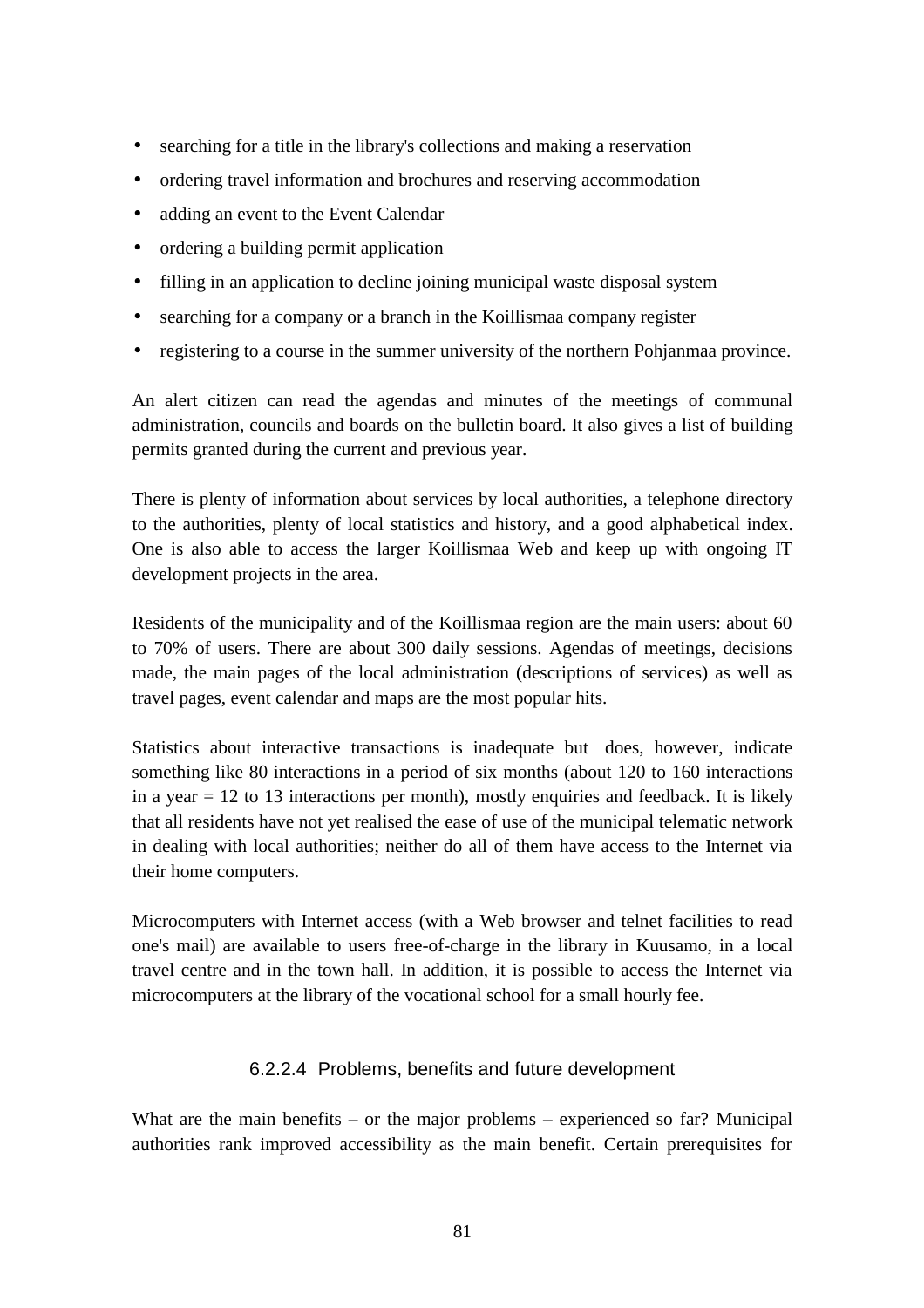- searching for a title in the library's collections and making a reservation
- ordering travel information and brochures and reserving accommodation
- adding an event to the Event Calendar
- ordering a building permit application
- filling in an application to decline joining municipal waste disposal system
- searching for a company or a branch in the Koillismaa company register
- registering to a course in the summer university of the northern Pohjanmaa province.

An alert citizen can read the agendas and minutes of the meetings of communal administration, councils and boards on the bulletin board. It also gives a list of building permits granted during the current and previous year.

There is plenty of information about services by local authorities, a telephone directory to the authorities, plenty of local statistics and history, and a good alphabetical index. One is also able to access the larger Koillismaa Web and keep up with ongoing IT development projects in the area.

Residents of the municipality and of the Koillismaa region are the main users: about 60 to 70% of users. There are about 300 daily sessions. Agendas of meetings, decisions made, the main pages of the local administration (descriptions of services) as well as travel pages, event calendar and maps are the most popular hits.

Statistics about interactive transactions is inadequate but does, however, indicate something like 80 interactions in a period of six months (about 120 to 160 interactions in a year = 12 to 13 interactions per month), mostly enquiries and feedback. It is likely that all residents have not yet realised the ease of use of the municipal telematic network in dealing with local authorities; neither do all of them have access to the Internet via their home computers.

Microcomputers with Internet access (with a Web browser and telnet facilities to read one's mail) are available to users free-of-charge in the library in Kuusamo, in a local travel centre and in the town hall. In addition, it is possible to access the Internet via microcomputers at the library of the vocational school for a small hourly fee.

#### 6.2.2.4 Problems, benefits and future development

What are the main benefits – or the major problems – experienced so far? Municipal authorities rank improved accessibility as the main benefit. Certain prerequisites for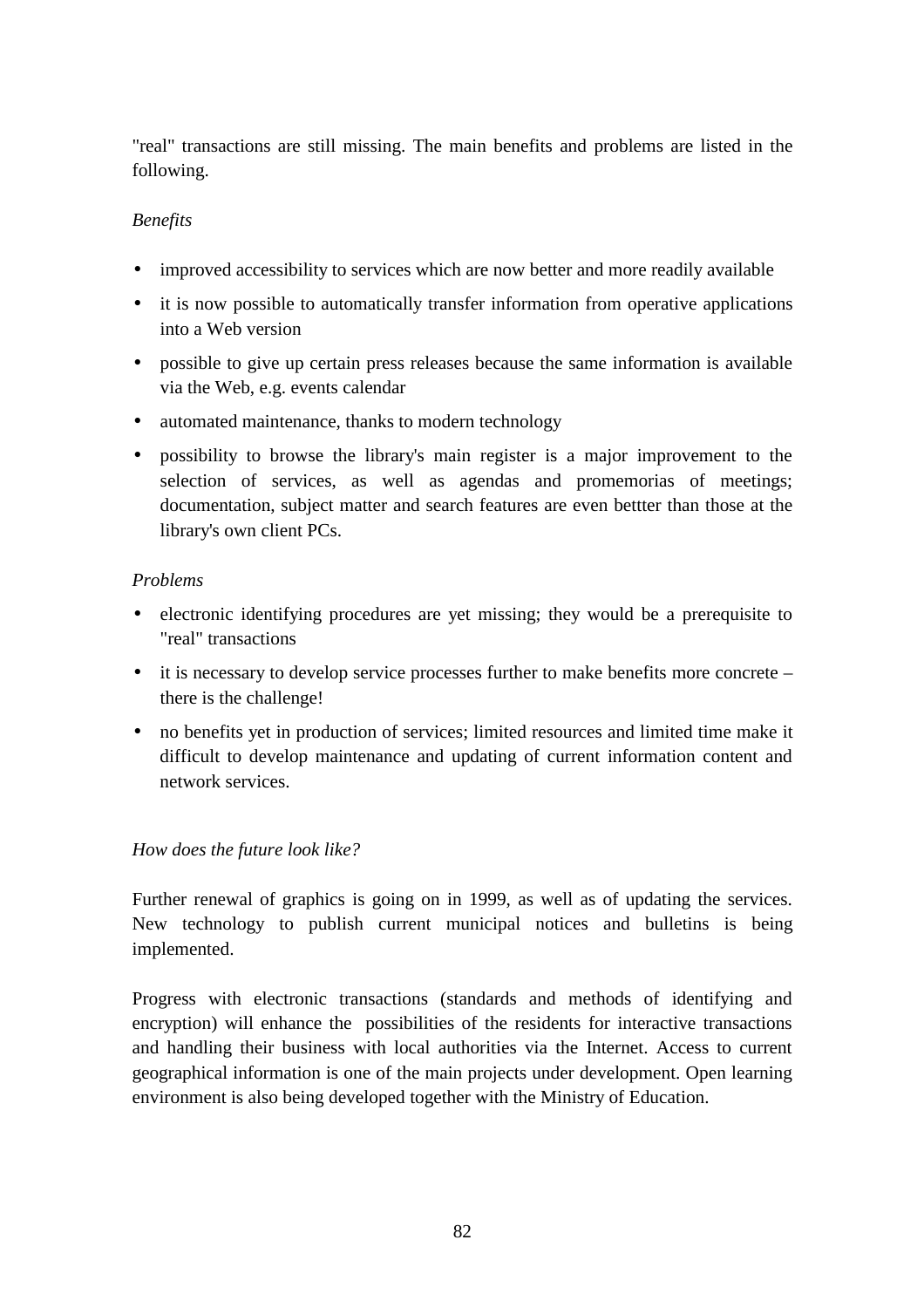"real" transactions are still missing. The main benefits and problems are listed in the following.

*Benefits*

- improved accessibility to services which are now better and more readily available
- it is now possible to automatically transfer information from operative applications into a Web version
- possible to give up certain press releases because the same information is available via the Web, e.g. events calendar
- automated maintenance, thanks to modern technology
- possibility to browse the library's main register is a major improvement to the selection of services, as well as agendas and promemorias of meetings; documentation, subject matter and search features are even bettter than those at the library's own client PCs.

*Problems*

- electronic identifying procedures are yet missing; they would be a prerequisite to "real" transactions
- it is necessary to develop service processes further to make benefits more concrete – there is the challenge!
- no benefits yet in production of services; limited resources and limited time make it difficult to develop maintenance and updating of current information content and network services.

*How does the future look like?*

Further renewal of graphics is going on in 1999, as well as of updating the services. New technology to publish current municipal notices and bulletins is being implemented.

Progress with electronic transactions (standards and methods of identifying and encryption) will enhance the possibilities of the residents for interactive transactions and handling their business with local authorities via the Internet. Access to current geographical information is one of the main projects under development. Open learning environment is also being developed together with the Ministry of Education.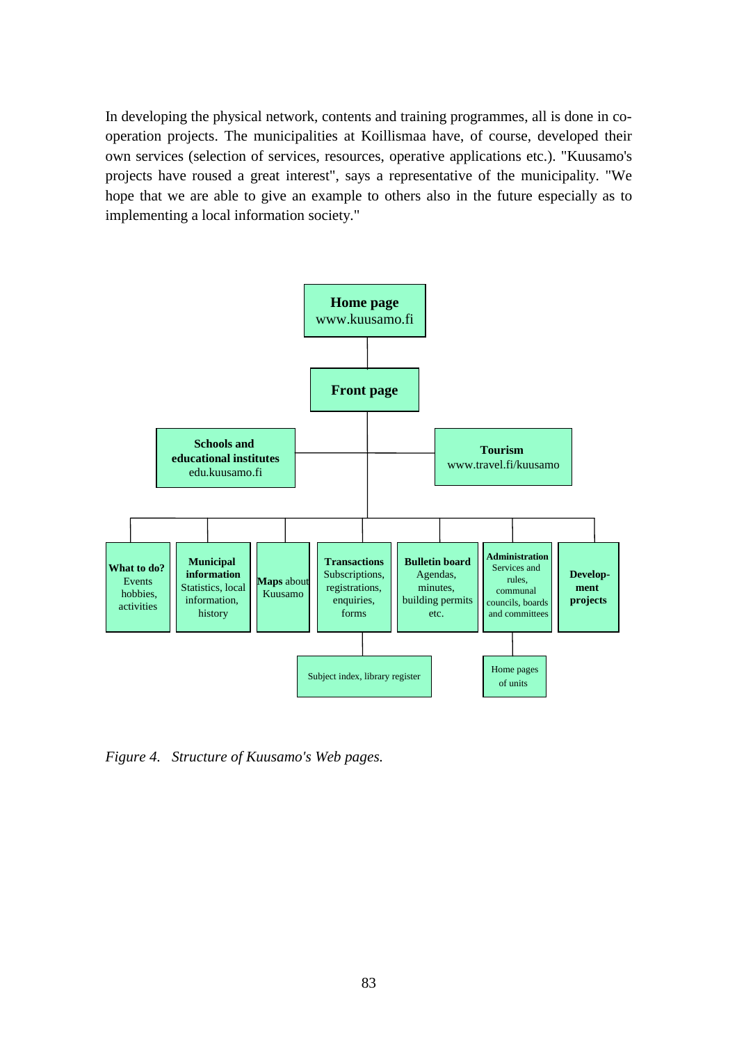In developing the physical network, contents and training programmes, all is done in co-operation projects. The municipalities at Koillismaa have, of course, developed their own services (selection of services, resources, operative applications etc.). "Kuusamo's projects have roused a great interest", says a representative of the municipality. "We hope that we are able to give an example to others also in the future especially as to implementing a local information society."

- **Home page** www.kuusamo.fi
  - **Front page**
    - **Schools and educational institutes** edu.kuusamo.fi
    - **Tourism** www.travel.fi/kuusamo
    - **What to do?** Events hobbies, activities
    - **Municipal information** Statistics, local information, history
    - **Maps** about Kuusamo
    - **Transactions** Subscriptions, registrations, enquiries, forms
      - Subject index, library register
    - **Bulletin board** Agendas, minutes, building permits etc.
    - **Administration** Services and rules, communal councils, boards and committees
      - Home pages of units
    - **Development projects**

*Figure 4. Structure of Kuusamo's Web pages.*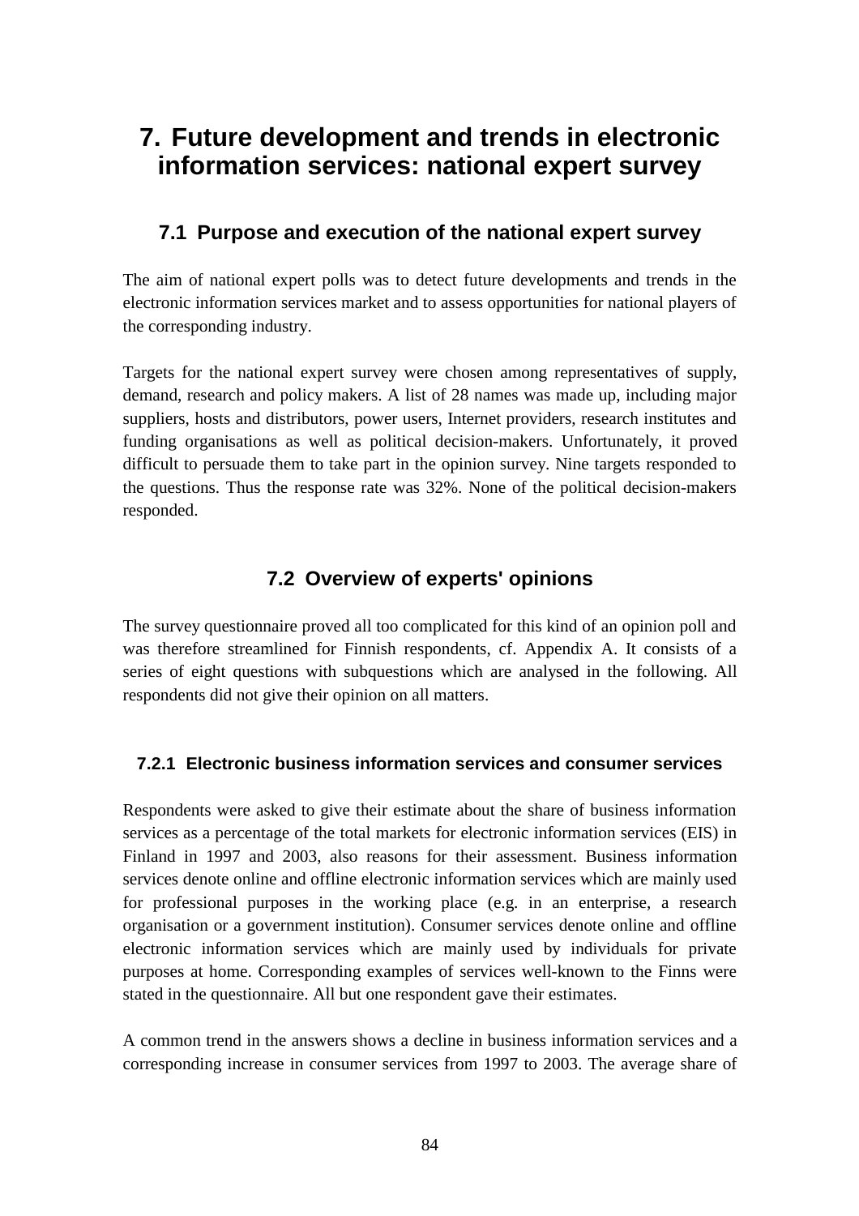# 7. Future development and trends in electronic information services: national expert survey

## 7.1 Purpose and execution of the national expert survey

The aim of national expert polls was to detect future developments and trends in the electronic information services market and to assess opportunities for national players of the corresponding industry.

Targets for the national expert survey were chosen among representatives of supply, demand, research and policy makers. A list of 28 names was made up, including major suppliers, hosts and distributors, power users, Internet providers, research institutes and funding organisations as well as political decision-makers. Unfortunately, it proved difficult to persuade them to take part in the opinion survey. Nine targets responded to the questions. Thus the response rate was 32%. None of the political decision-makers responded.

## 7.2 Overview of experts' opinions

The survey questionnaire proved all too complicated for this kind of an opinion poll and was therefore streamlined for Finnish respondents, cf. Appendix A. It consists of a series of eight questions with subquestions which are analysed in the following. All respondents did not give their opinion on all matters.

### 7.2.1 Electronic business information services and consumer services

Respondents were asked to give their estimate about the share of business information services as a percentage of the total markets for electronic information services (EIS) in Finland in 1997 and 2003, also reasons for their assessment. Business information services denote online and offline electronic information services which are mainly used for professional purposes in the working place (e.g. in an enterprise, a research organisation or a government institution). Consumer services denote online and offline electronic information services which are mainly used by individuals for private purposes at home. Corresponding examples of services well-known to the Finns were stated in the questionnaire. All but one respondent gave their estimates.

A common trend in the answers shows a decline in business information services and a corresponding increase in consumer services from 1997 to 2003. The average share of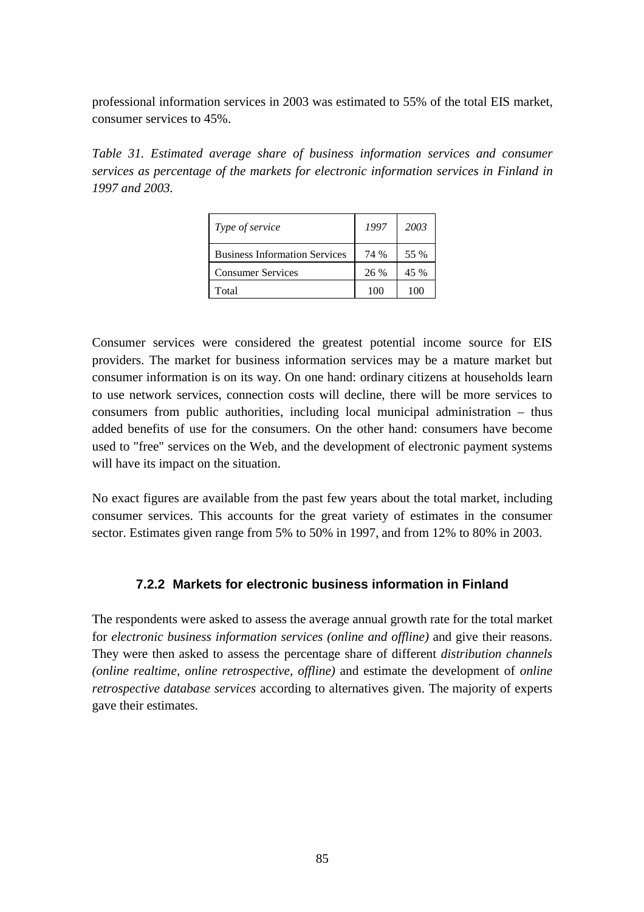professional information services in 2003 was estimated to 55% of the total EIS market, consumer services to 45%.

*Table 31. Estimated average share of business information services and consumer services as percentage of the markets for electronic information services in Finland in 1997 and 2003.*

| *Type of service* | *1997* | *2003* |
|---|---|---|
| Business Information Services | 74 % | 55 % |
| Consumer Services | 26 % | 45 % |
| Total | 100 | 100 |

Consumer services were considered the greatest potential income source for EIS providers. The market for business information services may be a mature market but consumer information is on its way. On one hand: ordinary citizens at households learn to use network services, connection costs will decline, there will be more services to consumers from public authorities, including local municipal administration – thus added benefits of use for the consumers. On the other hand: consumers have become used to "free" services on the Web, and the development of electronic payment systems will have its impact on the situation.

No exact figures are available from the past few years about the total market, including consumer services. This accounts for the great variety of estimates in the consumer sector. Estimates given range from 5% to 50% in 1997, and from 12% to 80% in 2003.

### 7.2.2 Markets for electronic business information in Finland

The respondents were asked to assess the average annual growth rate for the total market for *electronic business information services (online and offline)* and give their reasons. They were then asked to assess the percentage share of different *distribution channels (online realtime, online retrospective, offline)* and estimate the development of *online retrospective database services* according to alternatives given. The majority of experts gave their estimates.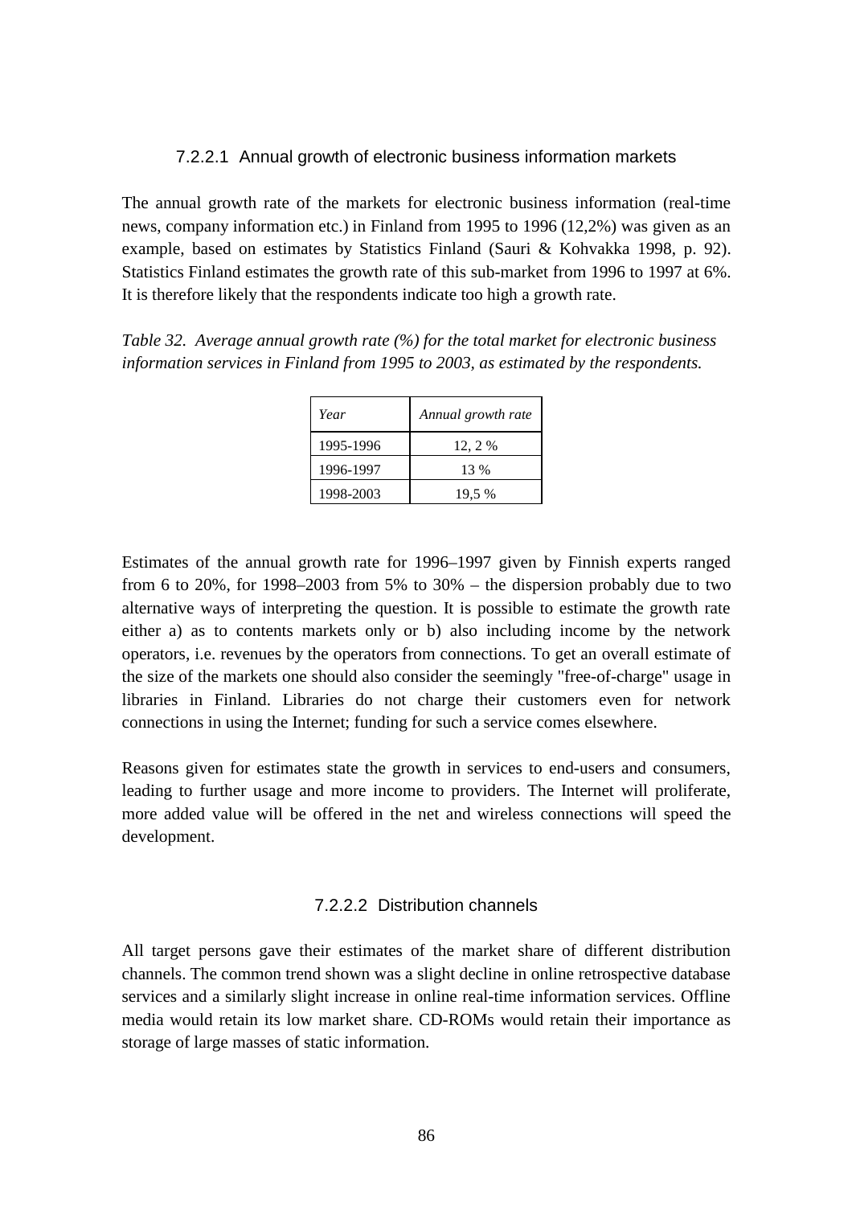#### 7.2.2.1 Annual growth of electronic business information markets

The annual growth rate of the markets for electronic business information (real-time news, company information etc.) in Finland from 1995 to 1996 (12,2%) was given as an example, based on estimates by Statistics Finland (Sauri & Kohvakka 1998, p. 92). Statistics Finland estimates the growth rate of this sub-market from 1996 to 1997 at 6%. It is therefore likely that the respondents indicate too high a growth rate.

*Table 32. Average annual growth rate (%) for the total market for electronic business information services in Finland from 1995 to 2003, as estimated by the respondents.*

| *Year* | *Annual growth rate* |
|---|---|
| 1995-1996 | 12, 2 % |
| 1996-1997 | 13 % |
| 1998-2003 | 19,5 % |

Estimates of the annual growth rate for 1996–1997 given by Finnish experts ranged from 6 to 20%, for 1998–2003 from 5% to 30% – the dispersion probably due to two alternative ways of interpreting the question. It is possible to estimate the growth rate either a) as to contents markets only or b) also including income by the network operators, i.e. revenues by the operators from connections. To get an overall estimate of the size of the markets one should also consider the seemingly "free-of-charge" usage in libraries in Finland. Libraries do not charge their customers even for network connections in using the Internet; funding for such a service comes elsewhere.

Reasons given for estimates state the growth in services to end-users and consumers, leading to further usage and more income to providers. The Internet will proliferate, more added value will be offered in the net and wireless connections will speed the development.

#### 7.2.2.2 Distribution channels

All target persons gave their estimates of the market share of different distribution channels. The common trend shown was a slight decline in online retrospective database services and a similarly slight increase in online real-time information services. Offline media would retain its low market share. CD-ROMs would retain their importance as storage of large masses of static information.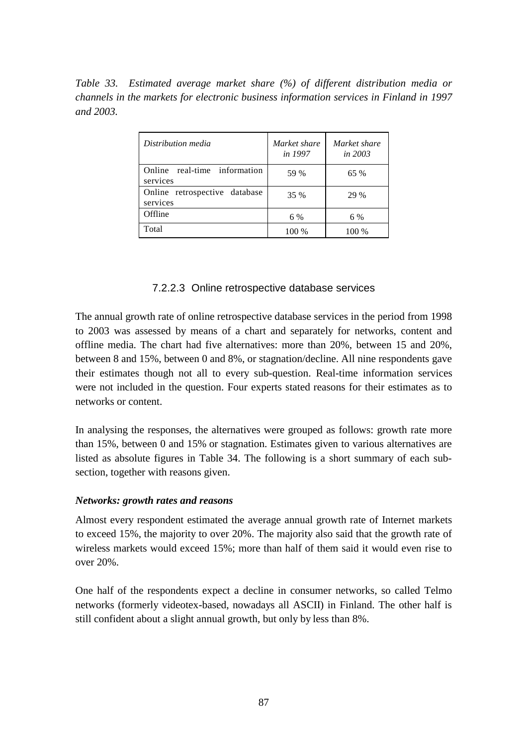*Table 33. Estimated average market share (%) of different distribution media or channels in the markets for electronic business information services in Finland in 1997 and 2003.*

| *Distribution media* | *Market share in 1997* | *Market share in 2003* |
|---|---|---|
| Online real-time information services | 59 % | 65 % |
| Online retrospective database services | 35 % | 29 % |
| Offline | 6 % | 6 % |
| Total | 100 % | 100 % |

#### 7.2.2.3 Online retrospective database services

The annual growth rate of online retrospective database services in the period from 1998 to 2003 was assessed by means of a chart and separately for networks, content and offline media. The chart had five alternatives: more than 20%, between 15 and 20%, between 8 and 15%, between 0 and 8%, or stagnation/decline. All nine respondents gave their estimates though not all to every sub-question. Real-time information services were not included in the question. Four experts stated reasons for their estimates as to networks or content.

In analysing the responses, the alternatives were grouped as follows: growth rate more than 15%, between 0 and 15% or stagnation. Estimates given to various alternatives are listed as absolute figures in Table 34. The following is a short summary of each sub-section, together with reasons given.

***Networks: growth rates and reasons***

Almost every respondent estimated the average annual growth rate of Internet markets to exceed 15%, the majority to over 20%. The majority also said that the growth rate of wireless markets would exceed 15%; more than half of them said it would even rise to over 20%.

One half of the respondents expect a decline in consumer networks, so called Telmo networks (formerly videotex-based, nowadays all ASCII) in Finland. The other half is still confident about a slight annual growth, but only by less than 8%.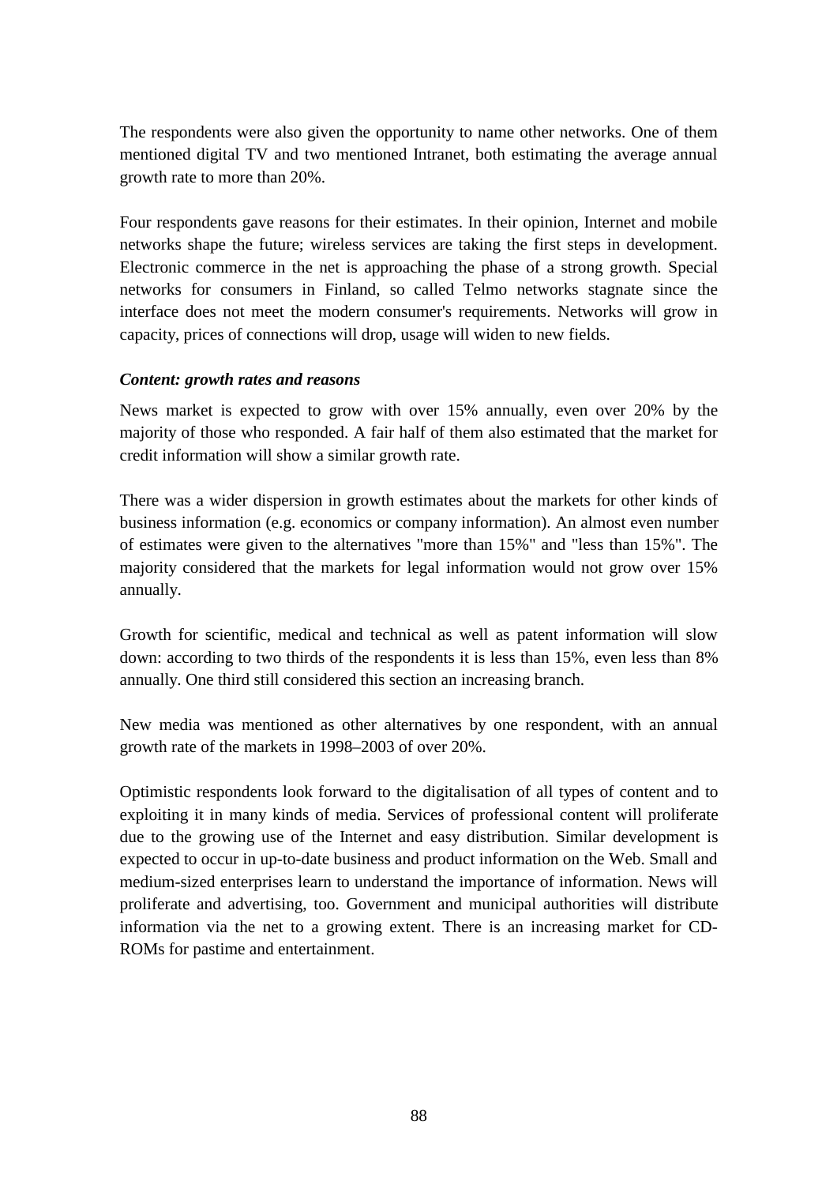The respondents were also given the opportunity to name other networks. One of them mentioned digital TV and two mentioned Intranet, both estimating the average annual growth rate to more than 20%.

Four respondents gave reasons for their estimates. In their opinion, Internet and mobile networks shape the future; wireless services are taking the first steps in development. Electronic commerce in the net is approaching the phase of a strong growth. Special networks for consumers in Finland, so called Telmo networks stagnate since the interface does not meet the modern consumer's requirements. Networks will grow in capacity, prices of connections will drop, usage will widen to new fields.

***Content: growth rates and reasons***

News market is expected to grow with over 15% annually, even over 20% by the majority of those who responded. A fair half of them also estimated that the market for credit information will show a similar growth rate.

There was a wider dispersion in growth estimates about the markets for other kinds of business information (e.g. economics or company information). An almost even number of estimates were given to the alternatives "more than 15%" and "less than 15%". The majority considered that the markets for legal information would not grow over 15% annually.

Growth for scientific, medical and technical as well as patent information will slow down: according to two thirds of the respondents it is less than 15%, even less than 8% annually. One third still considered this section an increasing branch.

New media was mentioned as other alternatives by one respondent, with an annual growth rate of the markets in 1998–2003 of over 20%.

Optimistic respondents look forward to the digitalisation of all types of content and to exploiting it in many kinds of media. Services of professional content will proliferate due to the growing use of the Internet and easy distribution. Similar development is expected to occur in up-to-date business and product information on the Web. Small and medium-sized enterprises learn to understand the importance of information. News will proliferate and advertising, too. Government and municipal authorities will distribute information via the net to a growing extent. There is an increasing market for CD-ROMs for pastime and entertainment.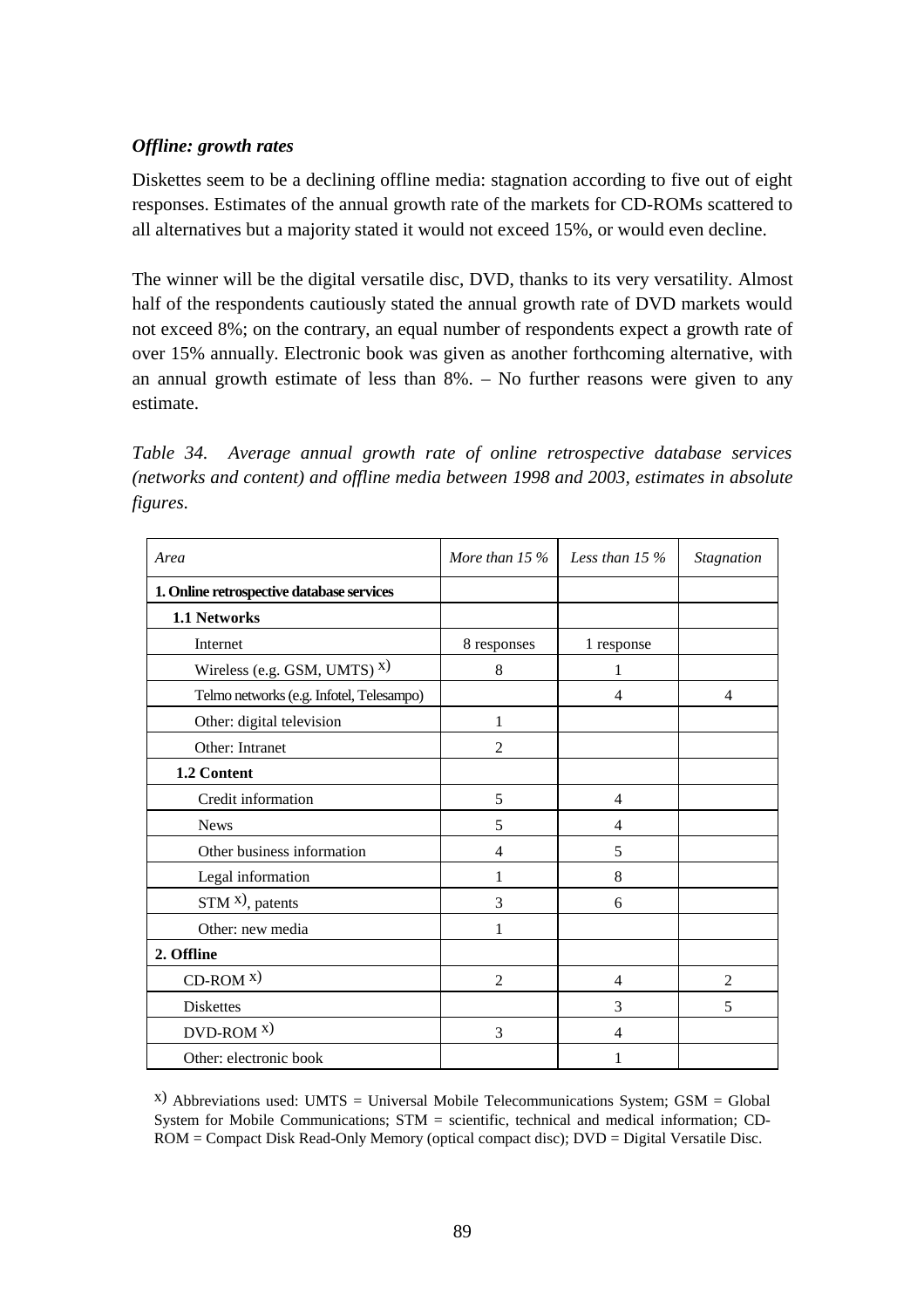### *Offline: growth rates*

Diskettes seem to be a declining offline media: stagnation according to five out of eight responses. Estimates of the annual growth rate of the markets for CD-ROMs scattered to all alternatives but a majority stated it would not exceed 15%, or would even decline.

The winner will be the digital versatile disc, DVD, thanks to its very versatility. Almost half of the respondents cautiously stated the annual growth rate of DVD markets would not exceed 8%; on the contrary, an equal number of respondents expect a growth rate of over 15% annually. Electronic book was given as another forthcoming alternative, with an annual growth estimate of less than 8%. – No further reasons were given to any estimate.

*Table 34. Average annual growth rate of online retrospective database services (networks and content) and offline media between 1998 and 2003, estimates in absolute figures.*

| *Area* | *More than 15 %* | *Less than 15 %* | *Stagnation* |
|---|---|---|---|
| **1. Online retrospective database services** | | | |
| **1.1 Networks** | | | |
| Internet | 8 responses | 1 response | |
| Wireless (e.g. GSM, UMTS) x) | 8 | 1 | |
| Telmo networks (e.g. Infotel, Telesampo) | | 4 | 4 |
| Other: digital television | 1 | | |
| Other: Intranet | 2 | | |
| **1.2 Content** | | | |
| Credit information | 5 | 4 | |
| News | 5 | 4 | |
| Other business information | 4 | 5 | |
| Legal information | 1 | 8 | |
| STM x), patents | 3 | 6 | |
| Other: new media | 1 | | |
| **2. Offline** | | | |
| CD-ROM x) | 2 | 4 | 2 |
| Diskettes | | 3 | 5 |
| DVD-ROM x) | 3 | 4 | |
| Other: electronic book | | 1 | |

x) Abbreviations used: UMTS = Universal Mobile Telecommunications System; GSM = Global System for Mobile Communications; STM = scientific, technical and medical information; CD-ROM = Compact Disk Read-Only Memory (optical compact disc); DVD = Digital Versatile Disc.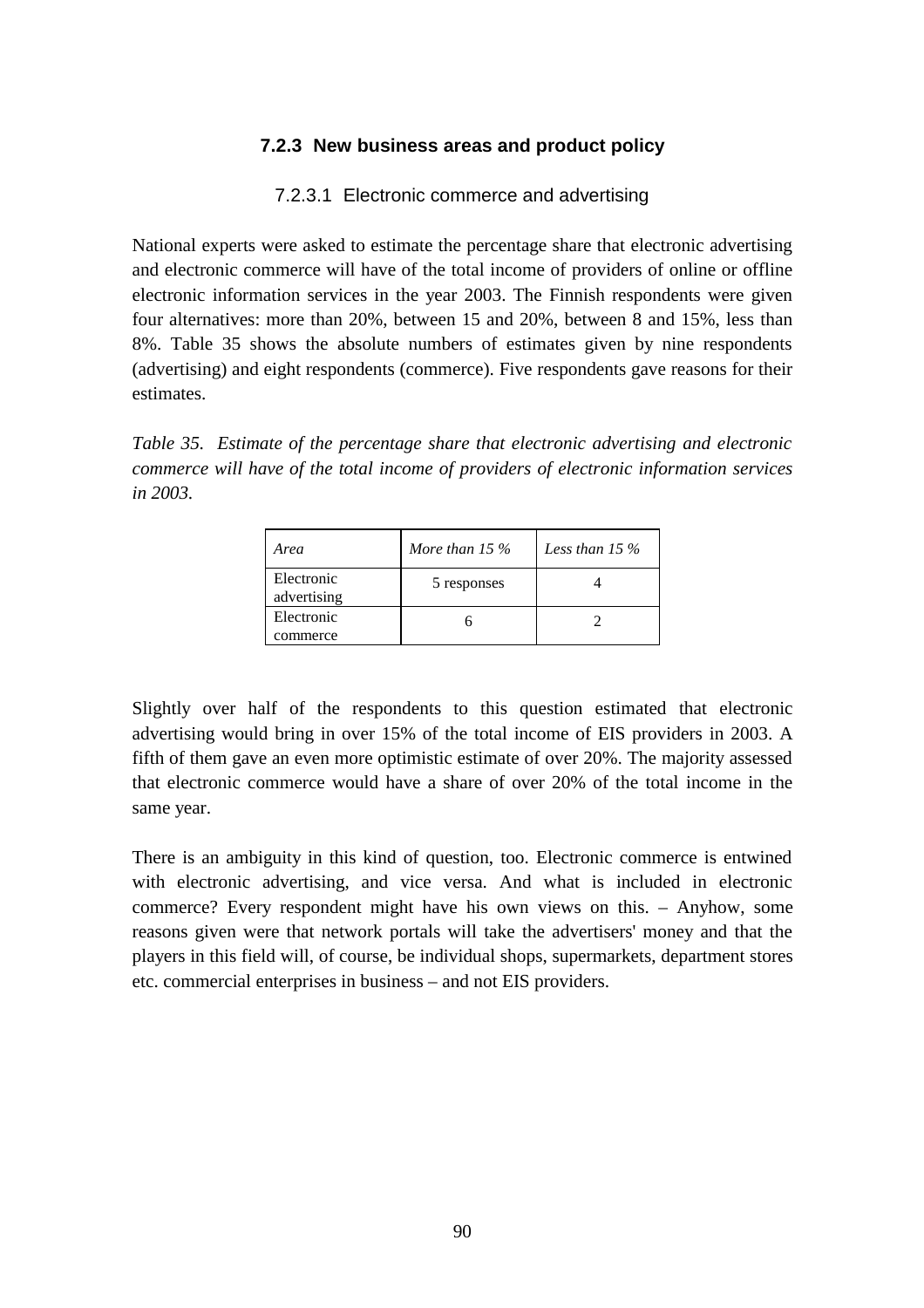### 7.2.3 New business areas and product policy

#### 7.2.3.1 Electronic commerce and advertising

National experts were asked to estimate the percentage share that electronic advertising and electronic commerce will have of the total income of providers of online or offline electronic information services in the year 2003. The Finnish respondents were given four alternatives: more than 20%, between 15 and 20%, between 8 and 15%, less than 8%. Table 35 shows the absolute numbers of estimates given by nine respondents (advertising) and eight respondents (commerce). Five respondents gave reasons for their estimates.

*Table 35. Estimate of the percentage share that electronic advertising and electronic commerce will have of the total income of providers of electronic information services in 2003.*

| *Area* | *More than 15 %* | *Less than 15 %* |
|---|---|---|
| Electronic advertising | 5 responses | 4 |
| Electronic commerce | 6 | 2 |

Slightly over half of the respondents to this question estimated that electronic advertising would bring in over 15% of the total income of EIS providers in 2003. A fifth of them gave an even more optimistic estimate of over 20%. The majority assessed that electronic commerce would have a share of over 20% of the total income in the same year.

There is an ambiguity in this kind of question, too. Electronic commerce is entwined with electronic advertising, and vice versa. And what is included in electronic commerce? Every respondent might have his own views on this. – Anyhow, some reasons given were that network portals will take the advertisers' money and that the players in this field will, of course, be individual shops, supermarkets, department stores etc. commercial enterprises in business – and not EIS providers.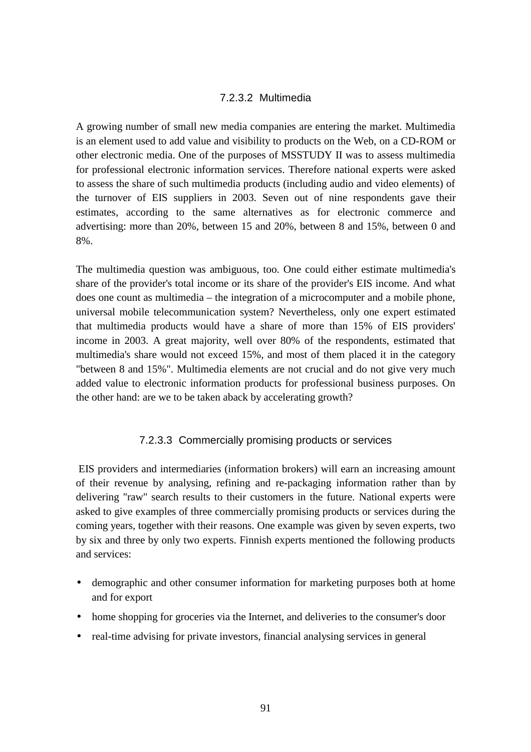#### 7.2.3.2 Multimedia

A growing number of small new media companies are entering the market. Multimedia is an element used to add value and visibility to products on the Web, on a CD-ROM or other electronic media. One of the purposes of MSSTUDY II was to assess multimedia for professional electronic information services. Therefore national experts were asked to assess the share of such multimedia products (including audio and video elements) of the turnover of EIS suppliers in 2003. Seven out of nine respondents gave their estimates, according to the same alternatives as for electronic commerce and advertising: more than 20%, between 15 and 20%, between 8 and 15%, between 0 and 8%.

The multimedia question was ambiguous, too. One could either estimate multimedia's share of the provider's total income or its share of the provider's EIS income. And what does one count as multimedia – the integration of a microcomputer and a mobile phone, universal mobile telecommunication system? Nevertheless, only one expert estimated that multimedia products would have a share of more than 15% of EIS providers' income in 2003. A great majority, well over 80% of the respondents, estimated that multimedia's share would not exceed 15%, and most of them placed it in the category "between 8 and 15%". Multimedia elements are not crucial and do not give very much added value to electronic information products for professional business purposes. On the other hand: are we to be taken aback by accelerating growth?

#### 7.2.3.3 Commercially promising products or services

EIS providers and intermediaries (information brokers) will earn an increasing amount of their revenue by analysing, refining and re-packaging information rather than by delivering "raw" search results to their customers in the future. National experts were asked to give examples of three commercially promising products or services during the coming years, together with their reasons. One example was given by seven experts, two by six and three by only two experts. Finnish experts mentioned the following products and services:

- demographic and other consumer information for marketing purposes both at home and for export
- home shopping for groceries via the Internet, and deliveries to the consumer's door
- real-time advising for private investors, financial analysing services in general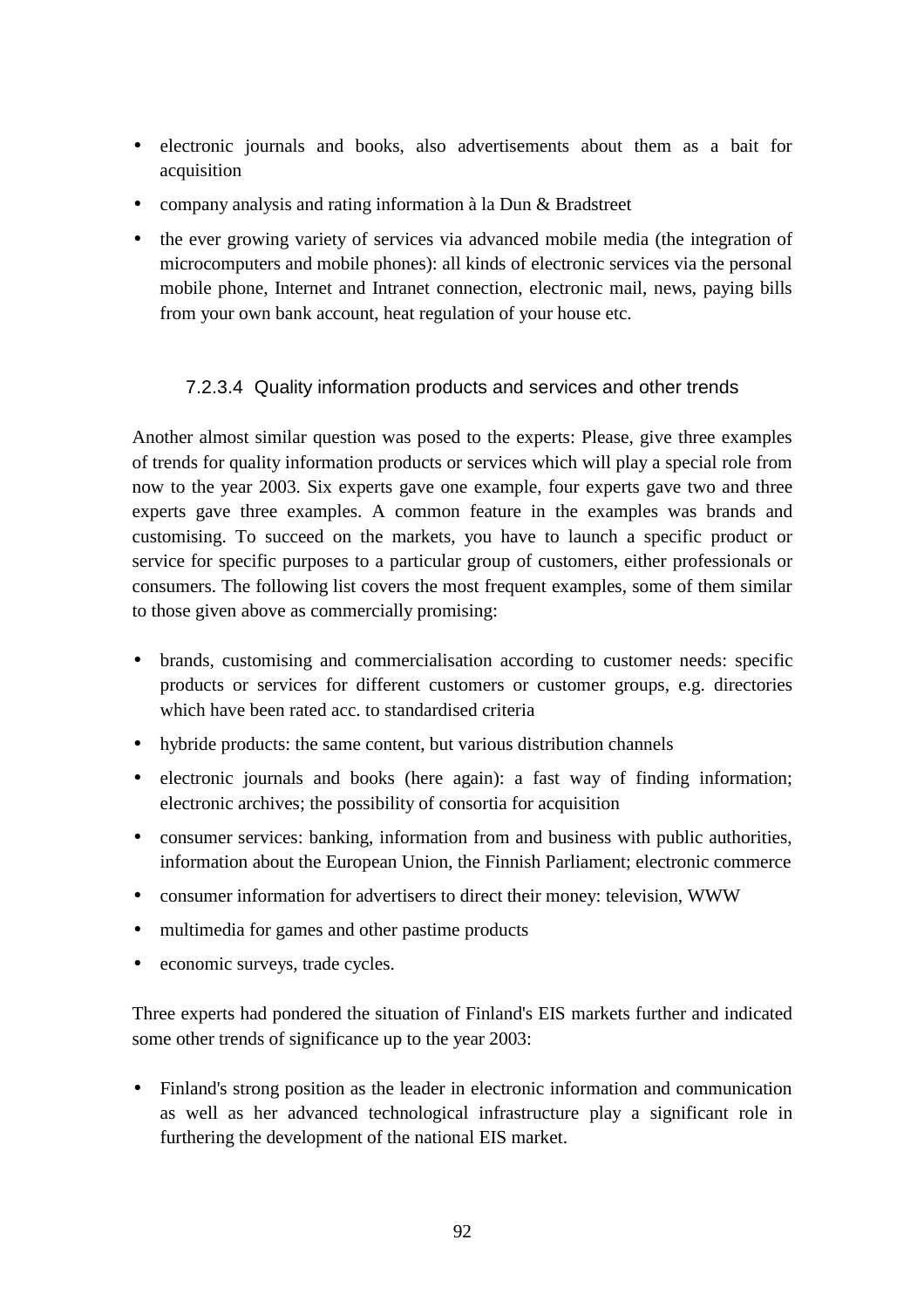- electronic journals and books, also advertisements about them as a bait for acquisition
- company analysis and rating information à la Dun & Bradstreet
- the ever growing variety of services via advanced mobile media (the integration of microcomputers and mobile phones): all kinds of electronic services via the personal mobile phone, Internet and Intranet connection, electronic mail, news, paying bills from your own bank account, heat regulation of your house etc.

#### 7.2.3.4 Quality information products and services and other trends

Another almost similar question was posed to the experts: Please, give three examples of trends for quality information products or services which will play a special role from now to the year 2003. Six experts gave one example, four experts gave two and three experts gave three examples. A common feature in the examples was brands and customising. To succeed on the markets, you have to launch a specific product or service for specific purposes to a particular group of customers, either professionals or consumers. The following list covers the most frequent examples, some of them similar to those given above as commercially promising:

- brands, customising and commercialisation according to customer needs: specific products or services for different customers or customer groups, e.g. directories which have been rated acc. to standardised criteria
- hybride products: the same content, but various distribution channels
- electronic journals and books (here again): a fast way of finding information; electronic archives; the possibility of consortia for acquisition
- consumer services: banking, information from and business with public authorities, information about the European Union, the Finnish Parliament; electronic commerce
- consumer information for advertisers to direct their money: television, WWW
- multimedia for games and other pastime products
- economic surveys, trade cycles.

Three experts had pondered the situation of Finland's EIS markets further and indicated some other trends of significance up to the year 2003:

- Finland's strong position as the leader in electronic information and communication as well as her advanced technological infrastructure play a significant role in furthering the development of the national EIS market.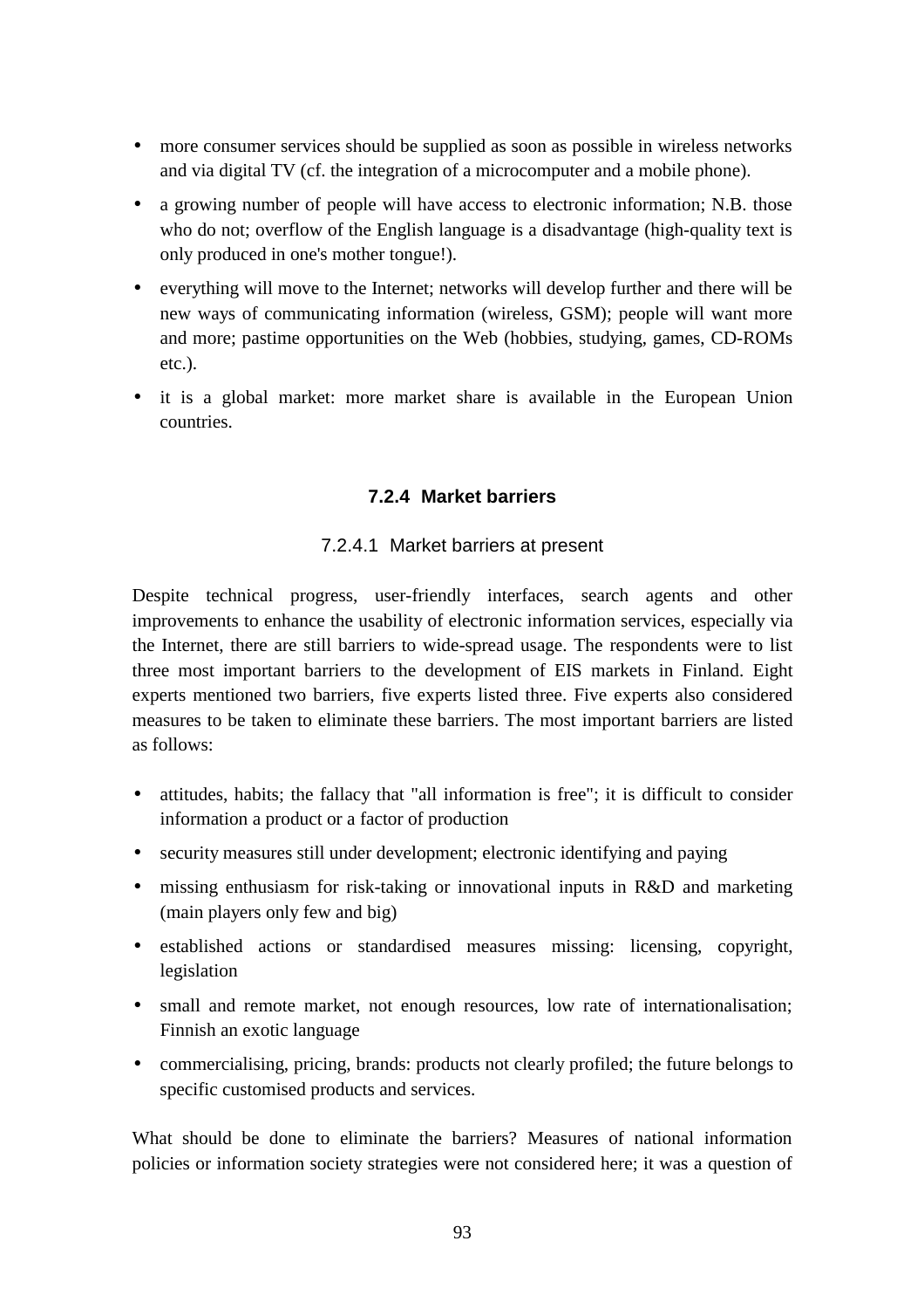- more consumer services should be supplied as soon as possible in wireless networks and via digital TV (cf. the integration of a microcomputer and a mobile phone).
- a growing number of people will have access to electronic information; N.B. those who do not; overflow of the English language is a disadvantage (high-quality text is only produced in one's mother tongue!).
- everything will move to the Internet; networks will develop further and there will be new ways of communicating information (wireless, GSM); people will want more and more; pastime opportunities on the Web (hobbies, studying, games, CD-ROMs etc.).
- it is a global market: more market share is available in the European Union countries.

### 7.2.4 Market barriers

#### 7.2.4.1 Market barriers at present

Despite technical progress, user-friendly interfaces, search agents and other improvements to enhance the usability of electronic information services, especially via the Internet, there are still barriers to wide-spread usage. The respondents were to list three most important barriers to the development of EIS markets in Finland. Eight experts mentioned two barriers, five experts listed three. Five experts also considered measures to be taken to eliminate these barriers. The most important barriers are listed as follows:

- attitudes, habits; the fallacy that "all information is free"; it is difficult to consider information a product or a factor of production
- security measures still under development; electronic identifying and paying
- missing enthusiasm for risk-taking or innovational inputs in R&D and marketing (main players only few and big)
- established actions or standardised measures missing: licensing, copyright, legislation
- small and remote market, not enough resources, low rate of internationalisation; Finnish an exotic language
- commercialising, pricing, brands: products not clearly profiled; the future belongs to specific customised products and services.

What should be done to eliminate the barriers? Measures of national information policies or information society strategies were not considered here; it was a question of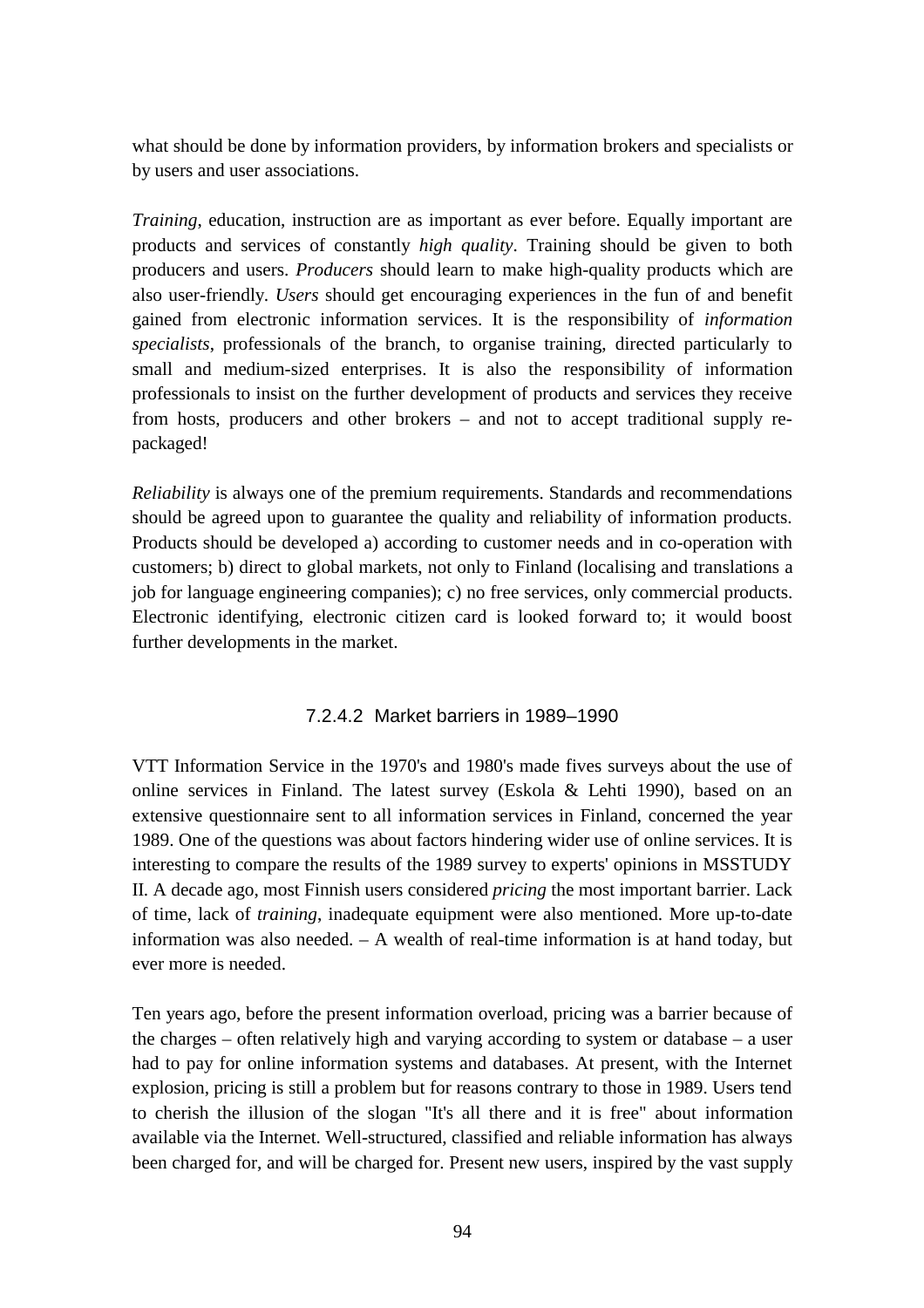what should be done by information providers, by information brokers and specialists or by users and user associations.

*Training*, education, instruction are as important as ever before. Equally important are products and services of constantly *high quality*. Training should be given to both producers and users. *Producers* should learn to make high-quality products which are also user-friendly. *Users* should get encouraging experiences in the fun of and benefit gained from electronic information services. It is the responsibility of *information specialists*, professionals of the branch, to organise training, directed particularly to small and medium-sized enterprises. It is also the responsibility of information professionals to insist on the further development of products and services they receive from hosts, producers and other brokers – and not to accept traditional supply re-packaged!

*Reliability* is always one of the premium requirements. Standards and recommendations should be agreed upon to guarantee the quality and reliability of information products. Products should be developed a) according to customer needs and in co-operation with customers; b) direct to global markets, not only to Finland (localising and translations a job for language engineering companies); c) no free services, only commercial products. Electronic identifying, electronic citizen card is looked forward to; it would boost further developments in the market.

#### 7.2.4.2 Market barriers in 1989–1990

VTT Information Service in the 1970's and 1980's made fives surveys about the use of online services in Finland. The latest survey (Eskola & Lehti 1990), based on an extensive questionnaire sent to all information services in Finland, concerned the year 1989. One of the questions was about factors hindering wider use of online services. It is interesting to compare the results of the 1989 survey to experts' opinions in MSSTUDY II. A decade ago, most Finnish users considered *pricing* the most important barrier. Lack of time, lack of *training*, inadequate equipment were also mentioned. More up-to-date information was also needed. – A wealth of real-time information is at hand today, but ever more is needed.

Ten years ago, before the present information overload, pricing was a barrier because of the charges – often relatively high and varying according to system or database – a user had to pay for online information systems and databases. At present, with the Internet explosion, pricing is still a problem but for reasons contrary to those in 1989. Users tend to cherish the illusion of the slogan "It's all there and it is free" about information available via the Internet. Well-structured, classified and reliable information has always been charged for, and will be charged for. Present new users, inspired by the vast supply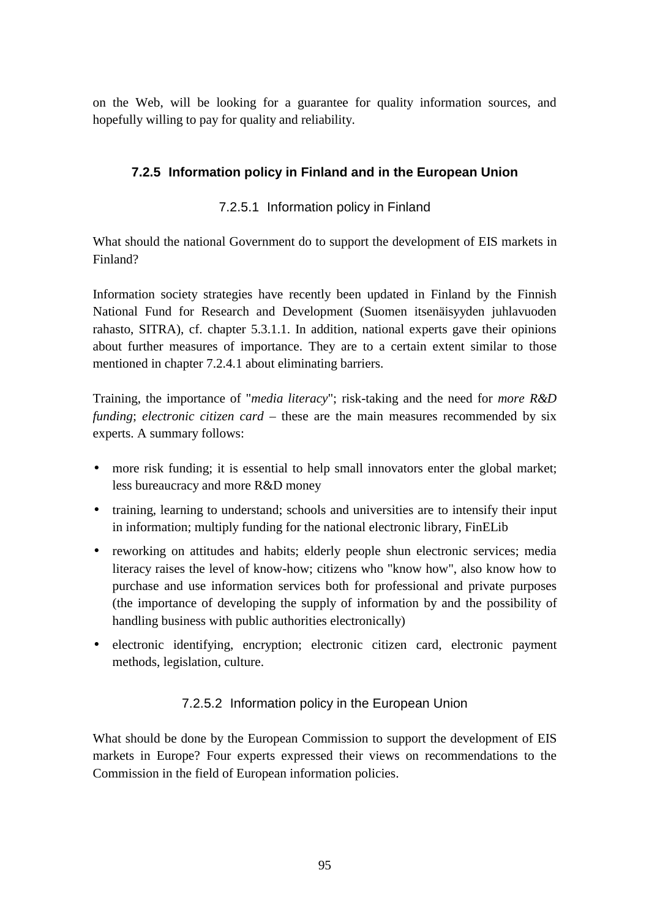on the Web, will be looking for a guarantee for quality information sources, and hopefully willing to pay for quality and reliability.

### 7.2.5 Information policy in Finland and in the European Union

#### 7.2.5.1 Information policy in Finland

What should the national Government do to support the development of EIS markets in Finland?

Information society strategies have recently been updated in Finland by the Finnish National Fund for Research and Development (Suomen itsenäisyyden juhlavuoden rahasto, SITRA), cf. chapter 5.3.1.1. In addition, national experts gave their opinions about further measures of importance. They are to a certain extent similar to those mentioned in chapter 7.2.4.1 about eliminating barriers.

Training, the importance of "*media literacy*"; risk-taking and the need for *more R&D funding*; *electronic citizen card* – these are the main measures recommended by six experts. A summary follows:

- more risk funding; it is essential to help small innovators enter the global market; less bureaucracy and more R&D money
- training, learning to understand; schools and universities are to intensify their input in information; multiply funding for the national electronic library, FinELib
- reworking on attitudes and habits; elderly people shun electronic services; media literacy raises the level of know-how; citizens who "know how", also know how to purchase and use information services both for professional and private purposes (the importance of developing the supply of information by and the possibility of handling business with public authorities electronically)
- electronic identifying, encryption; electronic citizen card, electronic payment methods, legislation, culture.

#### 7.2.5.2 Information policy in the European Union

What should be done by the European Commission to support the development of EIS markets in Europe? Four experts expressed their views on recommendations to the Commission in the field of European information policies.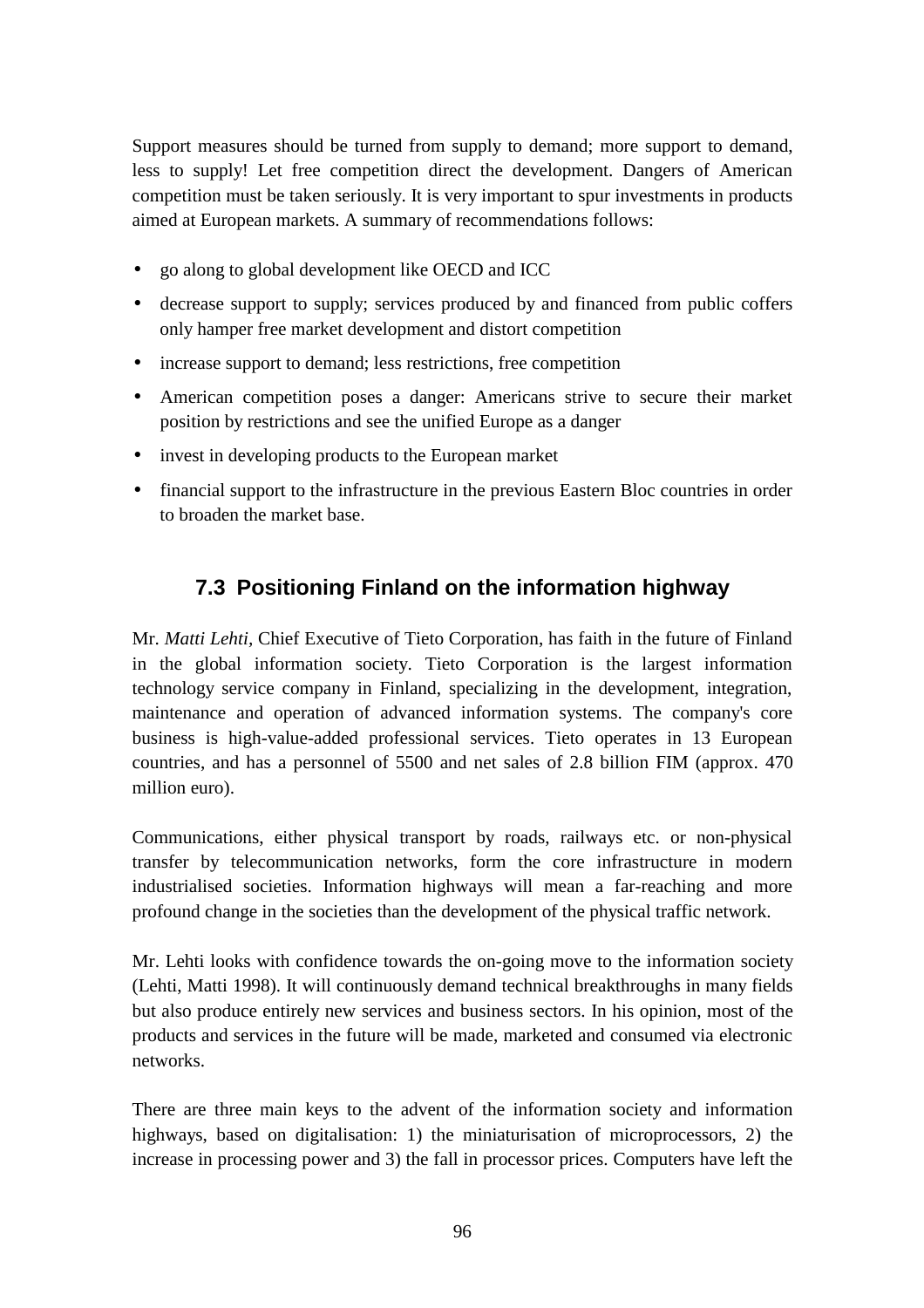Support measures should be turned from supply to demand; more support to demand, less to supply! Let free competition direct the development. Dangers of American competition must be taken seriously. It is very important to spur investments in products aimed at European markets. A summary of recommendations follows:

- go along to global development like OECD and ICC
- decrease support to supply; services produced by and financed from public coffers only hamper free market development and distort competition
- increase support to demand; less restrictions, free competition
- American competition poses a danger: Americans strive to secure their market position by restrictions and see the unified Europe as a danger
- invest in developing products to the European market
- financial support to the infrastructure in the previous Eastern Bloc countries in order to broaden the market base.

## 7.3 Positioning Finland on the information highway

Mr. *Matti Lehti,* Chief Executive of Tieto Corporation, has faith in the future of Finland in the global information society. Tieto Corporation is the largest information technology service company in Finland, specializing in the development, integration, maintenance and operation of advanced information systems. The company's core business is high-value-added professional services. Tieto operates in 13 European countries, and has a personnel of 5500 and net sales of 2.8 billion FIM (approx. 470 million euro).

Communications, either physical transport by roads, railways etc. or non-physical transfer by telecommunication networks, form the core infrastructure in modern industrialised societies. Information highways will mean a far-reaching and more profound change in the societies than the development of the physical traffic network.

Mr. Lehti looks with confidence towards the on-going move to the information society (Lehti, Matti 1998). It will continuously demand technical breakthroughs in many fields but also produce entirely new services and business sectors. In his opinion, most of the products and services in the future will be made, marketed and consumed via electronic networks.

There are three main keys to the advent of the information society and information highways, based on digitalisation: 1) the miniaturisation of microprocessors, 2) the increase in processing power and 3) the fall in processor prices. Computers have left the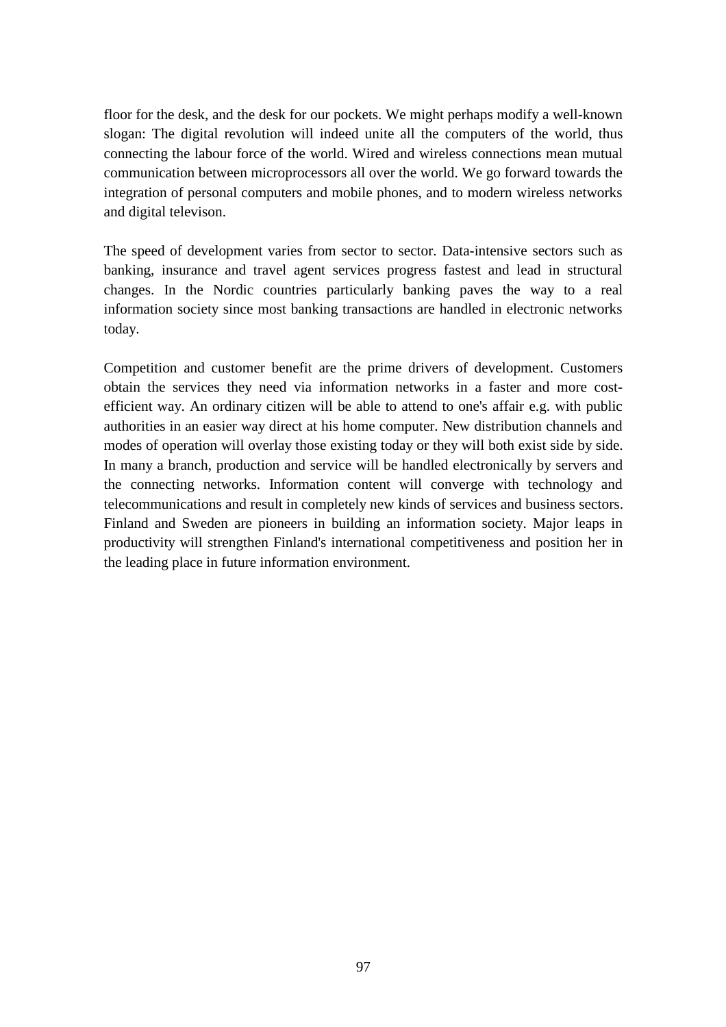floor for the desk, and the desk for our pockets. We might perhaps modify a well-known slogan: The digital revolution will indeed unite all the computers of the world, thus connecting the labour force of the world. Wired and wireless connections mean mutual communication between microprocessors all over the world. We go forward towards the integration of personal computers and mobile phones, and to modern wireless networks and digital televison.

The speed of development varies from sector to sector. Data-intensive sectors such as banking, insurance and travel agent services progress fastest and lead in structural changes. In the Nordic countries particularly banking paves the way to a real information society since most banking transactions are handled in electronic networks today.

Competition and customer benefit are the prime drivers of development. Customers obtain the services they need via information networks in a faster and more cost-efficient way. An ordinary citizen will be able to attend to one's affair e.g. with public authorities in an easier way direct at his home computer. New distribution channels and modes of operation will overlay those existing today or they will both exist side by side. In many a branch, production and service will be handled electronically by servers and the connecting networks. Information content will converge with technology and telecommunications and result in completely new kinds of services and business sectors. Finland and Sweden are pioneers in building an information society. Major leaps in productivity will strengthen Finland's international competitiveness and position her in the leading place in future information environment.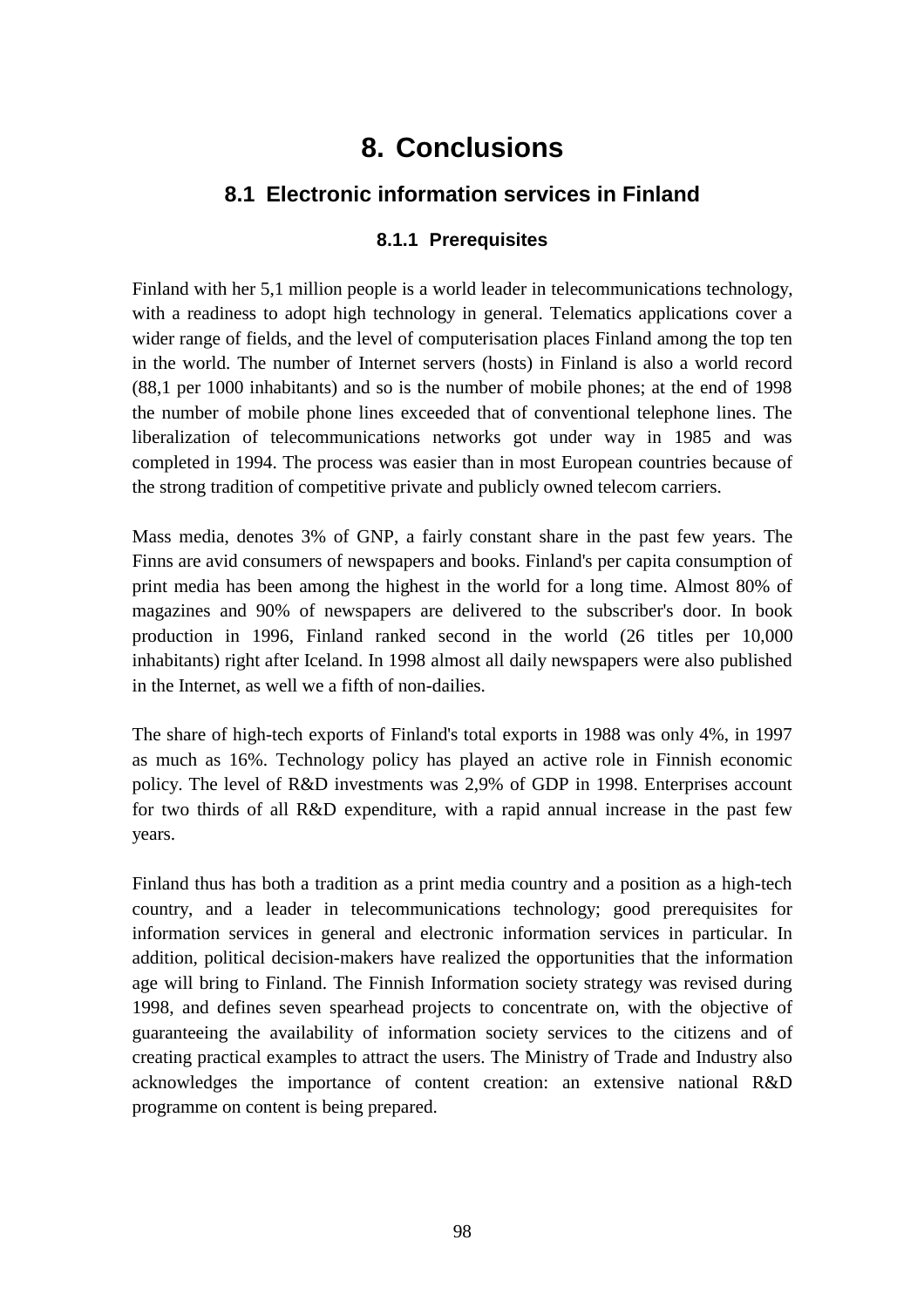# 8. Conclusions

## 8.1 Electronic information services in Finland

### 8.1.1 Prerequisites

Finland with her 5,1 million people is a world leader in telecommunications technology, with a readiness to adopt high technology in general. Telematics applications cover a wider range of fields, and the level of computerisation places Finland among the top ten in the world. The number of Internet servers (hosts) in Finland is also a world record (88,1 per 1000 inhabitants) and so is the number of mobile phones; at the end of 1998 the number of mobile phone lines exceeded that of conventional telephone lines. The liberalization of telecommunications networks got under way in 1985 and was completed in 1994. The process was easier than in most European countries because of the strong tradition of competitive private and publicly owned telecom carriers.

Mass media, denotes 3% of GNP, a fairly constant share in the past few years. The Finns are avid consumers of newspapers and books. Finland's per capita consumption of print media has been among the highest in the world for a long time. Almost 80% of magazines and 90% of newspapers are delivered to the subscriber's door. In book production in 1996, Finland ranked second in the world (26 titles per 10,000 inhabitants) right after Iceland. In 1998 almost all daily newspapers were also published in the Internet, as well we a fifth of non-dailies.

The share of high-tech exports of Finland's total exports in 1988 was only 4%, in 1997 as much as 16%. Technology policy has played an active role in Finnish economic policy. The level of R&D investments was 2,9% of GDP in 1998. Enterprises account for two thirds of all R&D expenditure, with a rapid annual increase in the past few years.

Finland thus has both a tradition as a print media country and a position as a high-tech country, and a leader in telecommunications technology; good prerequisites for information services in general and electronic information services in particular. In addition, political decision-makers have realized the opportunities that the information age will bring to Finland. The Finnish Information society strategy was revised during 1998, and defines seven spearhead projects to concentrate on, with the objective of guaranteeing the availability of information society services to the citizens and of creating practical examples to attract the users. The Ministry of Trade and Industry also acknowledges the importance of content creation: an extensive national R&D programme on content is being prepared.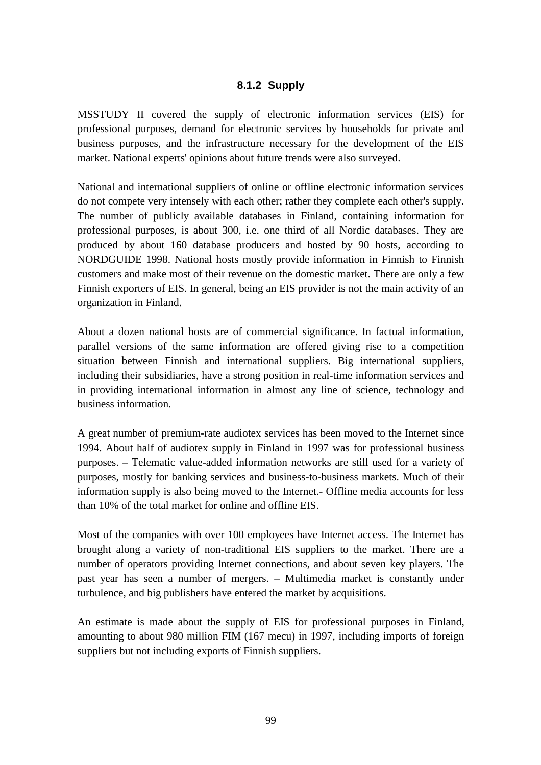### 8.1.2 Supply

MSSTUDY II covered the supply of electronic information services (EIS) for professional purposes, demand for electronic services by households for private and business purposes, and the infrastructure necessary for the development of the EIS market. National experts' opinions about future trends were also surveyed.

National and international suppliers of online or offline electronic information services do not compete very intensely with each other; rather they complete each other's supply. The number of publicly available databases in Finland, containing information for professional purposes, is about 300, i.e. one third of all Nordic databases. They are produced by about 160 database producers and hosted by 90 hosts, according to NORDGUIDE 1998. National hosts mostly provide information in Finnish to Finnish customers and make most of their revenue on the domestic market. There are only a few Finnish exporters of EIS. In general, being an EIS provider is not the main activity of an organization in Finland.

About a dozen national hosts are of commercial significance. In factual information, parallel versions of the same information are offered giving rise to a competition situation between Finnish and international suppliers. Big international suppliers, including their subsidiaries, have a strong position in real-time information services and in providing international information in almost any line of science, technology and business information.

A great number of premium-rate audiotex services has been moved to the Internet since 1994. About half of audiotex supply in Finland in 1997 was for professional business purposes. – Telematic value-added information networks are still used for a variety of purposes, mostly for banking services and business-to-business markets. Much of their information supply is also being moved to the Internet.- Offline media accounts for less than 10% of the total market for online and offline EIS.

Most of the companies with over 100 employees have Internet access. The Internet has brought along a variety of non-traditional EIS suppliers to the market. There are a number of operators providing Internet connections, and about seven key players. The past year has seen a number of mergers. – Multimedia market is constantly under turbulence, and big publishers have entered the market by acquisitions.

An estimate is made about the supply of EIS for professional purposes in Finland, amounting to about 980 million FIM (167 mecu) in 1997, including imports of foreign suppliers but not including exports of Finnish suppliers.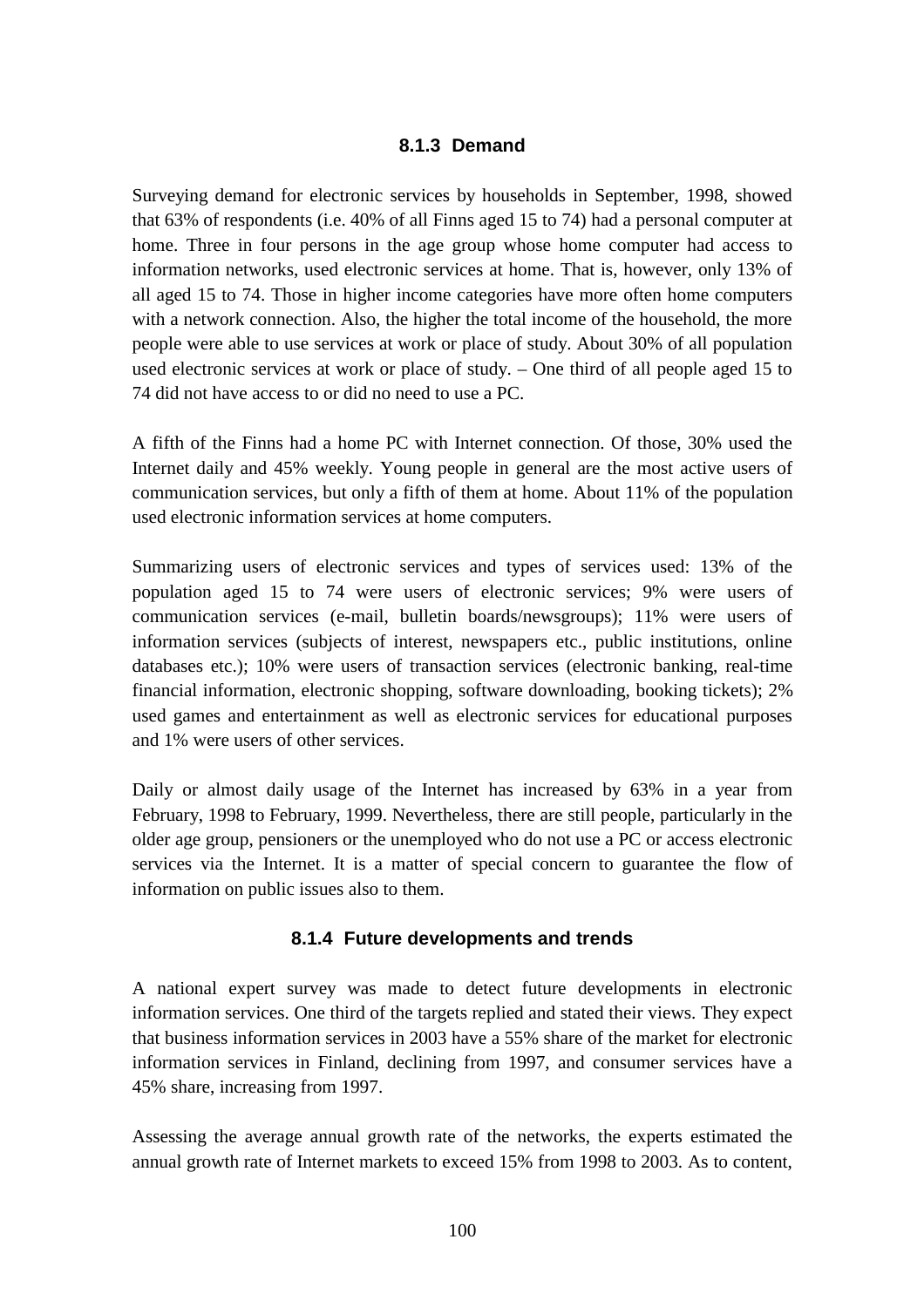#### 8.1.3 Demand

Surveying demand for electronic services by households in September, 1998, showed that 63% of respondents (i.e. 40% of all Finns aged 15 to 74) had a personal computer at home. Three in four persons in the age group whose home computer had access to information networks, used electronic services at home. That is, however, only 13% of all aged 15 to 74. Those in higher income categories have more often home computers with a network connection. Also, the higher the total income of the household, the more people were able to use services at work or place of study. About 30% of all population used electronic services at work or place of study. – One third of all people aged 15 to 74 did not have access to or did no need to use a PC.

A fifth of the Finns had a home PC with Internet connection. Of those, 30% used the Internet daily and 45% weekly. Young people in general are the most active users of communication services, but only a fifth of them at home. About 11% of the population used electronic information services at home computers.

Summarizing users of electronic services and types of services used: 13% of the population aged 15 to 74 were users of electronic services; 9% were users of communication services (e-mail, bulletin boards/newsgroups); 11% were users of information services (subjects of interest, newspapers etc., public institutions, online databases etc.); 10% were users of transaction services (electronic banking, real-time financial information, electronic shopping, software downloading, booking tickets); 2% used games and entertainment as well as electronic services for educational purposes and 1% were users of other services.

Daily or almost daily usage of the Internet has increased by 63% in a year from February, 1998 to February, 1999. Nevertheless, there are still people, particularly in the older age group, pensioners or the unemployed who do not use a PC or access electronic services via the Internet. It is a matter of special concern to guarantee the flow of information on public issues also to them.

#### 8.1.4 Future developments and trends

A national expert survey was made to detect future developments in electronic information services. One third of the targets replied and stated their views. They expect that business information services in 2003 have a 55% share of the market for electronic information services in Finland, declining from 1997, and consumer services have a 45% share, increasing from 1997.

Assessing the average annual growth rate of the networks, the experts estimated the annual growth rate of Internet markets to exceed 15% from 1998 to 2003. As to content,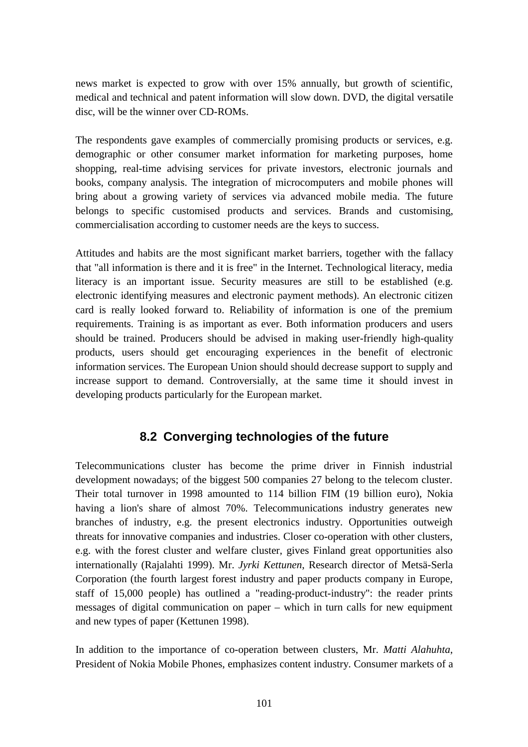news market is expected to grow with over 15% annually, but growth of scientific, medical and technical and patent information will slow down. DVD, the digital versatile disc, will be the winner over CD-ROMs.

The respondents gave examples of commercially promising products or services, e.g. demographic or other consumer market information for marketing purposes, home shopping, real-time advising services for private investors, electronic journals and books, company analysis. The integration of microcomputers and mobile phones will bring about a growing variety of services via advanced mobile media. The future belongs to specific customised products and services. Brands and customising, commercialisation according to customer needs are the keys to success.

Attitudes and habits are the most significant market barriers, together with the fallacy that "all information is there and it is free" in the Internet. Technological literacy, media literacy is an important issue. Security measures are still to be established (e.g. electronic identifying measures and electronic payment methods). An electronic citizen card is really looked forward to. Reliability of information is one of the premium requirements. Training is as important as ever. Both information producers and users should be trained. Producers should be advised in making user-friendly high-quality products, users should get encouraging experiences in the benefit of electronic information services. The European Union should should decrease support to supply and increase support to demand. Controversially, at the same time it should invest in developing products particularly for the European market.

## 8.2 Converging technologies of the future

Telecommunications cluster has become the prime driver in Finnish industrial development nowadays; of the biggest 500 companies 27 belong to the telecom cluster. Their total turnover in 1998 amounted to 114 billion FIM (19 billion euro), Nokia having a lion's share of almost 70%. Telecommunications industry generates new branches of industry, e.g. the present electronics industry. Opportunities outweigh threats for innovative companies and industries. Closer co-operation with other clusters, e.g. with the forest cluster and welfare cluster, gives Finland great opportunities also internationally (Rajalahti 1999). Mr. *Jyrki Kettunen*, Research director of Metsä-Serla Corporation (the fourth largest forest industry and paper products company in Europe, staff of 15,000 people) has outlined a "reading-product-industry": the reader prints messages of digital communication on paper – which in turn calls for new equipment and new types of paper (Kettunen 1998).

In addition to the importance of co-operation between clusters, Mr. *Matti Alahuhta*, President of Nokia Mobile Phones, emphasizes content industry. Consumer markets of a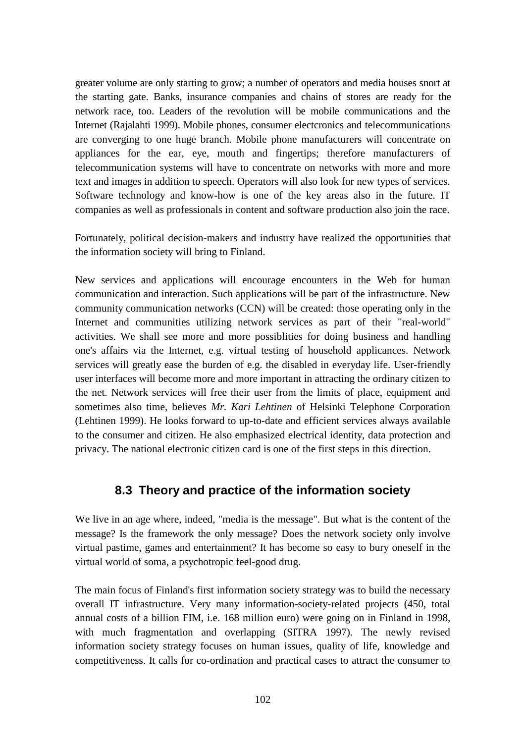greater volume are only starting to grow; a number of operators and media houses snort at the starting gate. Banks, insurance companies and chains of stores are ready for the network race, too. Leaders of the revolution will be mobile communications and the Internet (Rajalahti 1999). Mobile phones, consumer electcronics and telecommunications are converging to one huge branch. Mobile phone manufacturers will concentrate on appliances for the ear, eye, mouth and fingertips; therefore manufacturers of telecommunication systems will have to concentrate on networks with more and more text and images in addition to speech. Operators will also look for new types of services. Software technology and know-how is one of the key areas also in the future. IT companies as well as professionals in content and software production also join the race.

Fortunately, political decision-makers and industry have realized the opportunities that the information society will bring to Finland.

New services and applications will encourage encounters in the Web for human communication and interaction. Such applications will be part of the infrastructure. New community communication networks (CCN) will be created: those operating only in the Internet and communities utilizing network services as part of their "real-world" activities. We shall see more and more possiblities for doing business and handling one's affairs via the Internet, e.g. virtual testing of household applicances. Network services will greatly ease the burden of e.g. the disabled in everyday life. User-friendly user interfaces will become more and more important in attracting the ordinary citizen to the net. Network services will free their user from the limits of place, equipment and sometimes also time, believes *Mr. Kari Lehtinen* of Helsinki Telephone Corporation (Lehtinen 1999). He looks forward to up-to-date and efficient services always available to the consumer and citizen. He also emphasized electrical identity, data protection and privacy. The national electronic citizen card is one of the first steps in this direction.

## 8.3 Theory and practice of the information society

We live in an age where, indeed, "media is the message". But what is the content of the message? Is the framework the only message? Does the network society only involve virtual pastime, games and entertainment? It has become so easy to bury oneself in the virtual world of soma, a psychotropic feel-good drug.

The main focus of Finland's first information society strategy was to build the necessary overall IT infrastructure. Very many information-society-related projects (450, total annual costs of a billion FIM, i.e. 168 million euro) were going on in Finland in 1998, with much fragmentation and overlapping (SITRA 1997). The newly revised information society strategy focuses on human issues, quality of life, knowledge and competitiveness. It calls for co-ordination and practical cases to attract the consumer to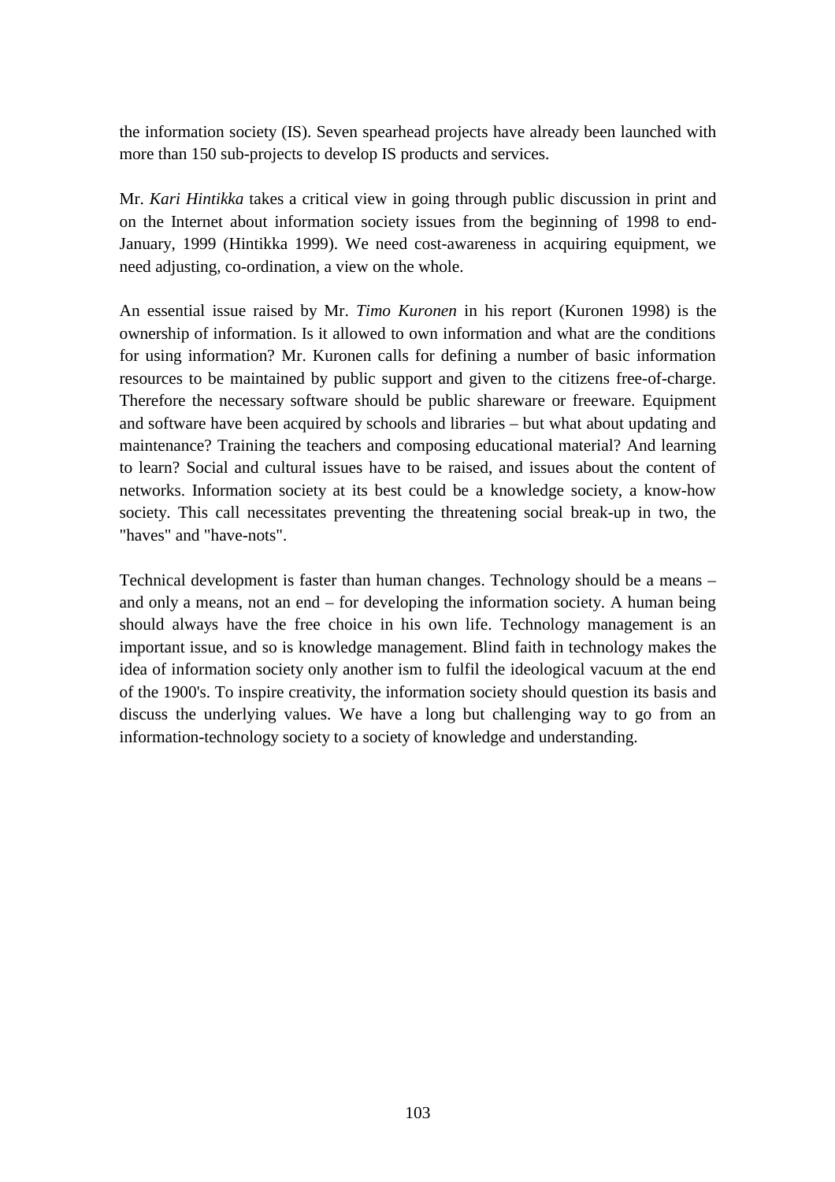the information society (IS). Seven spearhead projects have already been launched with more than 150 sub-projects to develop IS products and services.

Mr. *Kari Hintikka* takes a critical view in going through public discussion in print and on the Internet about information society issues from the beginning of 1998 to end-January, 1999 (Hintikka 1999). We need cost-awareness in acquiring equipment, we need adjusting, co-ordination, a view on the whole.

An essential issue raised by Mr. *Timo Kuronen* in his report (Kuronen 1998) is the ownership of information. Is it allowed to own information and what are the conditions for using information? Mr. Kuronen calls for defining a number of basic information resources to be maintained by public support and given to the citizens free-of-charge. Therefore the necessary software should be public shareware or freeware. Equipment and software have been acquired by schools and libraries – but what about updating and maintenance? Training the teachers and composing educational material? And learning to learn? Social and cultural issues have to be raised, and issues about the content of networks. Information society at its best could be a knowledge society, a know-how society. This call necessitates preventing the threatening social break-up in two, the "haves" and "have-nots".

Technical development is faster than human changes. Technology should be a means – and only a means, not an end – for developing the information society. A human being should always have the free choice in his own life. Technology management is an important issue, and so is knowledge management. Blind faith in technology makes the idea of information society only another ism to fulfil the ideological vacuum at the end of the 1900's. To inspire creativity, the information society should question its basis and discuss the underlying values. We have a long but challenging way to go from an information-technology society to a society of knowledge and understanding.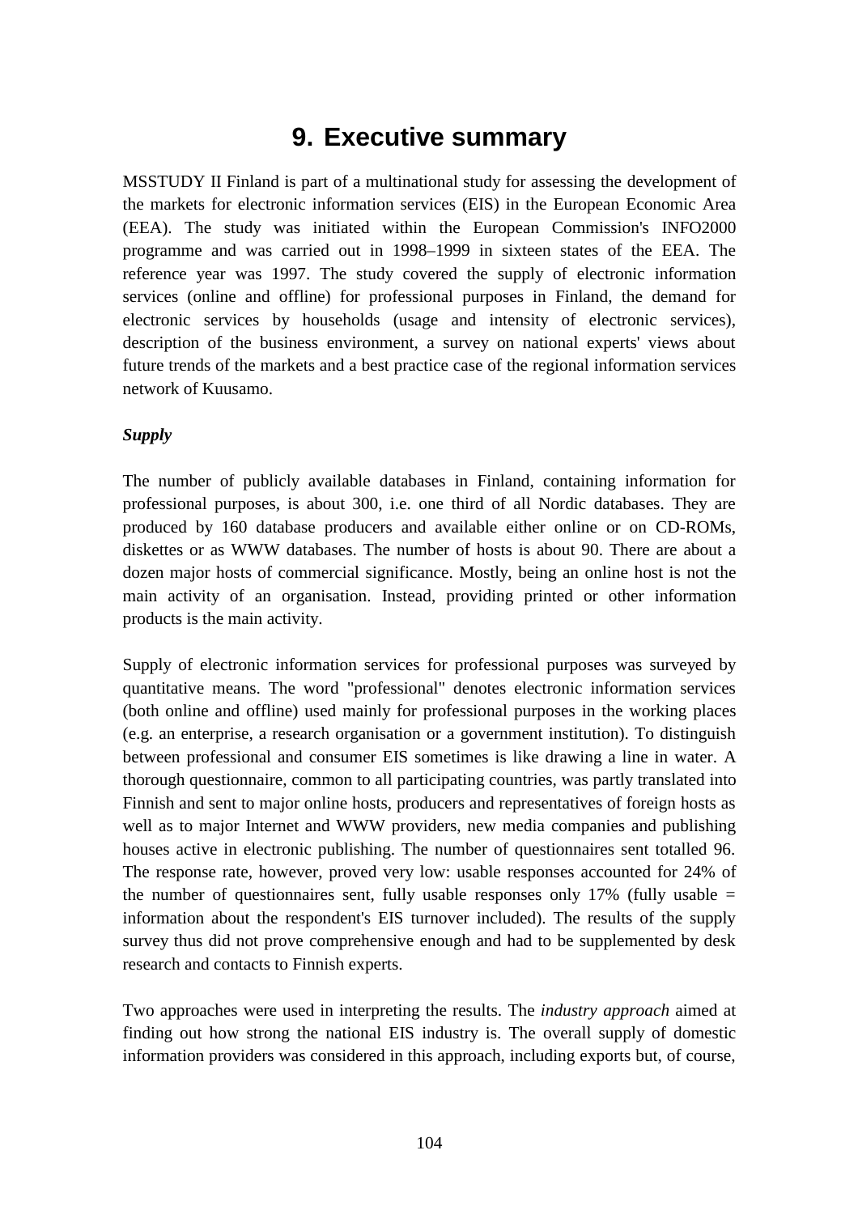# 9. Executive summary

MSSTUDY II Finland is part of a multinational study for assessing the development of the markets for electronic information services (EIS) in the European Economic Area (EEA). The study was initiated within the European Commission's INFO2000 programme and was carried out in 1998–1999 in sixteen states of the EEA. The reference year was 1997. The study covered the supply of electronic information services (online and offline) for professional purposes in Finland, the demand for electronic services by households (usage and intensity of electronic services), description of the business environment, a survey on national experts' views about future trends of the markets and a best practice case of the regional information services network of Kuusamo.

***Supply***

The number of publicly available databases in Finland, containing information for professional purposes, is about 300, i.e. one third of all Nordic databases. They are produced by 160 database producers and available either online or on CD-ROMs, diskettes or as WWW databases. The number of hosts is about 90. There are about a dozen major hosts of commercial significance. Mostly, being an online host is not the main activity of an organisation. Instead, providing printed or other information products is the main activity.

Supply of electronic information services for professional purposes was surveyed by quantitative means. The word "professional" denotes electronic information services (both online and offline) used mainly for professional purposes in the working places (e.g. an enterprise, a research organisation or a government institution). To distinguish between professional and consumer EIS sometimes is like drawing a line in water. A thorough questionnaire, common to all participating countries, was partly translated into Finnish and sent to major online hosts, producers and representatives of foreign hosts as well as to major Internet and WWW providers, new media companies and publishing houses active in electronic publishing. The number of questionnaires sent totalled 96. The response rate, however, proved very low: usable responses accounted for 24% of the number of questionnaires sent, fully usable responses only 17% (fully usable = information about the respondent's EIS turnover included). The results of the supply survey thus did not prove comprehensive enough and had to be supplemented by desk research and contacts to Finnish experts.

Two approaches were used in interpreting the results. The *industry approach* aimed at finding out how strong the national EIS industry is. The overall supply of domestic information providers was considered in this approach, including exports but, of course,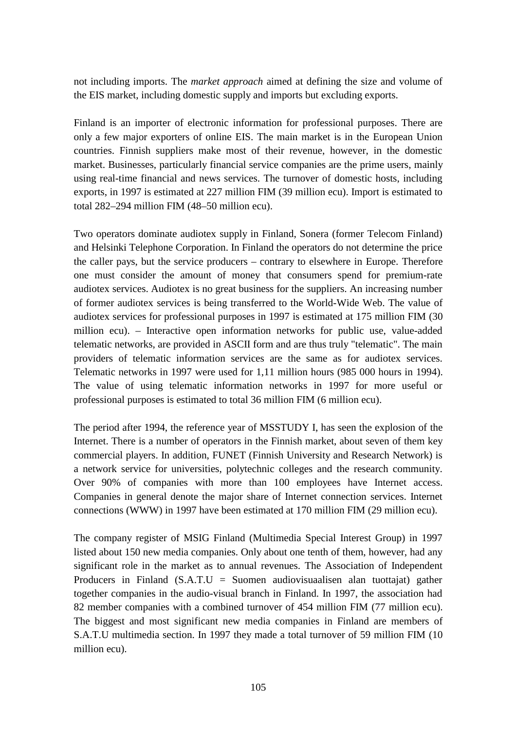not including imports. The *market approach* aimed at defining the size and volume of the EIS market, including domestic supply and imports but excluding exports.

Finland is an importer of electronic information for professional purposes. There are only a few major exporters of online EIS. The main market is in the European Union countries. Finnish suppliers make most of their revenue, however, in the domestic market. Businesses, particularly financial service companies are the prime users, mainly using real-time financial and news services. The turnover of domestic hosts, including exports, in 1997 is estimated at 227 million FIM (39 million ecu). Import is estimated to total 282–294 million FIM (48–50 million ecu).

Two operators dominate audiotex supply in Finland, Sonera (former Telecom Finland) and Helsinki Telephone Corporation. In Finland the operators do not determine the price the caller pays, but the service producers – contrary to elsewhere in Europe. Therefore one must consider the amount of money that consumers spend for premium-rate audiotex services. Audiotex is no great business for the suppliers. An increasing number of former audiotex services is being transferred to the World-Wide Web. The value of audiotex services for professional purposes in 1997 is estimated at 175 million FIM (30 million ecu). – Interactive open information networks for public use, value-added telematic networks, are provided in ASCII form and are thus truly "telematic". The main providers of telematic information services are the same as for audiotex services. Telematic networks in 1997 were used for 1,11 million hours (985 000 hours in 1994). The value of using telematic information networks in 1997 for more useful or professional purposes is estimated to total 36 million FIM (6 million ecu).

The period after 1994, the reference year of MSSTUDY I, has seen the explosion of the Internet. There is a number of operators in the Finnish market, about seven of them key commercial players. In addition, FUNET (Finnish University and Research Network) is a network service for universities, polytechnic colleges and the research community. Over 90% of companies with more than 100 employees have Internet access. Companies in general denote the major share of Internet connection services. Internet connections (WWW) in 1997 have been estimated at 170 million FIM (29 million ecu).

The company register of MSIG Finland (Multimedia Special Interest Group) in 1997 listed about 150 new media companies. Only about one tenth of them, however, had any significant role in the market as to annual revenues. The Association of Independent Producers in Finland (S.A.T.U = Suomen audiovisuaalisen alan tuottajat) gather together companies in the audio-visual branch in Finland. In 1997, the association had 82 member companies with a combined turnover of 454 million FIM (77 million ecu). The biggest and most significant new media companies in Finland are members of S.A.T.U multimedia section. In 1997 they made a total turnover of 59 million FIM (10 million ecu).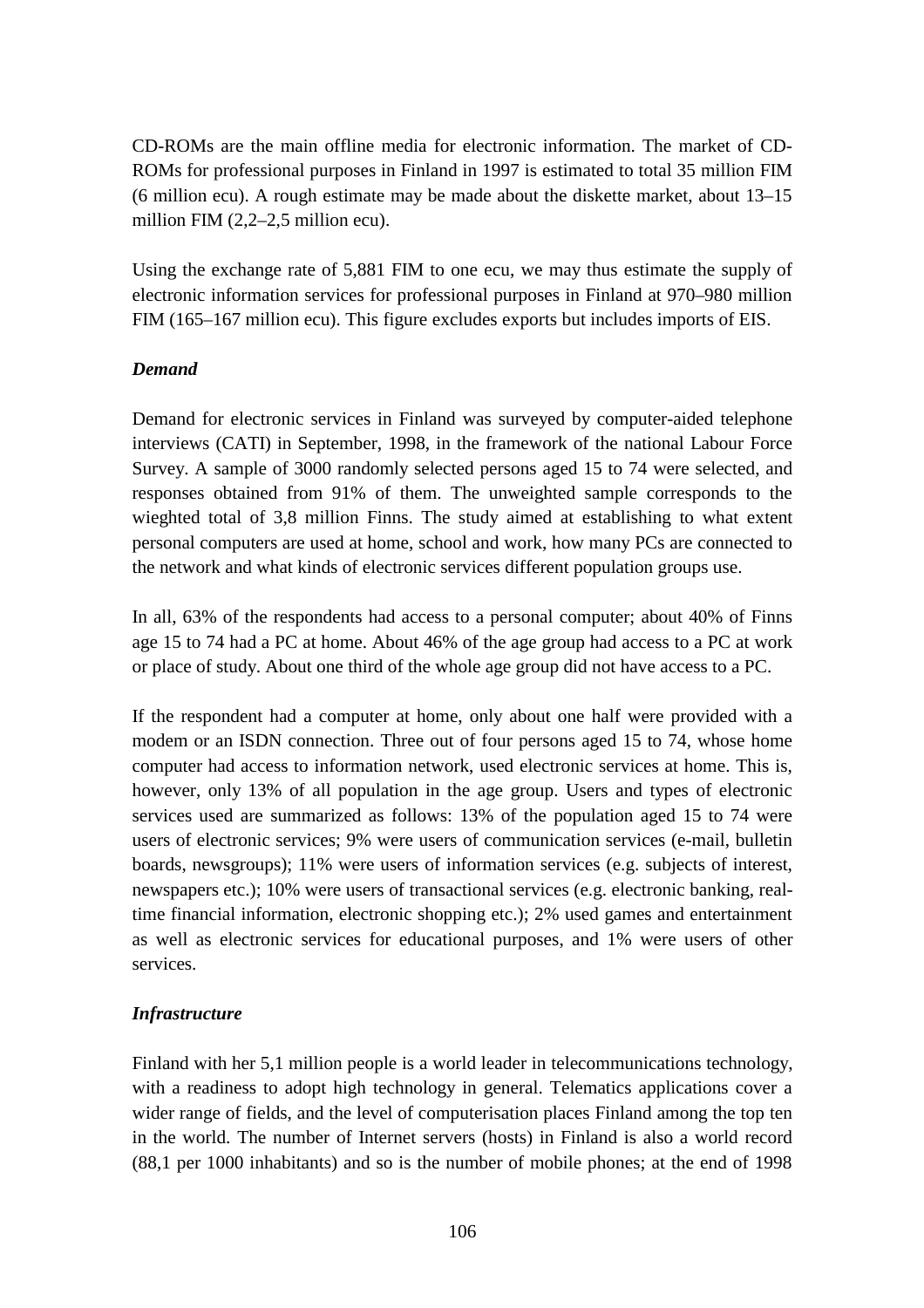CD-ROMs are the main offline media for electronic information. The market of CD-ROMs for professional purposes in Finland in 1997 is estimated to total 35 million FIM (6 million ecu). A rough estimate may be made about the diskette market, about 13–15 million FIM (2,2–2,5 million ecu).

Using the exchange rate of 5,881 FIM to one ecu, we may thus estimate the supply of electronic information services for professional purposes in Finland at 970–980 million FIM (165–167 million ecu). This figure excludes exports but includes imports of EIS.

***Demand***

Demand for electronic services in Finland was surveyed by computer-aided telephone interviews (CATI) in September, 1998, in the framework of the national Labour Force Survey. A sample of 3000 randomly selected persons aged 15 to 74 were selected, and responses obtained from 91% of them. The unweighted sample corresponds to the wieghted total of 3,8 million Finns. The study aimed at establishing to what extent personal computers are used at home, school and work, how many PCs are connected to the network and what kinds of electronic services different population groups use.

In all, 63% of the respondents had access to a personal computer; about 40% of Finns age 15 to 74 had a PC at home. About 46% of the age group had access to a PC at work or place of study. About one third of the whole age group did not have access to a PC.

If the respondent had a computer at home, only about one half were provided with a modem or an ISDN connection. Three out of four persons aged 15 to 74, whose home computer had access to information network, used electronic services at home. This is, however, only 13% of all population in the age group. Users and types of electronic services used are summarized as follows: 13% of the population aged 15 to 74 were users of electronic services; 9% were users of communication services (e-mail, bulletin boards, newsgroups); 11% were users of information services (e.g. subjects of interest, newspapers etc.); 10% were users of transactional services (e.g. electronic banking, real-time financial information, electronic shopping etc.); 2% used games and entertainment as well as electronic services for educational purposes, and 1% were users of other services.

***Infrastructure***

Finland with her 5,1 million people is a world leader in telecommunications technology, with a readiness to adopt high technology in general. Telematics applications cover a wider range of fields, and the level of computerisation places Finland among the top ten in the world. The number of Internet servers (hosts) in Finland is also a world record (88,1 per 1000 inhabitants) and so is the number of mobile phones; at the end of 1998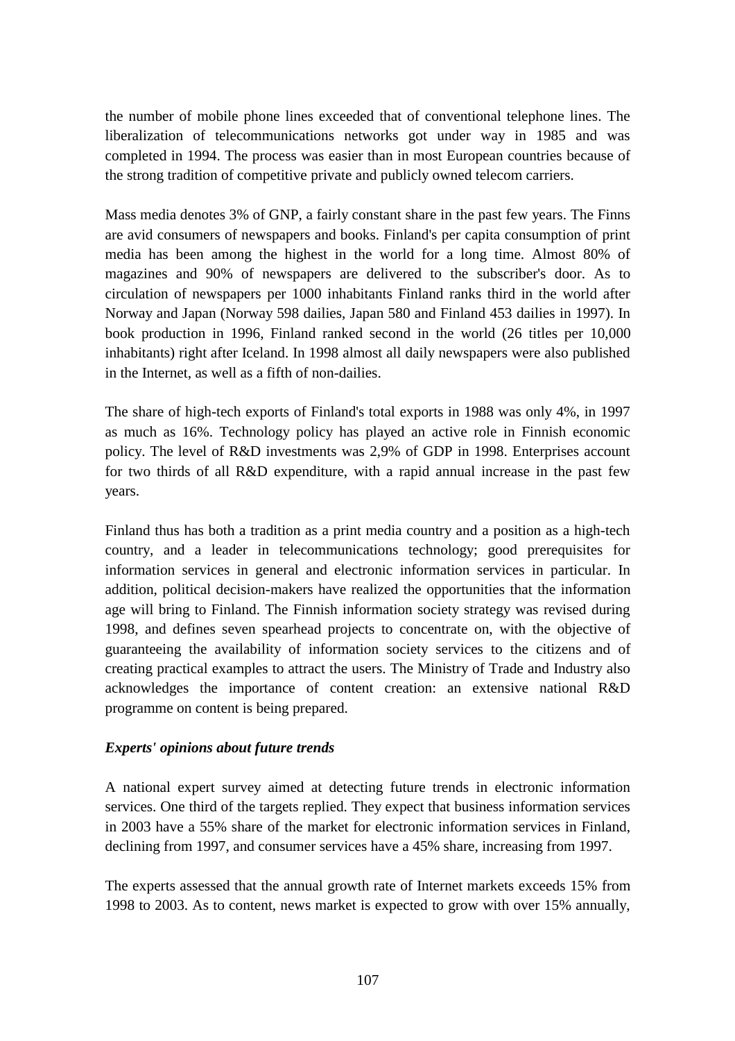the number of mobile phone lines exceeded that of conventional telephone lines. The liberalization of telecommunications networks got under way in 1985 and was completed in 1994. The process was easier than in most European countries because of the strong tradition of competitive private and publicly owned telecom carriers.

Mass media denotes 3% of GNP, a fairly constant share in the past few years. The Finns are avid consumers of newspapers and books. Finland's per capita consumption of print media has been among the highest in the world for a long time. Almost 80% of magazines and 90% of newspapers are delivered to the subscriber's door. As to circulation of newspapers per 1000 inhabitants Finland ranks third in the world after Norway and Japan (Norway 598 dailies, Japan 580 and Finland 453 dailies in 1997). In book production in 1996, Finland ranked second in the world (26 titles per 10,000 inhabitants) right after Iceland. In 1998 almost all daily newspapers were also published in the Internet, as well as a fifth of non-dailies.

The share of high-tech exports of Finland's total exports in 1988 was only 4%, in 1997 as much as 16%. Technology policy has played an active role in Finnish economic policy. The level of R&D investments was 2,9% of GDP in 1998. Enterprises account for two thirds of all R&D expenditure, with a rapid annual increase in the past few years.

Finland thus has both a tradition as a print media country and a position as a high-tech country, and a leader in telecommunications technology; good prerequisites for information services in general and electronic information services in particular. In addition, political decision-makers have realized the opportunities that the information age will bring to Finland. The Finnish information society strategy was revised during 1998, and defines seven spearhead projects to concentrate on, with the objective of guaranteeing the availability of information society services to the citizens and of creating practical examples to attract the users. The Ministry of Trade and Industry also acknowledges the importance of content creation: an extensive national R&D programme on content is being prepared.

***Experts' opinions about future trends***

A national expert survey aimed at detecting future trends in electronic information services. One third of the targets replied. They expect that business information services in 2003 have a 55% share of the market for electronic information services in Finland, declining from 1997, and consumer services have a 45% share, increasing from 1997.

The experts assessed that the annual growth rate of Internet markets exceeds 15% from 1998 to 2003. As to content, news market is expected to grow with over 15% annually,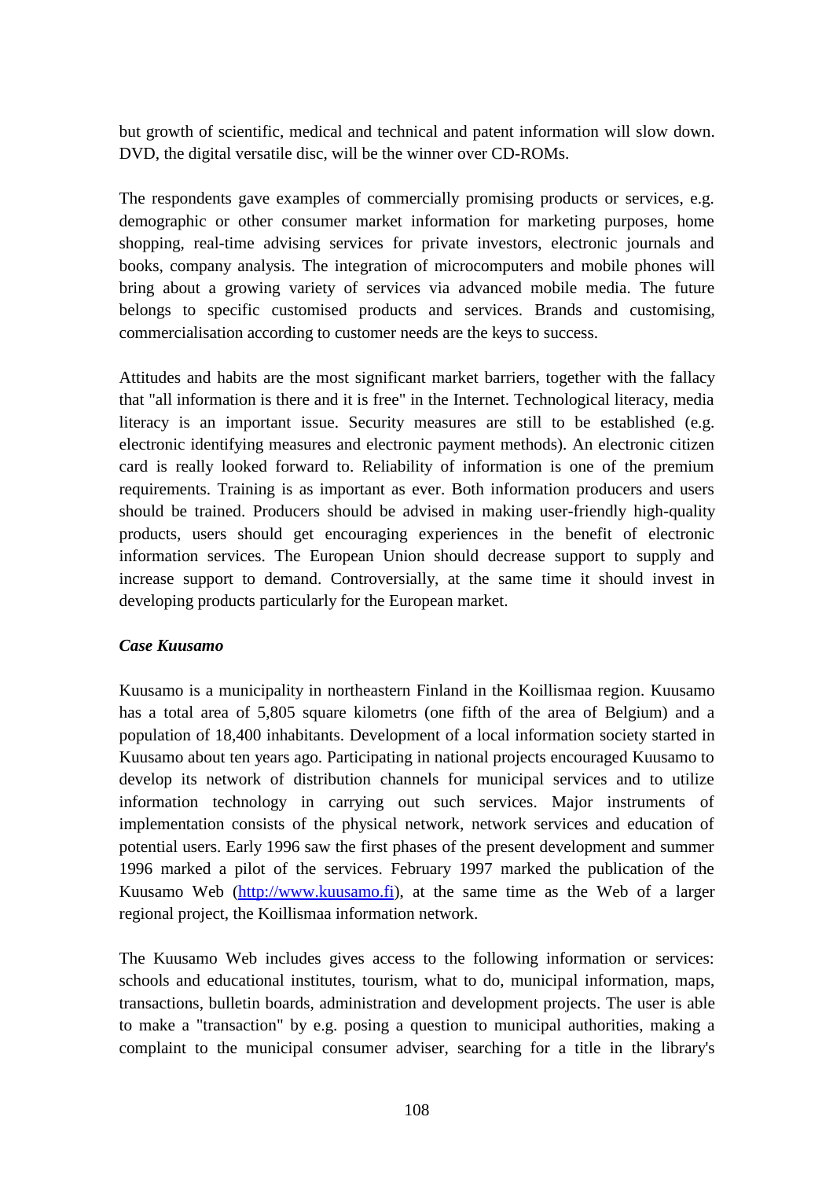but growth of scientific, medical and technical and patent information will slow down. DVD, the digital versatile disc, will be the winner over CD-ROMs.

The respondents gave examples of commercially promising products or services, e.g. demographic or other consumer market information for marketing purposes, home shopping, real-time advising services for private investors, electronic journals and books, company analysis. The integration of microcomputers and mobile phones will bring about a growing variety of services via advanced mobile media. The future belongs to specific customised products and services. Brands and customising, commercialisation according to customer needs are the keys to success.

Attitudes and habits are the most significant market barriers, together with the fallacy that "all information is there and it is free" in the Internet. Technological literacy, media literacy is an important issue. Security measures are still to be established (e.g. electronic identifying measures and electronic payment methods). An electronic citizen card is really looked forward to. Reliability of information is one of the premium requirements. Training is as important as ever. Both information producers and users should be trained. Producers should be advised in making user-friendly high-quality products, users should get encouraging experiences in the benefit of electronic information services. The European Union should decrease support to supply and increase support to demand. Controversially, at the same time it should invest in developing products particularly for the European market.

***Case Kuusamo***

Kuusamo is a municipality in northeastern Finland in the Koillismaa region. Kuusamo has a total area of 5,805 square kilometrs (one fifth of the area of Belgium) and a population of 18,400 inhabitants. Development of a local information society started in Kuusamo about ten years ago. Participating in national projects encouraged Kuusamo to develop its network of distribution channels for municipal services and to utilize information technology in carrying out such services. Major instruments of implementation consists of the physical network, network services and education of potential users. Early 1996 saw the first phases of the present development and summer 1996 marked a pilot of the services. February 1997 marked the publication of the Kuusamo Web (http://www.kuusamo.fi), at the same time as the Web of a larger regional project, the Koillismaa information network.

The Kuusamo Web includes gives access to the following information or services: schools and educational institutes, tourism, what to do, municipal information, maps, transactions, bulletin boards, administration and development projects. The user is able to make a "transaction" by e.g. posing a question to municipal authorities, making a complaint to the municipal consumer adviser, searching for a title in the library's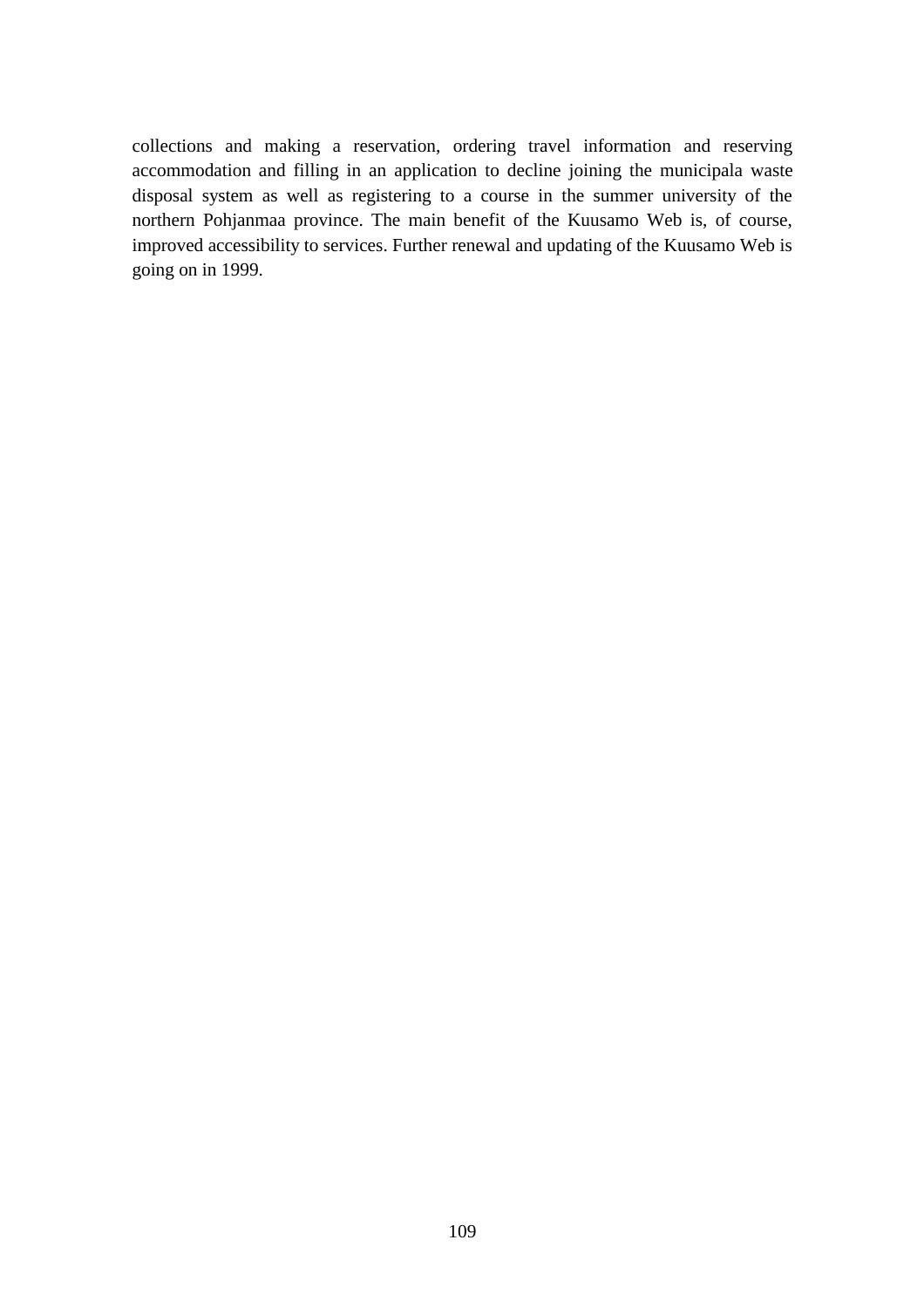collections and making a reservation, ordering travel information and reserving accommodation and filling in an application to decline joining the municipala waste disposal system as well as registering to a course in the summer university of the northern Pohjanmaa province. The main benefit of the Kuusamo Web is, of course, improved accessibility to services. Further renewal and updating of the Kuusamo Web is going on in 1999.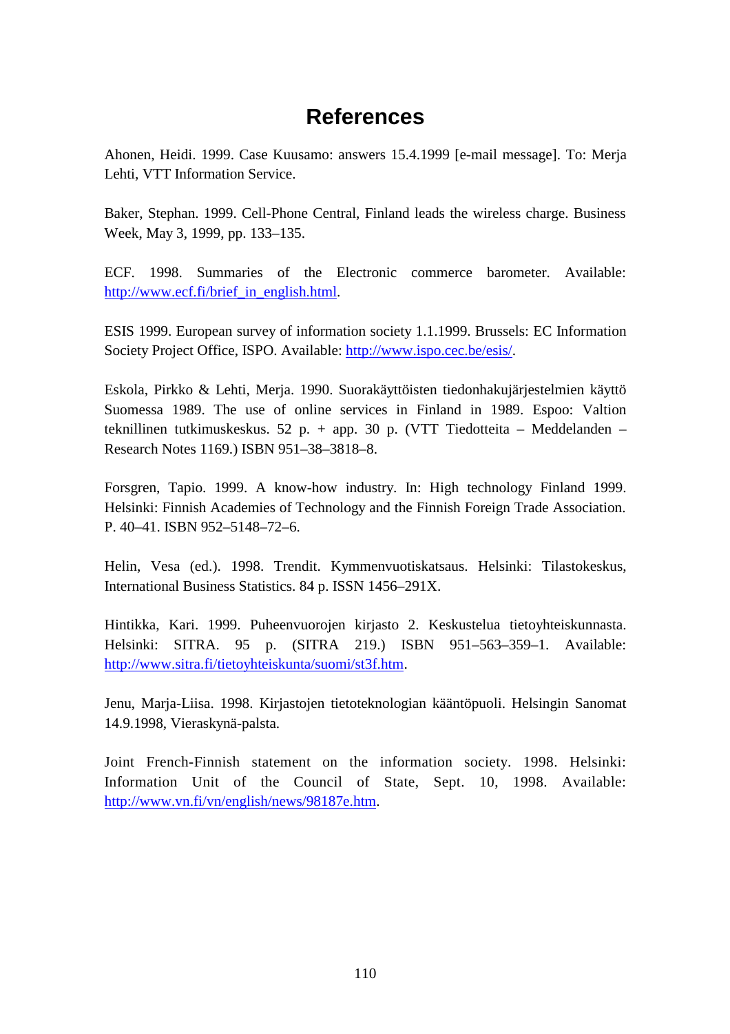# References

Ahonen, Heidi. 1999. Case Kuusamo: answers 15.4.1999 [e-mail message]. To: Merja Lehti, VTT Information Service.

Baker, Stephan. 1999. Cell-Phone Central, Finland leads the wireless charge. Business Week, May 3, 1999, pp. 133–135.

ECF. 1998. Summaries of the Electronic commerce barometer. Available: http://www.ecf.fi/brief_in_english.html.

ESIS 1999. European survey of information society 1.1.1999. Brussels: EC Information Society Project Office, ISPO. Available: http://www.ispo.cec.be/esis/.

Eskola, Pirkko & Lehti, Merja. 1990. Suorakäyttöisten tiedonhakujärjestelmien käyttö Suomessa 1989. The use of online services in Finland in 1989. Espoo: Valtion teknillinen tutkimuskeskus. 52 p. + app. 30 p. (VTT Tiedotteita – Meddelanden – Research Notes 1169.) ISBN 951–38–3818–8.

Forsgren, Tapio. 1999. A know-how industry. In: High technology Finland 1999. Helsinki: Finnish Academies of Technology and the Finnish Foreign Trade Association. P. 40–41. ISBN 952–5148–72–6.

Helin, Vesa (ed.). 1998. Trendit. Kymmenvuotiskatsaus. Helsinki: Tilastokeskus, International Business Statistics. 84 p. ISSN 1456–291X.

Hintikka, Kari. 1999. Puheenvuorojen kirjasto 2. Keskustelua tietoyhteiskunnasta. Helsinki: SITRA. 95 p. (SITRA 219.) ISBN 951–563–359–1. Available: http://www.sitra.fi/tietoyhteiskunta/suomi/st3f.htm.

Jenu, Marja-Liisa. 1998. Kirjastojen tietoteknologian kääntöpuoli. Helsingin Sanomat 14.9.1998, Vieraskynä-palsta.

Joint French-Finnish statement on the information society. 1998. Helsinki: Information Unit of the Council of State, Sept. 10, 1998. Available: http://www.vn.fi/vn/english/news/98187e.htm.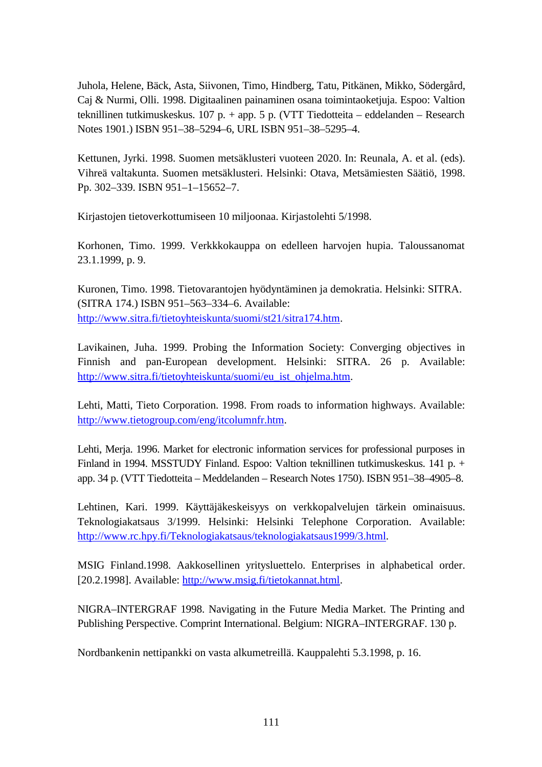Juhola, Helene, Bäck, Asta, Siivonen, Timo, Hindberg, Tatu, Pitkänen, Mikko, Södergård, Caj & Nurmi, Olli. 1998. Digitaalinen painaminen osana toimintaoketjuja. Espoo: Valtion teknillinen tutkimuskeskus. 107 p. + app. 5 p. (VTT Tiedotteita – eddelanden – Research Notes 1901.) ISBN 951–38–5294–6, URL ISBN 951–38–5295–4.

Kettunen, Jyrki. 1998. Suomen metsäklusteri vuoteen 2020. In: Reunala, A. et al. (eds). Vihreä valtakunta. Suomen metsäklusteri. Helsinki: Otava, Metsämiesten Säätiö, 1998. Pp. 302–339. ISBN 951–1–15652–7.

Kirjastojen tietoverkottumiseen 10 miljoonaa. Kirjastolehti 5/1998.

Korhonen, Timo. 1999. Verkkkokauppa on edelleen harvojen hupia. Taloussanomat 23.1.1999, p. 9.

Kuronen, Timo. 1998. Tietovarantojen hyödyntäminen ja demokratia. Helsinki: SITRA. (SITRA 174.) ISBN 951–563–334–6. Available: http://www.sitra.fi/tietoyhteiskunta/suomi/st21/sitra174.htm.

Lavikainen, Juha. 1999. Probing the Information Society: Converging objectives in Finnish and pan-European development. Helsinki: SITRA. 26 p. Available: http://www.sitra.fi/tietoyhteiskunta/suomi/eu_ist_ohjelma.htm.

Lehti, Matti, Tieto Corporation. 1998. From roads to information highways. Available: http://www.tietogroup.com/eng/itcolumnfr.htm.

Lehti, Merja. 1996. Market for electronic information services for professional purposes in Finland in 1994. MSSTUDY Finland. Espoo: Valtion teknillinen tutkimuskeskus. 141 p. + app. 34 p. (VTT Tiedotteita – Meddelanden – Research Notes 1750). ISBN 951–38–4905–8.

Lehtinen, Kari. 1999. Käyttäjäkeskeisyys on verkkopalvelujen tärkein ominaisuus. Teknologiakatsaus 3/1999. Helsinki: Helsinki Telephone Corporation. Available: http://www.rc.hpy.fi/Teknologiakatsaus/teknologiakatsaus1999/3.html.

MSIG Finland.1998. Aakkosellinen yritysluettelo. Enterprises in alphabetical order. [20.2.1998]. Available: http://www.msig.fi/tietokannat.html.

NIGRA–INTERGRAF 1998. Navigating in the Future Media Market. The Printing and Publishing Perspective. Comprint International. Belgium: NIGRA–INTERGRAF. 130 p.

Nordbankenin nettipankki on vasta alkumetreillä. Kauppalehti 5.3.1998, p. 16.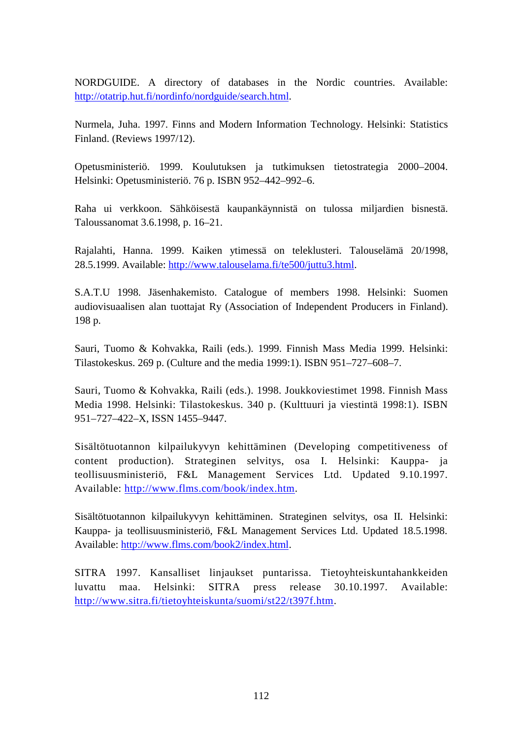NORDGUIDE. A directory of databases in the Nordic countries. Available: http://otatrip.hut.fi/nordinfo/nordguide/search.html.

Nurmela, Juha. 1997. Finns and Modern Information Technology. Helsinki: Statistics Finland. (Reviews 1997/12).

Opetusministeriö. 1999. Koulutuksen ja tutkimuksen tietostrategia 2000–2004. Helsinki: Opetusministeriö. 76 p. ISBN 952–442–992–6.

Raha ui verkkoon. Sähköisestä kaupankäynnistä on tulossa miljardien bisnestä. Taloussanomat 3.6.1998, p. 16–21.

Rajalahti, Hanna. 1999. Kaiken ytimessä on teleklusteri. Talouselämä 20/1998, 28.5.1999. Available: http://www.talouselama.fi/te500/juttu3.html.

S.A.T.U 1998. Jäsenhakemisto. Catalogue of members 1998. Helsinki: Suomen audiovisuaalisen alan tuottajat Ry (Association of Independent Producers in Finland). 198 p.

Sauri, Tuomo & Kohvakka, Raili (eds.). 1999. Finnish Mass Media 1999. Helsinki: Tilastokeskus. 269 p. (Culture and the media 1999:1). ISBN 951–727–608–7.

Sauri, Tuomo & Kohvakka, Raili (eds.). 1998. Joukkoviestimet 1998. Finnish Mass Media 1998. Helsinki: Tilastokeskus. 340 p. (Kulttuuri ja viestintä 1998:1). ISBN 951–727–422–X, ISSN 1455–9447.

Sisältötuotannon kilpailukyvyn kehittäminen (Developing competitiveness of content production). Strateginen selvitys, osa I. Helsinki: Kauppa- ja teollisuusministeriö, F&L Management Services Ltd. Updated 9.10.1997. Available: http://www.flms.com/book/index.htm.

Sisältötuotannon kilpailukyvyn kehittäminen. Strateginen selvitys, osa II. Helsinki: Kauppa- ja teollisuusministeriö, F&L Management Services Ltd. Updated 18.5.1998. Available: http://www.flms.com/book2/index.html.

SITRA 1997. Kansalliset linjaukset puntarissa. Tietoyhteiskuntahankkeiden luvattu maa. Helsinki: SITRA press release 30.10.1997. Available: http://www.sitra.fi/tietoyhteiskunta/suomi/st22/t397f.htm.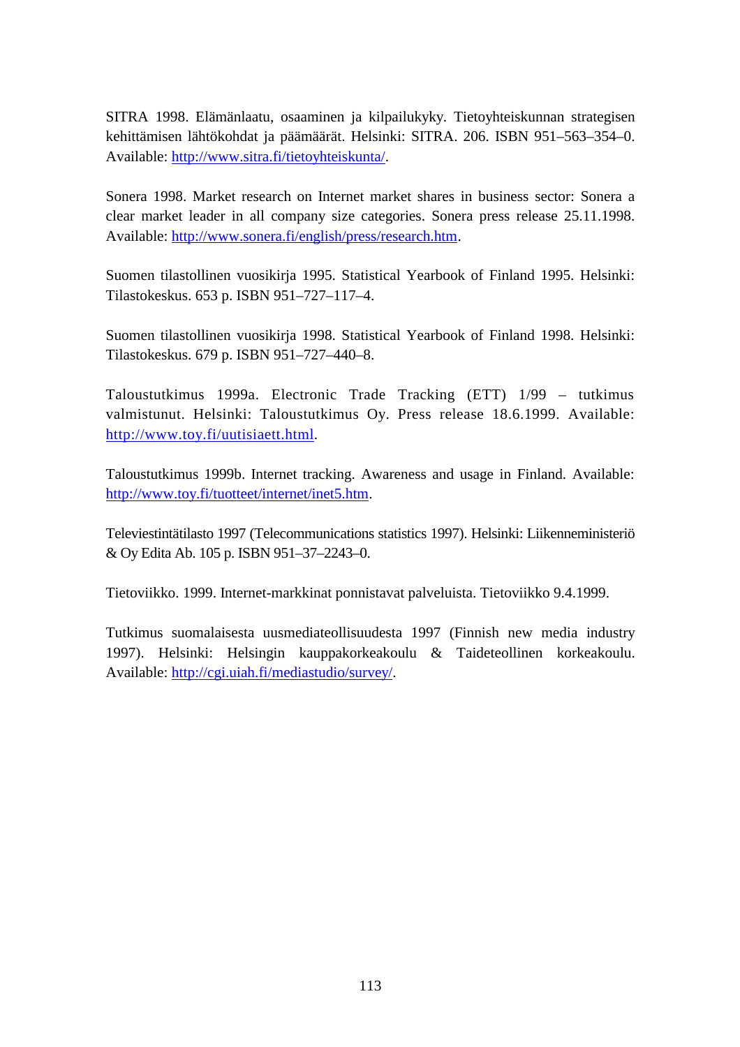SITRA 1998. Elämänlaatu, osaaminen ja kilpailukyky. Tietoyhteiskunnan strategisen kehittämisen lähtökohdat ja päämäärät. Helsinki: SITRA. 206. ISBN 951–563–354–0. Available: http://www.sitra.fi/tietoyhteiskunta/.

Sonera 1998. Market research on Internet market shares in business sector: Sonera a clear market leader in all company size categories. Sonera press release 25.11.1998. Available: http://www.sonera.fi/english/press/research.htm.

Suomen tilastollinen vuosikirja 1995. Statistical Yearbook of Finland 1995. Helsinki: Tilastokeskus. 653 p. ISBN 951–727–117–4.

Suomen tilastollinen vuosikirja 1998. Statistical Yearbook of Finland 1998. Helsinki: Tilastokeskus. 679 p. ISBN 951–727–440–8.

Taloustutkimus 1999a. Electronic Trade Tracking (ETT) 1/99 – tutkimus valmistunut. Helsinki: Taloustutkimus Oy. Press release 18.6.1999. Available: http://www.toy.fi/uutisiaett.html.

Taloustutkimus 1999b. Internet tracking. Awareness and usage in Finland. Available: http://www.toy.fi/tuotteet/internet/inet5.htm.

Televiestintätilasto 1997 (Telecommunications statistics 1997). Helsinki: Liikenneministeriö & Oy Edita Ab. 105 p. ISBN 951–37–2243–0.

Tietoviikko. 1999. Internet-markkinat ponnistavat palveluista. Tietoviikko 9.4.1999.

Tutkimus suomalaisesta uusmediateollisuudesta 1997 (Finnish new media industry 1997). Helsinki: Helsingin kauppakorkeakoulu & Taideteollinen korkeakoulu. Available: http://cgi.uiah.fi/mediastudio/survey/.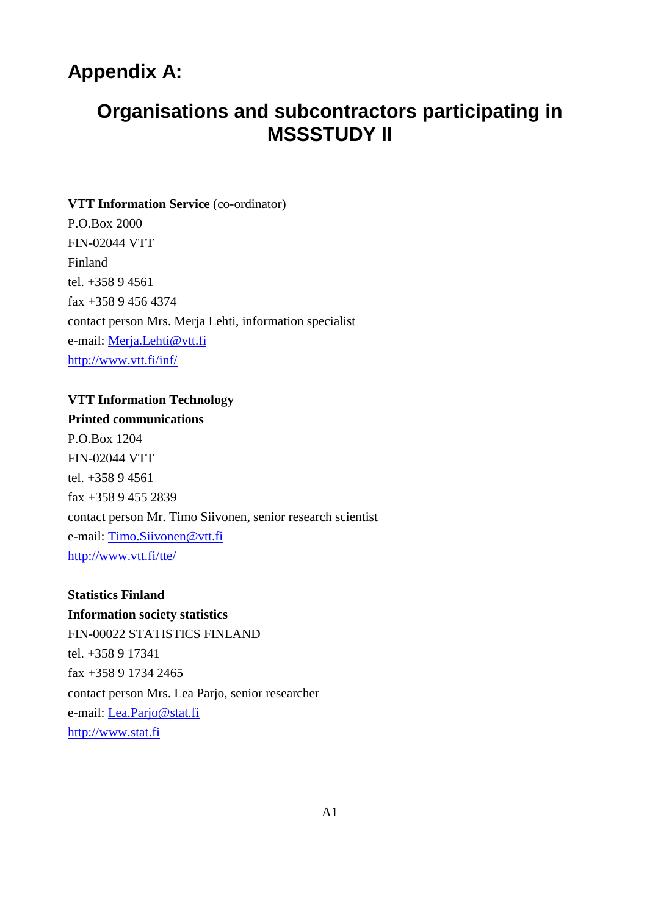# Appendix A:

## Organisations and subcontractors participating in MSSSTUDY II

**VTT Information Service** (co-ordinator)
P.O.Box 2000
FIN-02044 VTT
Finland
tel. +358 9 4561
fax +358 9 456 4374
contact person Mrs. Merja Lehti, information specialist
e-mail: Merja.Lehti@vtt.fi
http://www.vtt.fi/inf/

**VTT Information Technology**
**Printed communications**
P.O.Box 1204
FIN-02044 VTT
tel. +358 9 4561
fax +358 9 455 2839
contact person Mr. Timo Siivonen, senior research scientist
e-mail: Timo.Siivonen@vtt.fi
http://www.vtt.fi/tte/

**Statistics Finland**
**Information society statistics**
FIN-00022 STATISTICS FINLAND
tel. +358 9 17341
fax +358 9 1734 2465
contact person Mrs. Lea Parjo, senior researcher
e-mail: Lea.Parjo@stat.fi
http://www.stat.fi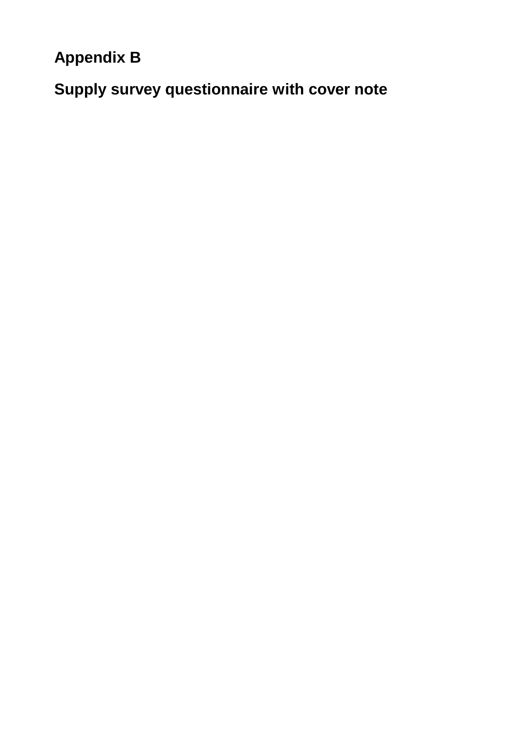# Appendix B

## Supply survey questionnaire with cover note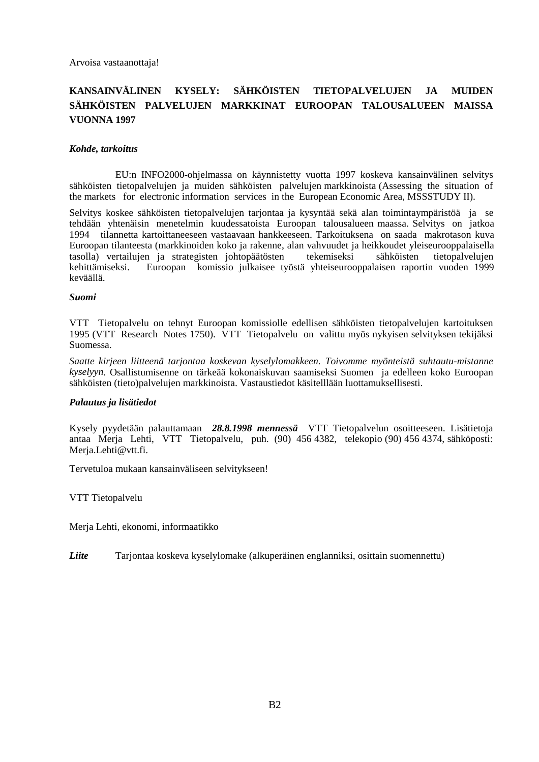Arvoisa vastaanottaja!

**KANSAINVÄLINEN KYSELY: SÄHKÖISTEN TIETOPALVELUJEN JA MUIDEN SÄHKÖISTEN PALVELUJEN MARKKINAT EUROOPAN TALOUSALUEEN MAISSA VUONNA 1997**

***Kohde, tarkoitus***

EU:n INFO2000-ohjelmassa on käynnistetty vuotta 1997 koskeva kansainvälinen selvitys sähköisten tietopalvelujen ja muiden sähköisten palvelujen markkinoista (Assessing the situation of the markets for electronic information services in the European Economic Area, MSSSTUDY II).

Selvitys koskee sähköisten tietopalvelujen tarjontaa ja kysyntää sekä alan toimintaympäristöä ja se tehdään yhtenäisin menetelmin kuudessatoista Euroopan talousalueen maassa. Selvitys on jatkoa 1994 tilannetta kartoittaneeseen vastaavaan hankkeeseen. Tarkoituksena on saada makrotason kuva Euroopan tilanteesta (markkinoiden koko ja rakenne, alan vahvuudet ja heikkoudet yleiseurooppalaisella tasolla) vertailujen ja strategisten johtopäätösten tekemiseksi sähköisten tietopalvelujen kehittämiseksi. Euroopan komissio julkaisee työstä yhteiseurooppalaisen raportin vuoden 1999 keväällä.

***Suomi***

VTT Tietopalvelu on tehnyt Euroopan komissiolle edellisen sähköisten tietopalvelujen kartoituksen 1995 (VTT Research Notes 1750). VTT Tietopalvelu on valittu myös nykyisen selvityksen tekijäksi Suomessa.

*Saatte kirjeen liitteenä tarjontaa koskevan kyselylomakkeen. Toivomme myönteistä suhtautu-mistanne kyselyyn*. Osallistumisenne on tärkeää kokonaiskuvan saamiseksi Suomen ja edelleen koko Euroopan sähköisten (tieto)palvelujen markkinoista. Vastaustiedot käsitelllään luottamuksellisesti.

***Palautus ja lisätiedot***

Kysely pyydetään palauttamaan ***28.8.1998 mennessä*** VTT Tietopalvelun osoitteeseen. Lisätietoja antaa Merja Lehti, VTT Tietopalvelu, puh. (90) 456 4382, telekopio (90) 456 4374, sähköposti: Merja.Lehti@vtt.fi.

Tervetuloa mukaan kansainväliseen selvitykseen!

VTT Tietopalvelu

Merja Lehti, ekonomi, informaatikko

***Liite*** Tarjontaa koskeva kyselylomake (alkuperäinen englanniksi, osittain suomennettu)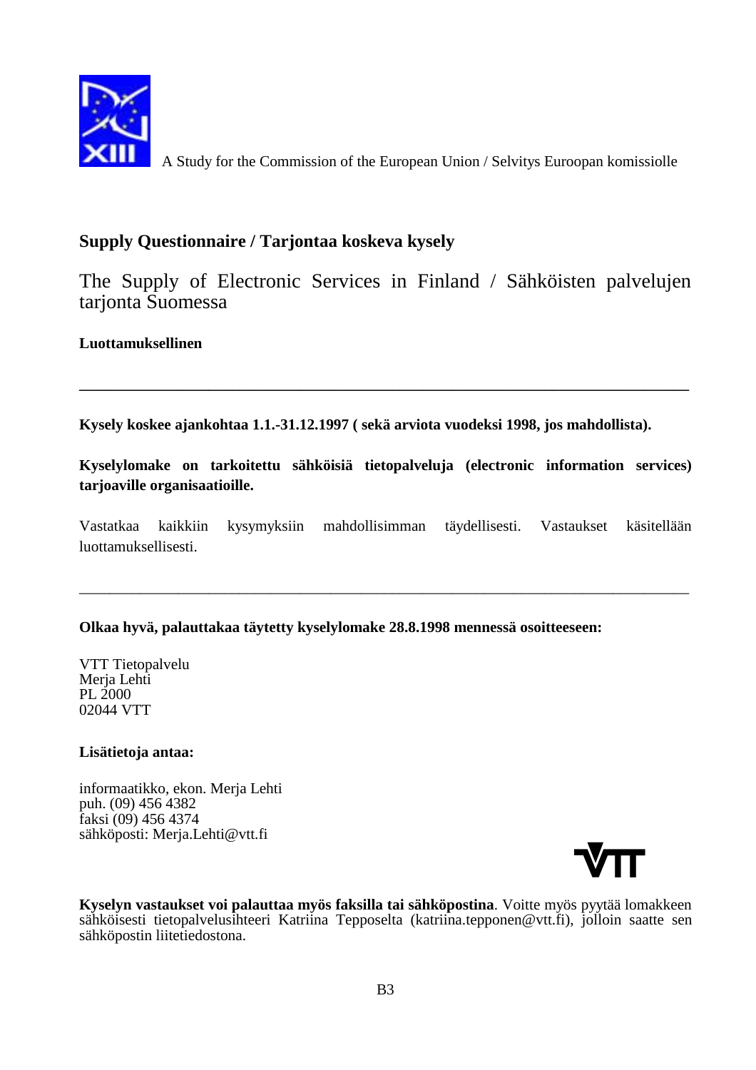A Study for the Commission of the European Union / Selvitys Euroopan komissiolle

## Supply Questionnaire / Tarjontaa koskeva kysely

The Supply of Electronic Services in Finland / Sähköisten palvelujen tarjonta Suomessa

**Luottamuksellinen**

---

**Kysely koskee ajankohtaa 1.1.-31.12.1997 ( sekä arviota vuodeksi 1998, jos mahdollista).**

**Kyselylomake on tarkoitettu sähköisiä tietopalveluja (electronic information services) tarjoaville organisaatioille.**

Vastatkaa kaikkiin kysymyksiin mahdollisimman täydellisesti. Vastaukset käsitellään luottamuksellisesti.

---

**Olkaa hyvä, palauttakaa täytetty kyselylomake 28.8.1998 mennessä osoitteeseen:**

VTT Tietopalvelu
Merja Lehti
PL 2000
02044 VTT

**Lisätietoja antaa:**

informaatikko, ekon. Merja Lehti
puh. (09) 456 4382
faksi (09) 456 4374
sähköposti: Merja.Lehti@vtt.fi

**Kyselyn vastaukset voi palauttaa myös faksilla tai sähköpostina**. Voitte myös pyytää lomakkeen sähköisesti tietopalvelusihteeri Katriina Tepposelta (katriina.tepponen@vtt.fi), jolloin saatte sen sähköpostin liitetiedostona.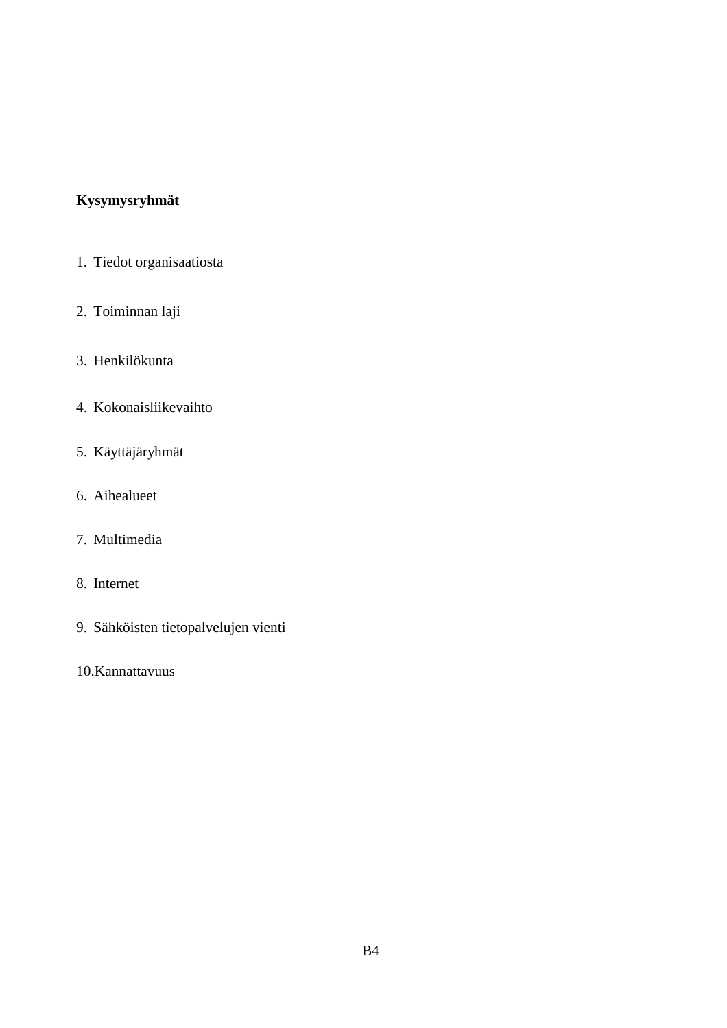**Kysymysryhmät**

1. Tiedot organisaatiosta

2. Toiminnan laji

3. Henkilökunta

4. Kokonaisliikevaihto

5. Käyttäjäryhmät

6. Aihealueet

7. Multimedia

8. Internet

9. Sähköisten tietopalvelujen vienti

10. Kannattavuus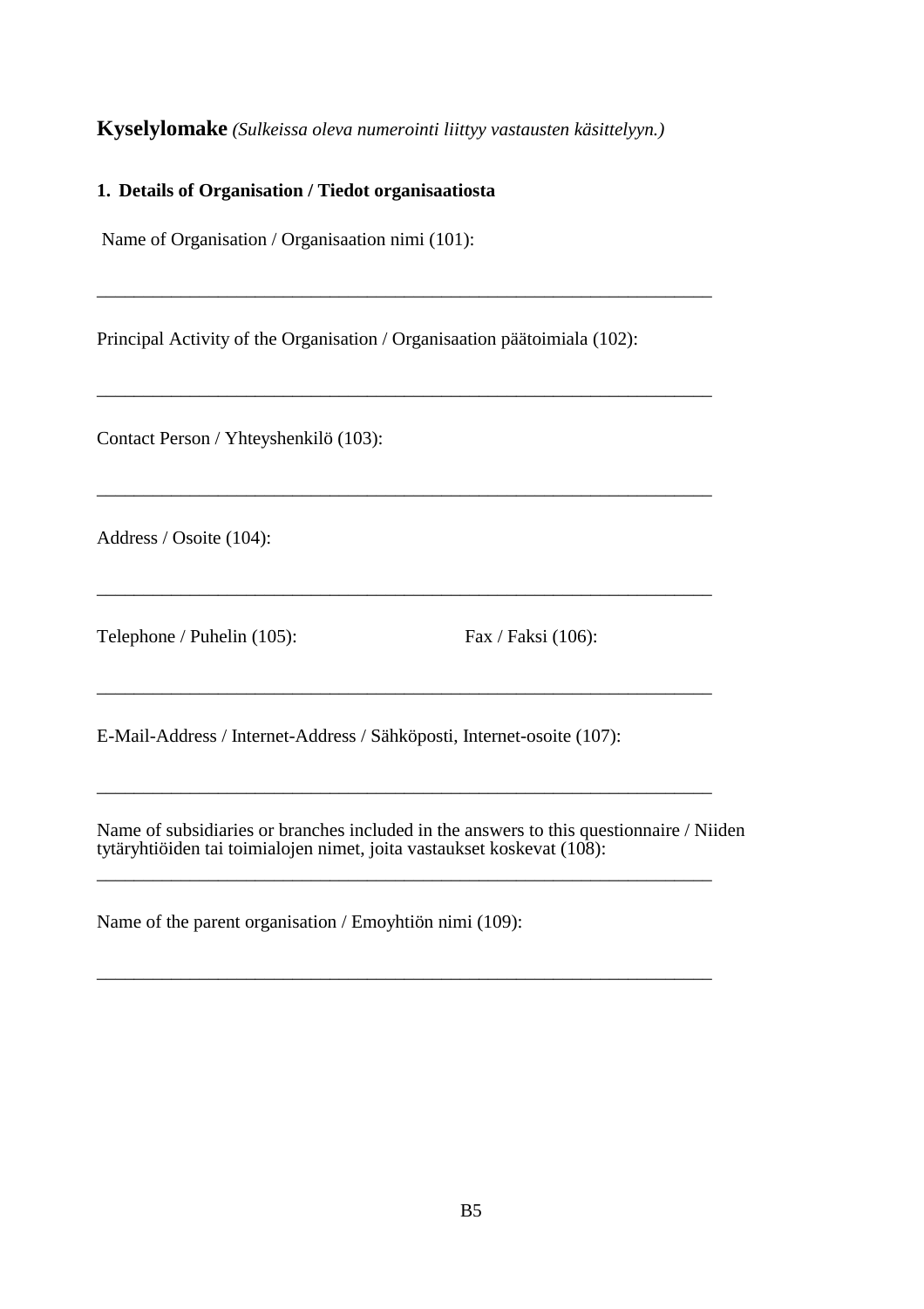**Kyselylomake** *(Sulkeissa oleva numerointi liittyy vastausten käsittelyyn.)*

**1. Details of Organisation / Tiedot organisaatiosta**

Name of Organisation / Organisaation nimi (101):

_________________________________________________________________

Principal Activity of the Organisation / Organisaation päätoimiala (102):

_________________________________________________________________

Contact Person / Yhteyshenkilö (103):

_________________________________________________________________

Address / Osoite (104):

_________________________________________________________________

Telephone / Puhelin (105): Fax / Faksi (106):

_________________________________________________________________

E-Mail-Address / Internet-Address / Sähköposti, Internet-osoite (107):

_________________________________________________________________

Name of subsidiaries or branches included in the answers to this questionnaire / Niiden tytäryhtiöiden tai toimialojen nimet, joita vastaukset koskevat (108):

_________________________________________________________________

Name of the parent organisation / Emoyhtiön nimi (109):

_________________________________________________________________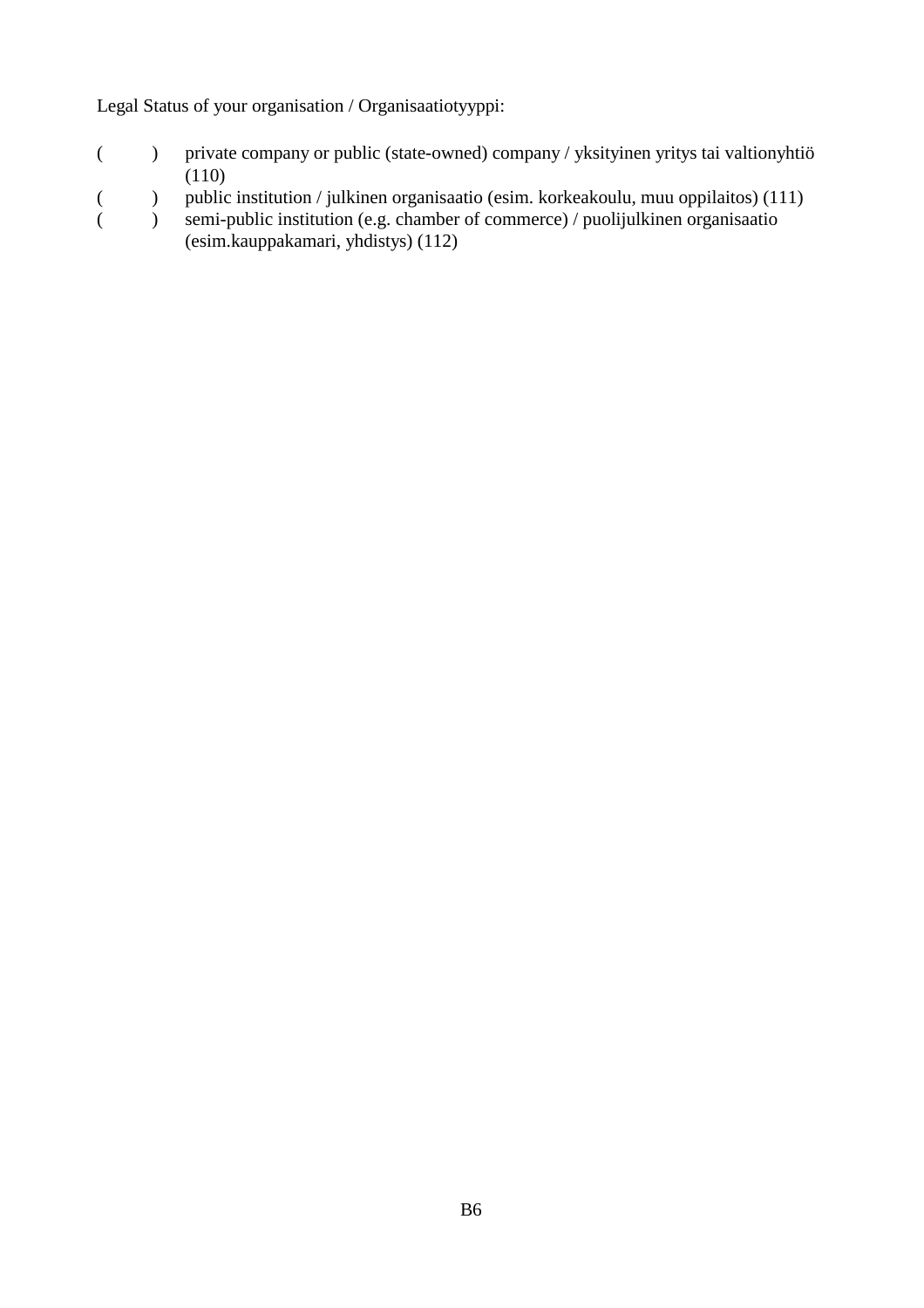Legal Status of your organisation / Organisaatiotyyppi:

( ) private company or public (state-owned) company / yksityinen yritys tai valtionyhtiö (110)
( ) public institution / julkinen organisaatio (esim. korkeakoulu, muu oppilaitos) (111)
( ) semi-public institution (e.g. chamber of commerce) / puolijulkinen organisaatio (esim.kauppakamari, yhdistys) (112)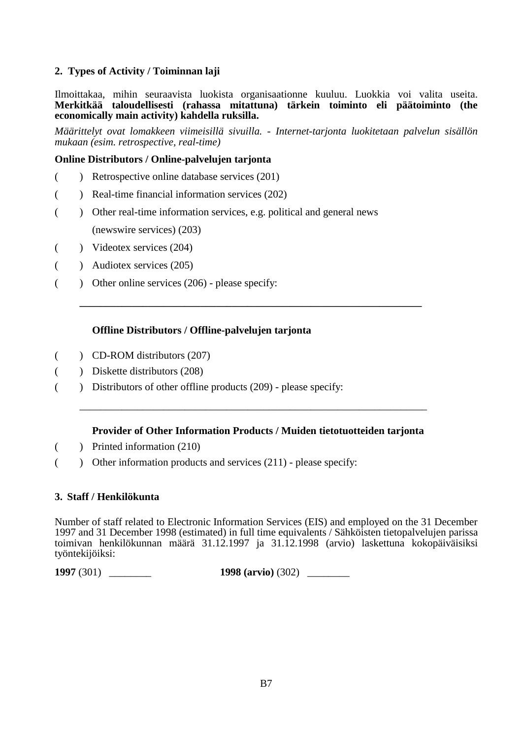## 2. Types of Activity / Toiminnan laji

Ilmoittakaa, mihin seuraavista luokista organisaationne kuuluu. Luokkia voi valita useita. **Merkitkää taloudellisesti (rahassa mitattuna) tärkein toiminto eli päätoiminto (the economically main activity) kahdella ruksilla.**

*Määrittelyt ovat lomakkeen viimeisillä sivuilla. - Internet-tarjonta luokitetaan palvelun sisällön mukaan (esim. retrospective, real-time)*

**Online Distributors / Online-palvelujen tarjonta**

( ) Retrospective online database services (201)

( ) Real-time financial information services (202)

( ) Other real-time information services, e.g. political and general news (newswire services) (203)

( ) Videotex services (204)

( ) Audiotex services (205)

( ) Other online services (206) - please specify:

______________________________________________________________

**Offline Distributors / Offline-palvelujen tarjonta**

( ) CD-ROM distributors (207)

( ) Diskette distributors (208)

( ) Distributors of other offline products (209) - please specify:

______________________________________________________________

**Provider of Other Information Products / Muiden tietotuotteiden tarjonta**

( ) Printed information (210)

( ) Other information products and services (211) - please specify:

## 3. Staff / Henkilökunta

Number of staff related to Electronic Information Services (EIS) and employed on the 31 December 1997 and 31 December 1998 (estimated) in full time equivalents / Sähköisten tietopalvelujen parissa toimivan henkilökunnan määrä 31.12.1997 ja 31.12.1998 (arvio) laskettuna kokopäiväisiksi työntekijöiksi:

**1997** (301) ________ **1998 (arvio)** (302) ________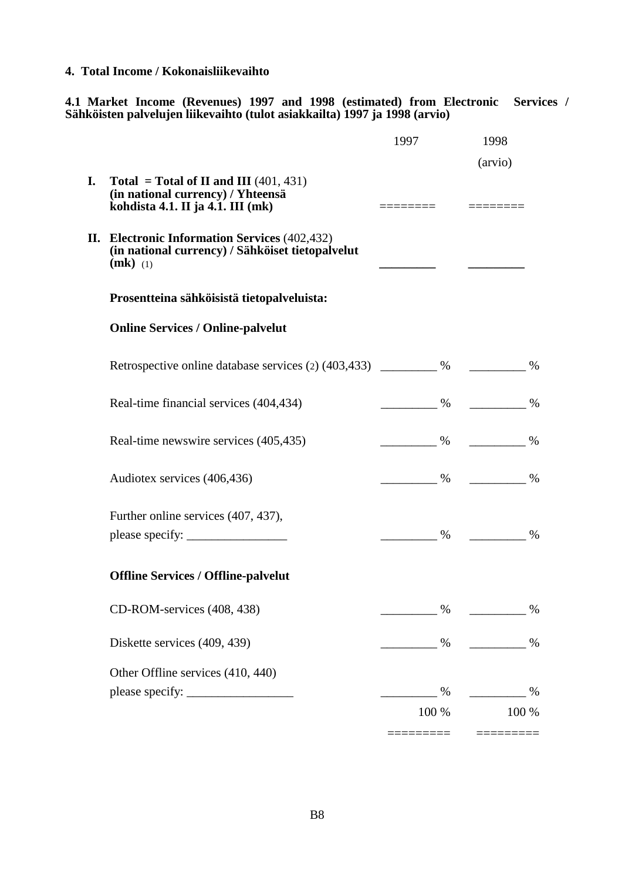## 4. Total Income / Kokonaisliikevaihto

**4.1 Market Income (Revenues) 1997 and 1998 (estimated) from Electronic Services / Sähköisten palvelujen liikevaihto (tulot asiakkailta) 1997 ja 1998 (arvio)**

| | | 1997 | 1998 (arvio) |
|---|---|---|---|
| **I.** | **Total = Total of II and III** (401, 431) **(in national currency) / Yhteensä kohdista 4.1. II ja 4.1. III (mk)** | ======== | ======== |
| **II.** | **Electronic Information Services** (402,432) **(in national currency) / Sähköiset tietopalvelut (mk)** (1) | _________ | _________ |
| | **Prosentteina sähköisistä tietopalveluista:** | | |
| | **Online Services / Online-palvelut** | | |
| | Retrospective online database services (2) (403,433) | _________ % | _________ % |
| | Real-time financial services (404,434) | _________ % | _________ % |
| | Real-time newswire services (405,435) | _________ % | _________ % |
| | Audiotex services (406,436) | _________ % | _________ % |
| | Further online services (407, 437), please specify: ________________ | _________ % | _________ % |
| | **Offline Services / Offline-palvelut** | | |
| | CD-ROM-services (408, 438) | _________ % | _________ % |
| | Diskette services (409, 439) | _________ % | _________ % |
| | Other Offline services (410, 440) please specify: _________________ | _________ % | _________ % |
| | | 100 % | 100 % |
| | | ========= | ========= |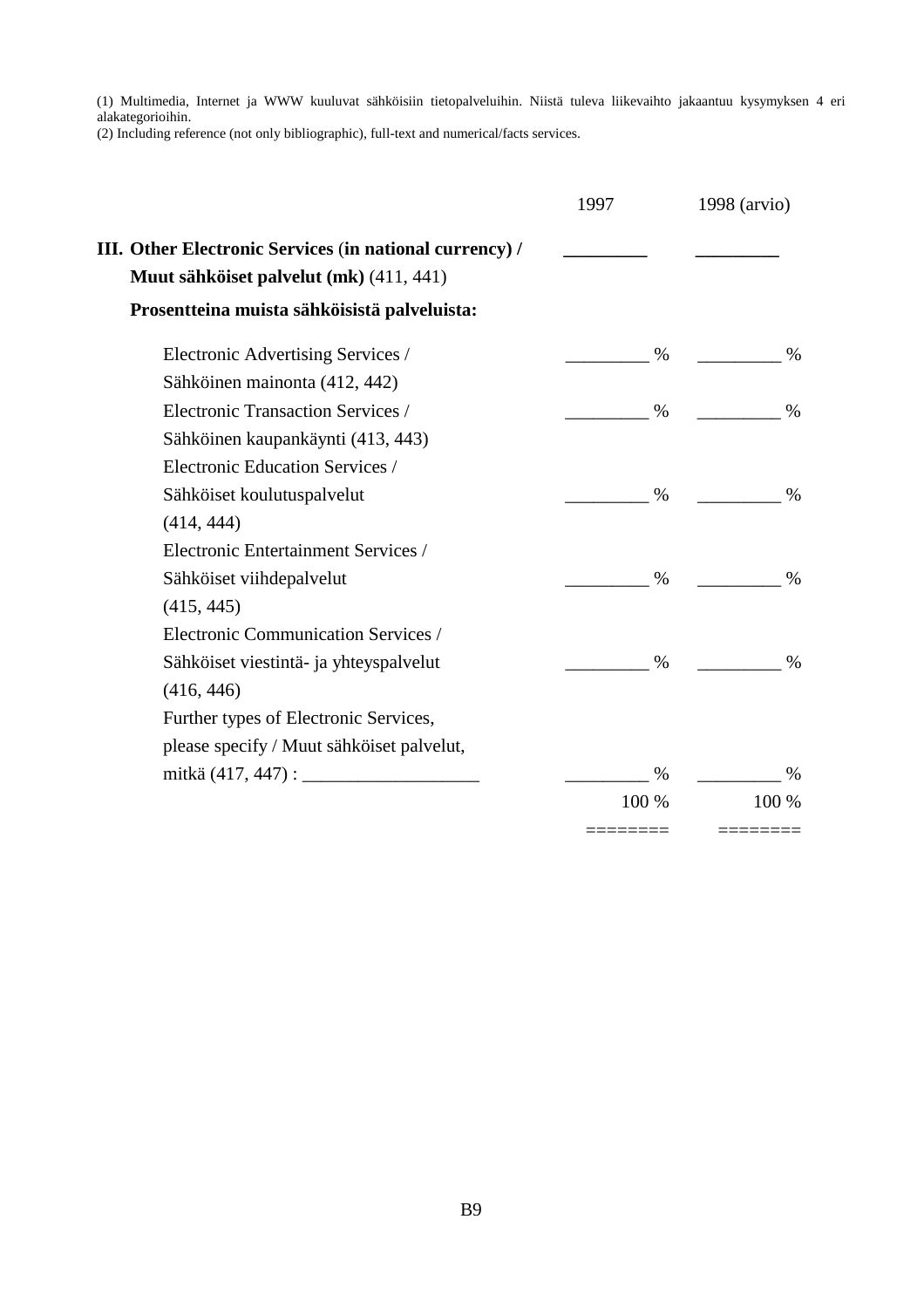(1) Multimedia, Internet ja WWW kuuluvat sähköisiin tietopalveluihin. Niistä tuleva liikevaihto jakaantuu kysymyksen 4 eri alakategorioihin.
(2) Including reference (not only bibliographic), full-text and numerical/facts services.

| | 1997 | 1998 (arvio) |
|---|---|---|
| **III. Other Electronic Services (in national currency) / Muut sähköiset palvelut (mk)** (411, 441) | _________ | _________ |
| **Prosentteina muista sähköisistä palveluista:** | | |
| Electronic Advertising Services / Sähköinen mainonta (412, 442) | _________ % | _________ % |
| Electronic Transaction Services / Sähköinen kaupankäynti (413, 443) | _________ % | _________ % |
| Electronic Education Services / Sähköiset koulutuspalvelut (414, 444) | _________ % | _________ % |
| Electronic Entertainment Services / Sähköiset viihdepalvelut (415, 445) | _________ % | _________ % |
| Electronic Communication Services / Sähköiset viestintä- ja yhteyspalvelut (416, 446) | _________ % | _________ % |
| Further types of Electronic Services, please specify / Muut sähköiset palvelut, mitkä (417, 447) : ___________________ | _________ % | _________ % |
| | 100 % | 100 % |
| | ======== | ======== |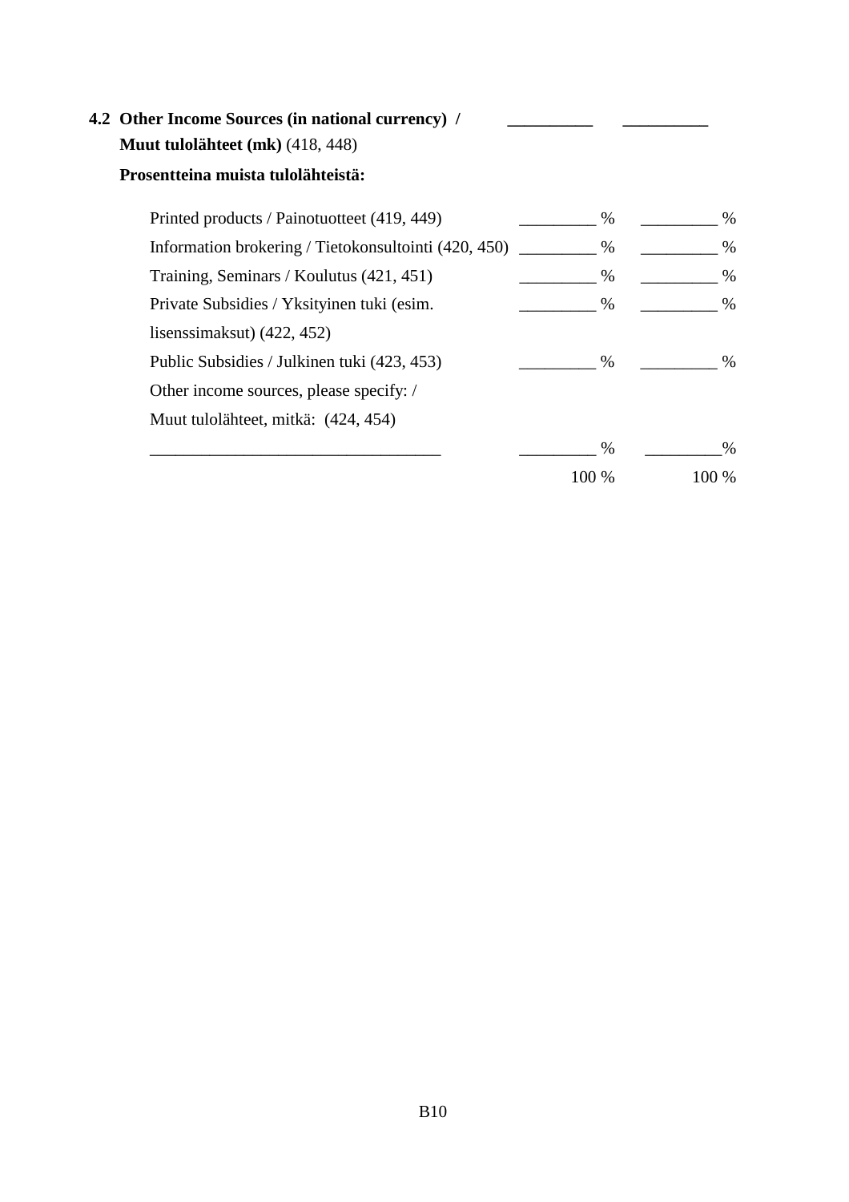**4.2 Other Income Sources (in national currency) /** __________ __________
**Muut tulolähteet (mk)** (418, 448)

**Prosentteina muista tulolähteistä:**

| | | |
|---|---|---|
| Printed products / Painotuotteet (419, 449) | _________ % | _________ % |
| Information brokering / Tietokonsultointi (420, 450) | _________ % | _________ % |
| Training, Seminars / Koulutus (421, 451) | _________ % | _________ % |
| Private Subsidies / Yksityinen tuki (esim. lisenssimaksut) (422, 452) | _________ % | _________ % |
| Public Subsidies / Julkinen tuki (423, 453) | _________ % | _________ % |
| Other income sources, please specify: / Muut tulolähteet, mitkä: (424, 454) | | |
| _________________________________ | _________ % | _________% |
| | 100 % | 100 % |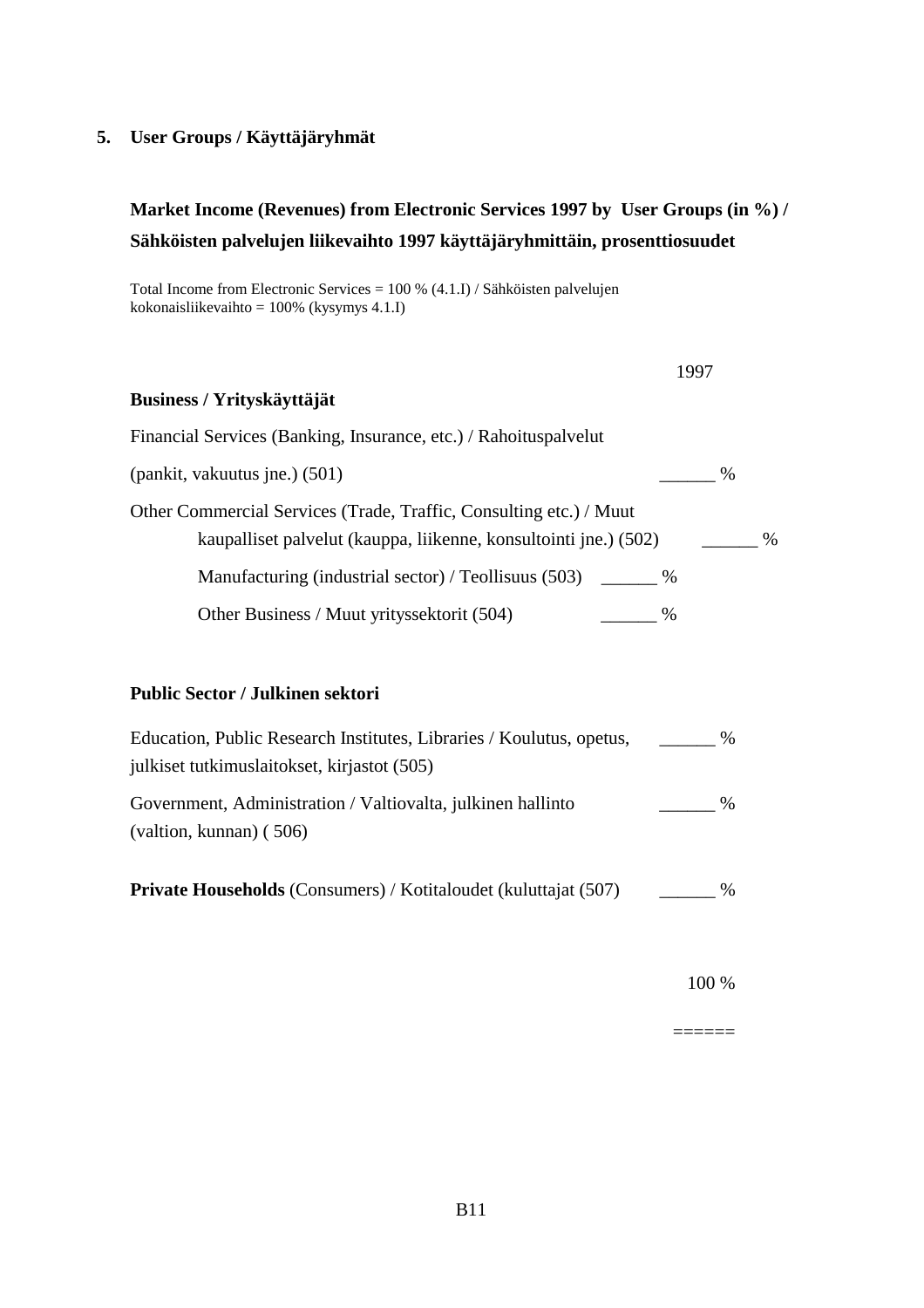## 5. User Groups / Käyttäjäryhmät

### Market Income (Revenues) from Electronic Services 1997 by User Groups (in %) / Sähköisten palvelujen liikevaihto 1997 käyttäjäryhmittäin, prosenttiosuudet

Total Income from Electronic Services = 100 % (4.1.I) / Sähköisten palvelujen kokonaisliikevaihto = 100% (kysymys 4.1.I)

| | 1997 |
|---|---|
| **Business / Yrityskäyttäjät** | |
| Financial Services (Banking, Insurance, etc.) / Rahoituspalvelut (pankit, vakuutus jne.) (501) | ______ % |
| Other Commercial Services (Trade, Traffic, Consulting etc.) / Muut kaupalliset palvelut (kauppa, liikenne, konsultointi jne.) (502) | ______ % |
| Manufacturing (industrial sector) / Teollisuus (503) | ______ % |
| Other Business / Muut yrityssektorit (504) | ______ % |
| **Public Sector / Julkinen sektori** | |
| Education, Public Research Institutes, Libraries / Koulutus, opetus, julkiset tutkimuslaitokset, kirjastot (505) | ______ % |
| Government, Administration / Valtiovalta, julkinen hallinto (valtion, kunnan) ( 506) | ______ % |
| **Private Households** (Consumers) / Kotitaloudet (kuluttajat (507) | ______ % |
| | 100 % |
| | ====== |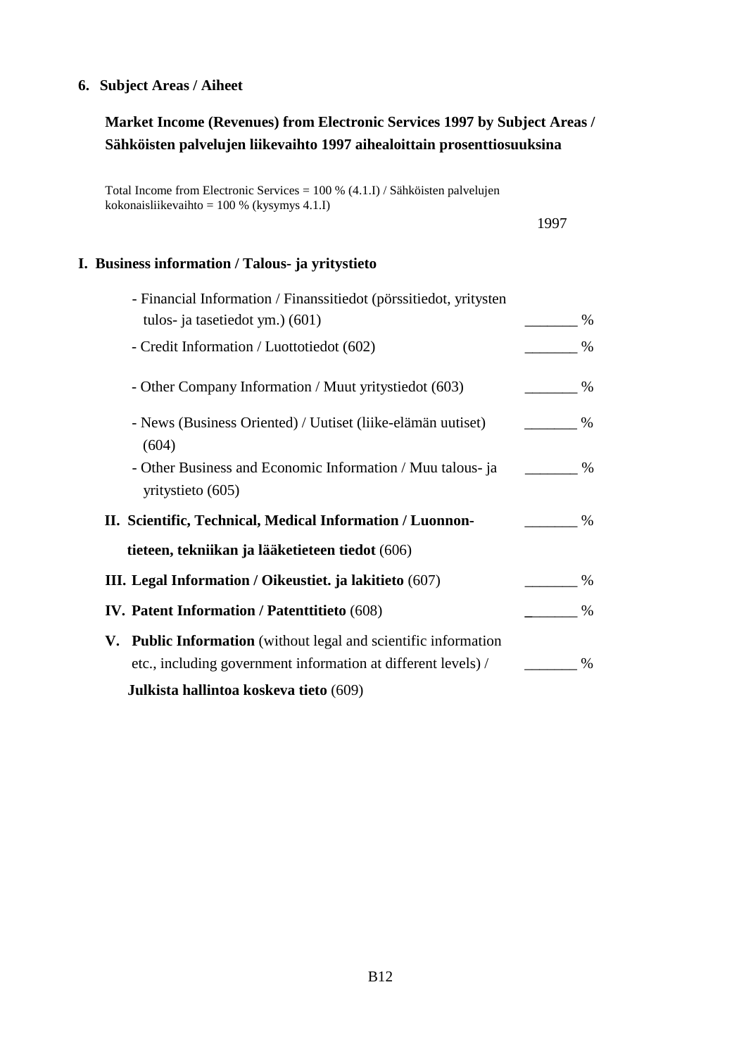## 6. Subject Areas / Aiheet

### Market Income (Revenues) from Electronic Services 1997 by Subject Areas / Sähköisten palvelujen liikevaihto 1997 aihealoittain prosenttiosuuksina

Total Income from Electronic Services = 100 % (4.1.I) / Sähköisten palvelujen kokonaisliikevaihto = 100 % (kysymys 4.1.I)

| | 1997 |
|---|---|
| **I. Business information / Talous- ja yritystieto** | |
| - Financial Information / Finanssitiedot (pörssitiedot, yritysten tulos- ja tasetiedot ym.) (601) | _______ % |
| - Credit Information / Luottotiedot (602) | _______ % |
| - Other Company Information / Muut yritystiedot (603) | _______ % |
| - News (Business Oriented) / Uutiset (liike-elämän uutiset) (604) | _______ % |
| - Other Business and Economic Information / Muu talous- ja yritystieto (605) | _______ % |
| **II. Scientific, Technical, Medical Information / Luonnon-tieteen, tekniikan ja lääketieteen tiedot** (606) | _______ % |
| **III. Legal Information / Oikeustiet. ja lakitieto** (607) | _______ % |
| **IV. Patent Information / Patenttitieto** (608) | _______ % |
| **V. Public Information** (without legal and scientific information etc., including government information at different levels) / **Julkista hallintoa koskeva tieto** (609) | _______ % |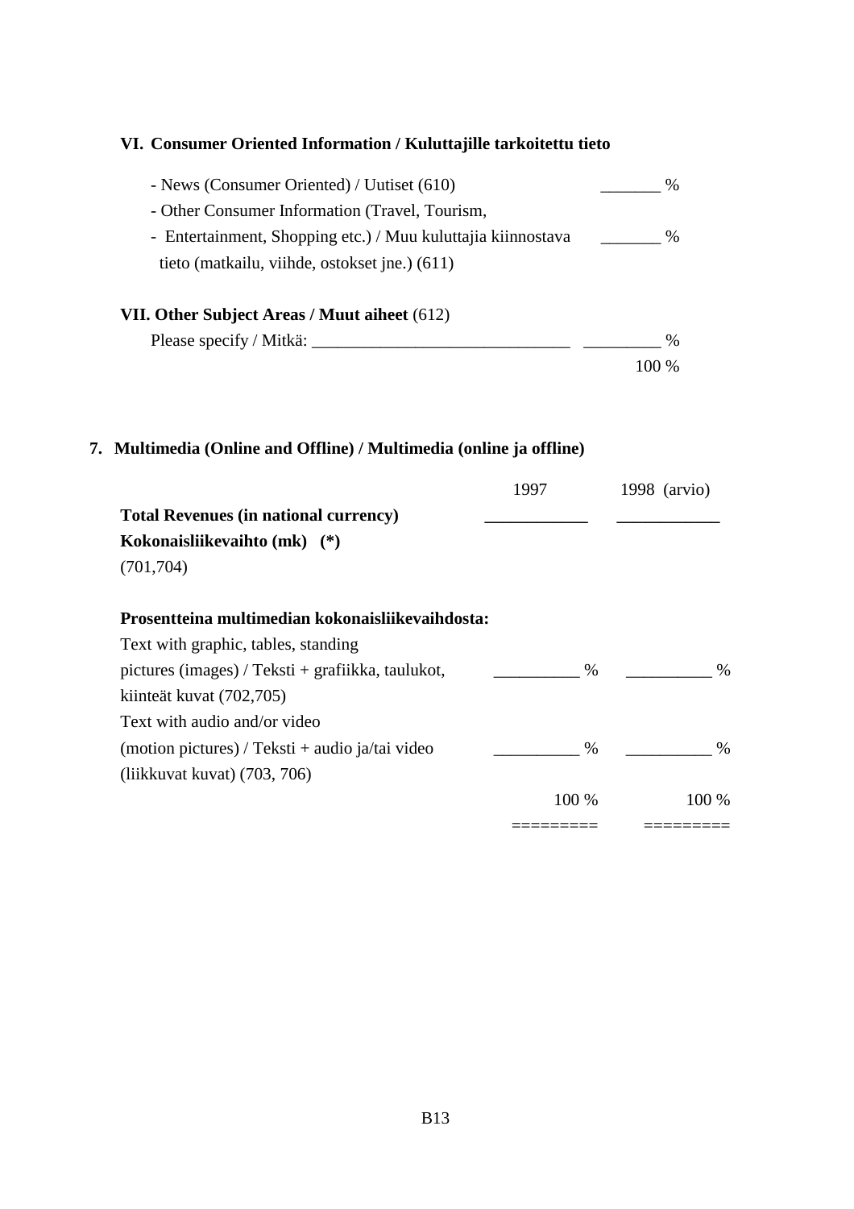### VI. Consumer Oriented Information / Kuluttajille tarkoitettu tieto

- News (Consumer Oriented) / Uutiset (610) _______ %
- Other Consumer Information (Travel, Tourism,
- Entertainment, Shopping etc.) / Muu kuluttajia kiinnostava tieto (matkailu, viihde, ostokset jne.) (611) _______ %

### VII. Other Subject Areas / Muut aiheet (612)

Please specify / Mitkä: ______________________________ _________ %

100 %

## 7. Multimedia (Online and Offline) / Multimedia (online ja offline)

| | 1997 | 1998 (arvio) |
|---|---|---|
| **Total Revenues (in national currency)** **Kokonaisliikevaihto (mk) (*)** (701,704) | ____________ | ____________ |
| **Prosentteina multimedian kokonaisliikevaihdosta:** | | |
| Text with graphic, tables, standing pictures (images) / Teksti + grafiikka, taulukot, kiinteät kuvat (702,705) | __________ % | __________ % |
| Text with audio and/or video (motion pictures) / Teksti + audio ja/tai video (liikkuvat kuvat) (703, 706) | __________ % | __________ % |
| | 100 % | 100 % |
| | ========= | ========= |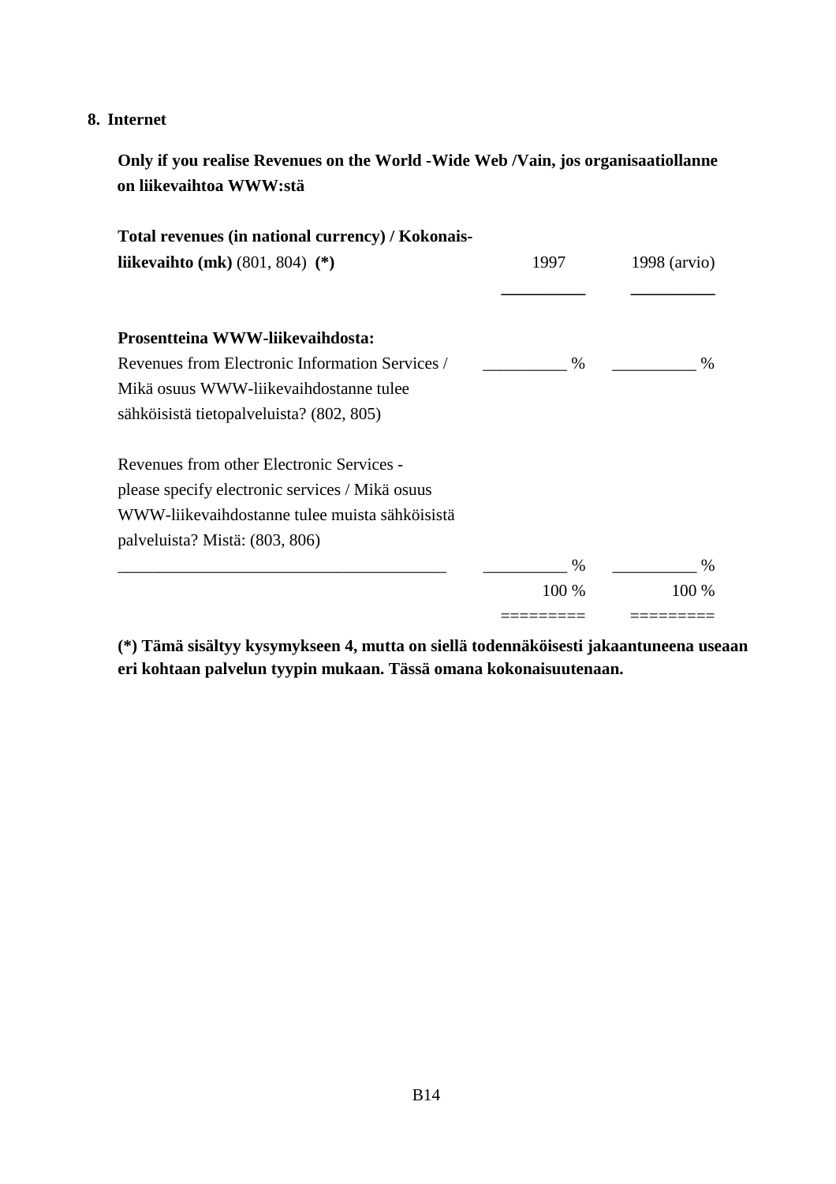## 8. Internet

**Only if you realise Revenues on the World -Wide Web /Vain, jos organisaatiollanne on liikevaihtoa WWW:stä**

| | 1997 | 1998 (arvio) |
|---|---|---|
| **Total revenues (in national currency) / Kokonais-liikevaihto (mk)** (801, 804) **(*)** | __________ | __________ |
| **Prosentteina WWW-liikevaihdosta:** | | |
| Revenues from Electronic Information Services / Mikä osuus WWW-liikevaihdostanne tulee sähköisistä tietopalveluista? (802, 805) | __________ % | __________ % |
| Revenues from other Electronic Services - please specify electronic services / Mikä osuus WWW-liikevaihdostanne tulee muista sähköisistä palveluista? Mistä: (803, 806) | | |
| _______________________________________ | __________ % | __________ % |
| | 100 % | 100 % |
| | ========= | ========= |

**(*) Tämä sisältyy kysymykseen 4, mutta on siellä todennäköisesti jakaantuneena useaan eri kohtaan palvelun tyypin mukaan. Tässä omana kokonaisuutenaan.**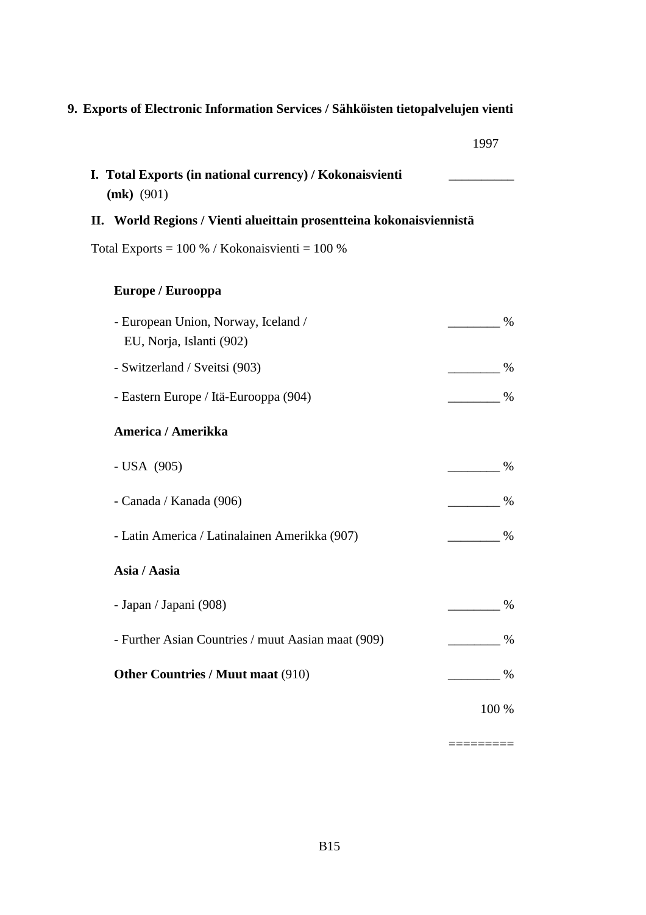## 9. Exports of Electronic Information Services / Sähköisten tietopalvelujen vienti

| | 1997 |
|---|---|
| **I. Total Exports (in national currency) / Kokonaisvienti (mk)** (901) | __________ |

**II. World Regions / Vienti alueittain prosentteina kokonaisviennistä**

Total Exports = 100 % / Kokonaisvienti = 100 %

| | |
|---|---|
| **Europe / Eurooppa** | |
| - European Union, Norway, Iceland / EU, Norja, Islanti (902) | ________ % |
| - Switzerland / Sveitsi (903) | ________ % |
| - Eastern Europe / Itä-Eurooppa (904) | ________ % |
| **America / Amerikka** | |
| - USA (905) | ________ % |
| - Canada / Kanada (906) | ________ % |
| - Latin America / Latinalainen Amerikka (907) | ________ % |
| **Asia / Aasia** | |
| - Japan / Japani (908) | ________ % |
| - Further Asian Countries / muut Aasian maat (909) | ________ % |
| **Other Countries / Muut maat** (910) | ________ % |
| | 100 % |
| | ========= |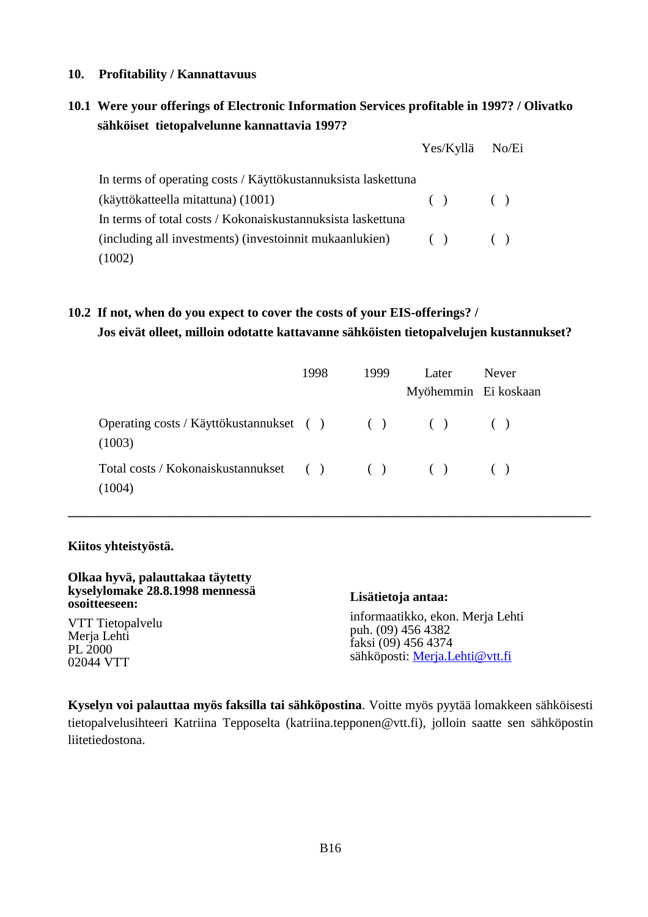## 10. Profitability / Kannattavuus

**10.1 Were your offerings of Electronic Information Services profitable in 1997? / Olivatko sähköiset tietopalvelunne kannattavia 1997?**

| | Yes/Kyllä | No/Ei |
|---|---|---|
| In terms of operating costs / Käyttökustannuksista laskettuna (käyttökatteella mitattuna) (1001) | ( ) | ( ) |
| In terms of total costs / Kokonaiskustannuksista laskettuna (including all investments) (investoinnit mukaanlukien) (1002) | ( ) | ( ) |

**10.2 If not, when do you expect to cover the costs of your EIS-offerings? / Jos eivät olleet, milloin odotatte kattavanne sähköisten tietopalvelujen kustannukset?**

| | 1998 | 1999 | Later Myöhemmin | Never Ei koskaan |
|---|---|---|---|---|
| Operating costs / Käyttökustannukset (1003) | ( ) | ( ) | ( ) | ( ) |
| Total costs / Kokonaiskustannukset (1004) | ( ) | ( ) | ( ) | ( ) |

---

**Kiitos yhteistyöstä.**

**Olkaa hyvä, palauttakaa täytetty kyselylomake 28.8.1998 mennessä osoitteeseen:**

VTT Tietopalvelu
Merja Lehti
PL 2000
02044 VTT

**Lisätietoja antaa:**

informaatikko, ekon. Merja Lehti
puh. (09) 456 4382
faksi (09) 456 4374
sähköposti: Merja.Lehti@vtt.fi

**Kyselyn voi palauttaa myös faksilla tai sähköpostina**. Voitte myös pyytää lomakkeen sähköisesti tietopalvelusihteeri Katriina Tepposelta (katriina.tepponen@vtt.fi), jolloin saatte sen sähköpostin liitetiedostona.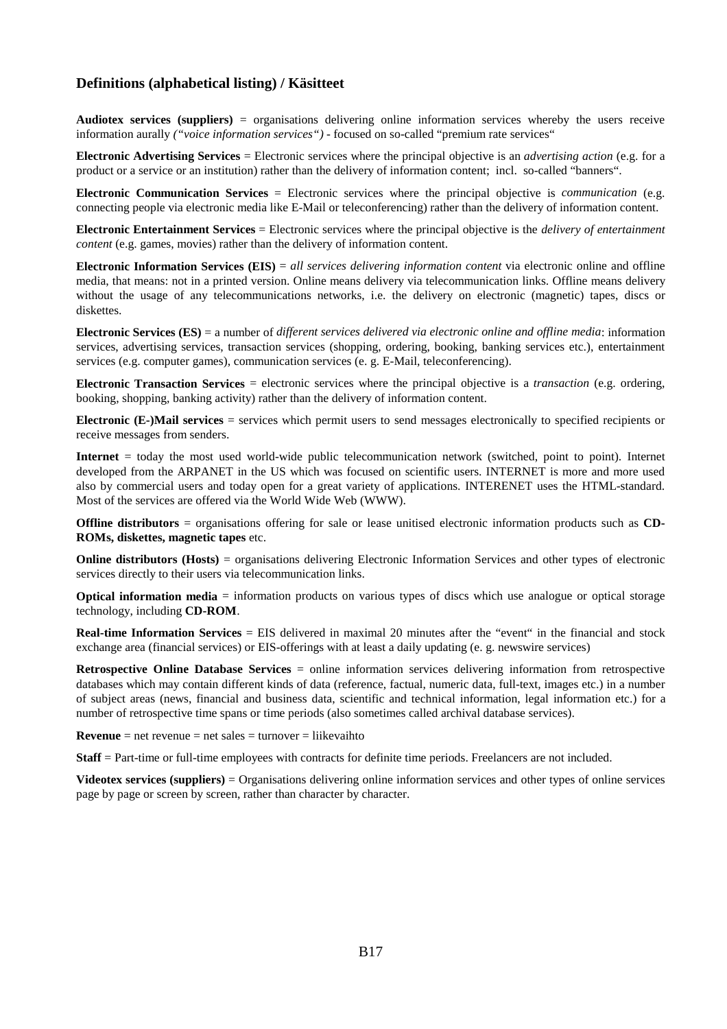## Definitions (alphabetical listing) / Käsitteet

**Audiotex services (suppliers)** = organisations delivering online information services whereby the users receive information aurally *("voice information services")* - focused on so-called "premium rate services"

**Electronic Advertising Services** = Electronic services where the principal objective is an *advertising action* (e.g. for a product or a service or an institution) rather than the delivery of information content; incl. so-called "banners".

**Electronic Communication Services** = Electronic services where the principal objective is *communication* (e.g. connecting people via electronic media like E-Mail or teleconferencing) rather than the delivery of information content.

**Electronic Entertainment Services** = Electronic services where the principal objective is the *delivery of entertainment content* (e.g. games, movies) rather than the delivery of information content.

**Electronic Information Services (EIS)** = *all services delivering information content* via electronic online and offline media, that means: not in a printed version. Online means delivery via telecommunication links. Offline means delivery without the usage of any telecommunications networks, i.e. the delivery on electronic (magnetic) tapes, discs or diskettes.

**Electronic Services (ES)** = a number of *different services delivered via electronic online and offline media*: information services, advertising services, transaction services (shopping, ordering, booking, banking services etc.), entertainment services (e.g. computer games), communication services (e. g. E-Mail, teleconferencing).

**Electronic Transaction Services** = electronic services where the principal objective is a *transaction* (e.g. ordering, booking, shopping, banking activity) rather than the delivery of information content.

**Electronic (E-)Mail services** = services which permit users to send messages electronically to specified recipients or receive messages from senders.

**Internet** = today the most used world-wide public telecommunication network (switched, point to point). Internet developed from the ARPANET in the US which was focused on scientific users. INTERNET is more and more used also by commercial users and today open for a great variety of applications. INTERENET uses the HTML-standard. Most of the services are offered via the World Wide Web (WWW).

**Offline distributors** = organisations offering for sale or lease unitised electronic information products such as **CD-ROMs, diskettes, magnetic tapes** etc.

**Online distributors (Hosts)** = organisations delivering Electronic Information Services and other types of electronic services directly to their users via telecommunication links.

**Optical information media** = information products on various types of discs which use analogue or optical storage technology, including **CD-ROM**.

**Real-time Information Services** = EIS delivered in maximal 20 minutes after the "event" in the financial and stock exchange area (financial services) or EIS-offerings with at least a daily updating (e. g. newswire services)

**Retrospective Online Database Services** = online information services delivering information from retrospective databases which may contain different kinds of data (reference, factual, numeric data, full-text, images etc.) in a number of subject areas (news, financial and business data, scientific and technical information, legal information etc.) for a number of retrospective time spans or time periods (also sometimes called archival database services).

**Revenue** = net revenue = net sales = turnover = liikevaihto

**Staff** = Part-time or full-time employees with contracts for definite time periods. Freelancers are not included.

**Videotex services (suppliers)** = Organisations delivering online information services and other types of online services page by page or screen by screen, rather than character by character.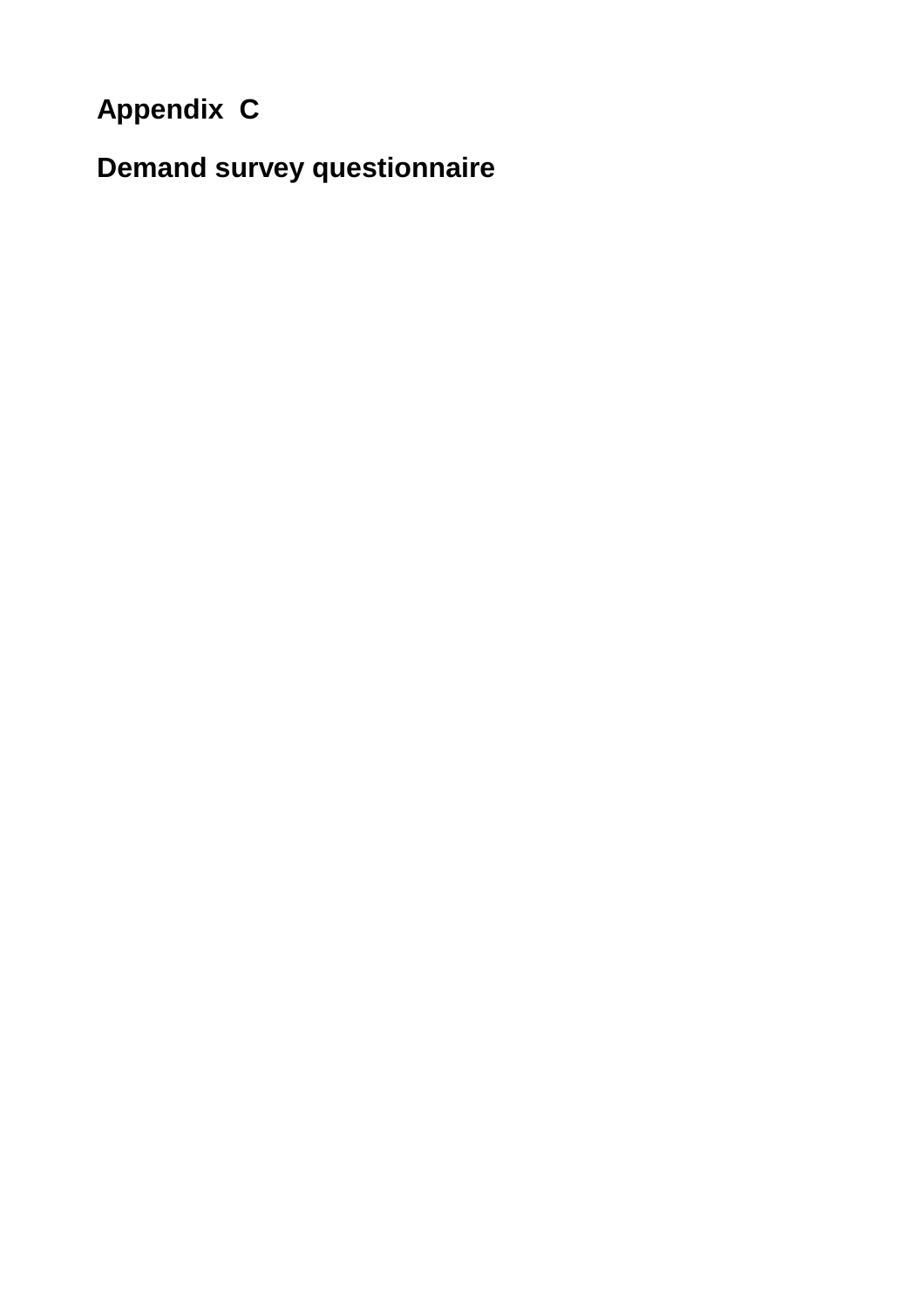# Appendix C

## Demand survey questionnaire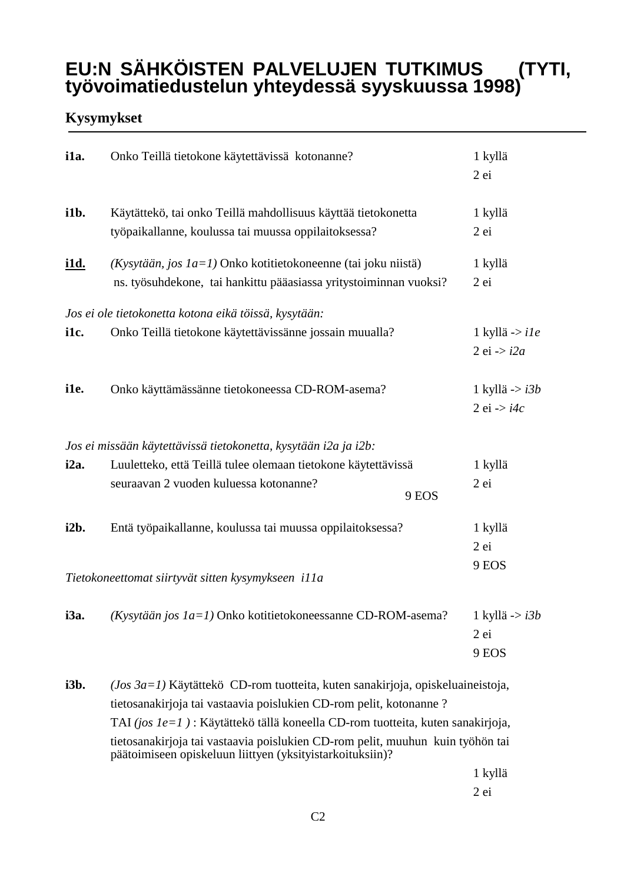# EU:N SÄHKÖISTEN PALVELUJEN TUTKIMUS (TYTI, työvoimatiedustelun yhteydessä syyskuussa 1998)

## Kysymykset

**i1a.** Onko Teillä tietokone käytettävissä kotonanne?
1 kyllä
2 ei

**i1b.** Käytättekö, tai onko Teillä mahdollisuus käyttää tietokonetta työpaikallanne, koulussa tai muussa oppilaitoksessa?
1 kyllä
2 ei

**i1d.** *(Kysytään, jos 1a=1)* Onko kotitietokoneenne (tai joku niistä) ns. työsuhdekone, tai hankittu pääasiassa yritystoiminnan vuoksi?
1 kyllä
2 ei

*Jos ei ole tietokonetta kotona eikä töissä, kysytään:*

**i1c.** Onko Teillä tietokone käytettävissänne jossain muualla?
1 kyllä -> *i1e*
2 ei -> *i2a*

**i1e.** Onko käyttämässänne tietokoneessa CD-ROM-asema?
1 kyllä -> *i3b*
2 ei -> *i4c*

*Jos ei missään käytettävissä tietokonetta, kysytään i2a ja i2b:*

**i2a.** Luuletteko, että Teillä tulee olemaan tietokone käytettävissä seuraavan 2 vuoden kuluessa kotonanne?
1 kyllä
2 ei
9 EOS

**i2b.** Entä työpaikallanne, koulussa tai muussa oppilaitoksessa?
1 kyllä
2 ei
9 EOS

*Tietokoneettomat siirtyvät sitten kysymykseen i11a*

**i3a.** *(Kysytään jos 1a=1)* Onko kotitietokoneessanne CD-ROM-asema?
1 kyllä -> *i3b*
2 ei
9 EOS

**i3b.** *(Jos 3a=1)* Käytättekö CD-rom tuotteita, kuten sanakirjoja, opiskeluaineistoja, tietosanakirjoja tai vastaavia poislukien CD-rom pelit, kotonanne ?
TAI *(jos 1e=1 )* : Käytättekö tällä koneella CD-rom tuotteita, kuten sanakirjoja, tietosanakirjoja tai vastaavia poislukien CD-rom pelit, muuhun kuin työhön tai päätoimiseen opiskeluun liittyen (yksityistarkoituksiin)?
1 kyllä
2 ei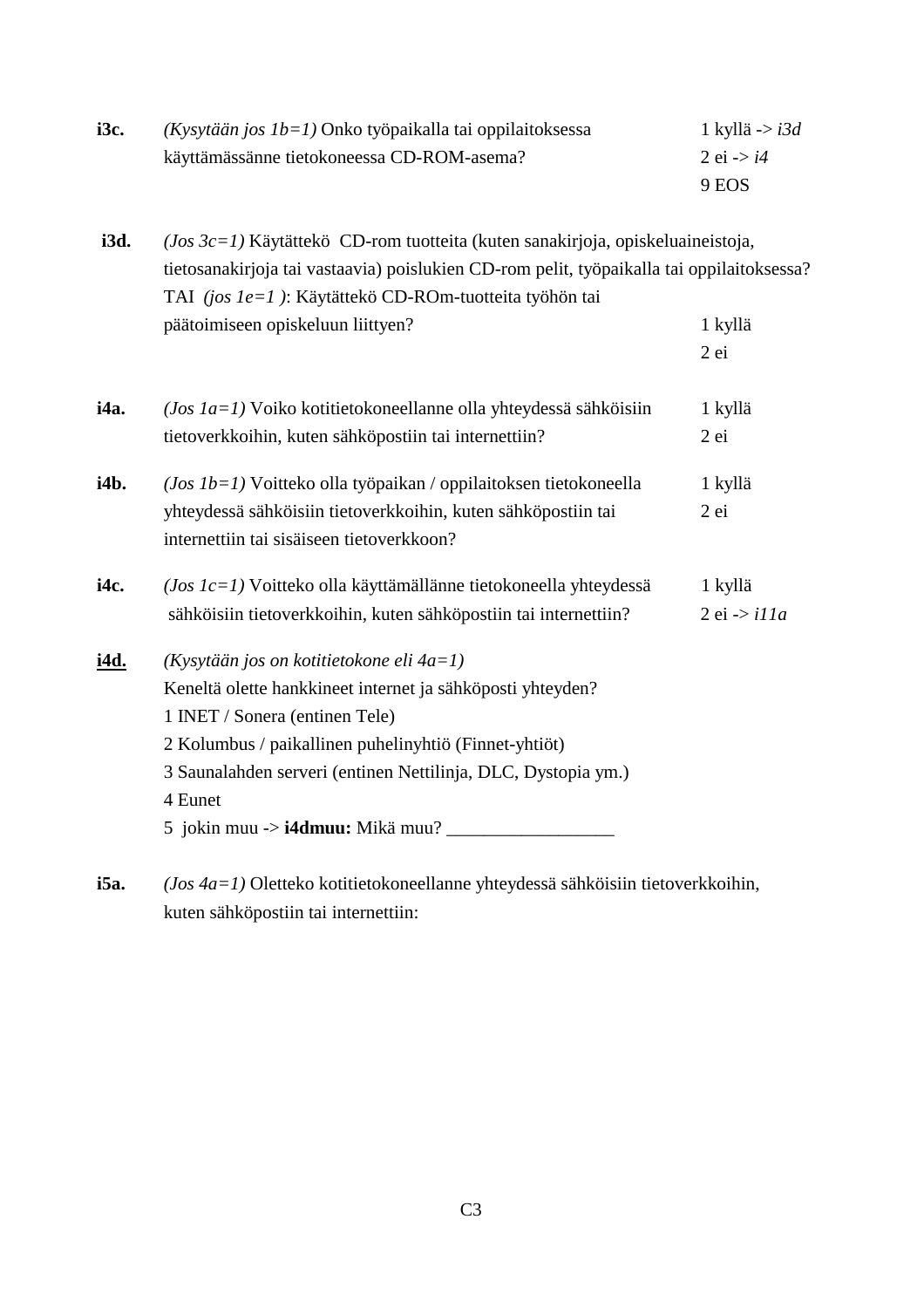**i3c.** *(Kysytään jos 1b=1)* Onko työpaikalla tai oppilaitoksessa käyttämässänne tietokoneessa CD-ROM-asema?

1 kyllä -> *i3d*
2 ei -> *i4*
9 EOS

**i3d.** *(Jos 3c=1)* Käytättekö CD-rom tuotteita (kuten sanakirjoja, opiskeluaineistoja, tietosanakirjoja tai vastaavia) poislukien CD-rom pelit, työpaikalla tai oppilaitoksessa? TAI *(jos 1e=1 )*: Käytättekö CD-ROm-tuotteita työhön tai päätoimiseen opiskeluun liittyen?

1 kyllä
2 ei

**i4a.** *(Jos 1a=1)* Voiko kotitietokoneellanne olla yhteydessä sähköisiin tietoverkkoihin, kuten sähköpostiin tai internettiin?

1 kyllä
2 ei

**i4b.** *(Jos 1b=1)* Voitteko olla työpaikan / oppilaitoksen tietokoneella yhteydessä sähköisiin tietoverkkoihin, kuten sähköpostiin tai internettiin tai sisäiseen tietoverkkoon?

1 kyllä
2 ei

**i4c.** *(Jos 1c=1)* Voitteko olla käyttämällänne tietokoneella yhteydessä sähköisiin tietoverkkoihin, kuten sähköpostiin tai internettiin?

1 kyllä
2 ei -> *i11a*

**i4d.** *(Kysytään jos on kotitietokone eli 4a=1)*
Keneltä olette hankkineet internet ja sähköposti yhteyden?
1 INET / Sonera (entinen Tele)
2 Kolumbus / paikallinen puhelinyhtiö (Finnet-yhtiöt)
3 Saunalahden serveri (entinen Nettilinja, DLC, Dystopia ym.)
4 Eunet
5 jokin muu -> **i4dmuu:** Mikä muu? __________________

**i5a.** *(Jos 4a=1)* Oletteko kotitietokoneellanne yhteydessä sähköisiin tietoverkkoihin, kuten sähköpostiin tai internettiin: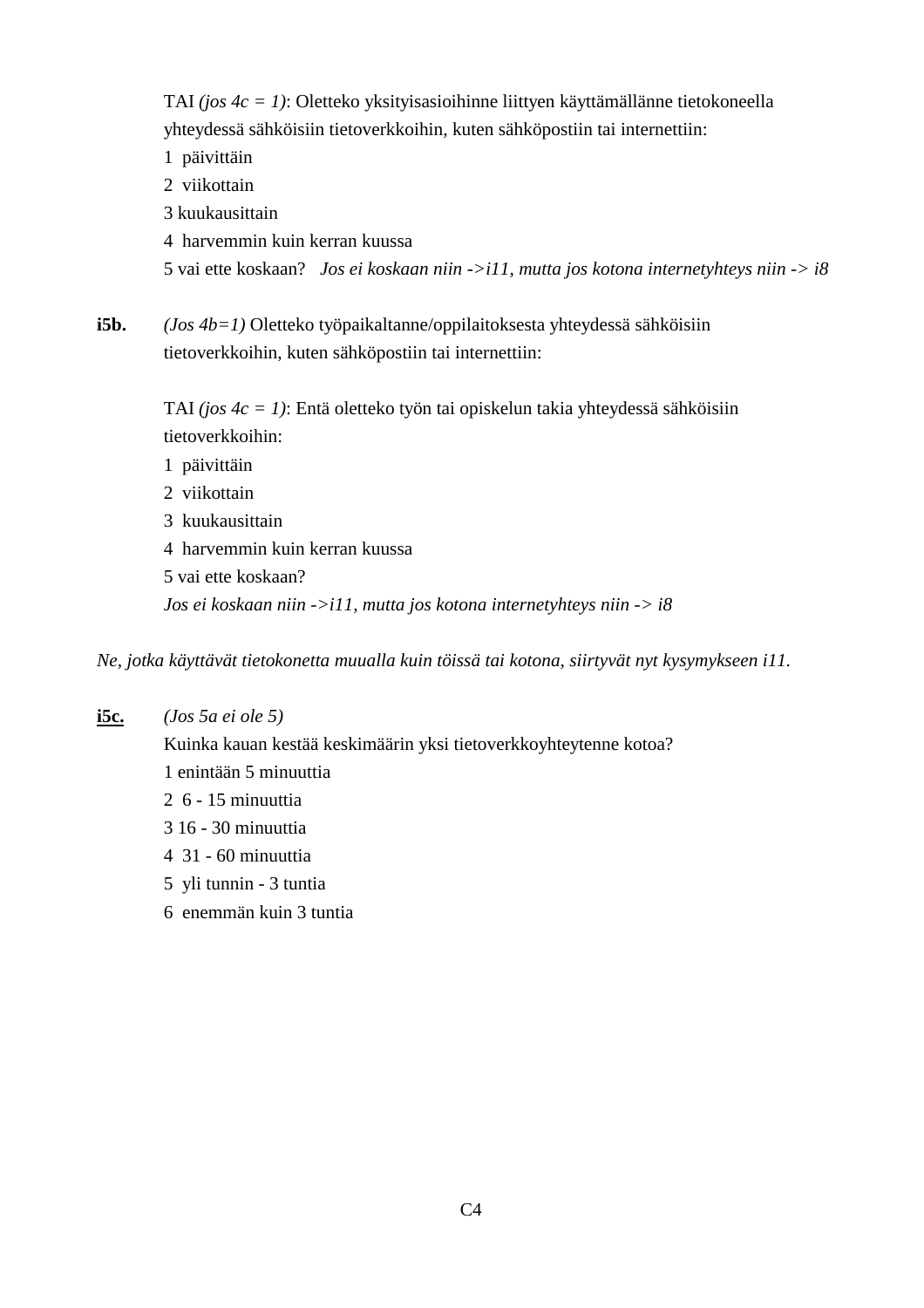TAI *(jos 4c = 1)*: Oletteko yksityisasioihinne liittyen käyttämällänne tietokoneella yhteydessä sähköisiin tietoverkkoihin, kuten sähköpostiin tai internettiin:

1  päivittäin
2  viikottain
3 kuukausittain
4  harvemmin kuin kerran kuussa
5 vai ette koskaan?   *Jos ei koskaan niin ->i11, mutta jos kotona internetyhteys niin -> i8*

**i5b.** *(Jos 4b=1)* Oletteko työpaikaltanne/oppilaitoksesta yhteydessä sähköisiin tietoverkkoihin, kuten sähköpostiin tai internettiin:

TAI *(jos 4c = 1)*: Entä oletteko työn tai opiskelun takia yhteydessä sähköisiin tietoverkkoihin:

1  päivittäin
2  viikottain
3  kuukausittain
4  harvemmin kuin kerran kuussa
5 vai ette koskaan?
*Jos ei koskaan niin ->i11, mutta jos kotona internetyhteys niin -> i8*

*Ne, jotka käyttävät tietokonetta muualla kuin töissä tai kotona, siirtyvät nyt kysymykseen i11.*

**i5c.** *(Jos 5a ei ole 5)*
Kuinka kauan kestää keskimäärin yksi tietoverkkoyhteytenne kotoa?

1 enintään 5 minuuttia
2  6 - 15 minuuttia
3 16 - 30 minuuttia
4  31 - 60 minuuttia
5  yli tunnin - 3 tuntia
6  enemmän kuin 3 tuntia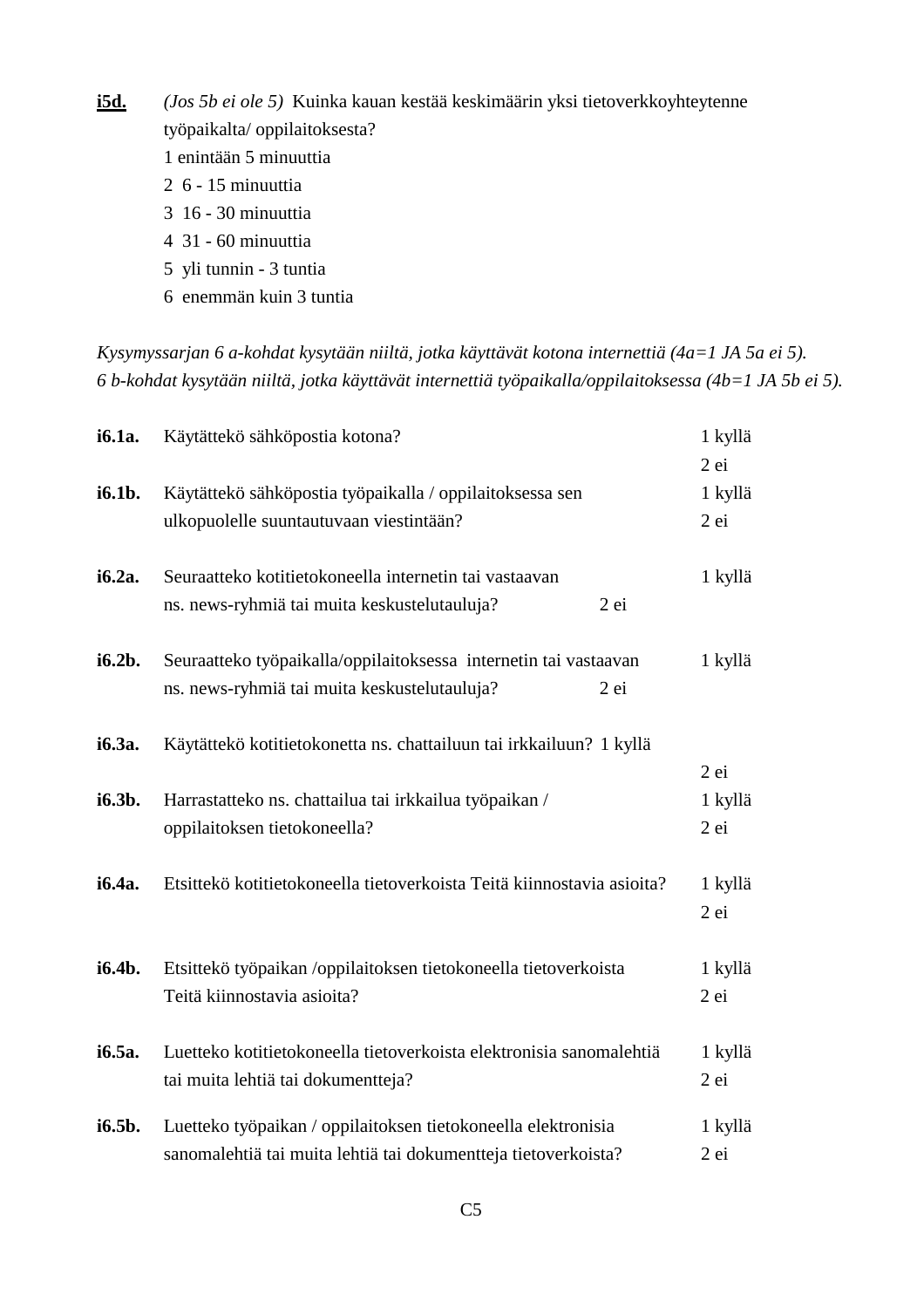**i5d.** *(Jos 5b ei ole 5)* Kuinka kauan kestää keskimäärin yksi tietoverkkoyhteytenne työpaikalta/ oppilaitoksesta?

1 enintään 5 minuuttia
2 6 - 15 minuuttia
3 16 - 30 minuuttia
4 31 - 60 minuuttia
5 yli tunnin - 3 tuntia
6 enemmän kuin 3 tuntia

*Kysymyssarjan 6 a-kohdat kysytään niiltä, jotka käyttävät kotona internettiä (4a=1 JA 5a ei 5).*
*6 b-kohdat kysytään niiltä, jotka käyttävät internettiä työpaikalla/oppilaitoksessa (4b=1 JA 5b ei 5).*

**i6.1a.** Käytättekö sähköpostia kotona?
1 kyllä
2 ei

**i6.1b.** Käytättekö sähköpostia työpaikalla / oppilaitoksessa sen ulkopuolelle suuntautuvaan viestintään?
1 kyllä
2 ei

**i6.2a.** Seuraatteko kotitietokoneella internetin tai vastaavan ns. news-ryhmiä tai muita keskustelutauluja?
1 kyllä
2 ei

**i6.2b.** Seuraatteko työpaikalla/oppilaitoksessa internetin tai vastaavan ns. news-ryhmiä tai muita keskustelutauluja?
1 kyllä
2 ei

**i6.3a.** Käytättekö kotitietokonetta ns. chattailuun tai irkkailuun?
1 kyllä
2 ei

**i6.3b.** Harrastatteko ns. chattailua tai irkkailua työpaikan / oppilaitoksen tietokoneella?
1 kyllä
2 ei

**i6.4a.** Etsittekö kotitietokoneella tietoverkoista Teitä kiinnostavia asioita?
1 kyllä
2 ei

**i6.4b.** Etsittekö työpaikan /oppilaitoksen tietokoneella tietoverkoista Teitä kiinnostavia asioita?
1 kyllä
2 ei

**i6.5a.** Luetteko kotitietokoneella tietoverkoista elektronisia sanomalehtiä tai muita lehtiä tai dokumentteja?
1 kyllä
2 ei

**i6.5b.** Luetteko työpaikan / oppilaitoksen tietokoneella elektronisia sanomalehtiä tai muita lehtiä tai dokumentteja tietoverkoista?
1 kyllä
2 ei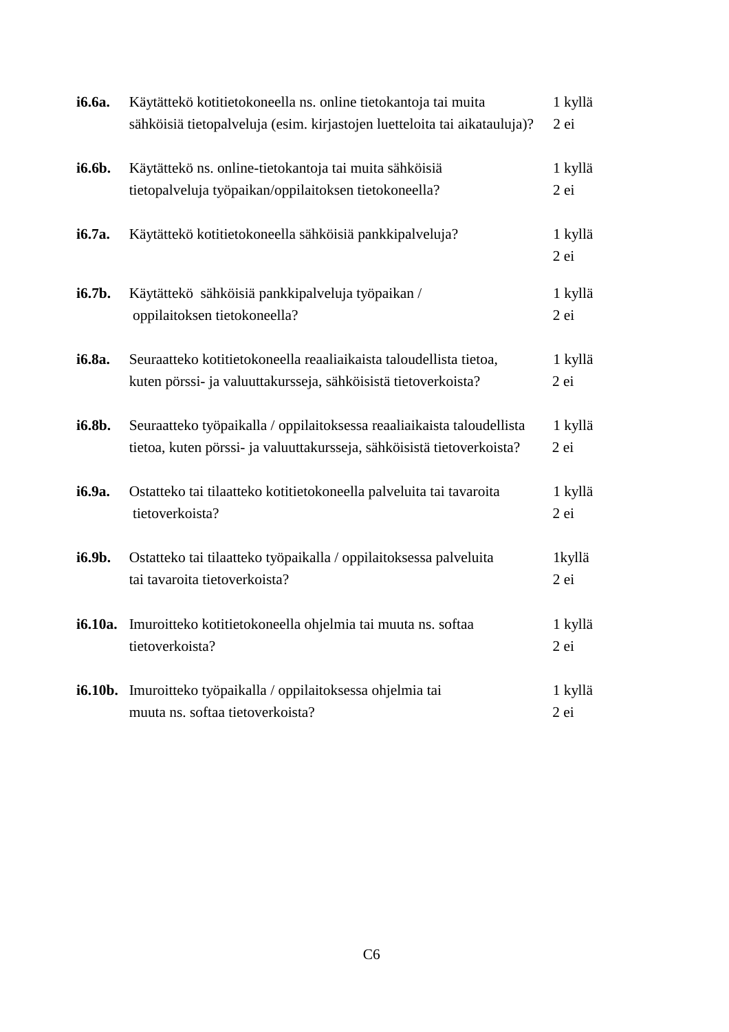**i6.6a.** Käytättekö kotitietokoneella ns. online tietokantoja tai muita sähköisiä tietopalveluja (esim. kirjastojen luetteloita tai aikatauluja)?
1 kyllä
2 ei

**i6.6b.** Käytättekö ns. online-tietokantoja tai muita sähköisiä tietopalveluja työpaikan/oppilaitoksen tietokoneella?
1 kyllä
2 ei

**i6.7a.** Käytättekö kotitietokoneella sähköisiä pankkipalveluja?
1 kyllä
2 ei

**i6.7b.** Käytättekö sähköisiä pankkipalveluja työpaikan / oppilaitoksen tietokoneella?
1 kyllä
2 ei

**i6.8a.** Seuraatteko kotitietokoneella reaaliaikaista taloudellista tietoa, kuten pörssi- ja valuuttakursseja, sähköisistä tietoverkoista?
1 kyllä
2 ei

**i6.8b.** Seuraatteko työpaikalla / oppilaitoksessa reaaliaikaista taloudellista tietoa, kuten pörssi- ja valuuttakursseja, sähköisistä tietoverkoista?
1 kyllä
2 ei

**i6.9a.** Ostatteko tai tilaatteko kotitietokoneella palveluita tai tavaroita tietoverkoista?
1 kyllä
2 ei

**i6.9b.** Ostatteko tai tilaatteko työpaikalla / oppilaitoksessa palveluita tai tavaroita tietoverkoista?
1kyllä
2 ei

**i6.10a.** Imuroitteko kotitietokoneella ohjelmia tai muuta ns. softaa tietoverkoista?
1 kyllä
2 ei

**i6.10b.** Imuroitteko työpaikalla / oppilaitoksessa ohjelmia tai muuta ns. softaa tietoverkoista?
1 kyllä
2 ei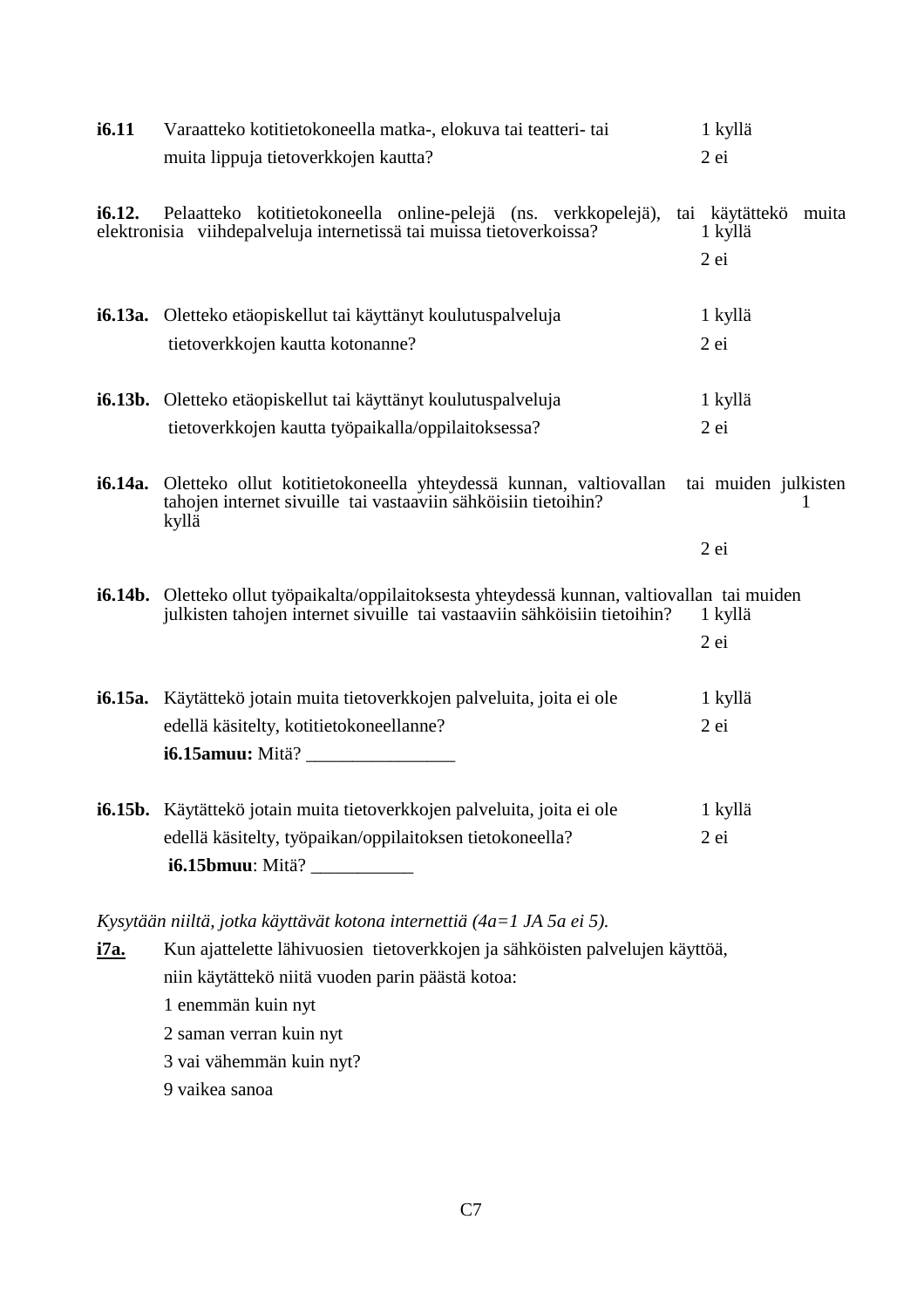**i6.11** Varaatteko kotitietokoneella matka-, elokuva tai teatteri- tai muita lippuja tietoverkkojen kautta?

1 kyllä
2 ei

**i6.12.** Pelaatteko kotitietokoneella online-pelejä (ns. verkkopelejä), tai käytättekö muita elektronisia viihdepalveluja internetissä tai muissa tietoverkoissa?

1 kyllä
2 ei

**i6.13a.** Oletteko etäopiskellut tai käyttänyt koulutuspalveluja tietoverkkojen kautta kotonanne?

1 kyllä
2 ei

**i6.13b.** Oletteko etäopiskellut tai käyttänyt koulutuspalveluja tietoverkkojen kautta työpaikalla/oppilaitoksessa?

1 kyllä
2 ei

**i6.14a.** Oletteko ollut kotitietokoneella yhteydessä kunnan, valtiovallan tai muiden julkisten tahojen internet sivuille tai vastaaviin sähköisiin tietoihin?

1 kyllä
2 ei

**i6.14b.** Oletteko ollut työpaikalta/oppilaitoksesta yhteydessä kunnan, valtiovallan tai muiden julkisten tahojen internet sivuille tai vastaaviin sähköisiin tietoihin?

1 kyllä
2 ei

**i6.15a.** Käytättekö jotain muita tietoverkkojen palveluita, joita ei ole edellä käsitelty, kotitietokoneellanne?

1 kyllä
2 ei

**i6.15amuu:** Mitä? ________________

**i6.15b.** Käytättekö jotain muita tietoverkkojen palveluita, joita ei ole edellä käsitelty, työpaikan/oppilaitoksen tietokoneella?

1 kyllä
2 ei

**i6.15bmuu**: Mitä? ___________

*Kysytään niiltä, jotka käyttävät kotona internettiä (4a=1 JA 5a ei 5).*

**i7a.** Kun ajattelette lähivuosien tietoverkkojen ja sähköisten palvelujen käyttöä, niin käytättekö niitä vuoden parin päästä kotoa:

1 enemmän kuin nyt
2 saman verran kuin nyt
3 vai vähemmän kuin nyt?
9 vaikea sanoa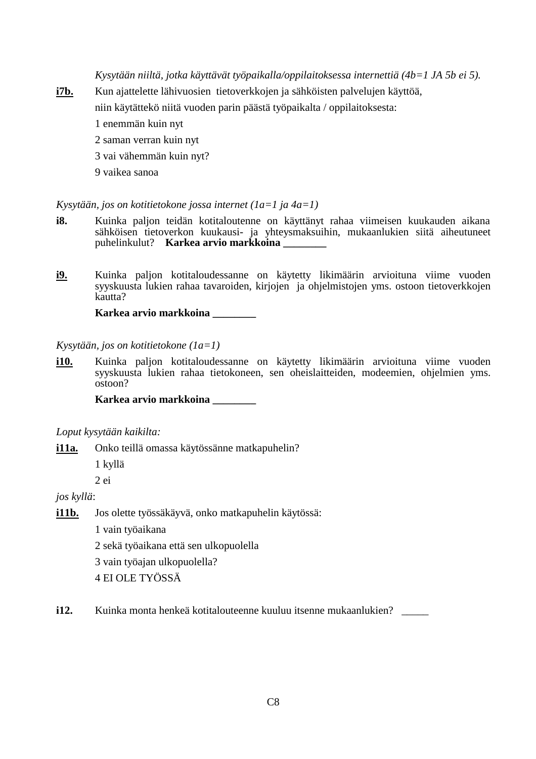*Kysytään niiltä, jotka käyttävät työpaikalla/oppilaitoksessa internettiä (4b=1 JA 5b ei 5).*

**i7b.** Kun ajattelette lähivuosien tietoverkkojen ja sähköisten palvelujen käyttöä, niin käytättekö niitä vuoden parin päästä työpaikalta / oppilaitoksesta:

1 enemmän kuin nyt

2 saman verran kuin nyt

3 vai vähemmän kuin nyt?

9 vaikea sanoa

*Kysytään, jos on kotitietokone jossa internet (1a=1 ja 4a=1)*

**i8.** Kuinka paljon teidän kotitaloutenne on käyttänyt rahaa viimeisen kuukauden aikana sähköisen tietoverkon kuukausi- ja yhteysmaksuihin, mukaanlukien siitä aiheutuneet puhelinkulut? **Karkea arvio markkoina ________**

**i9.** Kuinka paljon kotitaloudessanne on käytetty likimäärin arvioituna viime vuoden syyskuusta lukien rahaa tavaroiden, kirjojen ja ohjelmistojen yms. ostoon tietoverkkojen kautta?

**Karkea arvio markkoina ________**

*Kysytään, jos on kotitietokone (1a=1)*

**i10.** Kuinka paljon kotitaloudessanne on käytetty likimäärin arvioituna viime vuoden syyskuusta lukien rahaa tietokoneen, sen oheislaitteiden, modeemien, ohjelmien yms. ostoon?

**Karkea arvio markkoina ________**

*Loput kysytään kaikilta:*

**i11a.** Onko teillä omassa käytössänne matkapuhelin?

1 kyllä

2 ei

*jos kyllä*:

**i11b.** Jos olette työssäkäyvä, onko matkapuhelin käytössä:

1 vain työaikana

2 sekä työaikana että sen ulkopuolella

3 vain työajan ulkopuolella?

4 EI OLE TYÖSSÄ

**i12.** Kuinka monta henkeä kotitalouteenne kuuluu itsenne mukaanlukien? _____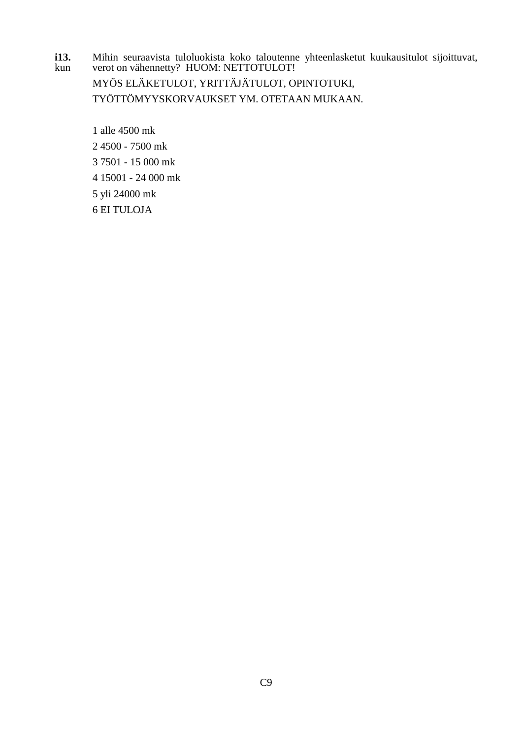**i13.** kun

Mihin seuraavista tuloluokista koko taloutenne yhteenlasketut kuukausitulot sijoittuvat, verot on vähennetty? HUOM: NETTOTULOT!

MYÖS ELÄKETULOT, YRITTÄJÄTULOT, OPINTOTUKI,

TYÖTTÖMYYSKORVAUKSET YM. OTETAAN MUKAAN.

1 alle 4500 mk

2 4500 - 7500 mk

3 7501 - 15 000 mk

4 15001 - 24 000 mk

5 yli 24000 mk

6 EI TULOJA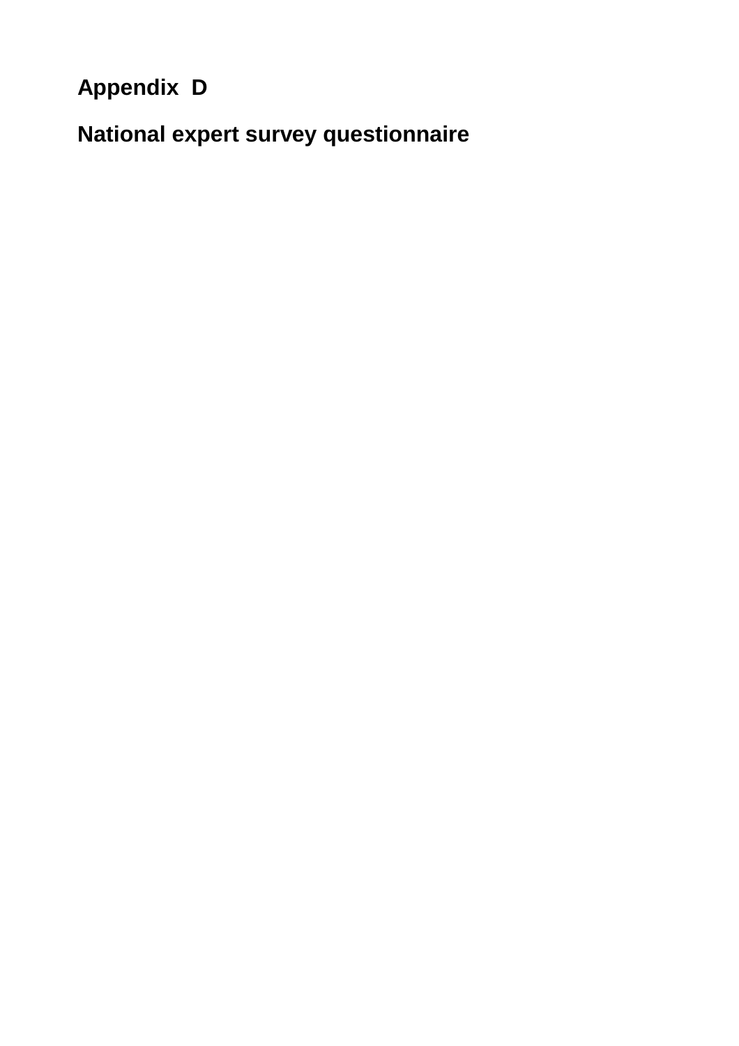# Appendix D

## National expert survey questionnaire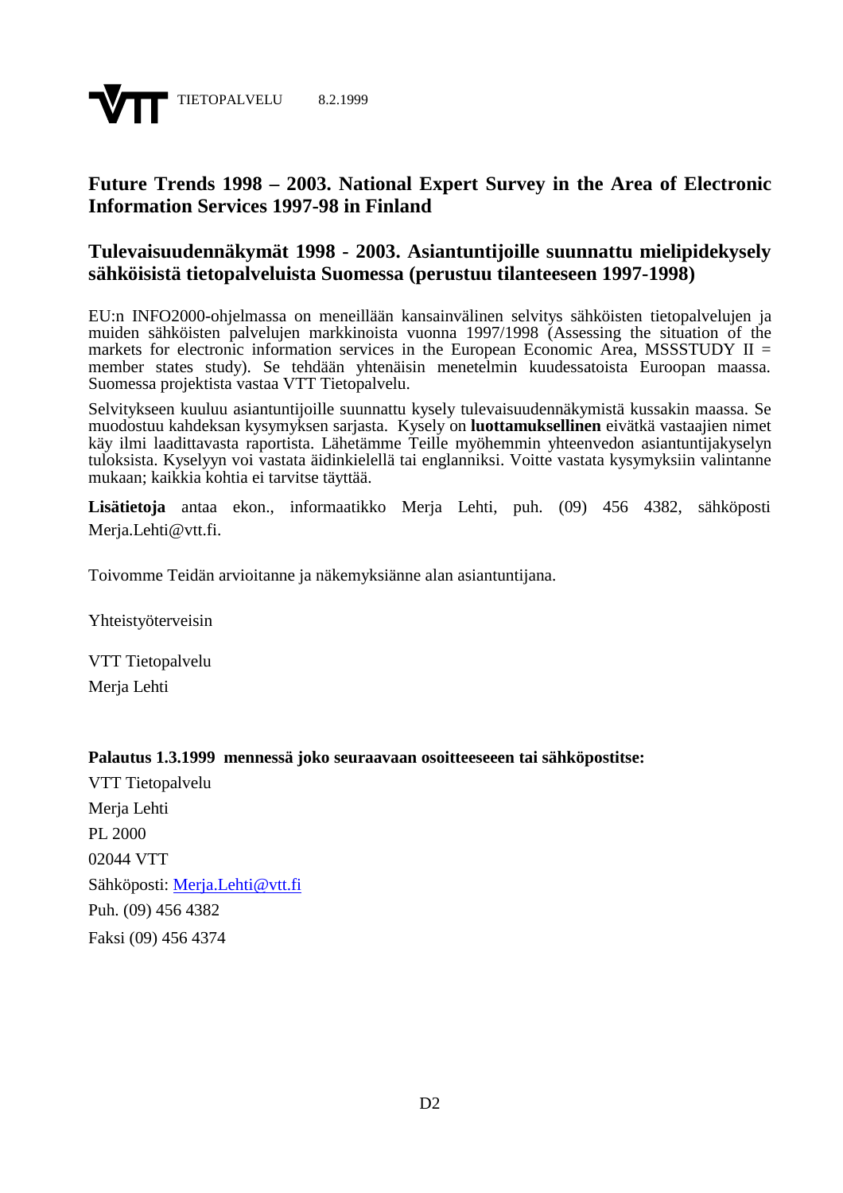VTT TIETOPALVELU 8.2.1999

## Future Trends 1998 – 2003. National Expert Survey in the Area of Electronic Information Services 1997-98 in Finland

## Tulevaisuudennäkymät 1998 - 2003. Asiantuntijoille suunnattu mielipidekysely sähköisistä tietopalveluista Suomessa (perustuu tilanteeseen 1997-1998)

EU:n INFO2000-ohjelmassa on meneillään kansainvälinen selvitys sähköisten tietopalvelujen ja muiden sähköisten palvelujen markkinoista vuonna 1997/1998 (Assessing the situation of the markets for electronic information services in the European Economic Area, MSSSTUDY II = member states study). Se tehdään yhtenäisin menetelmin kuudessatoista Euroopan maassa. Suomessa projektista vastaa VTT Tietopalvelu.

Selvitykseen kuuluu asiantuntijoille suunnattu kysely tulevaisuudennäkymistä kussakin maassa. Se muodostuu kahdeksan kysymyksen sarjasta. Kysely on **luottamuksellinen** eivätkä vastaajien nimet käy ilmi laadittavasta raportista. Lähetämme Teille myöhemmin yhteenvedon asiantuntijakyselyn tuloksista. Kyselyyn voi vastata äidinkielellä tai englanniksi. Voitte vastata kysymyksiin valintanne mukaan; kaikkia kohtia ei tarvitse täyttää.

**Lisätietoja** antaa ekon., informaatikko Merja Lehti, puh. (09) 456 4382, sähköposti Merja.Lehti@vtt.fi.

Toivomme Teidän arvioitanne ja näkemyksiänne alan asiantuntijana.

Yhteistyöterveisin

VTT Tietopalvelu
Merja Lehti

**Palautus 1.3.1999 mennessä joko seuraavaan osoitteeseeen tai sähköpostitse:**

VTT Tietopalvelu
Merja Lehti
PL 2000
02044 VTT
Sähköposti: Merja.Lehti@vtt.fi
Puh. (09) 456 4382
Faksi (09) 456 4374

D2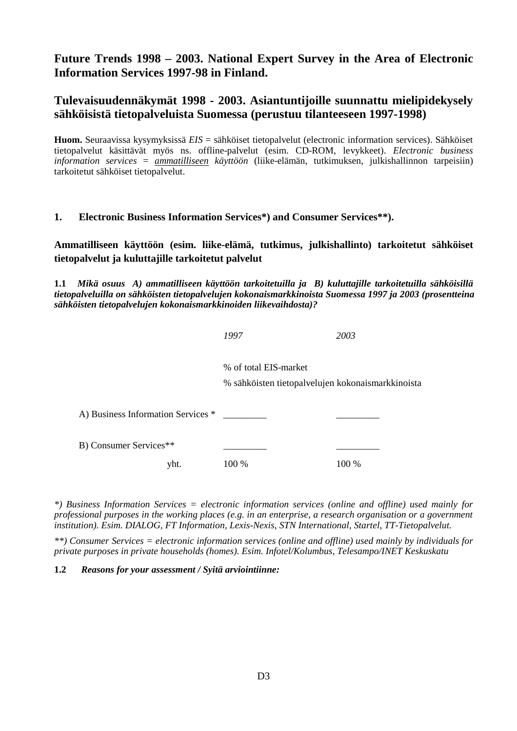## Future Trends 1998 – 2003. National Expert Survey in the Area of Electronic Information Services 1997-98 in Finland.

## Tulevaisuudennäkymät 1998 - 2003. Asiantuntijoille suunnattu mielipidekysely sähköisistä tietopalveluista Suomessa (perustuu tilanteeseen 1997-1998)

**Huom.** Seuraavissa kysymyksissä *EIS* = sähköiset tietopalvelut (electronic information services). Sähköiset tietopalvelut käsittävät myös ns. offline-palvelut (esim. CD-ROM, levykkeet). *Electronic business information services* = *ammatilliseen käyttöön* (liike-elämän, tutkimuksen, julkishallinnon tarpeisiin) tarkoitetut sähköiset tietopalvelut.

### 1. Electronic Business Information Services*) and Consumer Services**).

### Ammatilliseen käyttöön (esim. liike-elämä, tutkimus, julkishallinto) tarkoitetut sähköiset tietopalvelut ja kuluttajille tarkoitetut palvelut

**1.1** ***Mikä osuus A) ammatilliseen käyttöön tarkoitetuilla ja B) kuluttajille tarkoitetuilla sähköisillä tietopalveluilla on sähköisten tietopalvelujen kokonaismarkkinoista Suomessa 1997 ja 2003 (prosentteina sähköisten tietopalvelujen kokonaismarkkinoiden liikevaihdosta)?***

| | *1997* | *2003* |
|---|---|---|
| | % of total EIS-market<br>% sähköisten tietopalvelujen kokonaismarkkinoista | |
| A) Business Information Services * | _________ | _________ |
| B) Consumer Services** | _________ | _________ |
| yht. | 100 % | 100 % |

**) Business Information Services = electronic information services (online and offline) used mainly for professional purposes in the working places (e.g. in an enterprise, a research organisation or a government institution). Esim. DIALOG, FT Information, Lexis-Nexis, STN International, Startel, TT-Tietopalvelut.*

***) Consumer Services = electronic information services (online and offline) used mainly by individuals for private purposes in private households (homes). Esim. Infotel/Kolumbus, Telesampo/INET Keskuskatu*

**1.2** ***Reasons for your assessment / Syitä arviointiinne:***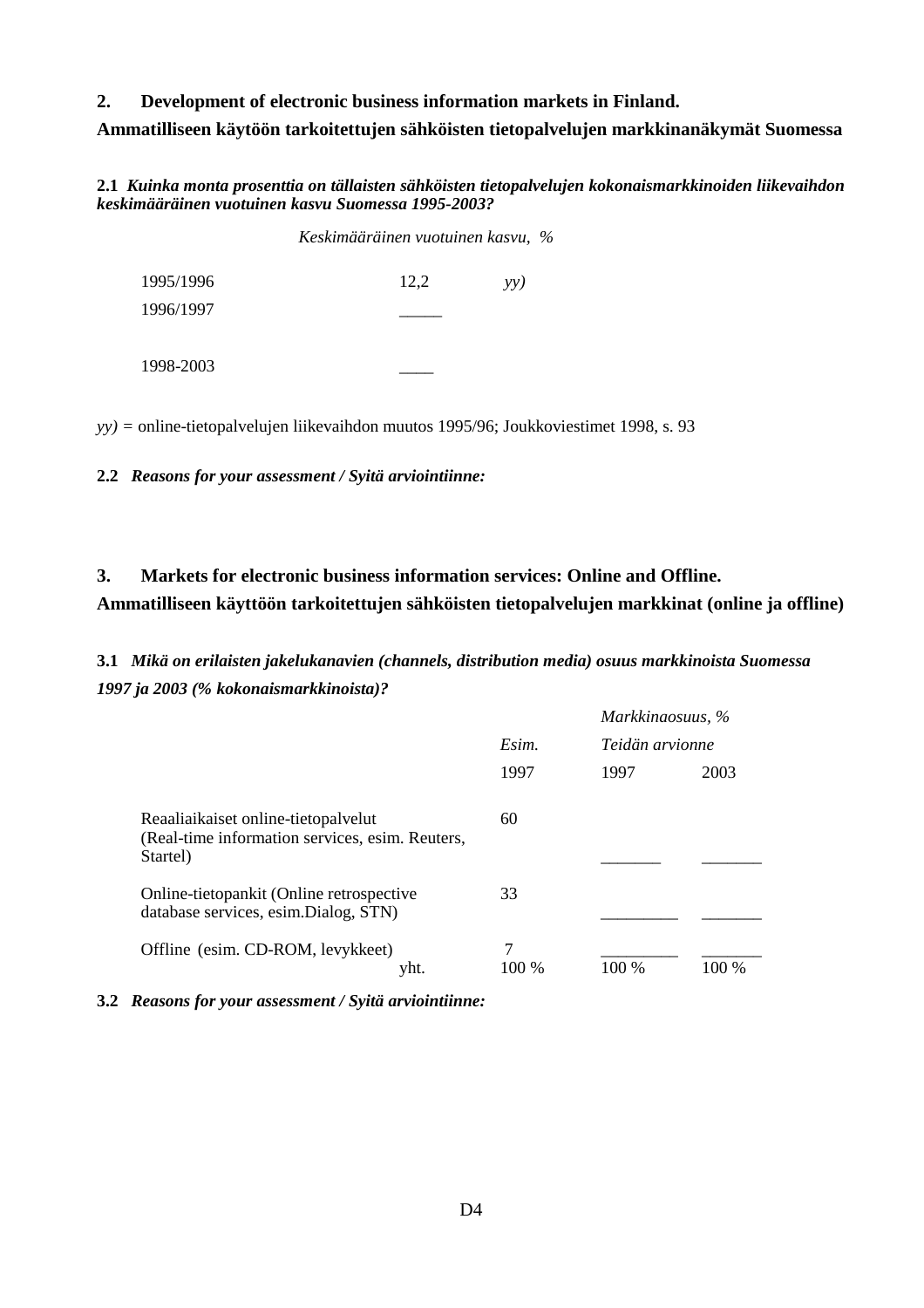## 2. Development of electronic business information markets in Finland.

**Ammatilliseen käytöön tarkoitettujen sähköisten tietopalvelujen markkinanäkymät Suomessa**

**2.1** ***Kuinka monta prosenttia on tällaisten sähköisten tietopalvelujen kokonaismarkkinoiden liikevaihdon keskimääräinen vuotuinen kasvu Suomessa 1995-2003?***

| | *Keskimääräinen vuotuinen kasvu, %* | |
|---|---|---|
| 1995/1996 | 12,2 | *yy)* |
| 1996/1997 | _____ | |
| 1998-2003 | ____ | |

*yy)* = online-tietopalvelujen liikevaihdon muutos 1995/96; Joukkoviestimet 1998, s. 93

**2.2** ***Reasons for your assessment / Syitä arviointiinne:***

## 3. Markets for electronic business information services: Online and Offline.

**Ammatilliseen käyttöön tarkoitettujen sähköisten tietopalvelujen markkinat (online ja offline)**

**3.1** ***Mikä on erilaisten jakelukanavien (channels, distribution media) osuus markkinoista Suomessa 1997 ja 2003 (% kokonaismarkkinoista)?***

| | | *Markkinaosuus, %* | |
|---|---|---|---|
| | *Esim.* | *Teidän arvionne* | |
| | 1997 | 1997 | 2003 |
| Reaaliaikaiset online-tietopalvelut (Real-time information services, esim. Reuters, Startel) | 60 | _______ | _______ |
| Online-tietopankit (Online retrospective database services, esim.Dialog, STN) | 33 | _________ | _______ |
| Offline (esim. CD-ROM, levykkeet) | 7 | _________ | _______ |
| yht. | 100 % | 100 % | 100 % |

**3.2** ***Reasons for your assessment / Syitä arviointiinne:***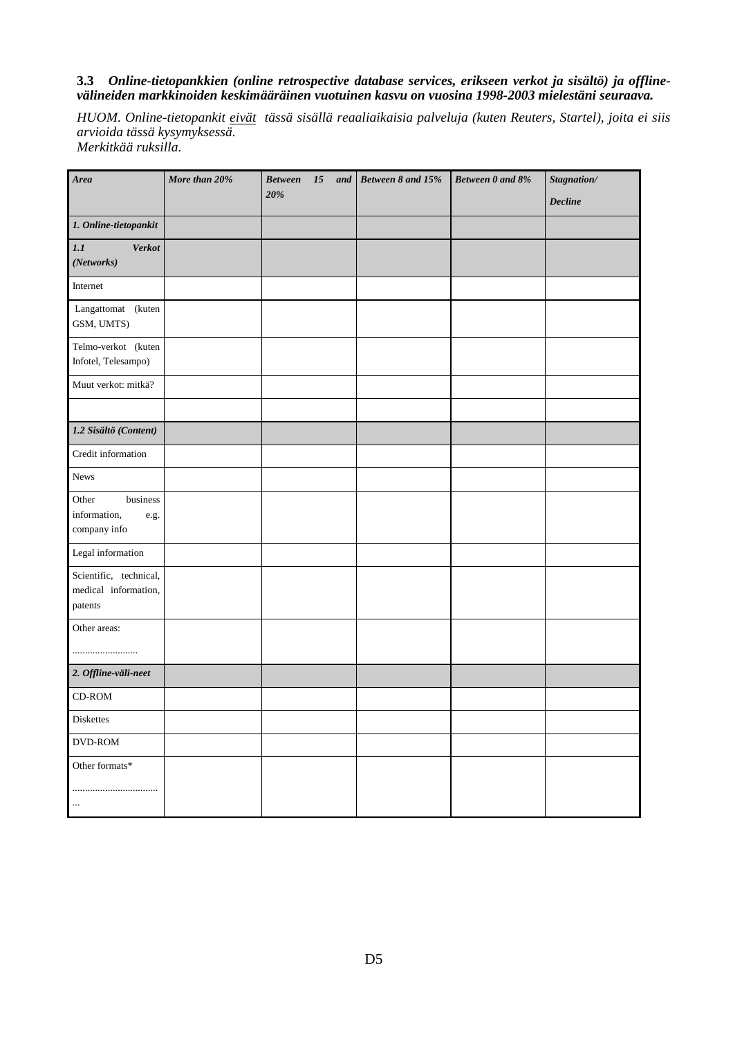**3.3** ***Online-tietopankkien (online retrospective database services, erikseen verkot ja sisältö) ja offline-välineiden markkinoiden keskimääräinen vuotuinen kasvu on vuosina 1998-2003 mielestäni seuraava.***

*HUOM. Online-tietopankit eivät tässä sisällä reaaliaikaisia palveluja (kuten Reuters, Startel), joita ei siis arvioida tässä kysymyksessä.*
*Merkitkää ruksilla.*

| *Area* | *More than 20%* | *Between 15 and 20%* | *Between 8 and 15%* | *Between 0 and 8%* | *Stagnation/ Decline* |
|---|---|---|---|---|---|
| ***1. Online-tietopankit*** | | | | | |
| ***1.1 Verkot (Networks)*** | | | | | |
| Internet | | | | | |
| Langattomat (kuten GSM, UMTS) | | | | | |
| Telmo-verkot (kuten Infotel, Telesampo) | | | | | |
| Muut verkot: mitkä? | | | | | |
| | | | | | |
| ***1.2 Sisältö (Content)*** | | | | | |
| Credit information | | | | | |
| News | | | | | |
| Other business information, e.g. company info | | | | | |
| Legal information | | | | | |
| Scientific, technical, medical information, patents | | | | | |
| Other areas: .......................... | | | | | |
| ***2. Offline-väli-neet*** | | | | | |
| CD-ROM | | | | | |
| Diskettes | | | | | |
| DVD-ROM | | | | | |
| Other formats* ................................. ... | | | | | |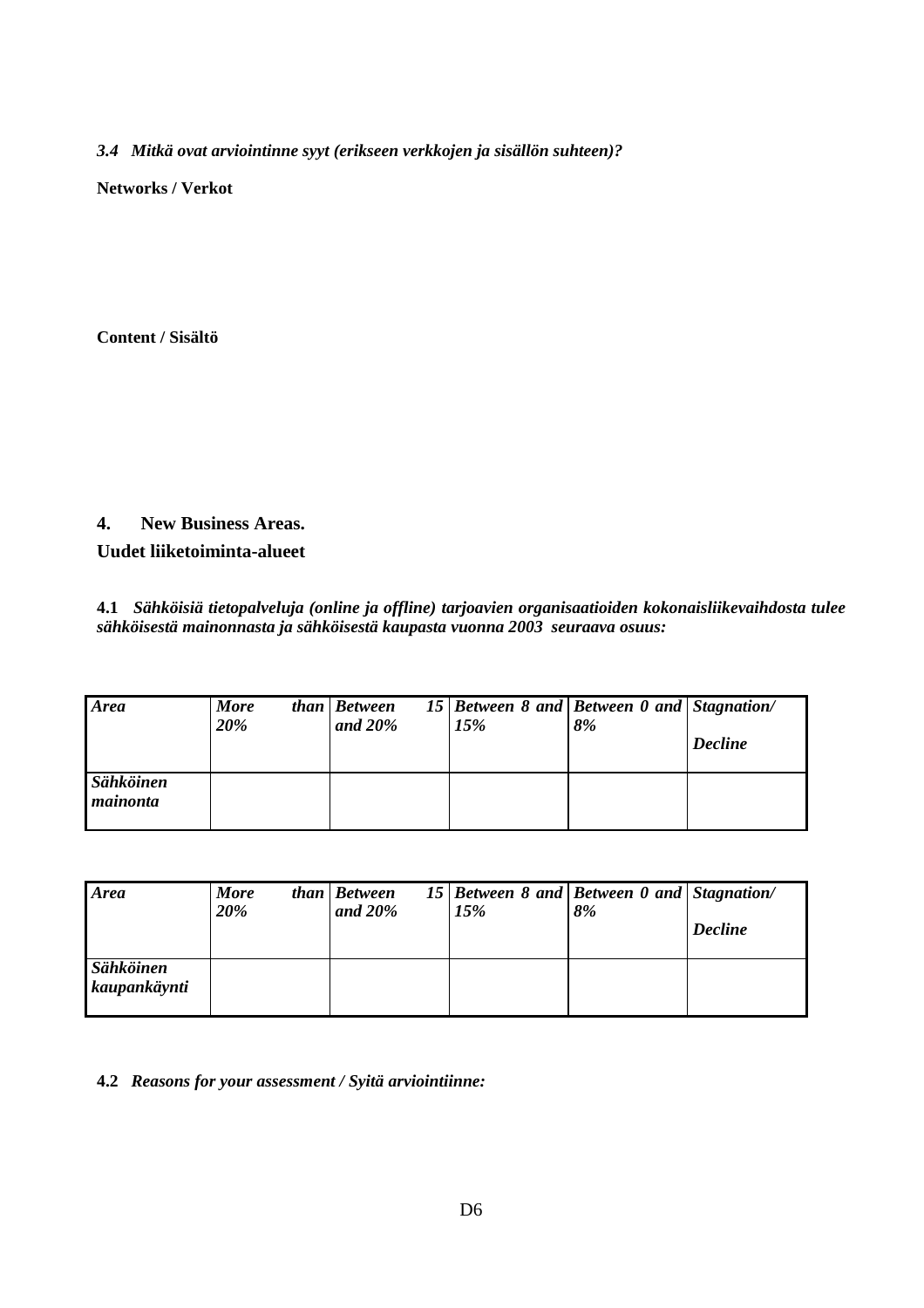***3.4 Mitkä ovat arviointinne syyt (erikseen verkkojen ja sisällön suhteen)?***

**Networks / Verkot**

**Content / Sisältö**

## 4. New Business Areas.

## Uudet liiketoiminta-alueet

**4.1** ***Sähköisiä tietopalveluja (online ja offline) tarjoavien organisaatioiden kokonaisliikevaihdosta tulee sähköisestä mainonnasta ja sähköisestä kaupasta vuonna 2003 seuraava osuus:***

| *Area* | *More than 20%* | *Between 15 and 20%* | *Between 8 and 15%* | *Between 0 and 8%* | *Stagnation/ Decline* |
|---|---|---|---|---|---|
| *Sähköinen mainonta* | | | | | |

| *Area* | *More than 20%* | *Between 15 and 20%* | *Between 8 and 15%* | *Between 0 and 8%* | *Stagnation/ Decline* |
|---|---|---|---|---|---|
| *Sähköinen kaupankäynti* | | | | | |

**4.2** ***Reasons for your assessment / Syitä arviointiinne:***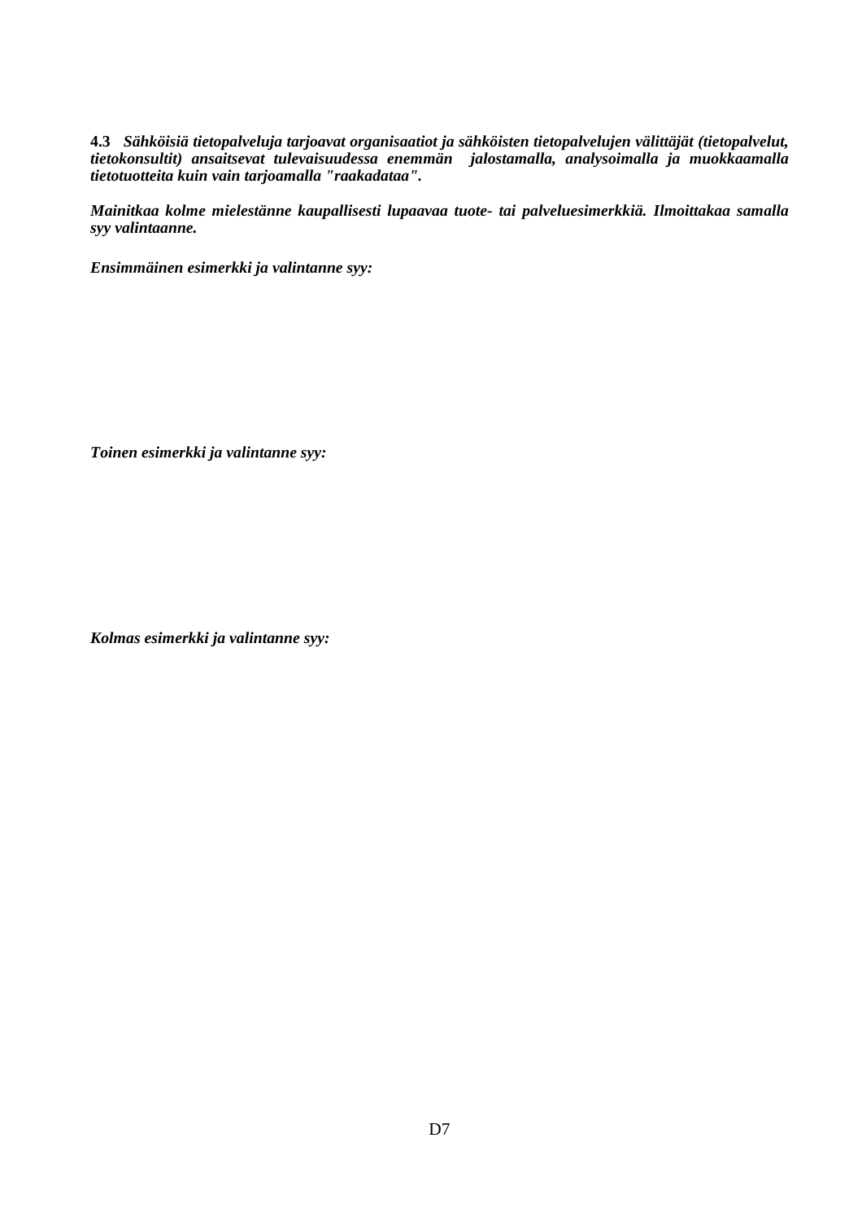**4.3** ***Sähköisiä tietopalveluja tarjoavat organisaatiot ja sähköisten tietopalvelujen välittäjät (tietopalvelut, tietokonsultit) ansaitsevat tulevaisuudessa enemmän jalostamalla, analysoimalla ja muokkaamalla tietotuotteita kuin vain tarjoamalla "raakadataa".***

***Mainitkaa kolme mielestänne kaupallisesti lupaavaa tuote- tai palveluesimerkkiä. Ilmoittakaa samalla syy valintaanne.***

***Ensimmäinen esimerkki ja valintanne syy:***

***Toinen esimerkki ja valintanne syy:***

***Kolmas esimerkki ja valintanne syy:***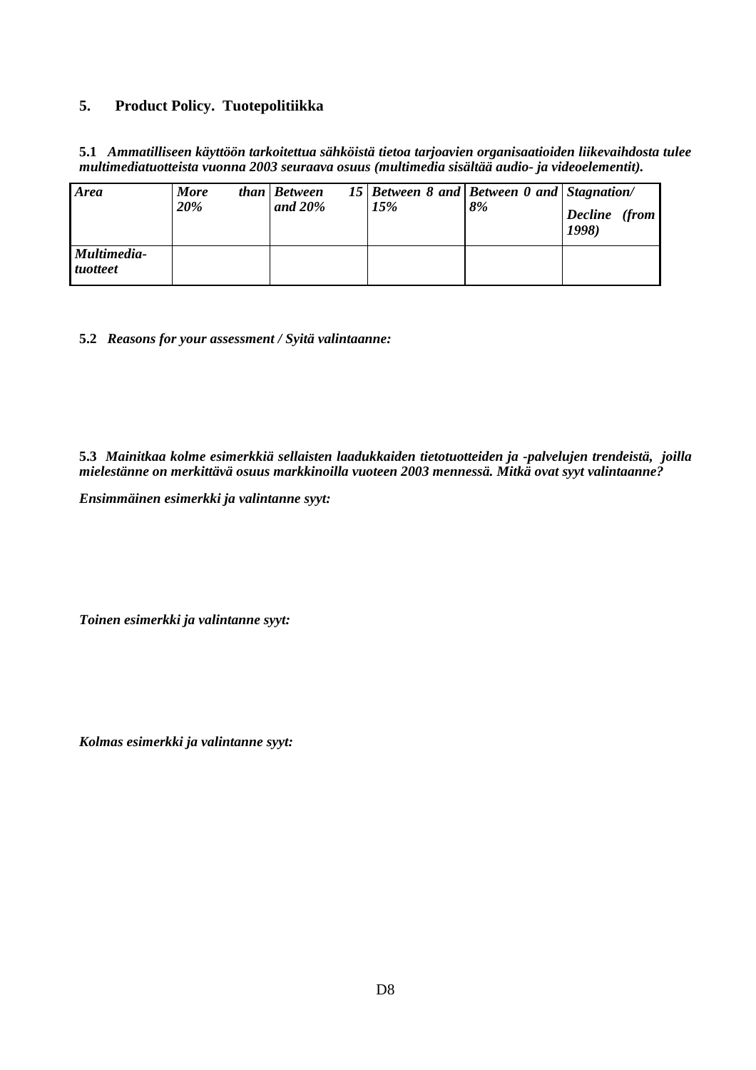## 5. Product Policy. Tuotepolitiikka

**5.1** ***Ammatilliseen käyttöön tarkoitettua sähköistä tietoa tarjoavien organisaatioiden liikevaihdosta tulee multimediatuotteista vuonna 2003 seuraava osuus (multimedia sisältää audio- ja videoelementit).***

| *Area* | *More than 20%* | *Between 15 and 20%* | *Between 8 and 15%* | *Between 0 and 8%* | *Stagnation/ Decline (from 1998)* |
|---|---|---|---|---|---|
| *Multimedia-tuotteet* | | | | | |

**5.2** ***Reasons for your assessment / Syitä valintaanne:***

**5.3** ***Mainitkaa kolme esimerkkiä sellaisten laadukkaiden tietotuotteiden ja -palvelujen trendeistä, joilla mielestänne on merkittävä osuus markkinoilla vuoteen 2003 mennessä. Mitkä ovat syyt valintaanne?***

***Ensimmäinen esimerkki ja valintanne syyt:***

***Toinen esimerkki ja valintanne syyt:***

***Kolmas esimerkki ja valintanne syyt:***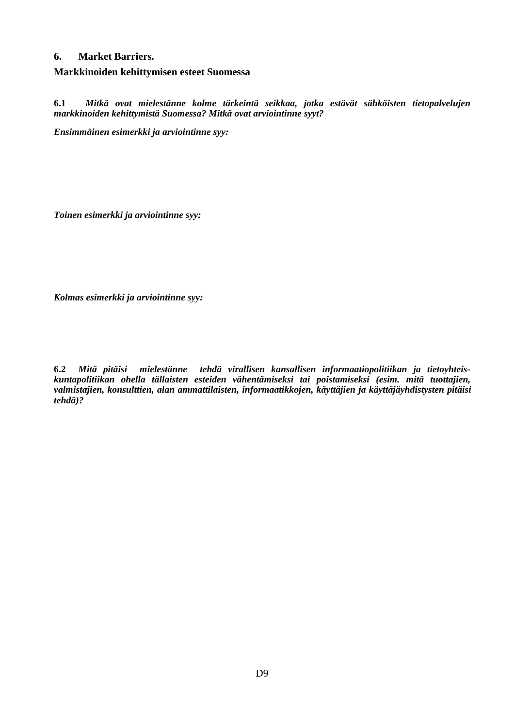## 6. Market Barriers.

**Markkinoiden kehittymisen esteet Suomessa**

**6.1** ***Mitkä ovat mielestänne kolme tärkeintä seikkaa, jotka estävät sähköisten tietopalvelujen markkinoiden kehittymistä Suomessa? Mitkä ovat arviointinne syyt?***

***Ensimmäinen esimerkki ja arviointinne syy:***

***Toinen esimerkki ja arviointinne syy:***

***Kolmas esimerkki ja arviointinne syy:***

**6.2** ***Mitä pitäisi mielestänne tehdä virallisen kansallisen informaatiopolitiikan ja tietoyhteiskuntapolitiikan ohella tällaisten esteiden vähentämiseksi tai poistamiseksi (esim. mitä tuottajien, valmistajien, konsulttien, alan ammattilaisten, informaatikkojen, käyttäjien ja käyttäjäyhdistysten pitäisi tehdä)?***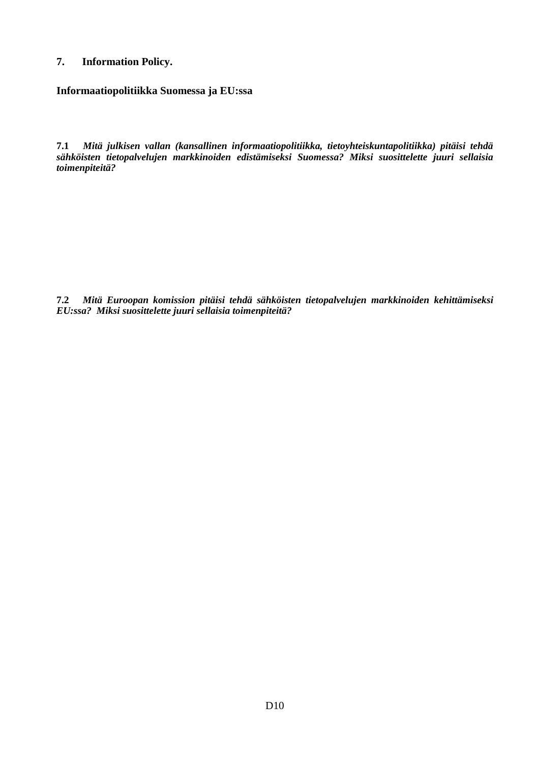## 7. Information Policy.

**Informaatiopolitiikka Suomessa ja EU:ssa**

**7.1** ***Mitä julkisen vallan (kansallinen informaatiopolitiikka, tietoyhteiskuntapolitiikka) pitäisi tehdä sähköisten tietopalvelujen markkinoiden edistämiseksi Suomessa? Miksi suosittelette juuri sellaisia toimenpiteitä?***

**7.2** ***Mitä Euroopan komission pitäisi tehdä sähköisten tietopalvelujen markkinoiden kehittämiseksi EU:ssa? Miksi suosittelette juuri sellaisia toimenpiteitä?***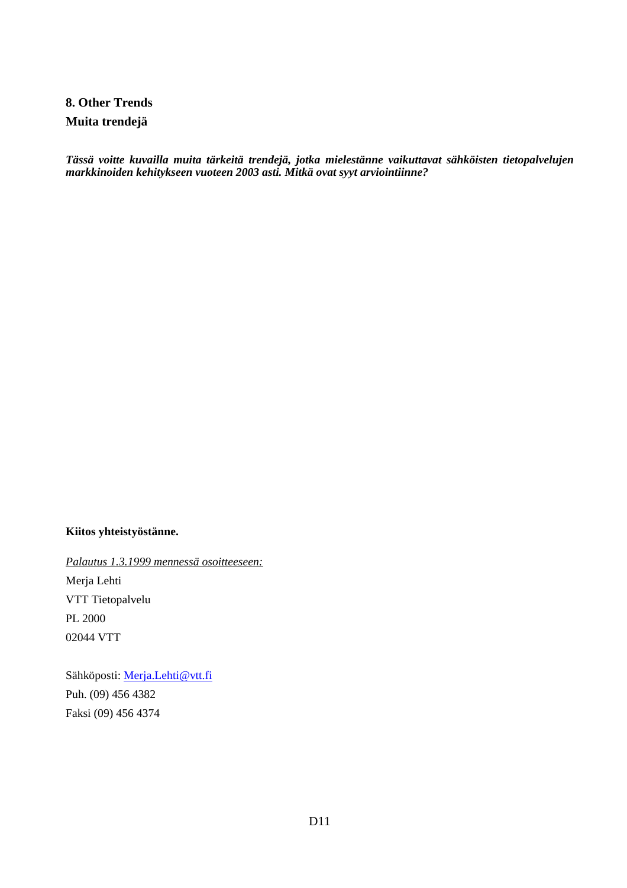## 8. Other Trends

## Muita trendejä

***Tässä voitte kuvailla muita tärkeitä trendejä, jotka mielestänne vaikuttavat sähköisten tietopalvelujen markkinoiden kehitykseen vuoteen 2003 asti. Mitkä ovat syyt arviointiinne?***

**Kiitos yhteistyöstänne.**

*Palautus 1.3.1999 mennessä osoitteeseen:*

Merja Lehti
VTT Tietopalvelu
PL 2000
02044 VTT

Sähköposti: Merja.Lehti@vtt.fi
Puh. (09) 456 4382
Faksi (09) 456 4374